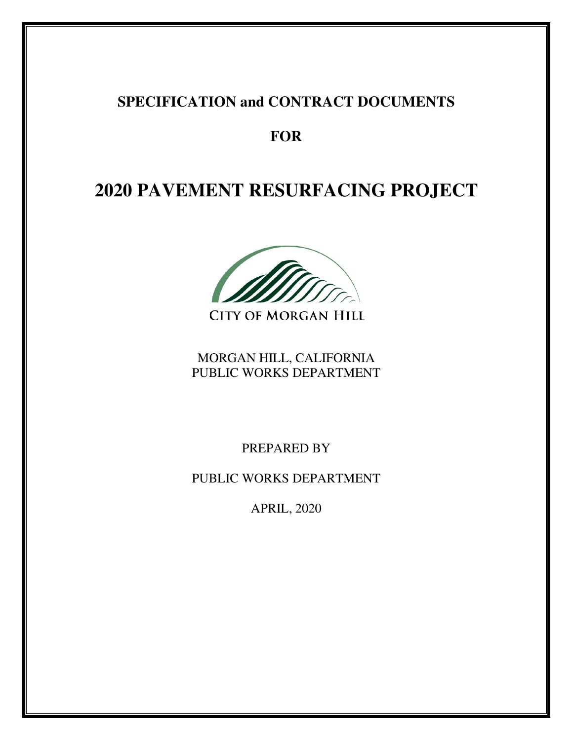**SPECIFICATION and CONTRACT DOCUMENTS**

**FOR**

# 2020 PAVEMENT RESURFACING PROJECT

CITY OF MORGAN HILL

MORGAN HILL, CALIFORNIA
PUBLIC WORKS DEPARTMENT

PREPARED BY

PUBLIC WORKS DEPARTMENT

APRIL, 2020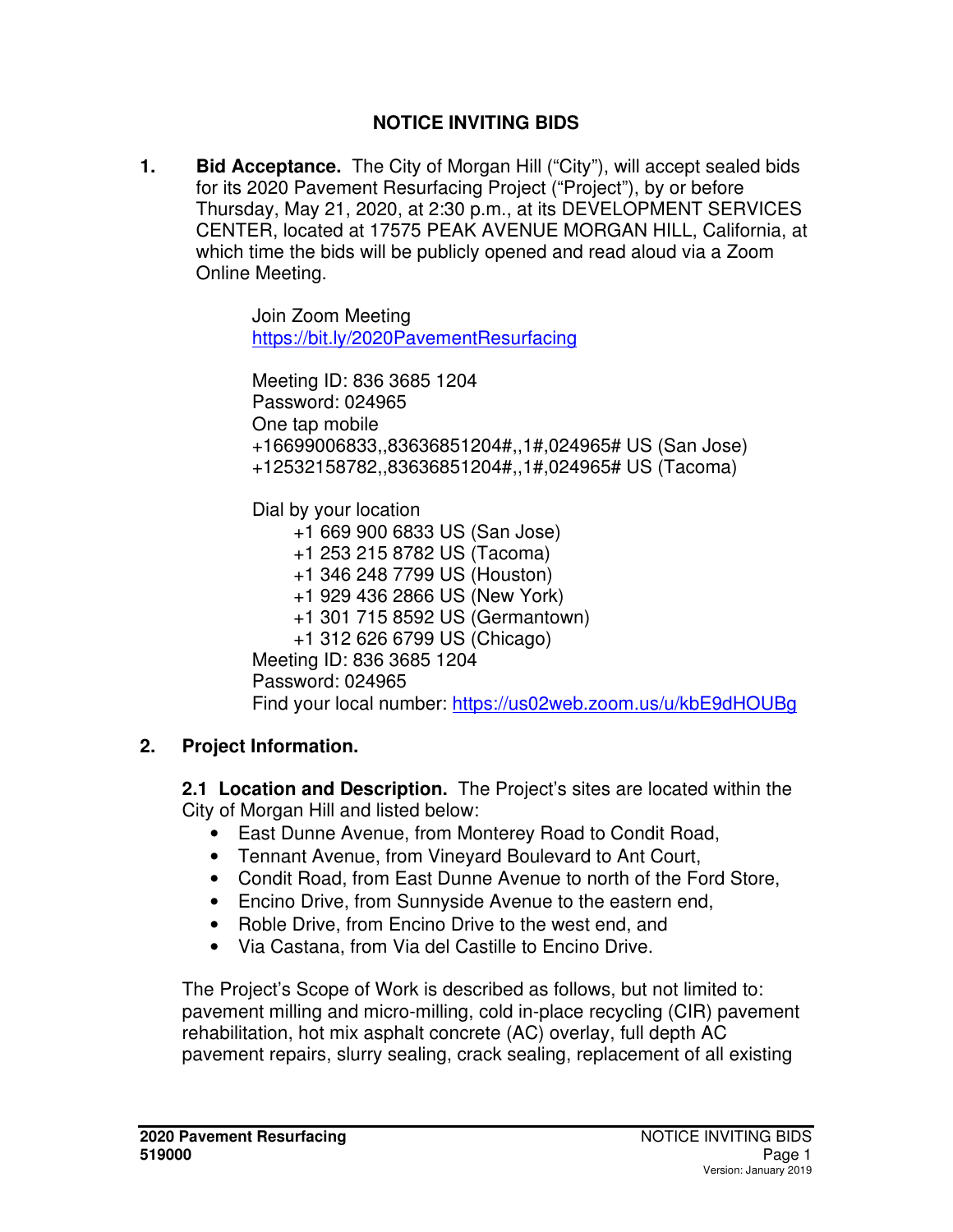# NOTICE INVITING BIDS

**1. Bid Acceptance.** The City of Morgan Hill ("City"), will accept sealed bids for its 2020 Pavement Resurfacing Project ("Project"), by or before Thursday, May 21, 2020, at 2:30 p.m., at its DEVELOPMENT SERVICES CENTER, located at 17575 PEAK AVENUE MORGAN HILL, California, at which time the bids will be publicly opened and read aloud via a Zoom Online Meeting.

Join Zoom Meeting
https://bit.ly/2020PavementResurfacing

Meeting ID: 836 3685 1204
Password: 024965
One tap mobile
+16699006833,,83636851204#,,1#,024965# US (San Jose)
+12532158782,,83636851204#,,1#,024965# US (Tacoma)

Dial by your location
+1 669 900 6833 US (San Jose)
+1 253 215 8782 US (Tacoma)
+1 346 248 7799 US (Houston)
+1 929 436 2866 US (New York)
+1 301 715 8592 US (Germantown)
+1 312 626 6799 US (Chicago)
Meeting ID: 836 3685 1204
Password: 024965
Find your local number: https://us02web.zoom.us/u/kbE9dHOUBg

## 2. Project Information.

**2.1 Location and Description.** The Project's sites are located within the City of Morgan Hill and listed below:

- East Dunne Avenue, from Monterey Road to Condit Road,
- Tennant Avenue, from Vineyard Boulevard to Ant Court,
- Condit Road, from East Dunne Avenue to north of the Ford Store,
- Encino Drive, from Sunnyside Avenue to the eastern end,
- Roble Drive, from Encino Drive to the west end, and
- Via Castana, from Via del Castille to Encino Drive.

The Project's Scope of Work is described as follows, but not limited to: pavement milling and micro-milling, cold in-place recycling (CIR) pavement rehabilitation, hot mix asphalt concrete (AC) overlay, full depth AC pavement repairs, slurry sealing, crack sealing, replacement of all existing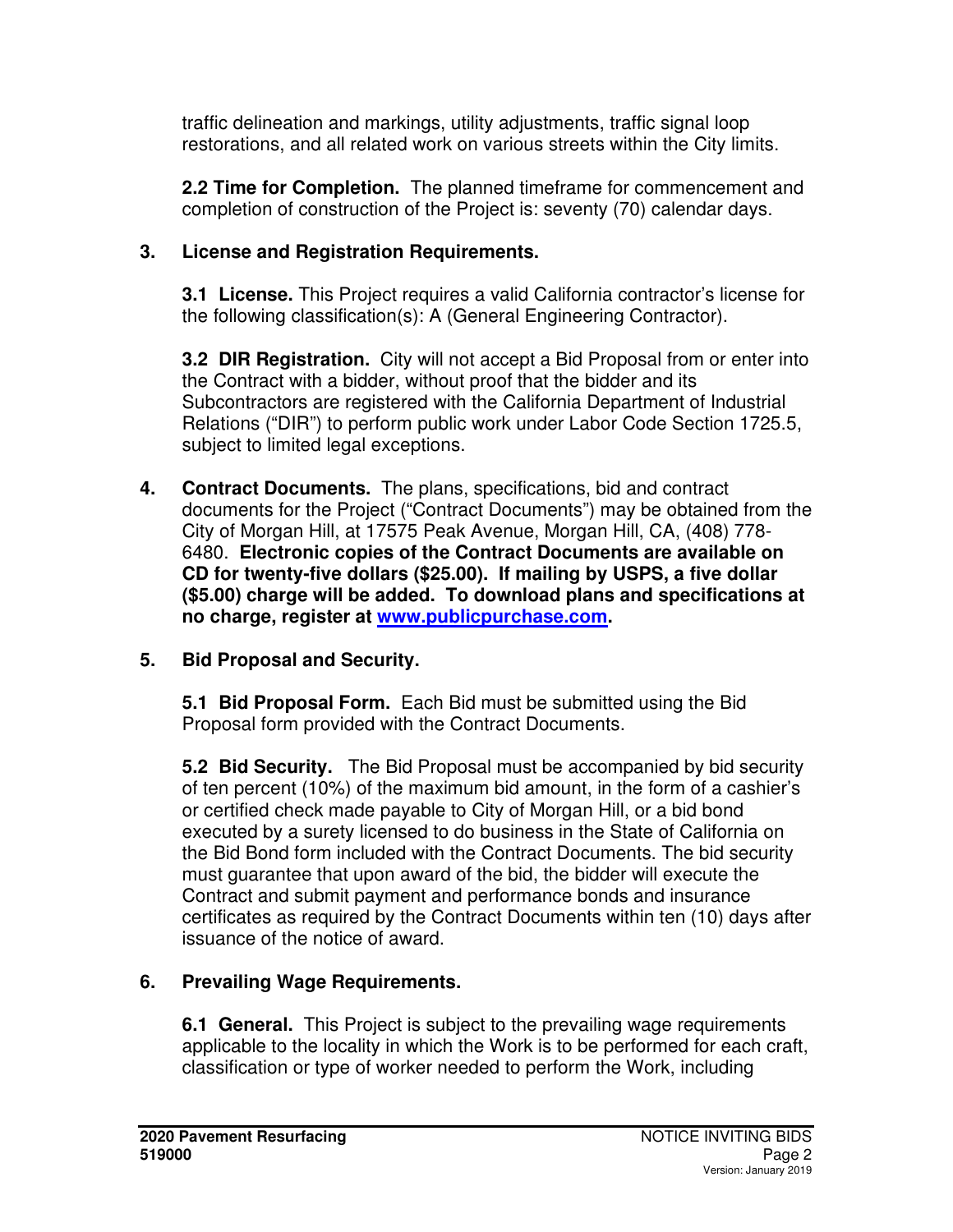traffic delineation and markings, utility adjustments, traffic signal loop restorations, and all related work on various streets within the City limits.

**2.2 Time for Completion.** The planned timeframe for commencement and completion of construction of the Project is: seventy (70) calendar days.

## 3. License and Registration Requirements.

**3.1 License.** This Project requires a valid California contractor's license for the following classification(s): A (General Engineering Contractor).

**3.2 DIR Registration.** City will not accept a Bid Proposal from or enter into the Contract with a bidder, without proof that the bidder and its Subcontractors are registered with the California Department of Industrial Relations ("DIR") to perform public work under Labor Code Section 1725.5, subject to limited legal exceptions.

## 4. Contract Documents.

The plans, specifications, bid and contract documents for the Project ("Contract Documents") may be obtained from the City of Morgan Hill, at 17575 Peak Avenue, Morgan Hill, CA, (408) 778-6480. **Electronic copies of the Contract Documents are available on CD for twenty-five dollars ($25.00). If mailing by USPS, a five dollar ($5.00) charge will be added. To download plans and specifications at no charge, register at www.publicpurchase.com.**

## 5. Bid Proposal and Security.

**5.1 Bid Proposal Form.** Each Bid must be submitted using the Bid Proposal form provided with the Contract Documents.

**5.2 Bid Security.** The Bid Proposal must be accompanied by bid security of ten percent (10%) of the maximum bid amount, in the form of a cashier's or certified check made payable to City of Morgan Hill, or a bid bond executed by a surety licensed to do business in the State of California on the Bid Bond form included with the Contract Documents. The bid security must guarantee that upon award of the bid, the bidder will execute the Contract and submit payment and performance bonds and insurance certificates as required by the Contract Documents within ten (10) days after issuance of the notice of award.

## 6. Prevailing Wage Requirements.

**6.1 General.** This Project is subject to the prevailing wage requirements applicable to the locality in which the Work is to be performed for each craft, classification or type of worker needed to perform the Work, including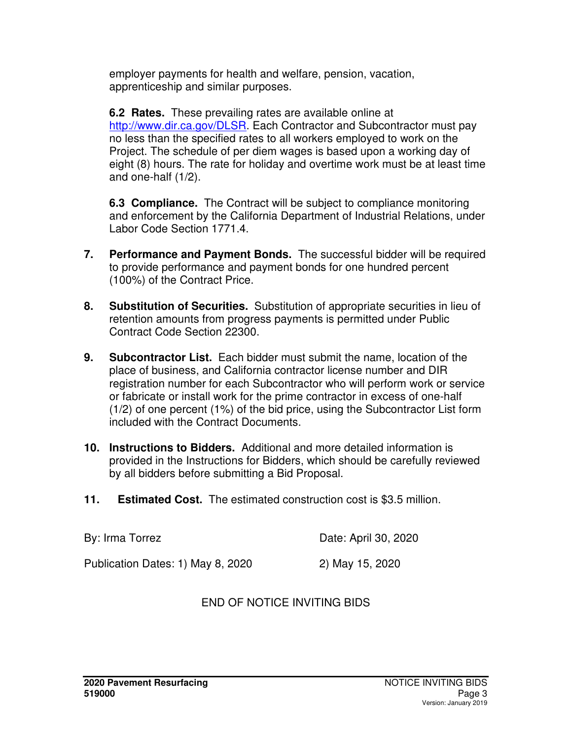employer payments for health and welfare, pension, vacation, apprenticeship and similar purposes.

**6.2 Rates.** These prevailing rates are available online at http://www.dir.ca.gov/DLSR. Each Contractor and Subcontractor must pay no less than the specified rates to all workers employed to work on the Project. The schedule of per diem wages is based upon a working day of eight (8) hours. The rate for holiday and overtime work must be at least time and one-half (1/2).

**6.3 Compliance.** The Contract will be subject to compliance monitoring and enforcement by the California Department of Industrial Relations, under Labor Code Section 1771.4.

7. **Performance and Payment Bonds.** The successful bidder will be required to provide performance and payment bonds for one hundred percent (100%) of the Contract Price.

8. **Substitution of Securities.** Substitution of appropriate securities in lieu of retention amounts from progress payments is permitted under Public Contract Code Section 22300.

9. **Subcontractor List.** Each bidder must submit the name, location of the place of business, and California contractor license number and DIR registration number for each Subcontractor who will perform work or service or fabricate or install work for the prime contractor in excess of one-half (1/2) of one percent (1%) of the bid price, using the Subcontractor List form included with the Contract Documents.

10. **Instructions to Bidders.** Additional and more detailed information is provided in the Instructions for Bidders, which should be carefully reviewed by all bidders before submitting a Bid Proposal.

11. **Estimated Cost.** The estimated construction cost is $3.5 million.

By: Irma Torrez — Date: April 30, 2020

Publication Dates: 1) May 8, 2020 — 2) May 15, 2020

END OF NOTICE INVITING BIDS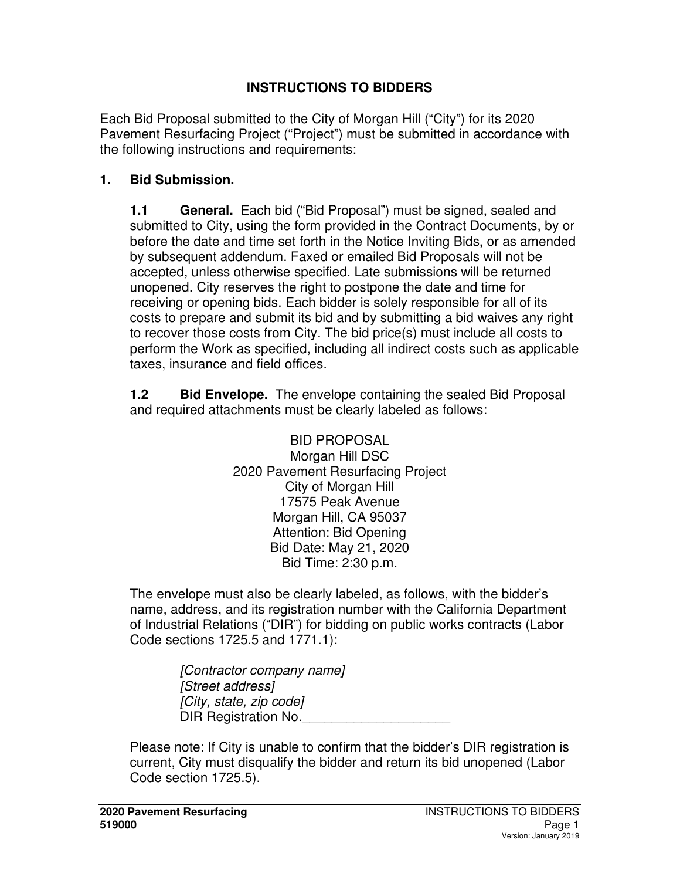# INSTRUCTIONS TO BIDDERS

Each Bid Proposal submitted to the City of Morgan Hill ("City") for its 2020 Pavement Resurfacing Project ("Project") must be submitted in accordance with the following instructions and requirements:

## 1. Bid Submission.

**1.1 General.** Each bid ("Bid Proposal") must be signed, sealed and submitted to City, using the form provided in the Contract Documents, by or before the date and time set forth in the Notice Inviting Bids, or as amended by subsequent addendum. Faxed or emailed Bid Proposals will not be accepted, unless otherwise specified. Late submissions will be returned unopened. City reserves the right to postpone the date and time for receiving or opening bids. Each bidder is solely responsible for all of its costs to prepare and submit its bid and by submitting a bid waives any right to recover those costs from City. The bid price(s) must include all costs to perform the Work as specified, including all indirect costs such as applicable taxes, insurance and field offices.

**1.2 Bid Envelope.** The envelope containing the sealed Bid Proposal and required attachments must be clearly labeled as follows:

BID PROPOSAL
Morgan Hill DSC
2020 Pavement Resurfacing Project
City of Morgan Hill
17575 Peak Avenue
Morgan Hill, CA 95037
Attention: Bid Opening
Bid Date: May 21, 2020
Bid Time: 2:30 p.m.

The envelope must also be clearly labeled, as follows, with the bidder's name, address, and its registration number with the California Department of Industrial Relations ("DIR") for bidding on public works contracts (Labor Code sections 1725.5 and 1771.1):

*[Contractor company name]*
*[Street address]*
*[City, state, zip code]*
DIR Registration No.____________________

Please note: If City is unable to confirm that the bidder's DIR registration is current, City must disqualify the bidder and return its bid unopened (Labor Code section 1725.5).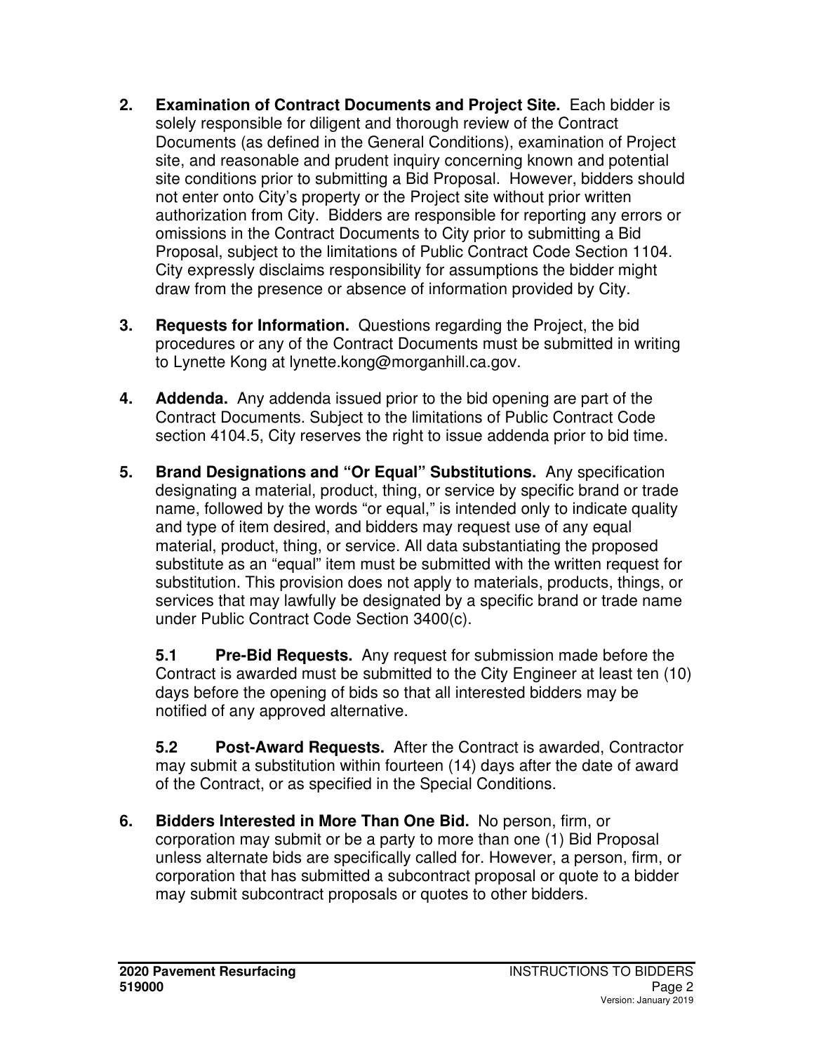**2. Examination of Contract Documents and Project Site.** Each bidder is solely responsible for diligent and thorough review of the Contract Documents (as defined in the General Conditions), examination of Project site, and reasonable and prudent inquiry concerning known and potential site conditions prior to submitting a Bid Proposal. However, bidders should not enter onto City's property or the Project site without prior written authorization from City. Bidders are responsible for reporting any errors or omissions in the Contract Documents to City prior to submitting a Bid Proposal, subject to the limitations of Public Contract Code Section 1104. City expressly disclaims responsibility for assumptions the bidder might draw from the presence or absence of information provided by City.

**3. Requests for Information.** Questions regarding the Project, the bid procedures or any of the Contract Documents must be submitted in writing to Lynette Kong at lynette.kong@morganhill.ca.gov.

**4. Addenda.** Any addenda issued prior to the bid opening are part of the Contract Documents. Subject to the limitations of Public Contract Code section 4104.5, City reserves the right to issue addenda prior to bid time.

**5. Brand Designations and "Or Equal" Substitutions.** Any specification designating a material, product, thing, or service by specific brand or trade name, followed by the words "or equal," is intended only to indicate quality and type of item desired, and bidders may request use of any equal material, product, thing, or service. All data substantiating the proposed substitute as an "equal" item must be submitted with the written request for substitution. This provision does not apply to materials, products, things, or services that may lawfully be designated by a specific brand or trade name under Public Contract Code Section 3400(c).

**5.1 Pre-Bid Requests.** Any request for submission made before the Contract is awarded must be submitted to the City Engineer at least ten (10) days before the opening of bids so that all interested bidders may be notified of any approved alternative.

**5.2 Post-Award Requests.** After the Contract is awarded, Contractor may submit a substitution within fourteen (14) days after the date of award of the Contract, or as specified in the Special Conditions.

**6. Bidders Interested in More Than One Bid.** No person, firm, or corporation may submit or be a party to more than one (1) Bid Proposal unless alternate bids are specifically called for. However, a person, firm, or corporation that has submitted a subcontract proposal or quote to a bidder may submit subcontract proposals or quotes to other bidders.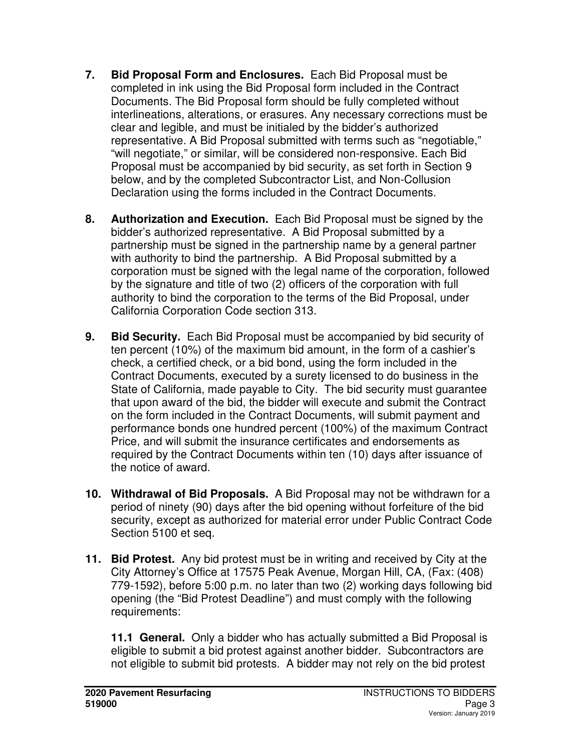**7. Bid Proposal Form and Enclosures.** Each Bid Proposal must be completed in ink using the Bid Proposal form included in the Contract Documents. The Bid Proposal form should be fully completed without interlineations, alterations, or erasures. Any necessary corrections must be clear and legible, and must be initialed by the bidder's authorized representative. A Bid Proposal submitted with terms such as "negotiable," "will negotiate," or similar, will be considered non-responsive. Each Bid Proposal must be accompanied by bid security, as set forth in Section 9 below, and by the completed Subcontractor List, and Non-Collusion Declaration using the forms included in the Contract Documents.

**8. Authorization and Execution.** Each Bid Proposal must be signed by the bidder's authorized representative. A Bid Proposal submitted by a partnership must be signed in the partnership name by a general partner with authority to bind the partnership. A Bid Proposal submitted by a corporation must be signed with the legal name of the corporation, followed by the signature and title of two (2) officers of the corporation with full authority to bind the corporation to the terms of the Bid Proposal, under California Corporation Code section 313.

**9. Bid Security.** Each Bid Proposal must be accompanied by bid security of ten percent (10%) of the maximum bid amount, in the form of a cashier's check, a certified check, or a bid bond, using the form included in the Contract Documents, executed by a surety licensed to do business in the State of California, made payable to City. The bid security must guarantee that upon award of the bid, the bidder will execute and submit the Contract on the form included in the Contract Documents, will submit payment and performance bonds one hundred percent (100%) of the maximum Contract Price, and will submit the insurance certificates and endorsements as required by the Contract Documents within ten (10) days after issuance of the notice of award.

**10. Withdrawal of Bid Proposals.** A Bid Proposal may not be withdrawn for a period of ninety (90) days after the bid opening without forfeiture of the bid security, except as authorized for material error under Public Contract Code Section 5100 et seq.

**11. Bid Protest.** Any bid protest must be in writing and received by City at the City Attorney's Office at 17575 Peak Avenue, Morgan Hill, CA, (Fax: (408) 779-1592), before 5:00 p.m. no later than two (2) working days following bid opening (the "Bid Protest Deadline") and must comply with the following requirements:

**11.1 General.** Only a bidder who has actually submitted a Bid Proposal is eligible to submit a bid protest against another bidder. Subcontractors are not eligible to submit bid protests. A bidder may not rely on the bid protest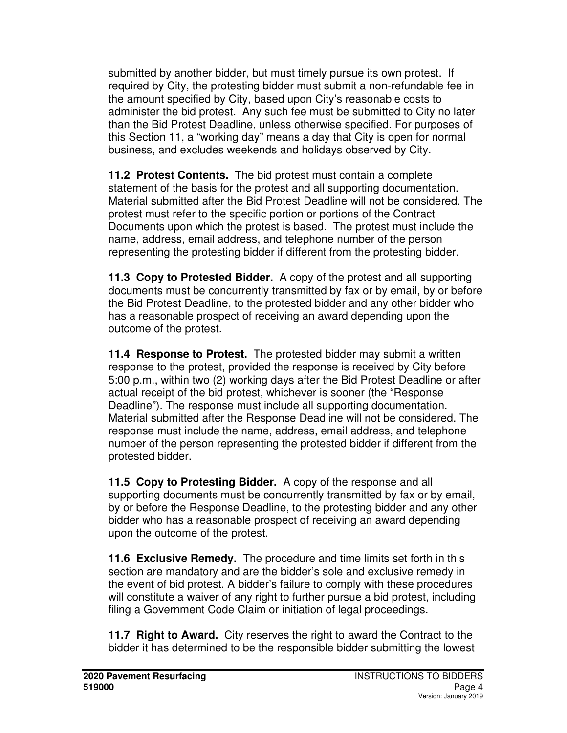submitted by another bidder, but must timely pursue its own protest. If required by City, the protesting bidder must submit a non-refundable fee in the amount specified by City, based upon City's reasonable costs to administer the bid protest. Any such fee must be submitted to City no later than the Bid Protest Deadline, unless otherwise specified. For purposes of this Section 11, a "working day" means a day that City is open for normal business, and excludes weekends and holidays observed by City.

**11.2 Protest Contents.** The bid protest must contain a complete statement of the basis for the protest and all supporting documentation. Material submitted after the Bid Protest Deadline will not be considered. The protest must refer to the specific portion or portions of the Contract Documents upon which the protest is based. The protest must include the name, address, email address, and telephone number of the person representing the protesting bidder if different from the protesting bidder.

**11.3 Copy to Protested Bidder.** A copy of the protest and all supporting documents must be concurrently transmitted by fax or by email, by or before the Bid Protest Deadline, to the protested bidder and any other bidder who has a reasonable prospect of receiving an award depending upon the outcome of the protest.

**11.4 Response to Protest.** The protested bidder may submit a written response to the protest, provided the response is received by City before 5:00 p.m., within two (2) working days after the Bid Protest Deadline or after actual receipt of the bid protest, whichever is sooner (the "Response Deadline"). The response must include all supporting documentation. Material submitted after the Response Deadline will not be considered. The response must include the name, address, email address, and telephone number of the person representing the protested bidder if different from the protested bidder.

**11.5 Copy to Protesting Bidder.** A copy of the response and all supporting documents must be concurrently transmitted by fax or by email, by or before the Response Deadline, to the protesting bidder and any other bidder who has a reasonable prospect of receiving an award depending upon the outcome of the protest.

**11.6 Exclusive Remedy.** The procedure and time limits set forth in this section are mandatory and are the bidder's sole and exclusive remedy in the event of bid protest. A bidder's failure to comply with these procedures will constitute a waiver of any right to further pursue a bid protest, including filing a Government Code Claim or initiation of legal proceedings.

**11.7 Right to Award.** City reserves the right to award the Contract to the bidder it has determined to be the responsible bidder submitting the lowest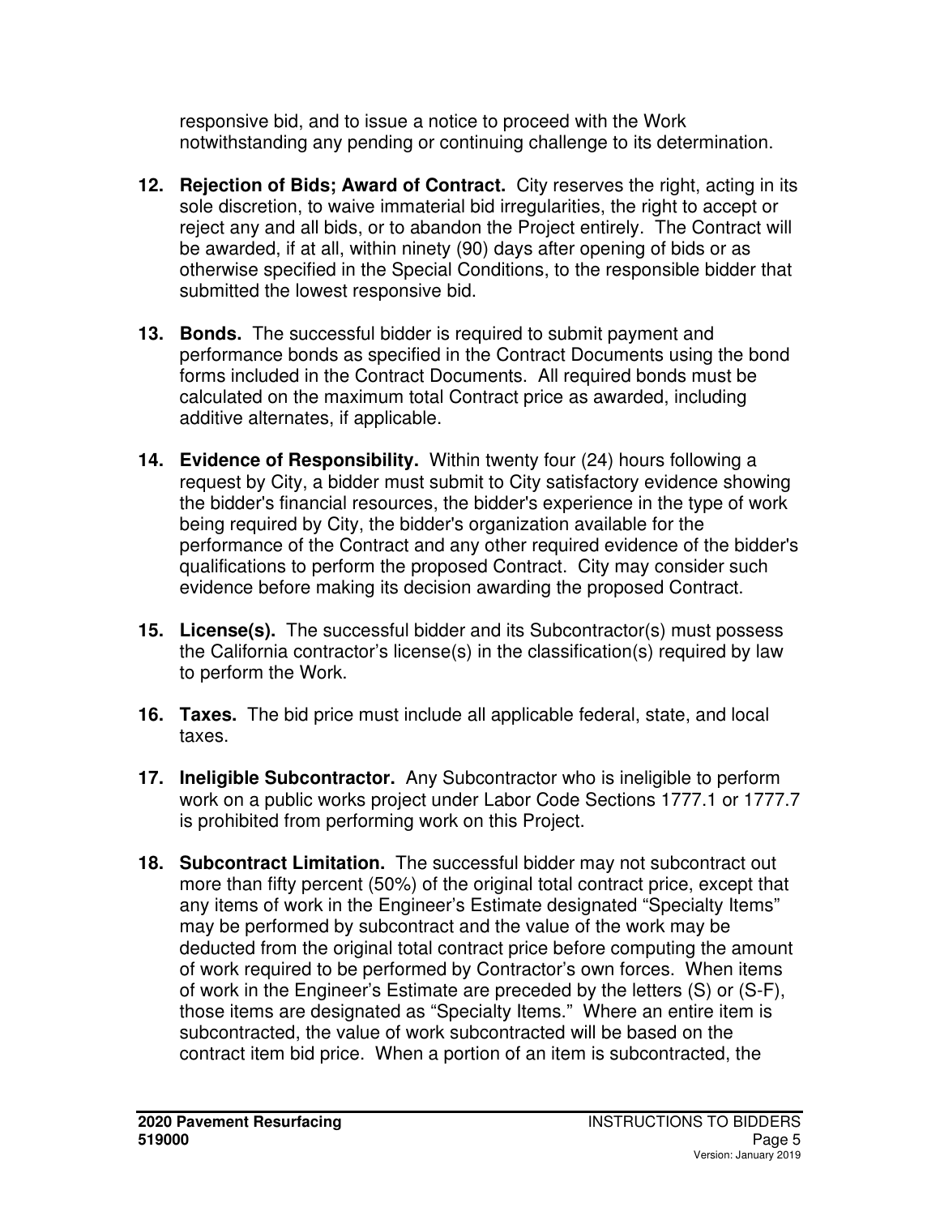responsive bid, and to issue a notice to proceed with the Work notwithstanding any pending or continuing challenge to its determination.

12. **Rejection of Bids; Award of Contract.** City reserves the right, acting in its sole discretion, to waive immaterial bid irregularities, the right to accept or reject any and all bids, or to abandon the Project entirely. The Contract will be awarded, if at all, within ninety (90) days after opening of bids or as otherwise specified in the Special Conditions, to the responsible bidder that submitted the lowest responsive bid.

13. **Bonds.** The successful bidder is required to submit payment and performance bonds as specified in the Contract Documents using the bond forms included in the Contract Documents. All required bonds must be calculated on the maximum total Contract price as awarded, including additive alternates, if applicable.

14. **Evidence of Responsibility.** Within twenty four (24) hours following a request by City, a bidder must submit to City satisfactory evidence showing the bidder's financial resources, the bidder's experience in the type of work being required by City, the bidder's organization available for the performance of the Contract and any other required evidence of the bidder's qualifications to perform the proposed Contract. City may consider such evidence before making its decision awarding the proposed Contract.

15. **License(s).** The successful bidder and its Subcontractor(s) must possess the California contractor's license(s) in the classification(s) required by law to perform the Work.

16. **Taxes.** The bid price must include all applicable federal, state, and local taxes.

17. **Ineligible Subcontractor.** Any Subcontractor who is ineligible to perform work on a public works project under Labor Code Sections 1777.1 or 1777.7 is prohibited from performing work on this Project.

18. **Subcontract Limitation.** The successful bidder may not subcontract out more than fifty percent (50%) of the original total contract price, except that any items of work in the Engineer's Estimate designated "Specialty Items" may be performed by subcontract and the value of the work may be deducted from the original total contract price before computing the amount of work required to be performed by Contractor's own forces. When items of work in the Engineer's Estimate are preceded by the letters (S) or (S-F), those items are designated as "Specialty Items." Where an entire item is subcontracted, the value of work subcontracted will be based on the contract item bid price. When a portion of an item is subcontracted, the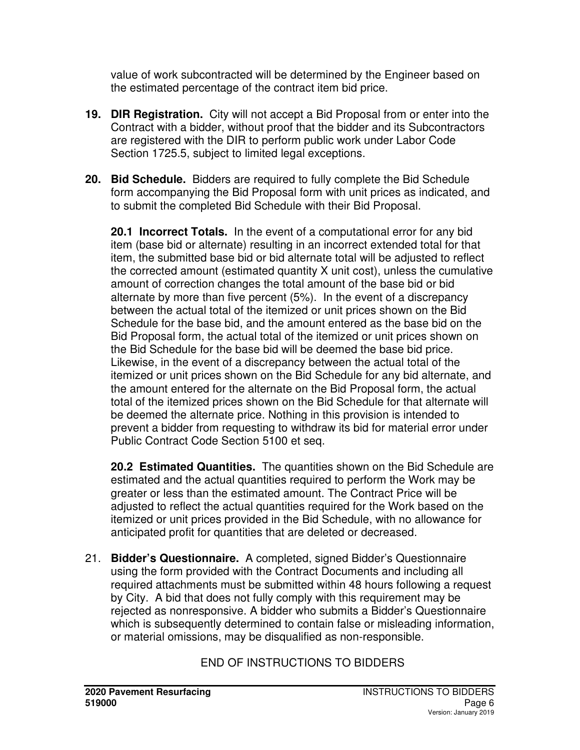value of work subcontracted will be determined by the Engineer based on the estimated percentage of the contract item bid price.

19. **DIR Registration.** City will not accept a Bid Proposal from or enter into the Contract with a bidder, without proof that the bidder and its Subcontractors are registered with the DIR to perform public work under Labor Code Section 1725.5, subject to limited legal exceptions.

20. **Bid Schedule.** Bidders are required to fully complete the Bid Schedule form accompanying the Bid Proposal form with unit prices as indicated, and to submit the completed Bid Schedule with their Bid Proposal.

    **20.1 Incorrect Totals.** In the event of a computational error for any bid item (base bid or alternate) resulting in an incorrect extended total for that item, the submitted base bid or bid alternate total will be adjusted to reflect the corrected amount (estimated quantity X unit cost), unless the cumulative amount of correction changes the total amount of the base bid or bid alternate by more than five percent (5%). In the event of a discrepancy between the actual total of the itemized or unit prices shown on the Bid Schedule for the base bid, and the amount entered as the base bid on the Bid Proposal form, the actual total of the itemized or unit prices shown on the Bid Schedule for the base bid will be deemed the base bid price. Likewise, in the event of a discrepancy between the actual total of the itemized or unit prices shown on the Bid Schedule for any bid alternate, and the amount entered for the alternate on the Bid Proposal form, the actual total of the itemized prices shown on the Bid Schedule for that alternate will be deemed the alternate price. Nothing in this provision is intended to prevent a bidder from requesting to withdraw its bid for material error under Public Contract Code Section 5100 et seq.

    **20.2 Estimated Quantities.** The quantities shown on the Bid Schedule are estimated and the actual quantities required to perform the Work may be greater or less than the estimated amount. The Contract Price will be adjusted to reflect the actual quantities required for the Work based on the itemized or unit prices provided in the Bid Schedule, with no allowance for anticipated profit for quantities that are deleted or decreased.

21. **Bidder's Questionnaire.** A completed, signed Bidder's Questionnaire using the form provided with the Contract Documents and including all required attachments must be submitted within 48 hours following a request by City. A bid that does not fully comply with this requirement may be rejected as nonresponsive. A bidder who submits a Bidder's Questionnaire which is subsequently determined to contain false or misleading information, or material omissions, may be disqualified as non-responsible.

END OF INSTRUCTIONS TO BIDDERS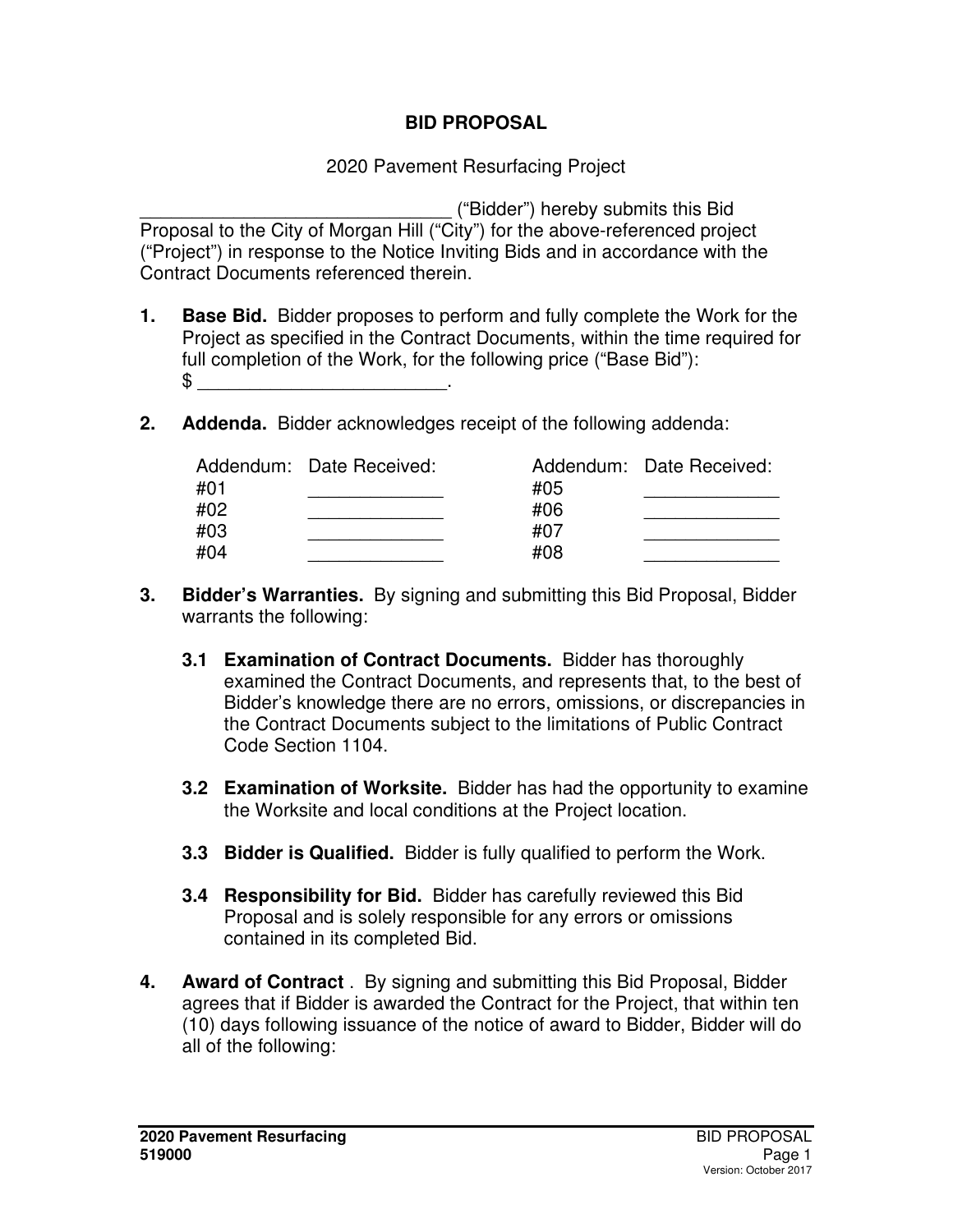# BID PROPOSAL

2020 Pavement Resurfacing Project

______________________________ ("Bidder") hereby submits this Bid Proposal to the City of Morgan Hill ("City") for the above-referenced project ("Project") in response to the Notice Inviting Bids and in accordance with the Contract Documents referenced therein.

1. **Base Bid.** Bidder proposes to perform and fully complete the Work for the Project as specified in the Contract Documents, within the time required for full completion of the Work, for the following price ("Base Bid"): $ ________________________.

2. **Addenda.** Bidder acknowledges receipt of the following addenda:

| Addendum: | Date Received: | Addendum: | Date Received: |
|---|---|---|---|
| #01 | _____________ | #05 | _____________ |
| #02 | _____________ | #06 | _____________ |
| #03 | _____________ | #07 | _____________ |
| #04 | _____________ | #08 | _____________ |

3. **Bidder's Warranties.** By signing and submitting this Bid Proposal, Bidder warrants the following:

   **3.1 Examination of Contract Documents.** Bidder has thoroughly examined the Contract Documents, and represents that, to the best of Bidder's knowledge there are no errors, omissions, or discrepancies in the Contract Documents subject to the limitations of Public Contract Code Section 1104.

   **3.2 Examination of Worksite.** Bidder has had the opportunity to examine the Worksite and local conditions at the Project location.

   **3.3 Bidder is Qualified.** Bidder is fully qualified to perform the Work.

   **3.4 Responsibility for Bid.** Bidder has carefully reviewed this Bid Proposal and is solely responsible for any errors or omissions contained in its completed Bid.

4. **Award of Contract** . By signing and submitting this Bid Proposal, Bidder agrees that if Bidder is awarded the Contract for the Project, that within ten (10) days following issuance of the notice of award to Bidder, Bidder will do all of the following: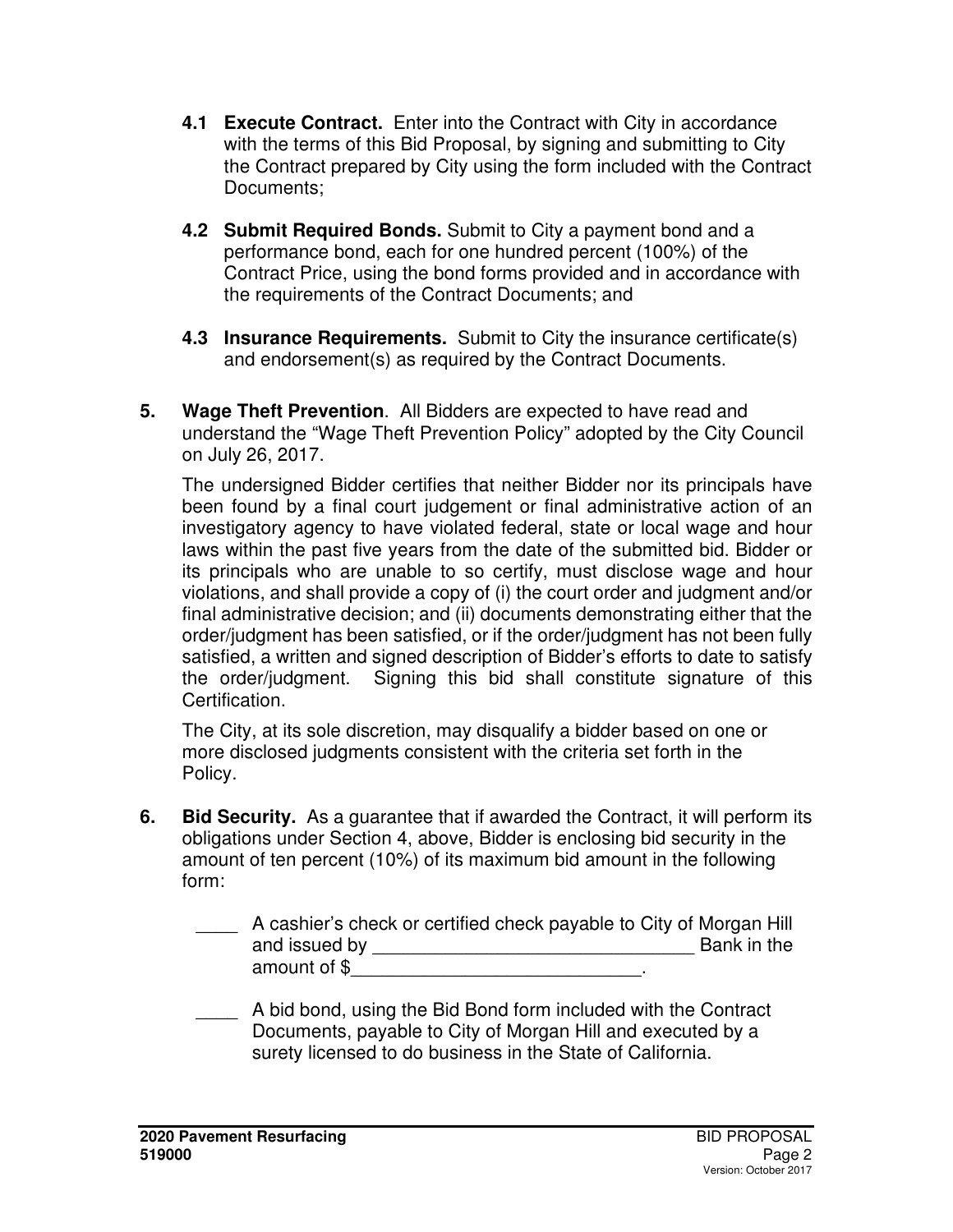**4.1 Execute Contract.** Enter into the Contract with City in accordance with the terms of this Bid Proposal, by signing and submitting to City the Contract prepared by City using the form included with the Contract Documents;

**4.2 Submit Required Bonds.** Submit to City a payment bond and a performance bond, each for one hundred percent (100%) of the Contract Price, using the bond forms provided and in accordance with the requirements of the Contract Documents; and

**4.3 Insurance Requirements.** Submit to City the insurance certificate(s) and endorsement(s) as required by the Contract Documents.

**5. Wage Theft Prevention**. All Bidders are expected to have read and understand the "Wage Theft Prevention Policy" adopted by the City Council on July 26, 2017.

The undersigned Bidder certifies that neither Bidder nor its principals have been found by a final court judgement or final administrative action of an investigatory agency to have violated federal, state or local wage and hour laws within the past five years from the date of the submitted bid. Bidder or its principals who are unable to so certify, must disclose wage and hour violations, and shall provide a copy of (i) the court order and judgment and/or final administrative decision; and (ii) documents demonstrating either that the order/judgment has been satisfied, or if the order/judgment has not been fully satisfied, a written and signed description of Bidder's efforts to date to satisfy the order/judgment. Signing this bid shall constitute signature of this Certification.

The City, at its sole discretion, may disqualify a bidder based on one or more disclosed judgments consistent with the criteria set forth in the Policy.

**6. Bid Security.** As a guarantee that if awarded the Contract, it will perform its obligations under Section 4, above, Bidder is enclosing bid security in the amount of ten percent (10%) of its maximum bid amount in the following form:

____ A cashier's check or certified check payable to City of Morgan Hill and issued by ______________________________ Bank in the amount of $____________________________.

____ A bid bond, using the Bid Bond form included with the Contract Documents, payable to City of Morgan Hill and executed by a surety licensed to do business in the State of California.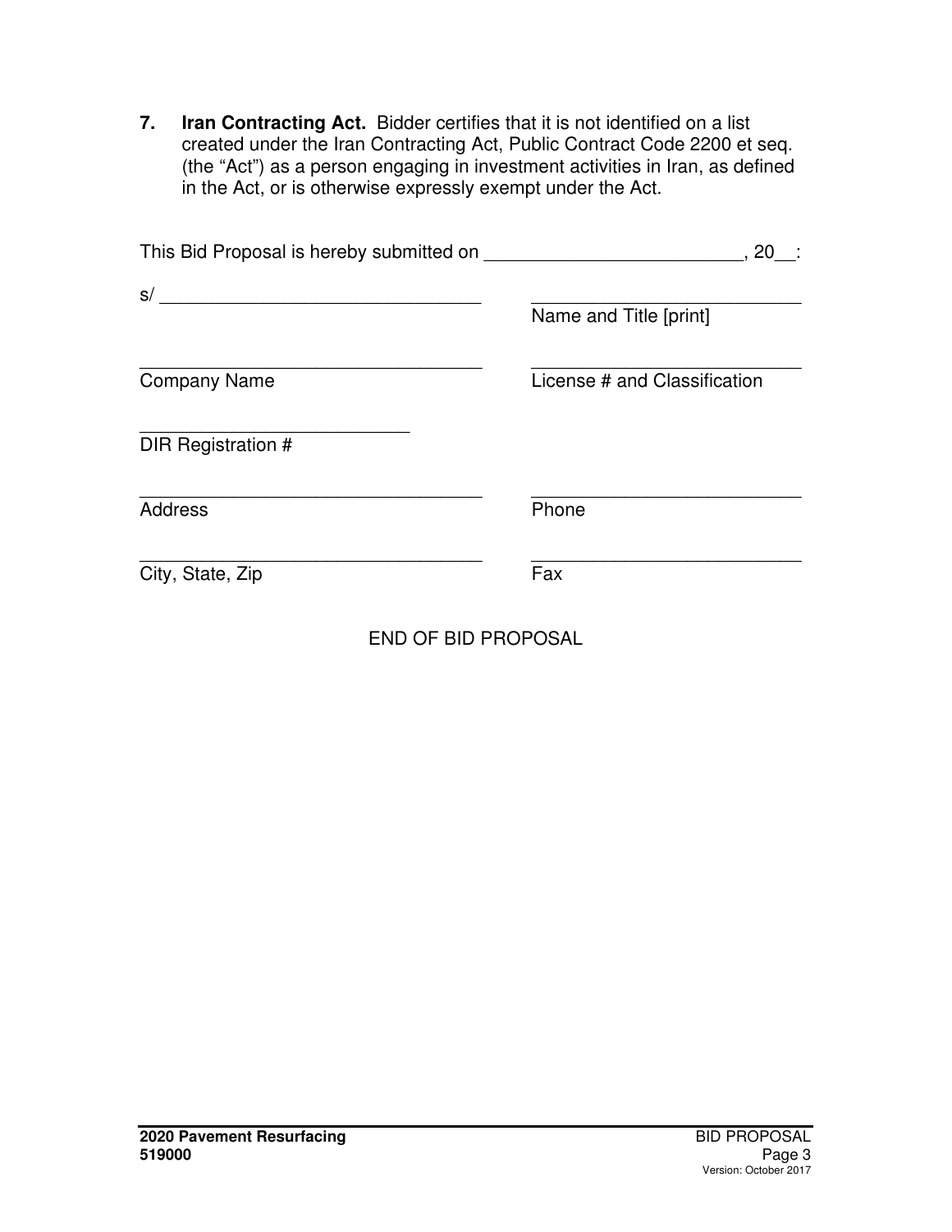**7. Iran Contracting Act.** Bidder certifies that it is not identified on a list created under the Iran Contracting Act, Public Contract Code 2200 et seq. (the "Act") as a person engaging in investment activities in Iran, as defined in the Act, or is otherwise expressly exempt under the Act.

This Bid Proposal is hereby submitted on _________________________, 20__:

s/ _______________________________ ___________________________
Name and Title [print]

__________________________________ ___________________________
Company Name License # and Classification

___________________________
DIR Registration #

__________________________________ ___________________________
Address Phone

__________________________________ ___________________________
City, State, Zip Fax

END OF BID PROPOSAL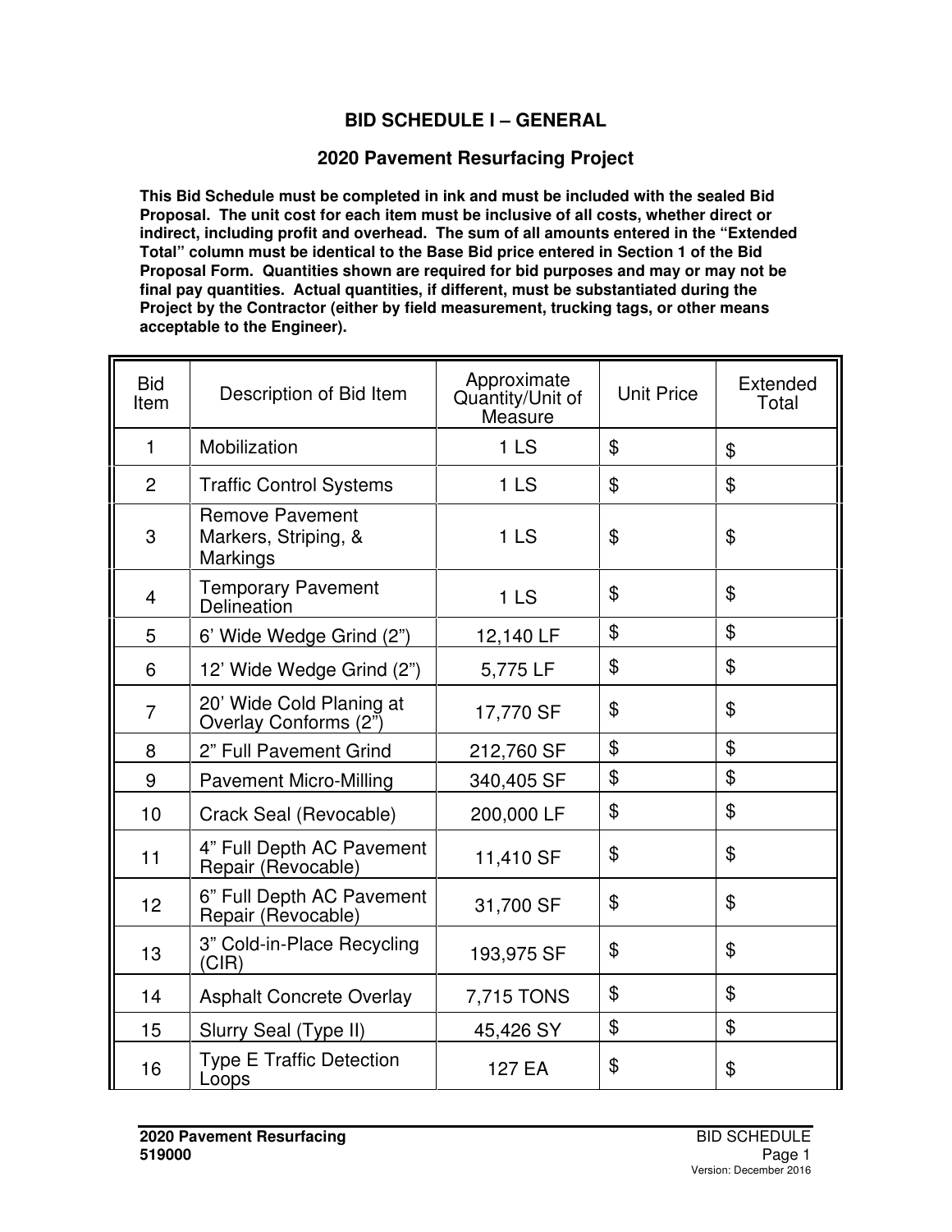## BID SCHEDULE I – GENERAL

## 2020 Pavement Resurfacing Project

**This Bid Schedule must be completed in ink and must be included with the sealed Bid Proposal. The unit cost for each item must be inclusive of all costs, whether direct or indirect, including profit and overhead. The sum of all amounts entered in the "Extended Total" column must be identical to the Base Bid price entered in Section 1 of the Bid Proposal Form. Quantities shown are required for bid purposes and may or may not be final pay quantities. Actual quantities, if different, must be substantiated during the Project by the Contractor (either by field measurement, trucking tags, or other means acceptable to the Engineer).**

| Bid Item | Description of Bid Item | Approximate Quantity/Unit of Measure | Unit Price | Extended Total |
|---|---|---|---|---|
| 1 | Mobilization | 1 LS | $ | $ |
| 2 | Traffic Control Systems | 1 LS | $ | $ |
| 3 | Remove Pavement Markers, Striping, & Markings | 1 LS | $ | $ |
| 4 | Temporary Pavement Delineation | 1 LS | $ | $ |
| 5 | 6' Wide Wedge Grind (2") | 12,140 LF | $ | $ |
| 6 | 12' Wide Wedge Grind (2") | 5,775 LF | $ | $ |
| 7 | 20' Wide Cold Planing at Overlay Conforms (2") | 17,770 SF | $ | $ |
| 8 | 2" Full Pavement Grind | 212,760 SF | $ | $ |
| 9 | Pavement Micro-Milling | 340,405 SF | $ | $ |
| 10 | Crack Seal (Revocable) | 200,000 LF | $ | $ |
| 11 | 4" Full Depth AC Pavement Repair (Revocable) | 11,410 SF | $ | $ |
| 12 | 6" Full Depth AC Pavement Repair (Revocable) | 31,700 SF | $ | $ |
| 13 | 3" Cold-in-Place Recycling (CIR) | 193,975 SF | $ | $ |
| 14 | Asphalt Concrete Overlay | 7,715 TONS | $ | $ |
| 15 | Slurry Seal (Type II) | 45,426 SY | $ | $ |
| 16 | Type E Traffic Detection Loops | 127 EA | $ | $ |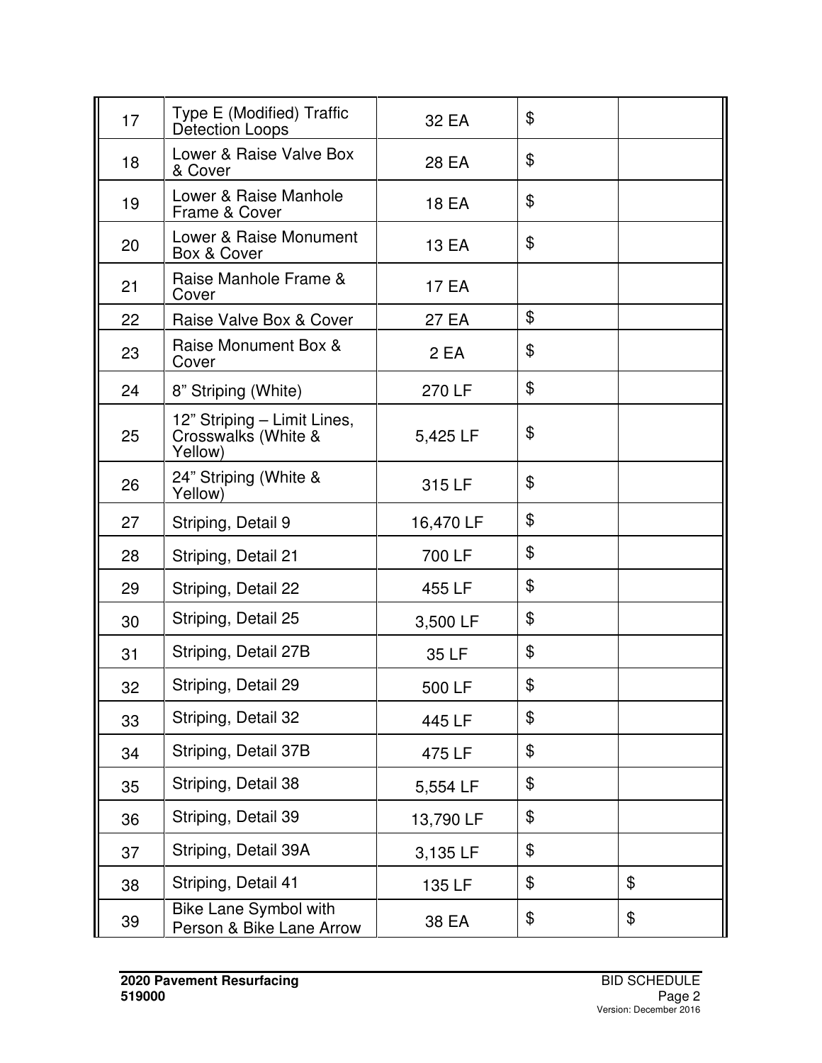| | | | | |
|---|---|---|---|---|
| 17 | Type E (Modified) Traffic Detection Loops | 32 EA | $ | |
| 18 | Lower & Raise Valve Box & Cover | 28 EA | $ | |
| 19 | Lower & Raise Manhole Frame & Cover | 18 EA | $ | |
| 20 | Lower & Raise Monument Box & Cover | 13 EA | $ | |
| 21 | Raise Manhole Frame & Cover | 17 EA | | |
| 22 | Raise Valve Box & Cover | 27 EA | $ | |
| 23 | Raise Monument Box & Cover | 2 EA | $ | |
| 24 | 8” Striping (White) | 270 LF | $ | |
| 25 | 12” Striping – Limit Lines, Crosswalks (White & Yellow) | 5,425 LF | $ | |
| 26 | 24” Striping (White & Yellow) | 315 LF | $ | |
| 27 | Striping, Detail 9 | 16,470 LF | $ | |
| 28 | Striping, Detail 21 | 700 LF | $ | |
| 29 | Striping, Detail 22 | 455 LF | $ | |
| 30 | Striping, Detail 25 | 3,500 LF | $ | |
| 31 | Striping, Detail 27B | 35 LF | $ | |
| 32 | Striping, Detail 29 | 500 LF | $ | |
| 33 | Striping, Detail 32 | 445 LF | $ | |
| 34 | Striping, Detail 37B | 475 LF | $ | |
| 35 | Striping, Detail 38 | 5,554 LF | $ | |
| 36 | Striping, Detail 39 | 13,790 LF | $ | |
| 37 | Striping, Detail 39A | 3,135 LF | $ | |
| 38 | Striping, Detail 41 | 135 LF | $ | $ |
| 39 | Bike Lane Symbol with Person & Bike Lane Arrow | 38 EA | $ | $ |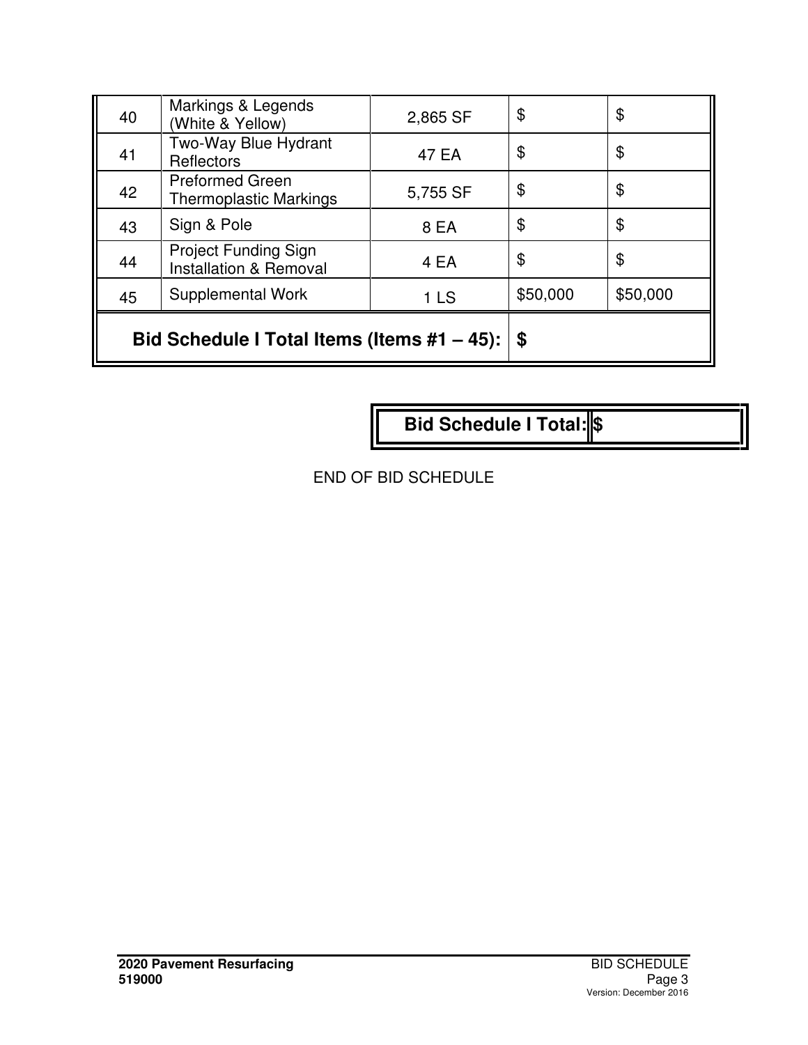| | | | | |
|---|---|---|---|---|
| 40 | Markings & Legends (White & Yellow) | 2,865 SF | $ | $ |
| 41 | Two-Way Blue Hydrant Reflectors | 47 EA | $ | $ |
| 42 | Preformed Green Thermoplastic Markings | 5,755 SF | $ | $ |
| 43 | Sign & Pole | 8 EA | $ | $ |
| 44 | Project Funding Sign Installation & Removal | 4 EA | $ | $ |
| 45 | Supplemental Work | 1 LS | $50,000 | $50,000 |
| **Bid Schedule I Total Items (Items #1 – 45):** | | | **$** | |

| | |
|---|---|
| **Bid Schedule I Total:** | **$** |

END OF BID SCHEDULE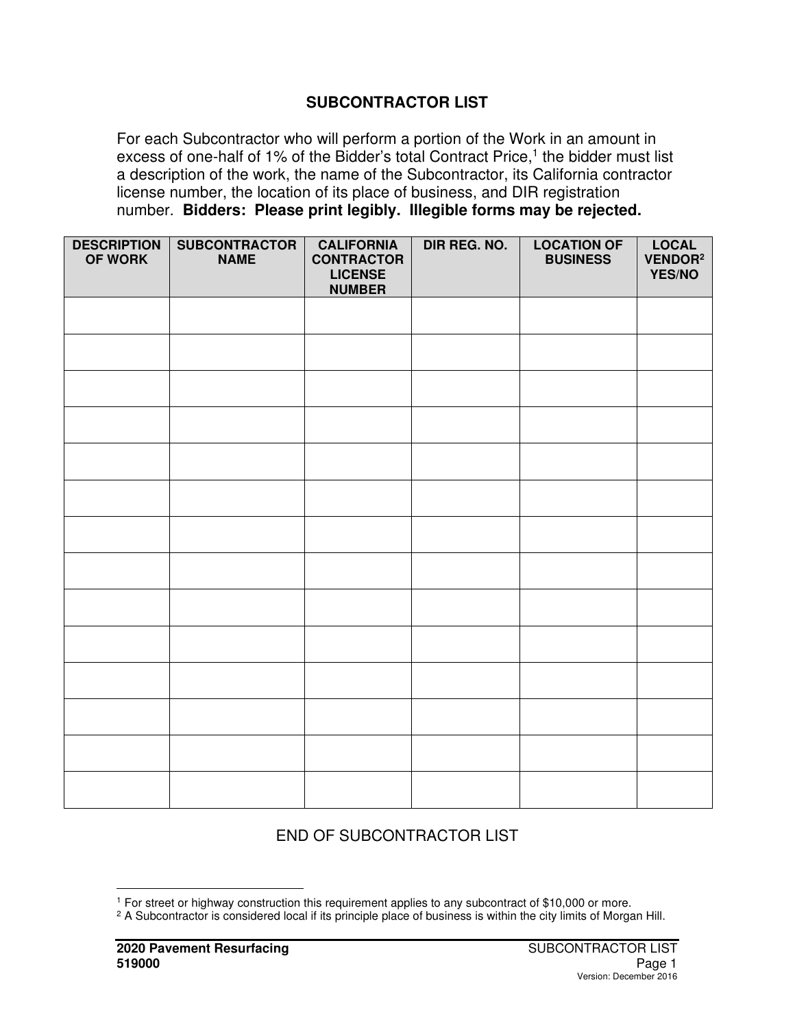## SUBCONTRACTOR LIST

For each Subcontractor who will perform a portion of the Work in an amount in excess of one-half of 1% of the Bidder's total Contract Price,[1] the bidder must list a description of the work, the name of the Subcontractor, its California contractor license number, the location of its place of business, and DIR registration number. **Bidders: Please print legibly. Illegible forms may be rejected.**

| DESCRIPTION OF WORK | SUBCONTRACTOR NAME | CALIFORNIA CONTRACTOR LICENSE NUMBER | DIR REG. NO. | LOCATION OF BUSINESS | LOCAL VENDOR[2] YES/NO |
|---|---|---|---|---|---|
| | | | | | |
| | | | | | |
| | | | | | |
| | | | | | |
| | | | | | |
| | | | | | |
| | | | | | |
| | | | | | |
| | | | | | |
| | | | | | |
| | | | | | |
| | | | | | |
| | | | | | |
| | | | | | |

END OF SUBCONTRACTOR LIST

[1] For street or highway construction this requirement applies to any subcontract of $10,000 or more.

[2] A Subcontractor is considered local if its principle place of business is within the city limits of Morgan Hill.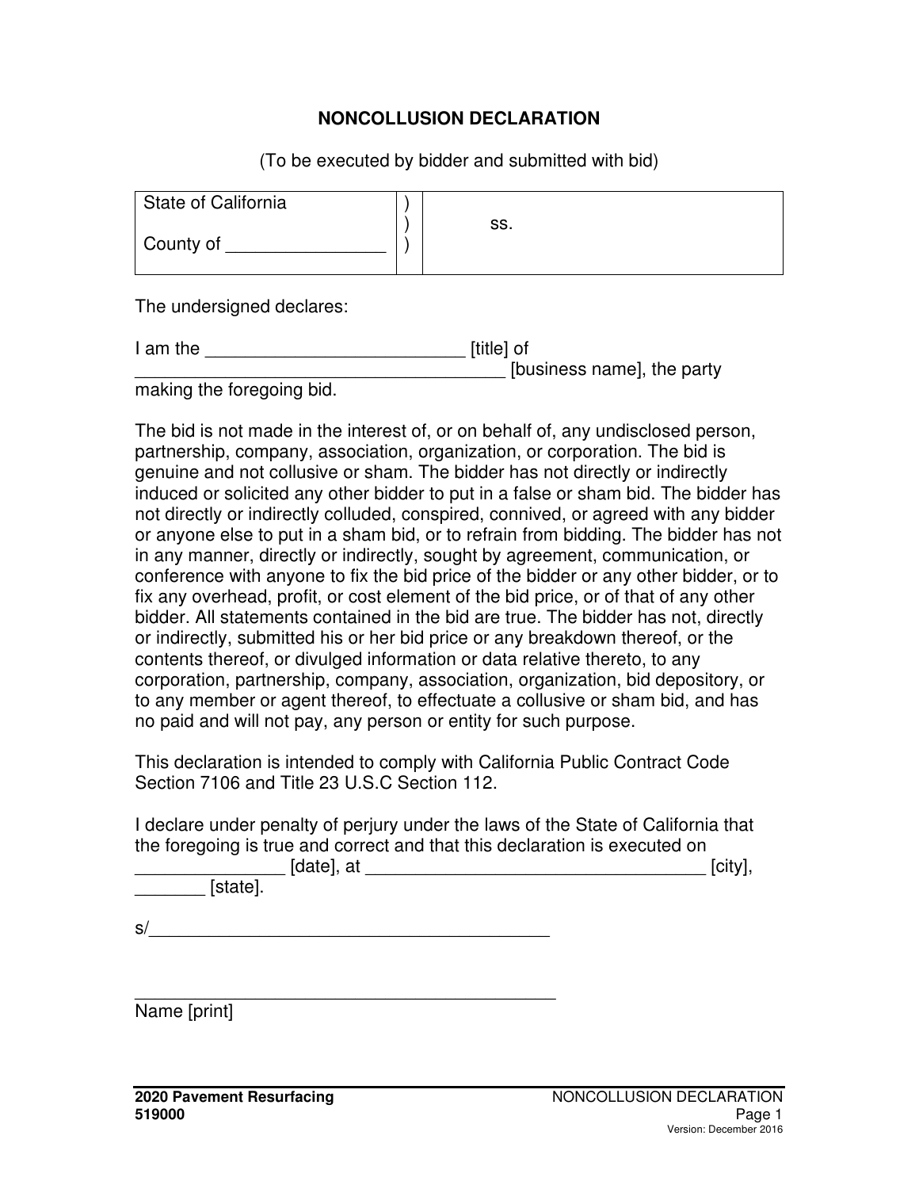# NONCOLLUSION DECLARATION

(To be executed by bidder and submitted with bid)

| State of California<br><br>County of ________________ | )<br>)<br>) | ss. |
|---|---|---|

The undersigned declares:

I am the __________________________ [title] of _____________________________________ [business name], the party making the foregoing bid.

The bid is not made in the interest of, or on behalf of, any undisclosed person, partnership, company, association, organization, or corporation. The bid is genuine and not collusive or sham. The bidder has not directly or indirectly induced or solicited any other bidder to put in a false or sham bid. The bidder has not directly or indirectly colluded, conspired, connived, or agreed with any bidder or anyone else to put in a sham bid, or to refrain from bidding. The bidder has not in any manner, directly or indirectly, sought by agreement, communication, or conference with anyone to fix the bid price of the bidder or any other bidder, or to fix any overhead, profit, or cost element of the bid price, or of that of any other bidder. All statements contained in the bid are true. The bidder has not, directly or indirectly, submitted his or her bid price or any breakdown thereof, or the contents thereof, or divulged information or data relative thereto, to any corporation, partnership, company, association, organization, bid depository, or to any member or agent thereof, to effectuate a collusive or sham bid, and has no paid and will not pay, any person or entity for such purpose.

This declaration is intended to comply with California Public Contract Code Section 7106 and Title 23 U.S.C Section 112.

I declare under penalty of perjury under the laws of the State of California that the foregoing is true and correct and that this declaration is executed on _______________ [date], at __________________________________ [city], _______ [state].

s/_________________________________________

_____________________________________________
Name [print]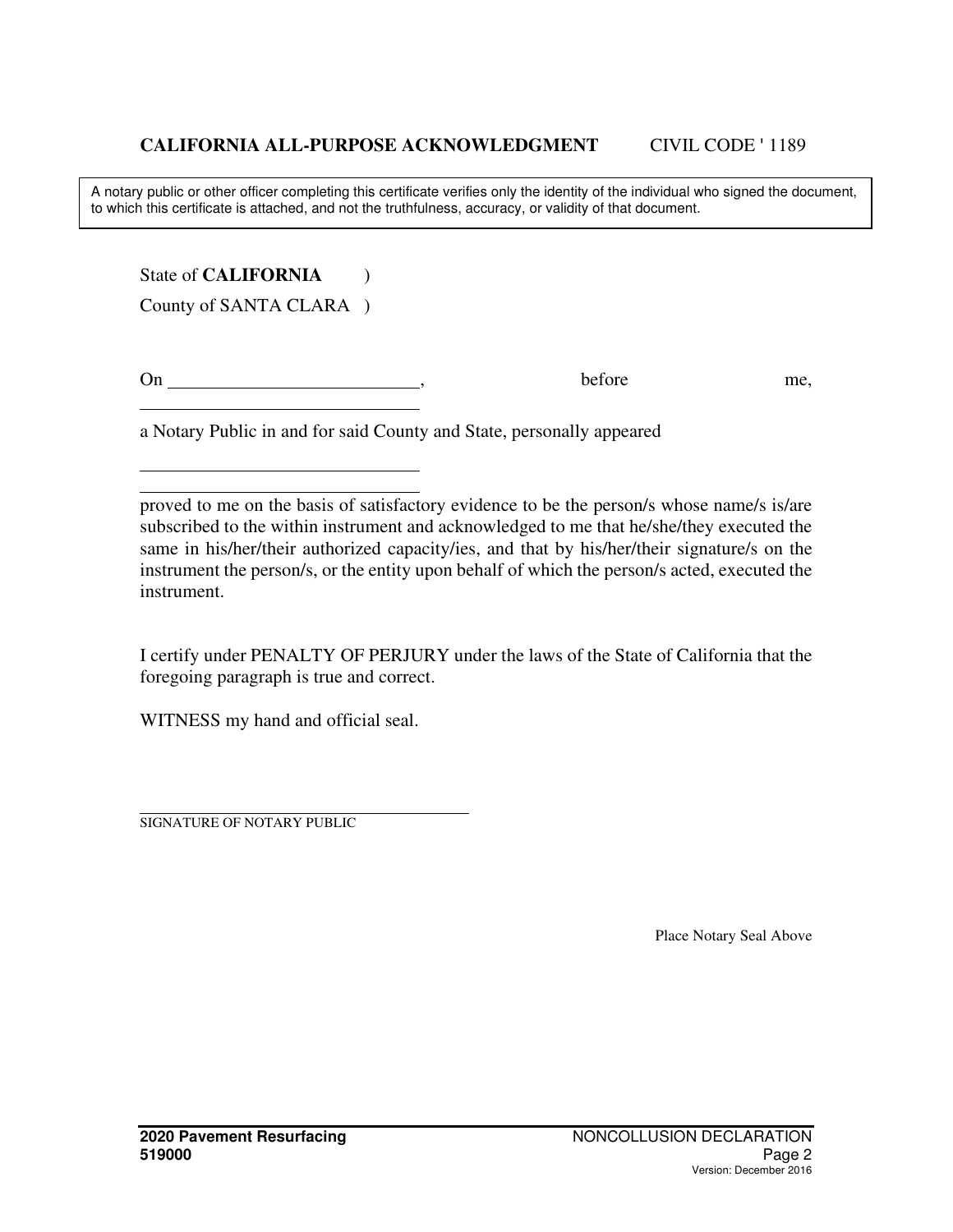## CALIFORNIA ALL-PURPOSE ACKNOWLEDGMENT CIVIL CODE ' 1189

> A notary public or other officer completing this certificate verifies only the identity of the individual who signed the document, to which this certificate is attached, and not the truthfulness, accuracy, or validity of that document.

State of **CALIFORNIA** )
County of SANTA CLARA )

On ___________________________, before me, ________________________________

a Notary Public in and for said County and State, personally appeared

________________________________
________________________________

proved to me on the basis of satisfactory evidence to be the person/s whose name/s is/are subscribed to the within instrument and acknowledged to me that he/she/they executed the same in his/her/their authorized capacity/ies, and that by his/her/their signature/s on the instrument the person/s, or the entity upon behalf of which the person/s acted, executed the instrument.

I certify under PENALTY OF PERJURY under the laws of the State of California that the foregoing paragraph is true and correct.

WITNESS my hand and official seal.

________________________________________
SIGNATURE OF NOTARY PUBLIC

Place Notary Seal Above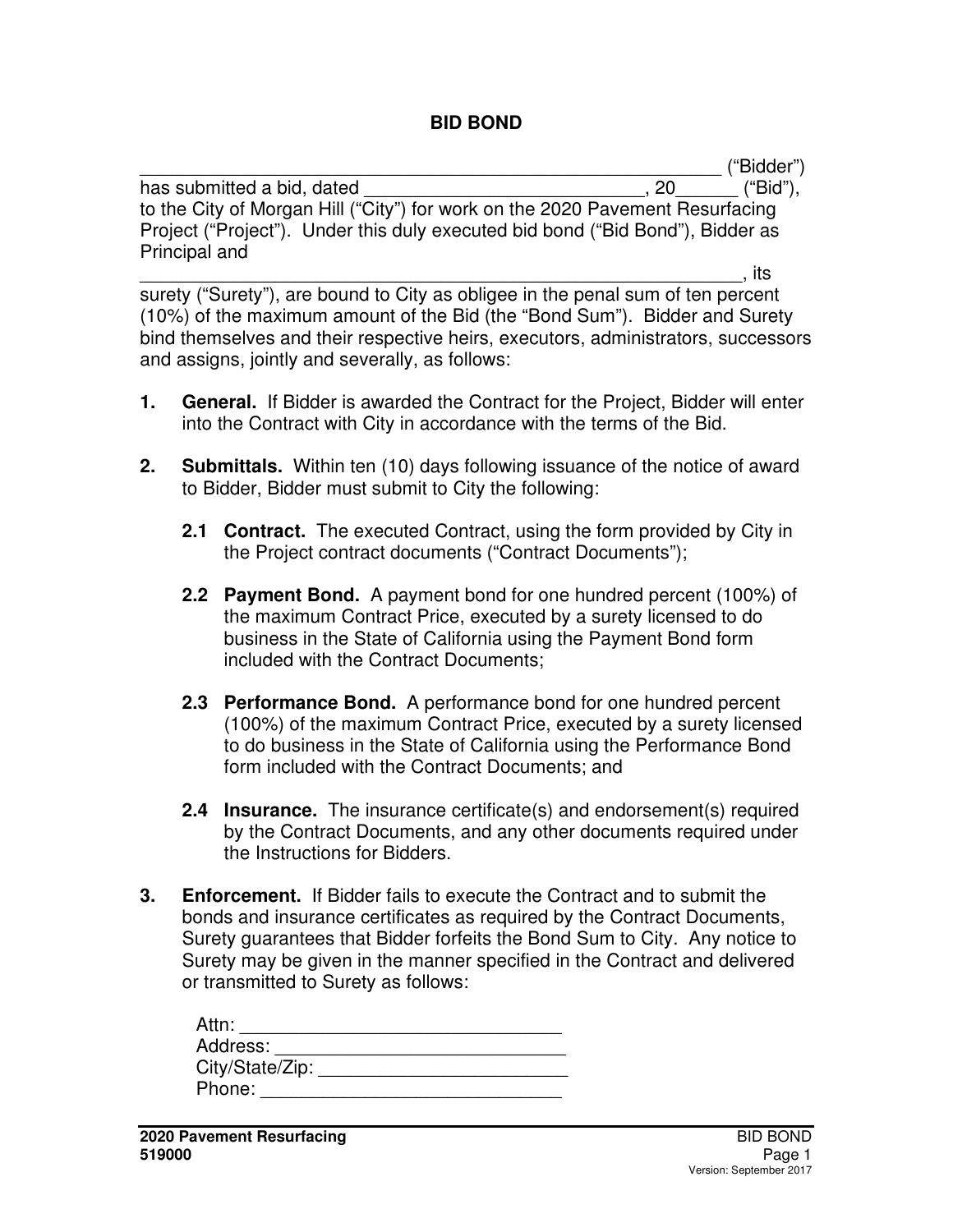# BID BOND

_______________________________________________________ ("Bidder") has submitted a bid, dated ____________________________, 20______ ("Bid"), to the City of Morgan Hill ("City") for work on the 2020 Pavement Resurfacing Project ("Project"). Under this duly executed bid bond ("Bid Bond"), Bidder as Principal and

__________________________________________________________, its surety ("Surety"), are bound to City as obligee in the penal sum of ten percent (10%) of the maximum amount of the Bid (the "Bond Sum"). Bidder and Surety bind themselves and their respective heirs, executors, administrators, successors and assigns, jointly and severally, as follows:

1. **General.** If Bidder is awarded the Contract for the Project, Bidder will enter into the Contract with City in accordance with the terms of the Bid.

2. **Submittals.** Within ten (10) days following issuance of the notice of award to Bidder, Bidder must submit to City the following:

   **2.1 Contract.** The executed Contract, using the form provided by City in the Project contract documents ("Contract Documents");

   **2.2 Payment Bond.** A payment bond for one hundred percent (100%) of the maximum Contract Price, executed by a surety licensed to do business in the State of California using the Payment Bond form included with the Contract Documents;

   **2.3 Performance Bond.** A performance bond for one hundred percent (100%) of the maximum Contract Price, executed by a surety licensed to do business in the State of California using the Performance Bond form included with the Contract Documents; and

   **2.4 Insurance.** The insurance certificate(s) and endorsement(s) required by the Contract Documents, and any other documents required under the Instructions for Bidders.

3. **Enforcement.** If Bidder fails to execute the Contract and to submit the bonds and insurance certificates as required by the Contract Documents, Surety guarantees that Bidder forfeits the Bond Sum to City. Any notice to Surety may be given in the manner specified in the Contract and delivered or transmitted to Surety as follows:

   Attn: ______________________________
   Address: ____________________________
   City/State/Zip: ________________________
   Phone: _____________________________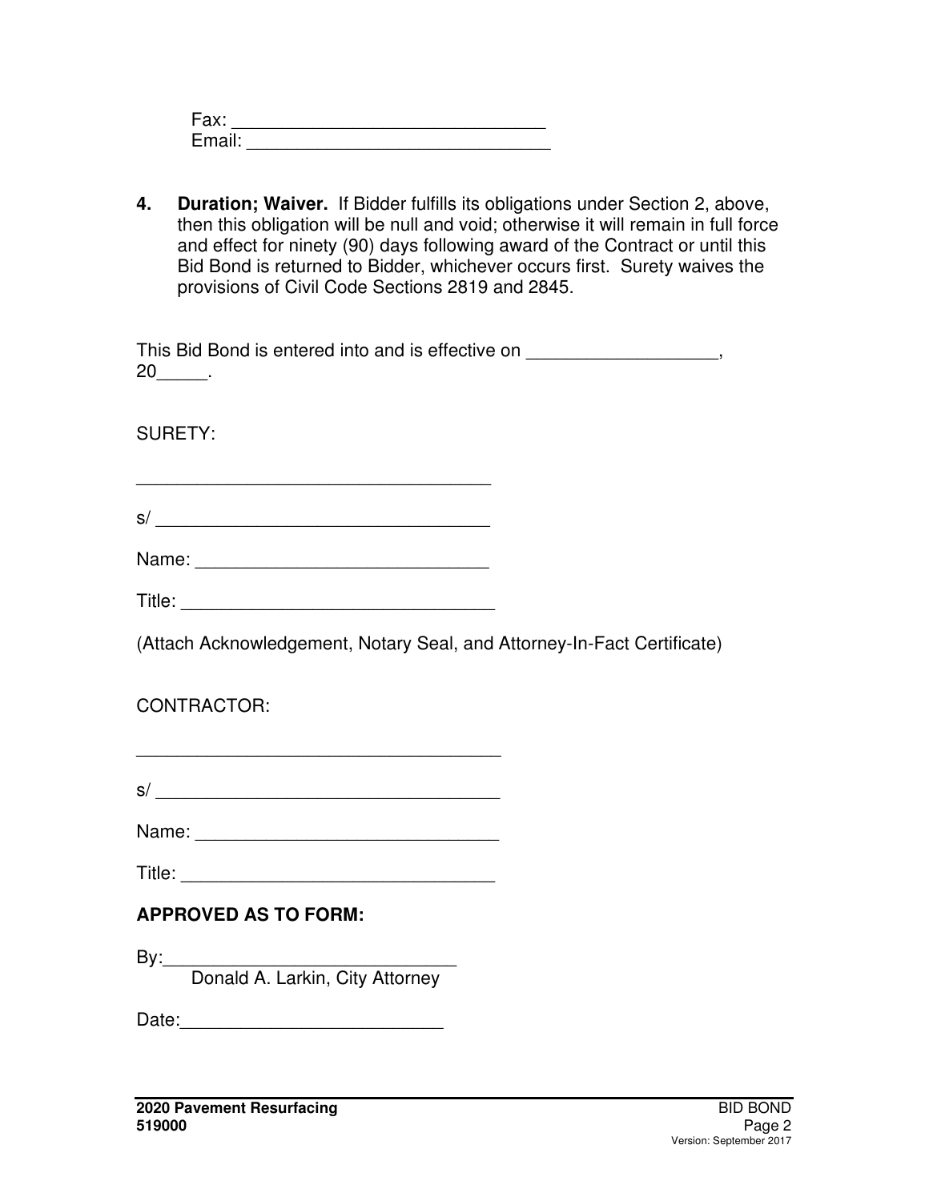Fax: ______________________________
Email: ______________________________

4. **Duration; Waiver.** If Bidder fulfills its obligations under Section 2, above, then this obligation will be null and void; otherwise it will remain in full force and effect for ninety (90) days following award of the Contract or until this Bid Bond is returned to Bidder, whichever occurs first. Surety waives the provisions of Civil Code Sections 2819 and 2845.

This Bid Bond is entered into and is effective on __________________, 20_____.

SURETY:

___________________________________

s/ _________________________________

Name: _____________________________

Title: ______________________________

(Attach Acknowledgement, Notary Seal, and Attorney-In-Fact Certificate)

CONTRACTOR:

___________________________________

s/ _________________________________

Name: _____________________________

Title: ______________________________

**APPROVED AS TO FORM:**

By:____________________________
Donald A. Larkin, City Attorney

Date:_________________________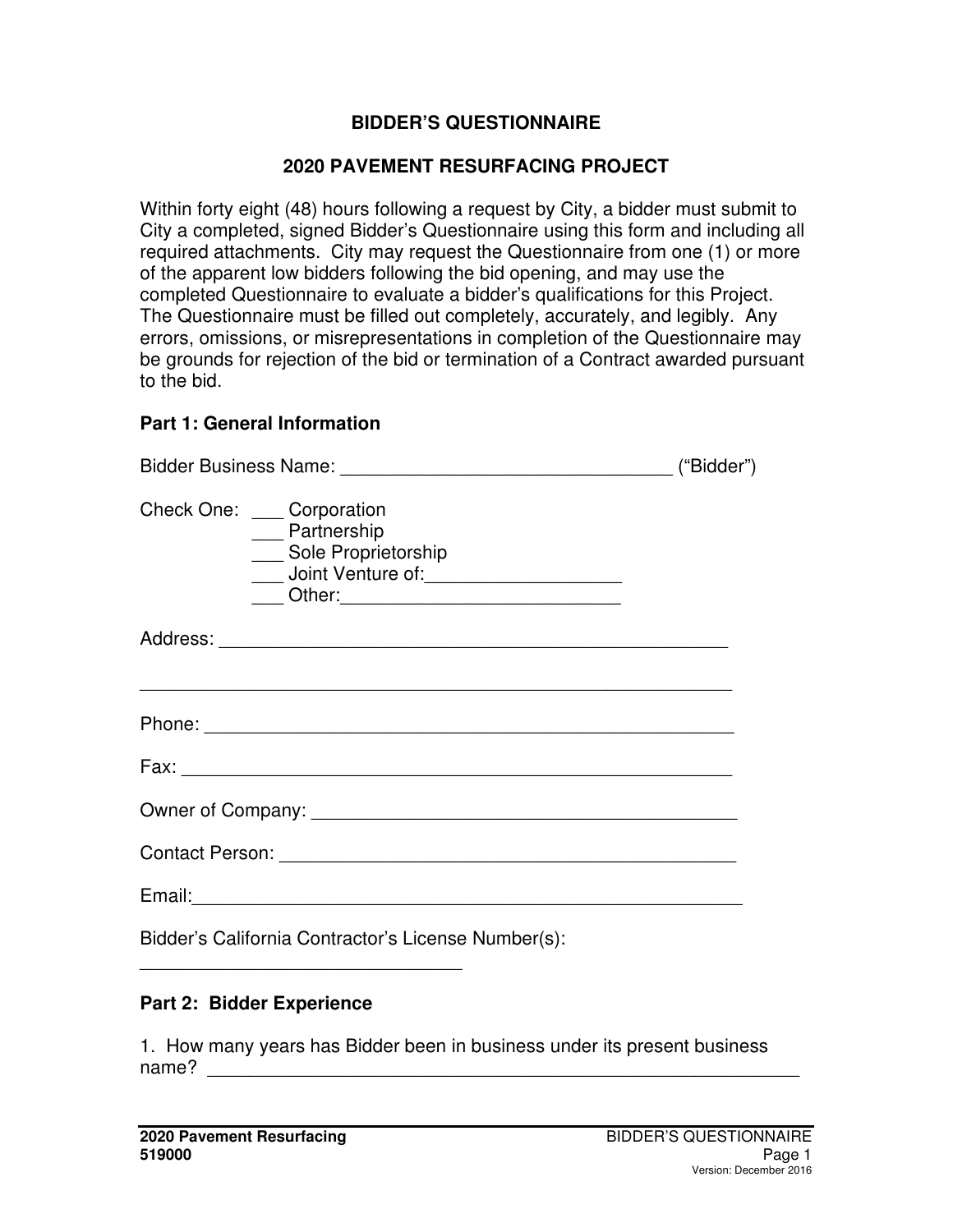# BIDDER'S QUESTIONNAIRE

## 2020 PAVEMENT RESURFACING PROJECT

Within forty eight (48) hours following a request by City, a bidder must submit to City a completed, signed Bidder's Questionnaire using this form and including all required attachments. City may request the Questionnaire from one (1) or more of the apparent low bidders following the bid opening, and may use the completed Questionnaire to evaluate a bidder's qualifications for this Project. The Questionnaire must be filled out completely, accurately, and legibly. Any errors, omissions, or misrepresentations in completion of the Questionnaire may be grounds for rejection of the bid or termination of a Contract awarded pursuant to the bid.

**Part 1: General Information**

Bidder Business Name: ________________________________ ("Bidder")

Check One: ___ Corporation
___ Partnership
___ Sole Proprietorship
___ Joint Venture of:___________________
___ Other:___________________________

Address: __________________________________________________

__________________________________________________________

Phone: ____________________________________________________

Fax: ______________________________________________________

Owner of Company: __________________________________________

Contact Person: _____________________________________________

Email:_____________________________________________________

Bidder's California Contractor's License Number(s):
________________________________

**Part 2: Bidder Experience**

1. How many years has Bidder been in business under its present business name? ___________________________________________________________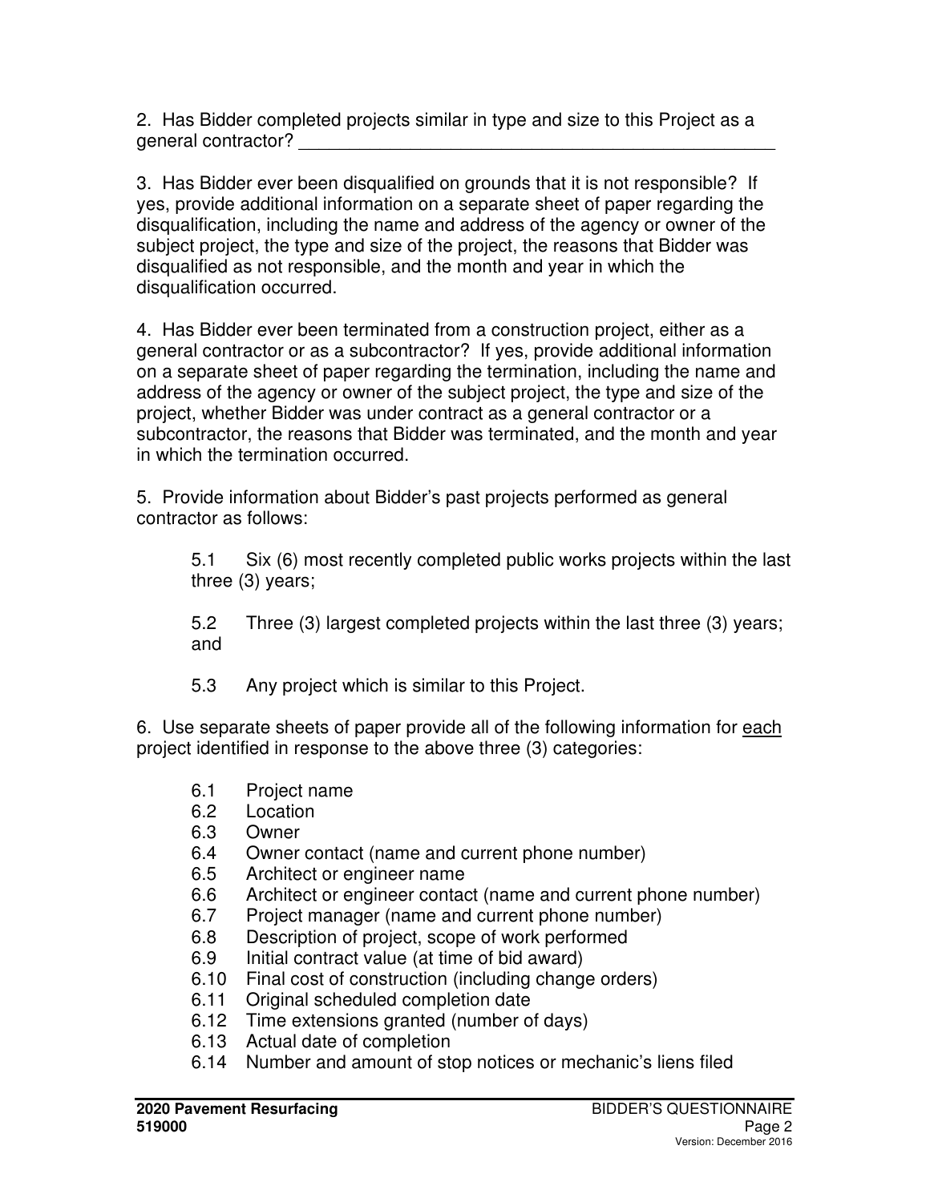2. Has Bidder completed projects similar in type and size to this Project as a general contractor? ___________________________________________________

3. Has Bidder ever been disqualified on grounds that it is not responsible? If yes, provide additional information on a separate sheet of paper regarding the disqualification, including the name and address of the agency or owner of the subject project, the type and size of the project, the reasons that Bidder was disqualified as not responsible, and the month and year in which the disqualification occurred.

4. Has Bidder ever been terminated from a construction project, either as a general contractor or as a subcontractor? If yes, provide additional information on a separate sheet of paper regarding the termination, including the name and address of the agency or owner of the subject project, the type and size of the project, whether Bidder was under contract as a general contractor or a subcontractor, the reasons that Bidder was terminated, and the month and year in which the termination occurred.

5. Provide information about Bidder's past projects performed as general contractor as follows:

> 5.1 Six (6) most recently completed public works projects within the last three (3) years;
>
> 5.2 Three (3) largest completed projects within the last three (3) years; and
>
> 5.3 Any project which is similar to this Project.

6. Use separate sheets of paper provide all of the following information for <u>each</u> project identified in response to the above three (3) categories:

> 6.1 Project name
> 6.2 Location
> 6.3 Owner
> 6.4 Owner contact (name and current phone number)
> 6.5 Architect or engineer name
> 6.6 Architect or engineer contact (name and current phone number)
> 6.7 Project manager (name and current phone number)
> 6.8 Description of project, scope of work performed
> 6.9 Initial contract value (at time of bid award)
> 6.10 Final cost of construction (including change orders)
> 6.11 Original scheduled completion date
> 6.12 Time extensions granted (number of days)
> 6.13 Actual date of completion
> 6.14 Number and amount of stop notices or mechanic's liens filed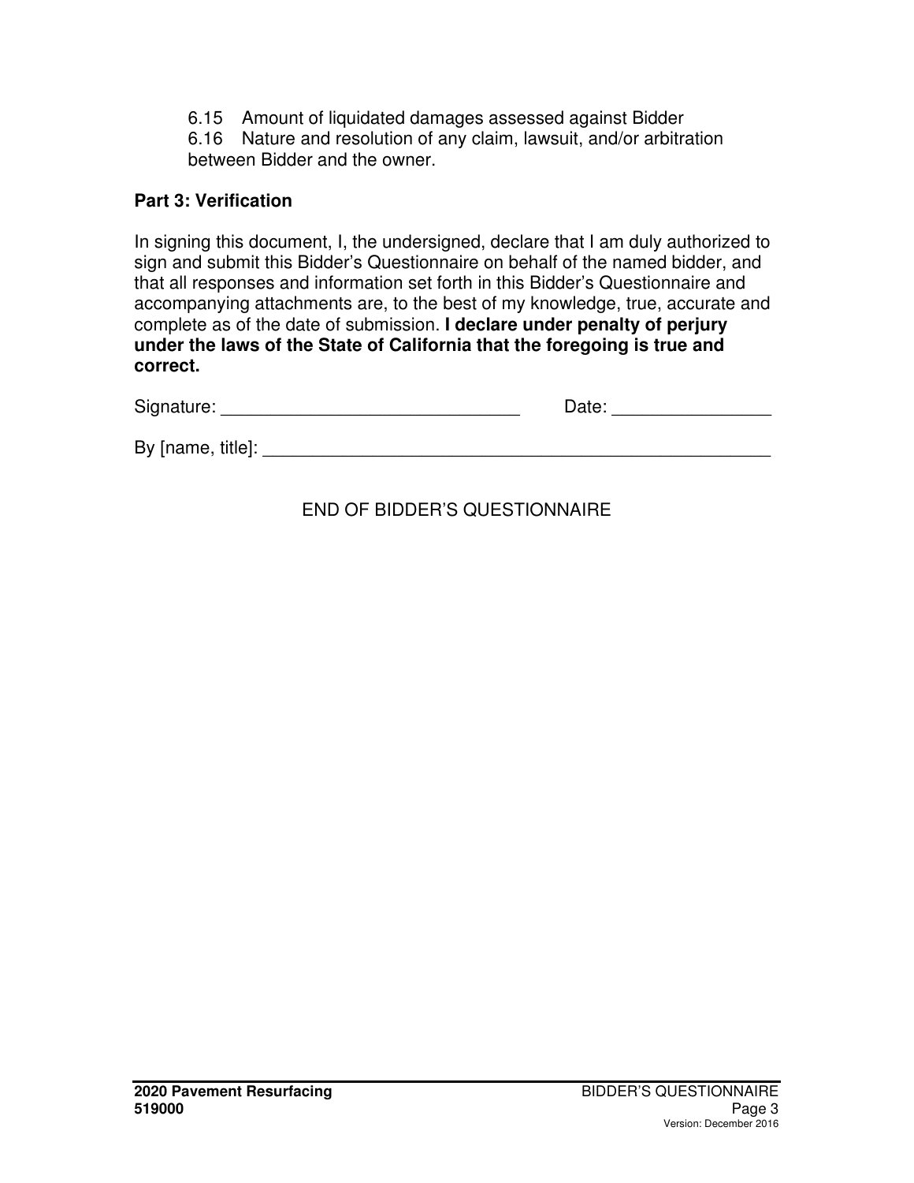6.15 Amount of liquidated damages assessed against Bidder

6.16 Nature and resolution of any claim, lawsuit, and/or arbitration between Bidder and the owner.

**Part 3: Verification**

In signing this document, I, the undersigned, declare that I am duly authorized to sign and submit this Bidder's Questionnaire on behalf of the named bidder, and that all responses and information set forth in this Bidder's Questionnaire and accompanying attachments are, to the best of my knowledge, true, accurate and complete as of the date of submission. **I declare under penalty of perjury under the laws of the State of California that the foregoing is true and correct.**

Signature: ______________________________ Date: ________________

By [name, title]: _____________________________________________________

END OF BIDDER'S QUESTIONNAIRE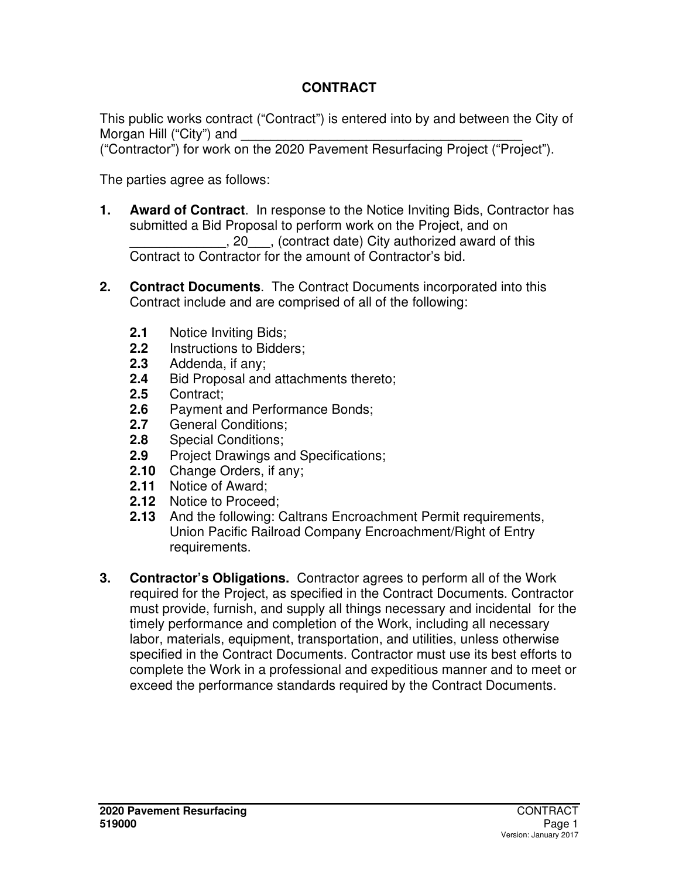# CONTRACT

This public works contract ("Contract") is entered into by and between the City of Morgan Hill ("City") and ________________________________________ ("Contractor") for work on the 2020 Pavement Resurfacing Project ("Project").

The parties agree as follows:

1. **Award of Contract**. In response to the Notice Inviting Bids, Contractor has submitted a Bid Proposal to perform work on the Project, and on _____________, 20___, (contract date) City authorized award of this Contract to Contractor for the amount of Contractor's bid.

2. **Contract Documents**. The Contract Documents incorporated into this Contract include and are comprised of all of the following:

   **2.1** Notice Inviting Bids;
   **2.2** Instructions to Bidders;
   **2.3** Addenda, if any;
   **2.4** Bid Proposal and attachments thereto;
   **2.5** Contract;
   **2.6** Payment and Performance Bonds;
   **2.7** General Conditions;
   **2.8** Special Conditions;
   **2.9** Project Drawings and Specifications;
   **2.10** Change Orders, if any;
   **2.11** Notice of Award;
   **2.12** Notice to Proceed;
   **2.13** And the following: Caltrans Encroachment Permit requirements, Union Pacific Railroad Company Encroachment/Right of Entry requirements.

3. **Contractor's Obligations.** Contractor agrees to perform all of the Work required for the Project, as specified in the Contract Documents. Contractor must provide, furnish, and supply all things necessary and incidental for the timely performance and completion of the Work, including all necessary labor, materials, equipment, transportation, and utilities, unless otherwise specified in the Contract Documents. Contractor must use its best efforts to complete the Work in a professional and expeditious manner and to meet or exceed the performance standards required by the Contract Documents.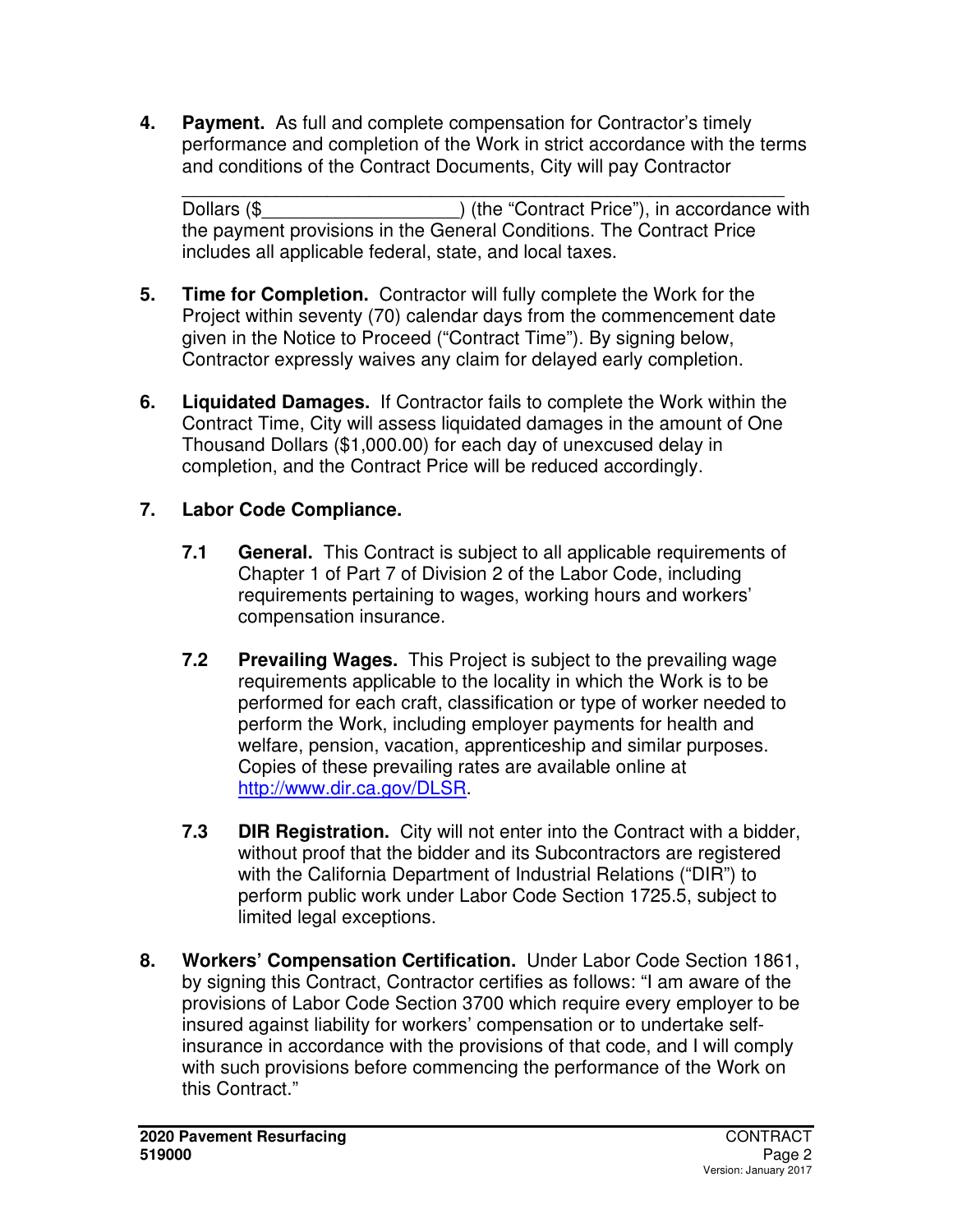**4. Payment.** As full and complete compensation for Contractor's timely performance and completion of the Work in strict accordance with the terms and conditions of the Contract Documents, City will pay Contractor

_______________________________________________________
Dollars ($___________________) (the "Contract Price"), in accordance with the payment provisions in the General Conditions. The Contract Price includes all applicable federal, state, and local taxes.

**5. Time for Completion.** Contractor will fully complete the Work for the Project within seventy (70) calendar days from the commencement date given in the Notice to Proceed ("Contract Time"). By signing below, Contractor expressly waives any claim for delayed early completion.

**6. Liquidated Damages.** If Contractor fails to complete the Work within the Contract Time, City will assess liquidated damages in the amount of One Thousand Dollars ($1,000.00) for each day of unexcused delay in completion, and the Contract Price will be reduced accordingly.

**7. Labor Code Compliance.**

**7.1 General.** This Contract is subject to all applicable requirements of Chapter 1 of Part 7 of Division 2 of the Labor Code, including requirements pertaining to wages, working hours and workers' compensation insurance.

**7.2 Prevailing Wages.** This Project is subject to the prevailing wage requirements applicable to the locality in which the Work is to be performed for each craft, classification or type of worker needed to perform the Work, including employer payments for health and welfare, pension, vacation, apprenticeship and similar purposes. Copies of these prevailing rates are available online at http://www.dir.ca.gov/DLSR.

**7.3 DIR Registration.** City will not enter into the Contract with a bidder, without proof that the bidder and its Subcontractors are registered with the California Department of Industrial Relations ("DIR") to perform public work under Labor Code Section 1725.5, subject to limited legal exceptions.

**8. Workers' Compensation Certification.** Under Labor Code Section 1861, by signing this Contract, Contractor certifies as follows: "I am aware of the provisions of Labor Code Section 3700 which require every employer to be insured against liability for workers' compensation or to undertake self-insurance in accordance with the provisions of that code, and I will comply with such provisions before commencing the performance of the Work on this Contract."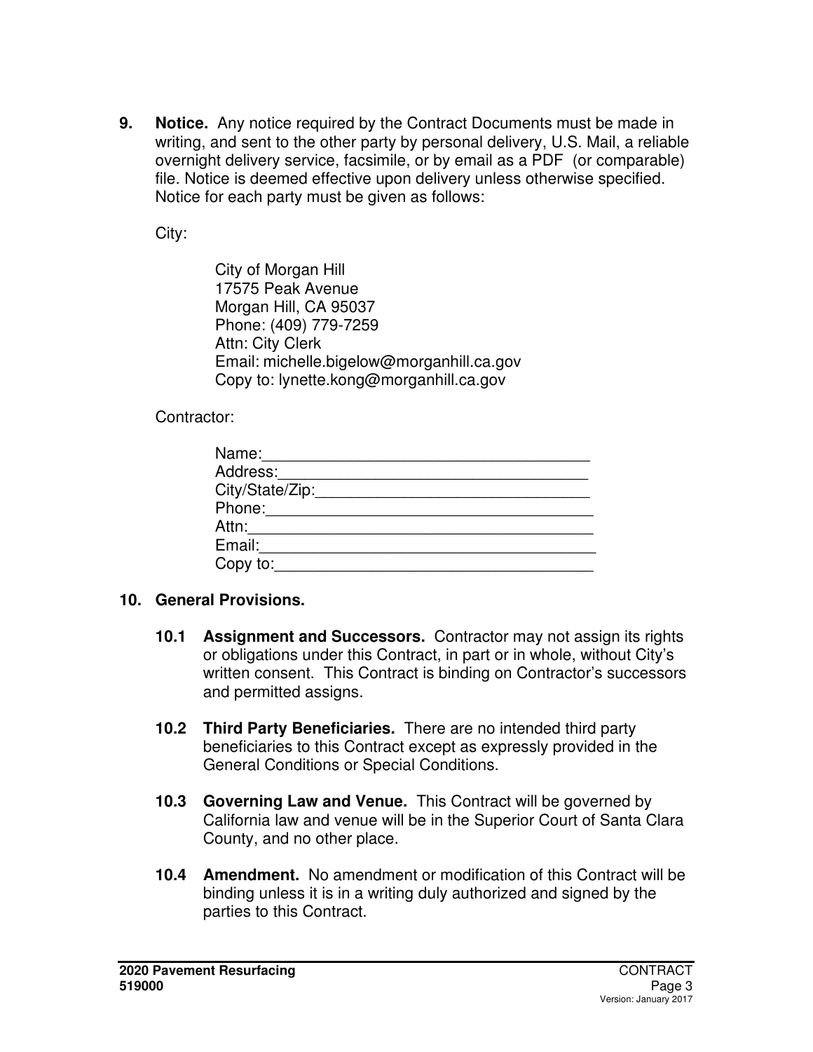**9. Notice.** Any notice required by the Contract Documents must be made in writing, and sent to the other party by personal delivery, U.S. Mail, a reliable overnight delivery service, facsimile, or by email as a PDF (or comparable) file. Notice is deemed effective upon delivery unless otherwise specified. Notice for each party must be given as follows:

City:

City of Morgan Hill
17575 Peak Avenue
Morgan Hill, CA 95037
Phone: (409) 779-7259
Attn: City Clerk
Email: michelle.bigelow@morganhill.ca.gov
Copy to: lynette.kong@morganhill.ca.gov

Contractor:

Name:_____________________________________
Address:___________________________________
City/State/Zip:______________________________
Phone:_____________________________________
Attn:_______________________________________
Email:______________________________________
Copy to:____________________________________

**10. General Provisions.**

**10.1 Assignment and Successors.** Contractor may not assign its rights or obligations under this Contract, in part or in whole, without City's written consent. This Contract is binding on Contractor's successors and permitted assigns.

**10.2 Third Party Beneficiaries.** There are no intended third party beneficiaries to this Contract except as expressly provided in the General Conditions or Special Conditions.

**10.3 Governing Law and Venue.** This Contract will be governed by California law and venue will be in the Superior Court of Santa Clara County, and no other place.

**10.4 Amendment.** No amendment or modification of this Contract will be binding unless it is in a writing duly authorized and signed by the parties to this Contract.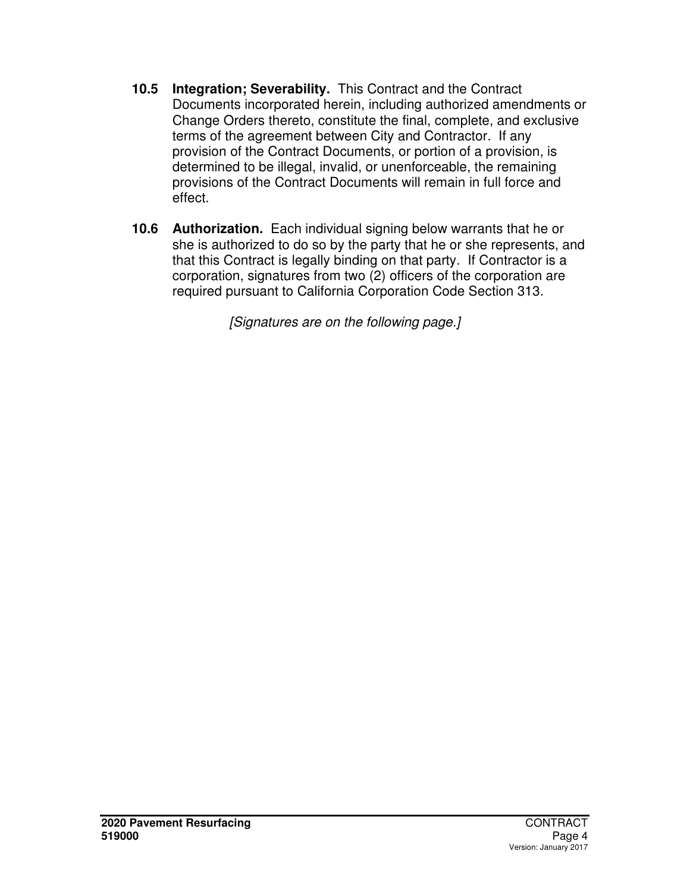**10.5 Integration; Severability.** This Contract and the Contract Documents incorporated herein, including authorized amendments or Change Orders thereto, constitute the final, complete, and exclusive terms of the agreement between City and Contractor. If any provision of the Contract Documents, or portion of a provision, is determined to be illegal, invalid, or unenforceable, the remaining provisions of the Contract Documents will remain in full force and effect.

**10.6 Authorization.** Each individual signing below warrants that he or she is authorized to do so by the party that he or she represents, and that this Contract is legally binding on that party. If Contractor is a corporation, signatures from two (2) officers of the corporation are required pursuant to California Corporation Code Section 313.

*[Signatures are on the following page.]*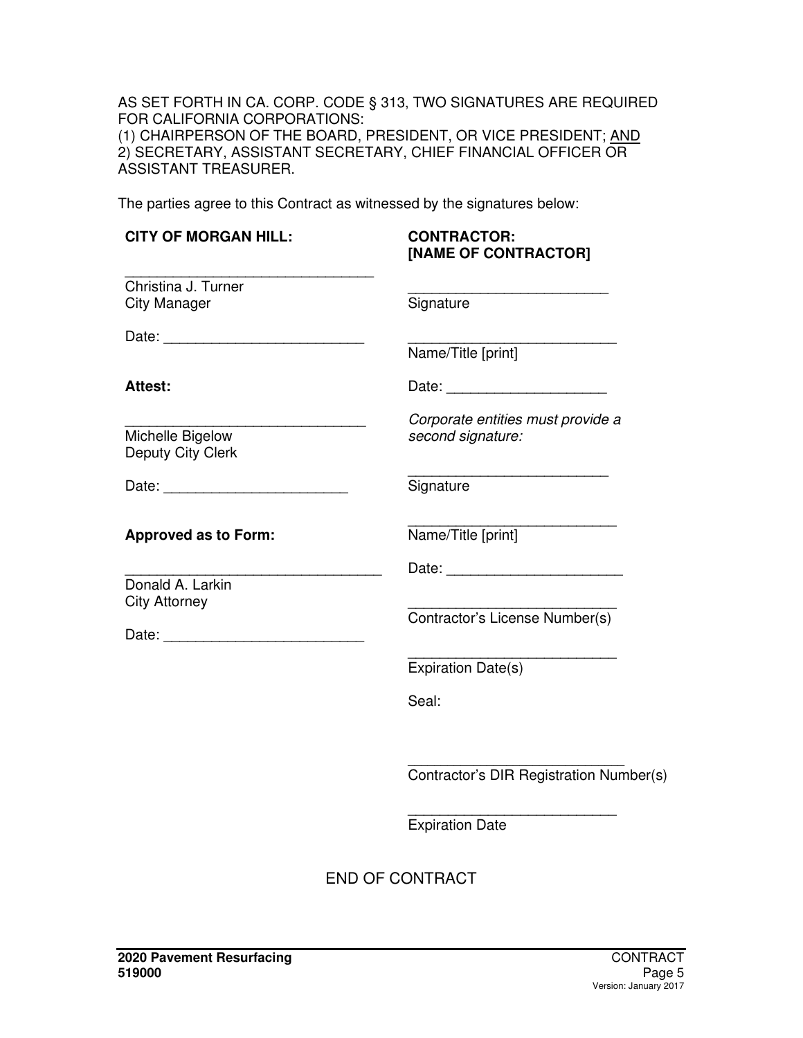AS SET FORTH IN CA. CORP. CODE § 313, TWO SIGNATURES ARE REQUIRED FOR CALIFORNIA CORPORATIONS:
(1) CHAIRPERSON OF THE BOARD, PRESIDENT, OR VICE PRESIDENT; AND
2) SECRETARY, ASSISTANT SECRETARY, CHIEF FINANCIAL OFFICER OR ASSISTANT TREASURER.

The parties agree to this Contract as witnessed by the signatures below:

**CITY OF MORGAN HILL:**

_______________________________
Christina J. Turner
City Manager

Date: _________________________

**Attest:**

_______________________________
Michelle Bigelow
Deputy City Clerk

Date: _______________________

**Approved as to Form:**

_______________________________
Donald A. Larkin
City Attorney

Date: _________________________

**CONTRACTOR:**
**[NAME OF CONTRACTOR]**

_________________________
Signature

_________________________
Name/Title [print]

Date: ____________________

*Corporate entities must provide a second signature:*

_________________________
Signature

_________________________
Name/Title [print]

Date: ______________________

_________________________
Contractor's License Number(s)

_________________________
Expiration Date(s)

Seal:

_________________________
Contractor's DIR Registration Number(s)

_________________________
Expiration Date

END OF CONTRACT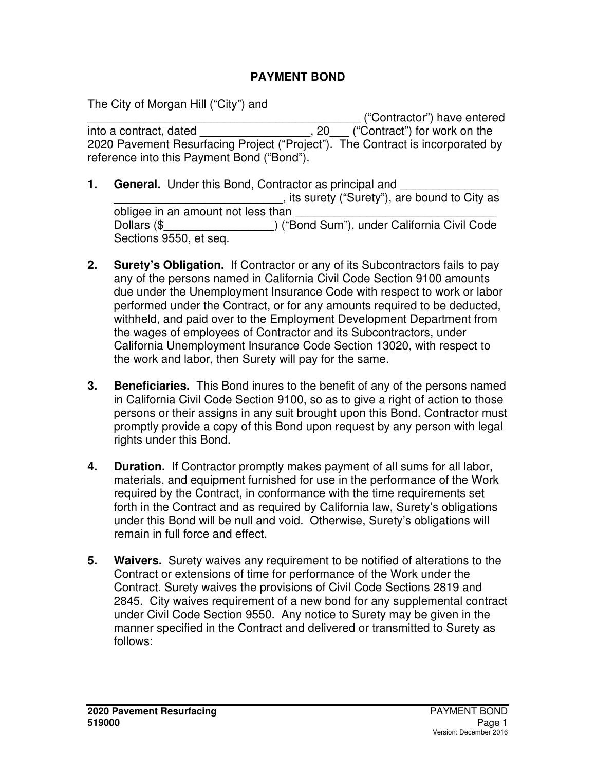## PAYMENT BOND

The City of Morgan Hill ("City") and ________________________________________ ("Contractor") have entered into a contract, dated _________________, 20___ ("Contract") for work on the 2020 Pavement Resurfacing Project ("Project"). The Contract is incorporated by reference into this Payment Bond ("Bond").

1. **General.** Under this Bond, Contractor as principal and _______________ __________________________, its surety ("Surety"), are bound to City as obligee in an amount not less than ________________________________ Dollars ($_________________) ("Bond Sum"), under California Civil Code Sections 9550, et seq.

2. **Surety's Obligation.** If Contractor or any of its Subcontractors fails to pay any of the persons named in California Civil Code Section 9100 amounts due under the Unemployment Insurance Code with respect to work or labor performed under the Contract, or for any amounts required to be deducted, withheld, and paid over to the Employment Development Department from the wages of employees of Contractor and its Subcontractors, under California Unemployment Insurance Code Section 13020, with respect to the work and labor, then Surety will pay for the same.

3. **Beneficiaries.** This Bond inures to the benefit of any of the persons named in California Civil Code Section 9100, so as to give a right of action to those persons or their assigns in any suit brought upon this Bond. Contractor must promptly provide a copy of this Bond upon request by any person with legal rights under this Bond.

4. **Duration.** If Contractor promptly makes payment of all sums for all labor, materials, and equipment furnished for use in the performance of the Work required by the Contract, in conformance with the time requirements set forth in the Contract and as required by California law, Surety's obligations under this Bond will be null and void. Otherwise, Surety's obligations will remain in full force and effect.

5. **Waivers.** Surety waives any requirement to be notified of alterations to the Contract or extensions of time for performance of the Work under the Contract. Surety waives the provisions of Civil Code Sections 2819 and 2845. City waives requirement of a new bond for any supplemental contract under Civil Code Section 9550. Any notice to Surety may be given in the manner specified in the Contract and delivered or transmitted to Surety as follows: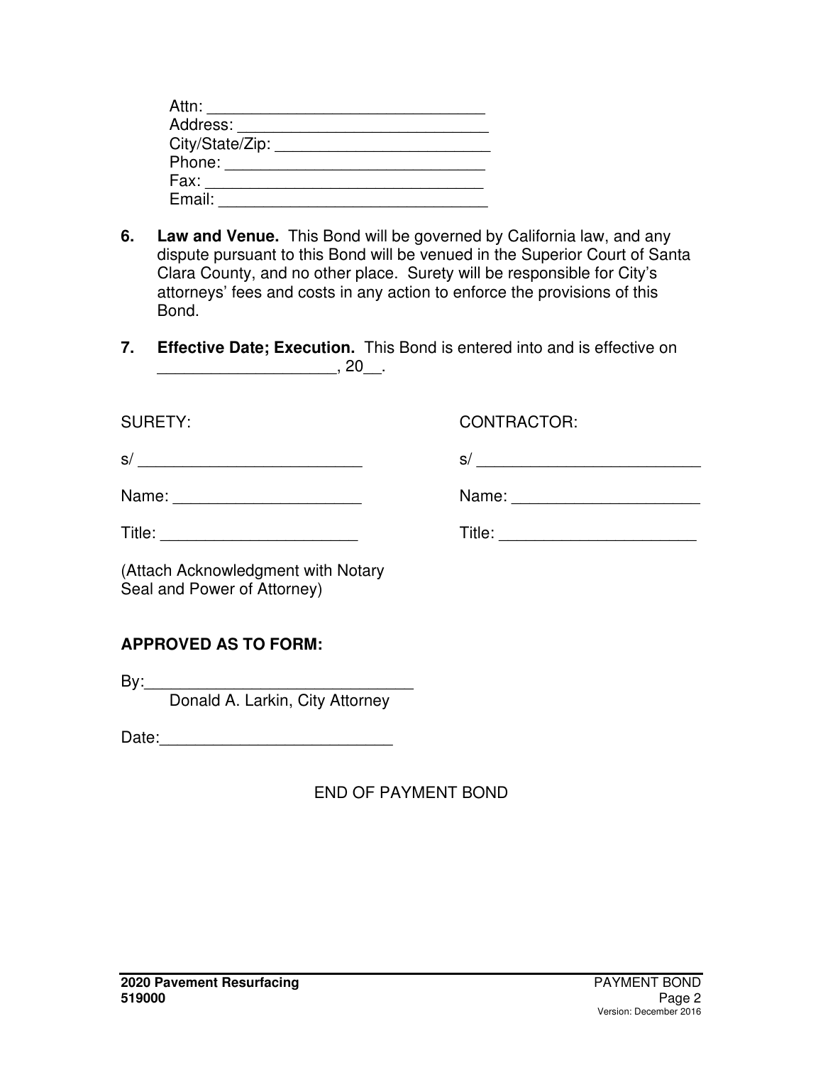Attn: ______________________________
Address: ____________________________
City/State/Zip: ________________________
Phone: _____________________________
Fax: _______________________________
Email: ______________________________

6. **Law and Venue.** This Bond will be governed by California law, and any dispute pursuant to this Bond will be venued in the Superior Court of Santa Clara County, and no other place. Surety will be responsible for City's attorneys' fees and costs in any action to enforce the provisions of this Bond.

7. **Effective Date; Execution.** This Bond is entered into and is effective on ___________________, 20__.

SURETY:

s/ _________________________

Name: _____________________

Title: ______________________

(Attach Acknowledgment with Notary Seal and Power of Attorney)

CONTRACTOR:

s/ _________________________

Name: _____________________

Title: ______________________

**APPROVED AS TO FORM:**

By:______________________________
Donald A. Larkin, City Attorney

Date:__________________________

END OF PAYMENT BOND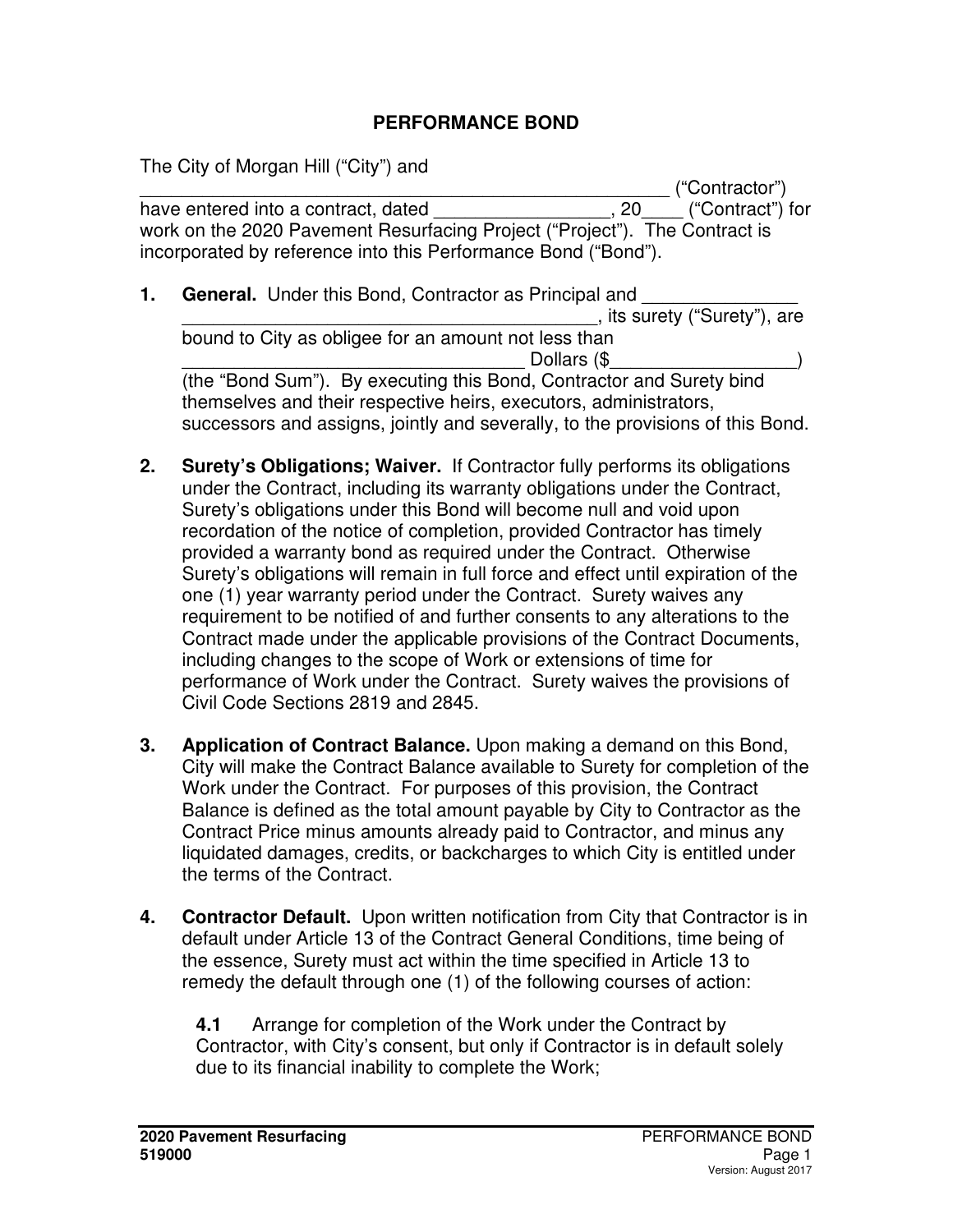# PERFORMANCE BOND

The City of Morgan Hill ("City") and _______________________________________________ ("Contractor") have entered into a contract, dated _________________, 20____ ("Contract") for work on the 2020 Pavement Resurfacing Project ("Project"). The Contract is incorporated by reference into this Performance Bond ("Bond").

1. **General.** Under this Bond, Contractor as Principal and _______________ _________________________________________, its surety ("Surety"), are bound to City as obligee for an amount not less than __________________________________ Dollars ($__________________) (the "Bond Sum"). By executing this Bond, Contractor and Surety bind themselves and their respective heirs, executors, administrators, successors and assigns, jointly and severally, to the provisions of this Bond.

2. **Surety's Obligations; Waiver.** If Contractor fully performs its obligations under the Contract, including its warranty obligations under the Contract, Surety's obligations under this Bond will become null and void upon recordation of the notice of completion, provided Contractor has timely provided a warranty bond as required under the Contract. Otherwise Surety's obligations will remain in full force and effect until expiration of the one (1) year warranty period under the Contract. Surety waives any requirement to be notified of and further consents to any alterations to the Contract made under the applicable provisions of the Contract Documents, including changes to the scope of Work or extensions of time for performance of Work under the Contract. Surety waives the provisions of Civil Code Sections 2819 and 2845.

3. **Application of Contract Balance.** Upon making a demand on this Bond, City will make the Contract Balance available to Surety for completion of the Work under the Contract. For purposes of this provision, the Contract Balance is defined as the total amount payable by City to Contractor as the Contract Price minus amounts already paid to Contractor, and minus any liquidated damages, credits, or backcharges to which City is entitled under the terms of the Contract.

4. **Contractor Default.** Upon written notification from City that Contractor is in default under Article 13 of the Contract General Conditions, time being of the essence, Surety must act within the time specified in Article 13 to remedy the default through one (1) of the following courses of action:

   **4.1** Arrange for completion of the Work under the Contract by Contractor, with City's consent, but only if Contractor is in default solely due to its financial inability to complete the Work;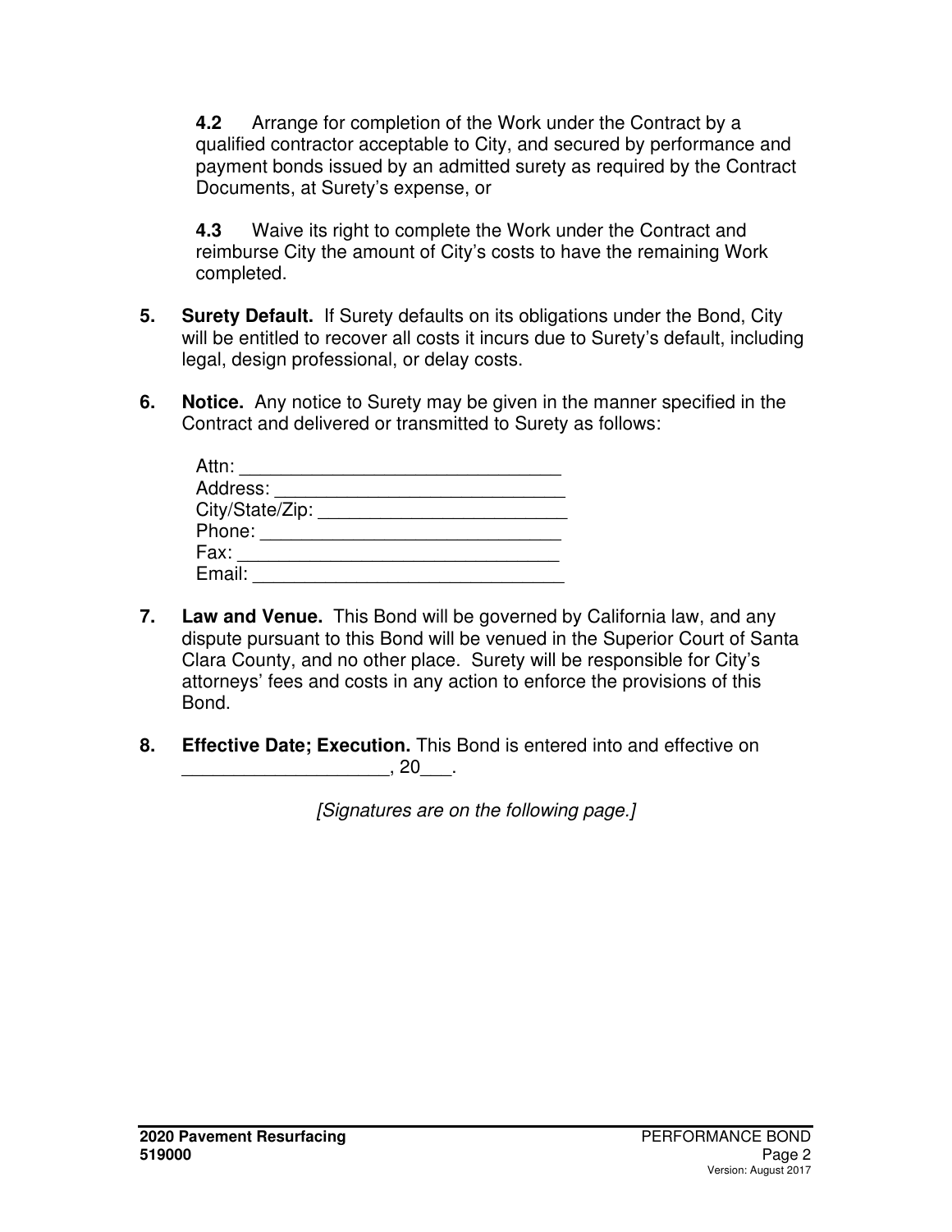**4.2** Arrange for completion of the Work under the Contract by a qualified contractor acceptable to City, and secured by performance and payment bonds issued by an admitted surety as required by the Contract Documents, at Surety's expense, or

**4.3** Waive its right to complete the Work under the Contract and reimburse City the amount of City's costs to have the remaining Work completed.

**5. Surety Default.** If Surety defaults on its obligations under the Bond, City will be entitled to recover all costs it incurs due to Surety's default, including legal, design professional, or delay costs.

**6. Notice.** Any notice to Surety may be given in the manner specified in the Contract and delivered or transmitted to Surety as follows:

Attn: _______________________________
Address: _____________________________
City/State/Zip: ________________________
Phone: ______________________________
Fax: ________________________________
Email: _______________________________

**7. Law and Venue.** This Bond will be governed by California law, and any dispute pursuant to this Bond will be venued in the Superior Court of Santa Clara County, and no other place. Surety will be responsible for City's attorneys' fees and costs in any action to enforce the provisions of this Bond.

**8. Effective Date; Execution.** This Bond is entered into and effective on ____________________, 20___.

*[Signatures are on the following page.]*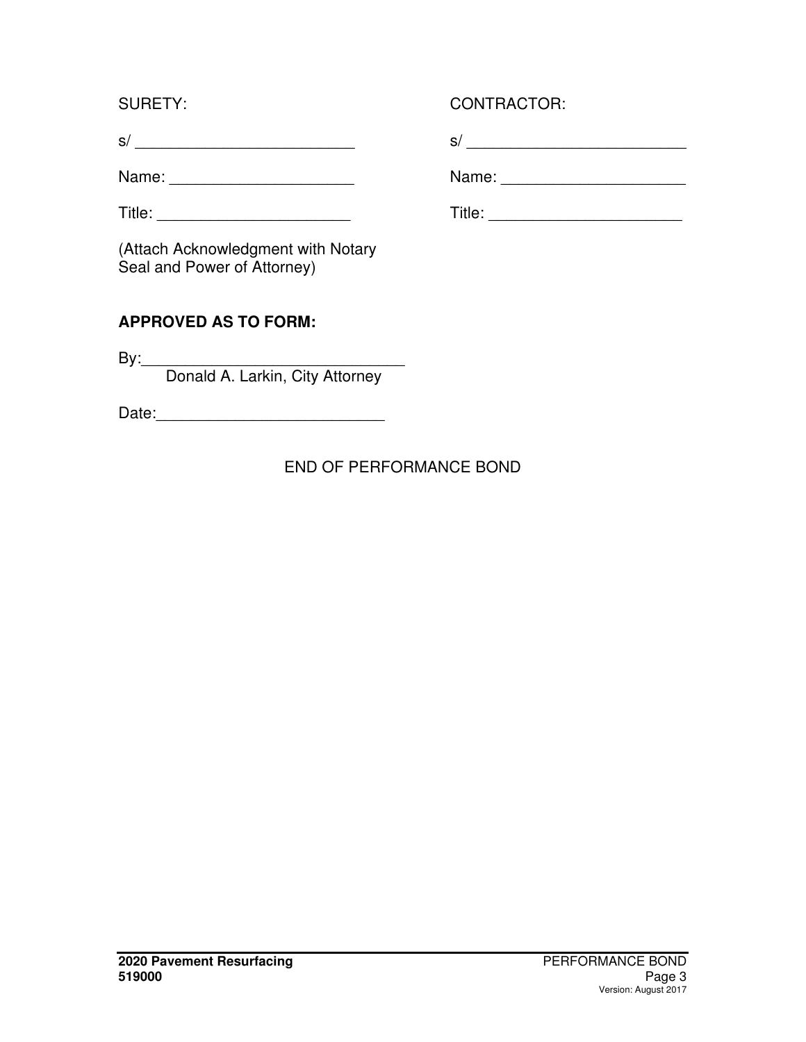| SURETY: | CONTRACTOR: |
|---|---|
| s/ _________________________ | s/ _________________________ |
| Name: _____________________ | Name: _____________________ |
| Title: ______________________ | Title: ______________________ |
| (Attach Acknowledgment with Notary Seal and Power of Attorney) | |

**APPROVED AS TO FORM:**

By:______________________________
Donald A. Larkin, City Attorney

Date:__________________________

END OF PERFORMANCE BOND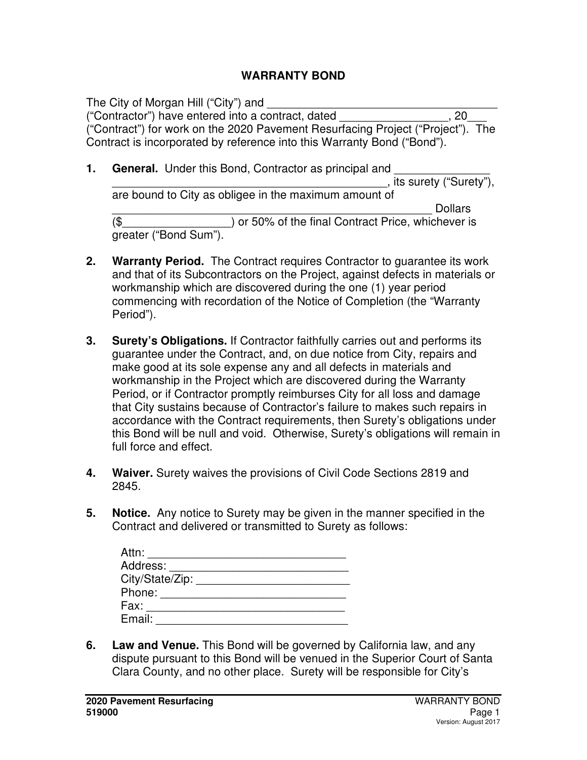# WARRANTY BOND

The City of Morgan Hill ("City") and ____________________________________ ("Contractor") have entered into a contract, dated _________________, 20___ ("Contract") for work on the 2020 Pavement Resurfacing Project ("Project"). The Contract is incorporated by reference into this Warranty Bond ("Bond").

1. **General.** Under this Bond, Contractor as principal and _______________ ____________________________________________, its surety ("Surety"), are bound to City as obligee in the maximum amount of __________________________________________________ Dollars ($_________________) or 50% of the final Contract Price, whichever is greater ("Bond Sum").

2. **Warranty Period.** The Contract requires Contractor to guarantee its work and that of its Subcontractors on the Project, against defects in materials or workmanship which are discovered during the one (1) year period commencing with recordation of the Notice of Completion (the "Warranty Period").

3. **Surety's Obligations.** If Contractor faithfully carries out and performs its guarantee under the Contract, and, on due notice from City, repairs and make good at its sole expense any and all defects in materials and workmanship in the Project which are discovered during the Warranty Period, or if Contractor promptly reimburses City for all loss and damage that City sustains because of Contractor's failure to makes such repairs in accordance with the Contract requirements, then Surety's obligations under this Bond will be null and void. Otherwise, Surety's obligations will remain in full force and effect.

4. **Waiver.** Surety waives the provisions of Civil Code Sections 2819 and 2845.

5. **Notice.** Any notice to Surety may be given in the manner specified in the Contract and delivered or transmitted to Surety as follows:

   Attn: ________________________________
   Address: _____________________________
   City/State/Zip: ________________________
   Phone: ______________________________
   Fax: ________________________________
   Email: _______________________________

6. **Law and Venue.** This Bond will be governed by California law, and any dispute pursuant to this Bond will be venued in the Superior Court of Santa Clara County, and no other place. Surety will be responsible for City's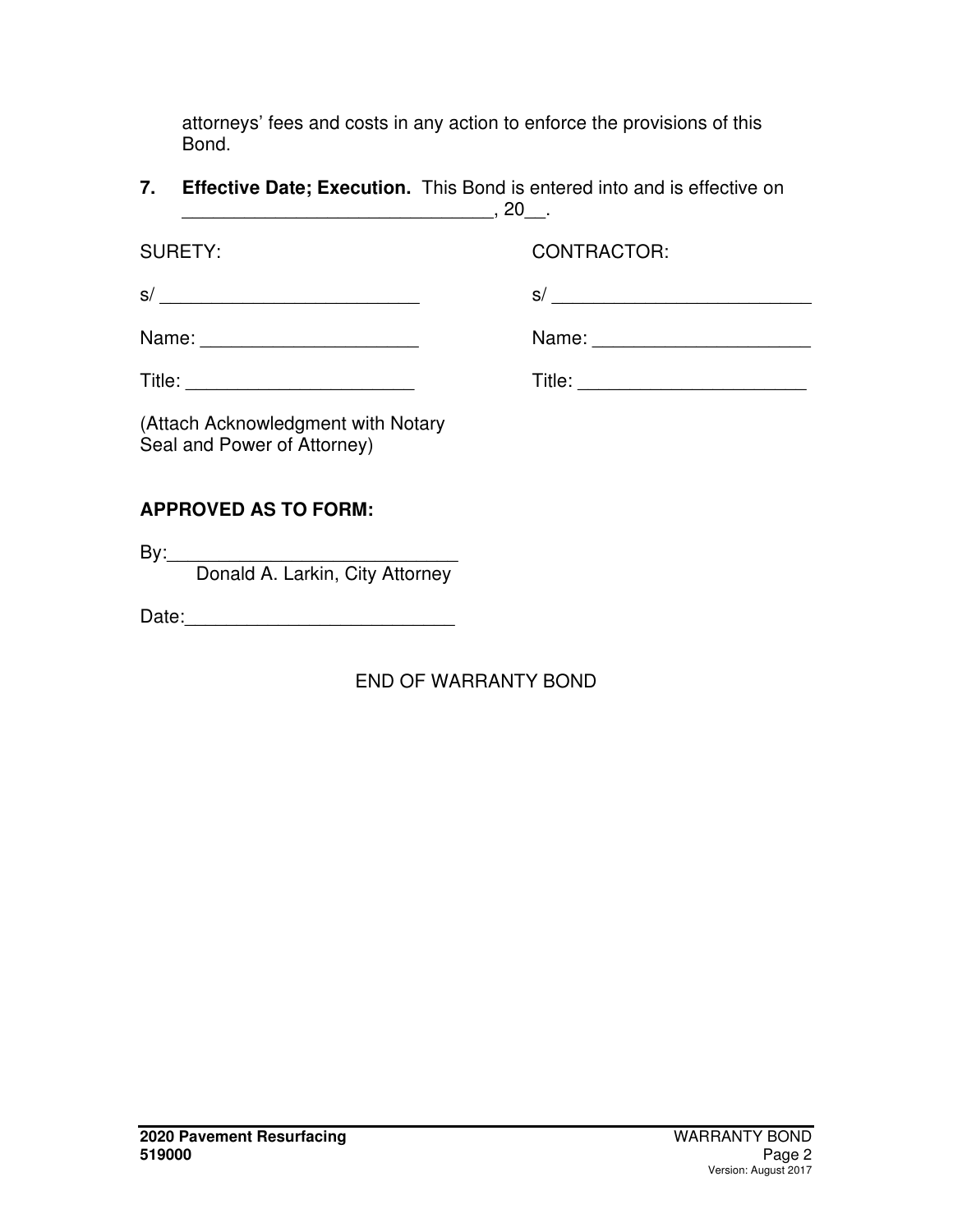attorneys' fees and costs in any action to enforce the provisions of this Bond.

**7. Effective Date; Execution.** This Bond is entered into and is effective on ______________________________, 20__.

| SURETY: | CONTRACTOR: |
|---|---|
| s/ _________________________ | s/ _________________________ |
| Name: _____________________ | Name: _____________________ |
| Title: ______________________ | Title: ______________________ |

(Attach Acknowledgment with Notary Seal and Power of Attorney)

**APPROVED AS TO FORM:**

By:____________________________
Donald A. Larkin, City Attorney

Date:_________________________

END OF WARRANTY BOND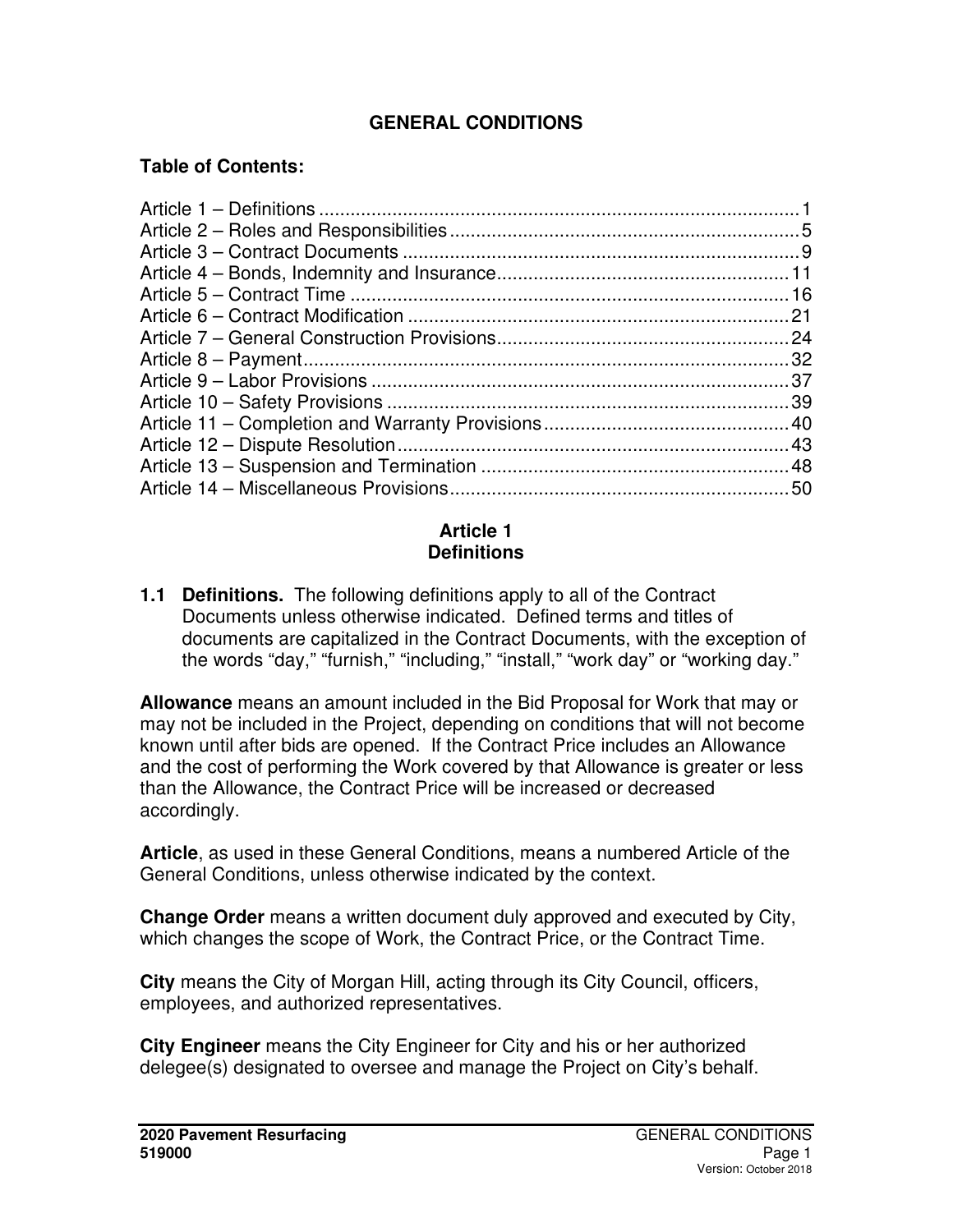# GENERAL CONDITIONS

**Table of Contents:**

Article 1 – Definitions ........................................................................................... 1
Article 2 – Roles and Responsibilities .................................................................. 5
Article 3 – Contract Documents ........................................................................... 9
Article 4 – Bonds, Indemnity and Insurance ........................................................ 11
Article 5 – Contract Time .................................................................................... 16
Article 6 – Contract Modification ......................................................................... 21
Article 7 – General Construction Provisions ........................................................ 24
Article 8 – Payment ............................................................................................. 32
Article 9 – Labor Provisions ................................................................................ 37
Article 10 – Safety Provisions ............................................................................. 39
Article 11 – Completion and Warranty Provisions ............................................... 40
Article 12 – Dispute Resolution ........................................................................... 43
Article 13 – Suspension and Termination ............................................................ 48
Article 14 – Miscellaneous Provisions ................................................................. 50

## Article 1
## Definitions

**1.1 Definitions.** The following definitions apply to all of the Contract Documents unless otherwise indicated. Defined terms and titles of documents are capitalized in the Contract Documents, with the exception of the words "day," "furnish," "including," "install," "work day" or "working day."

**Allowance** means an amount included in the Bid Proposal for Work that may or may not be included in the Project, depending on conditions that will not become known until after bids are opened. If the Contract Price includes an Allowance and the cost of performing the Work covered by that Allowance is greater or less than the Allowance, the Contract Price will be increased or decreased accordingly.

**Article**, as used in these General Conditions, means a numbered Article of the General Conditions, unless otherwise indicated by the context.

**Change Order** means a written document duly approved and executed by City, which changes the scope of Work, the Contract Price, or the Contract Time.

**City** means the City of Morgan Hill, acting through its City Council, officers, employees, and authorized representatives.

**City Engineer** means the City Engineer for City and his or her authorized delegee(s) designated to oversee and manage the Project on City's behalf.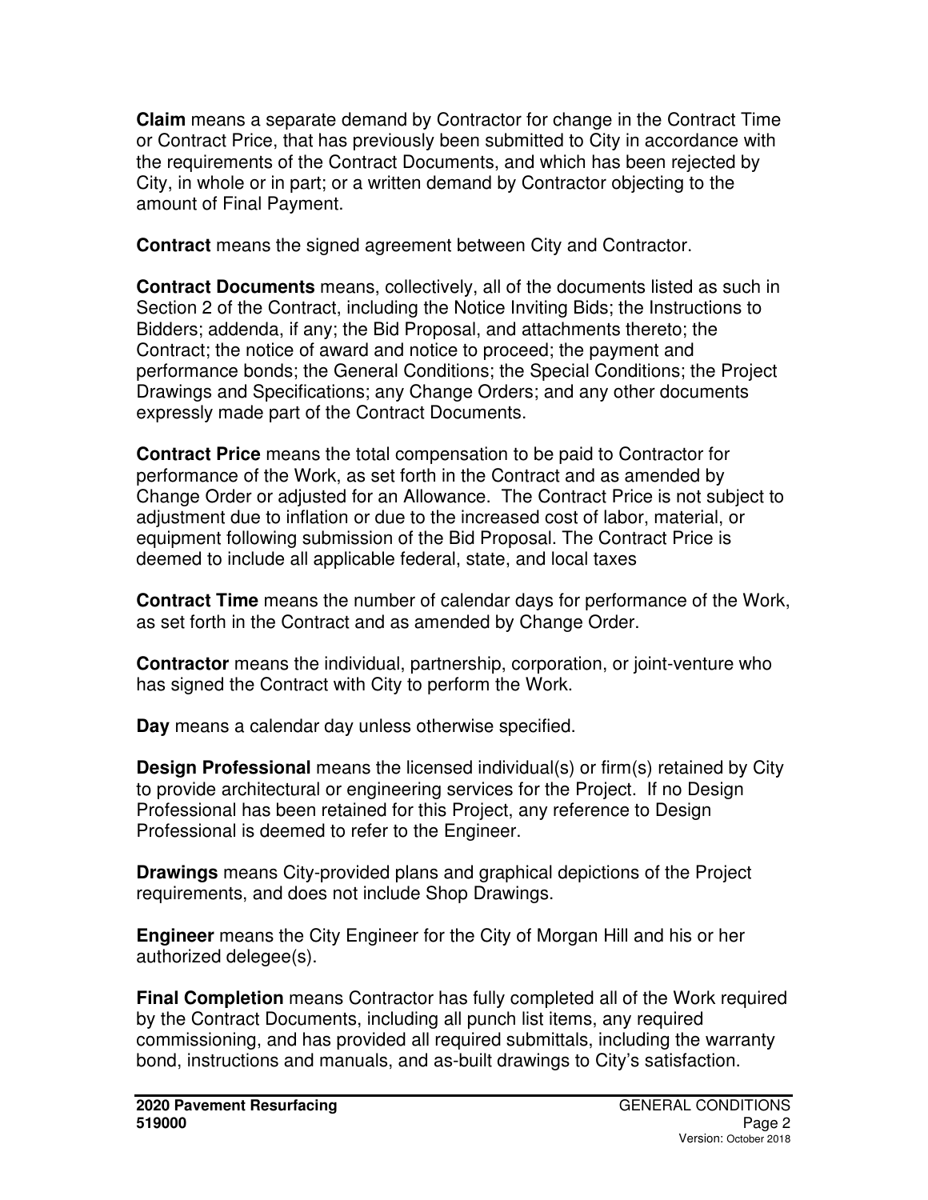**Claim** means a separate demand by Contractor for change in the Contract Time or Contract Price, that has previously been submitted to City in accordance with the requirements of the Contract Documents, and which has been rejected by City, in whole or in part; or a written demand by Contractor objecting to the amount of Final Payment.

**Contract** means the signed agreement between City and Contractor.

**Contract Documents** means, collectively, all of the documents listed as such in Section 2 of the Contract, including the Notice Inviting Bids; the Instructions to Bidders; addenda, if any; the Bid Proposal, and attachments thereto; the Contract; the notice of award and notice to proceed; the payment and performance bonds; the General Conditions; the Special Conditions; the Project Drawings and Specifications; any Change Orders; and any other documents expressly made part of the Contract Documents.

**Contract Price** means the total compensation to be paid to Contractor for performance of the Work, as set forth in the Contract and as amended by Change Order or adjusted for an Allowance. The Contract Price is not subject to adjustment due to inflation or due to the increased cost of labor, material, or equipment following submission of the Bid Proposal. The Contract Price is deemed to include all applicable federal, state, and local taxes

**Contract Time** means the number of calendar days for performance of the Work, as set forth in the Contract and as amended by Change Order.

**Contractor** means the individual, partnership, corporation, or joint-venture who has signed the Contract with City to perform the Work.

**Day** means a calendar day unless otherwise specified.

**Design Professional** means the licensed individual(s) or firm(s) retained by City to provide architectural or engineering services for the Project. If no Design Professional has been retained for this Project, any reference to Design Professional is deemed to refer to the Engineer.

**Drawings** means City-provided plans and graphical depictions of the Project requirements, and does not include Shop Drawings.

**Engineer** means the City Engineer for the City of Morgan Hill and his or her authorized delegee(s).

**Final Completion** means Contractor has fully completed all of the Work required by the Contract Documents, including all punch list items, any required commissioning, and has provided all required submittals, including the warranty bond, instructions and manuals, and as-built drawings to City's satisfaction.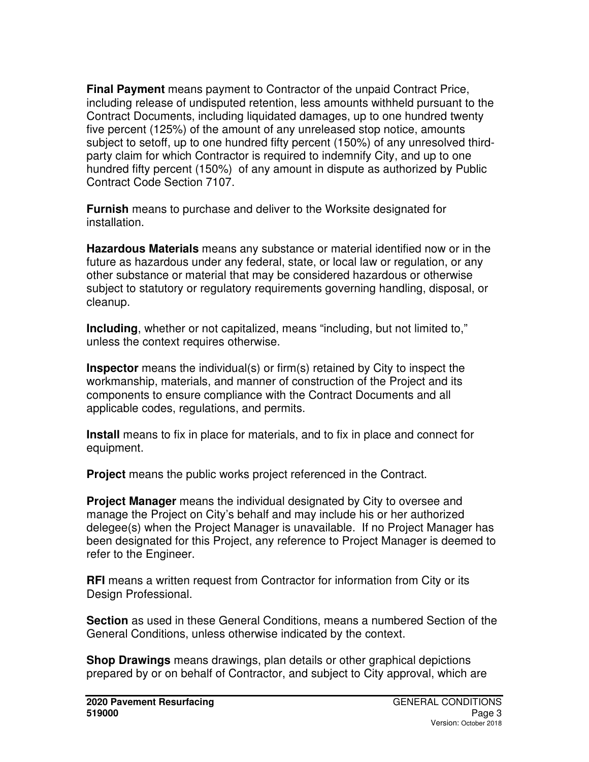**Final Payment** means payment to Contractor of the unpaid Contract Price, including release of undisputed retention, less amounts withheld pursuant to the Contract Documents, including liquidated damages, up to one hundred twenty five percent (125%) of the amount of any unreleased stop notice, amounts subject to setoff, up to one hundred fifty percent (150%) of any unresolved third-party claim for which Contractor is required to indemnify City, and up to one hundred fifty percent (150%) of any amount in dispute as authorized by Public Contract Code Section 7107.

**Furnish** means to purchase and deliver to the Worksite designated for installation.

**Hazardous Materials** means any substance or material identified now or in the future as hazardous under any federal, state, or local law or regulation, or any other substance or material that may be considered hazardous or otherwise subject to statutory or regulatory requirements governing handling, disposal, or cleanup.

**Including**, whether or not capitalized, means "including, but not limited to," unless the context requires otherwise.

**Inspector** means the individual(s) or firm(s) retained by City to inspect the workmanship, materials, and manner of construction of the Project and its components to ensure compliance with the Contract Documents and all applicable codes, regulations, and permits.

**Install** means to fix in place for materials, and to fix in place and connect for equipment.

**Project** means the public works project referenced in the Contract.

**Project Manager** means the individual designated by City to oversee and manage the Project on City's behalf and may include his or her authorized delegee(s) when the Project Manager is unavailable. If no Project Manager has been designated for this Project, any reference to Project Manager is deemed to refer to the Engineer.

**RFI** means a written request from Contractor for information from City or its Design Professional.

**Section** as used in these General Conditions, means a numbered Section of the General Conditions, unless otherwise indicated by the context.

**Shop Drawings** means drawings, plan details or other graphical depictions prepared by or on behalf of Contractor, and subject to City approval, which are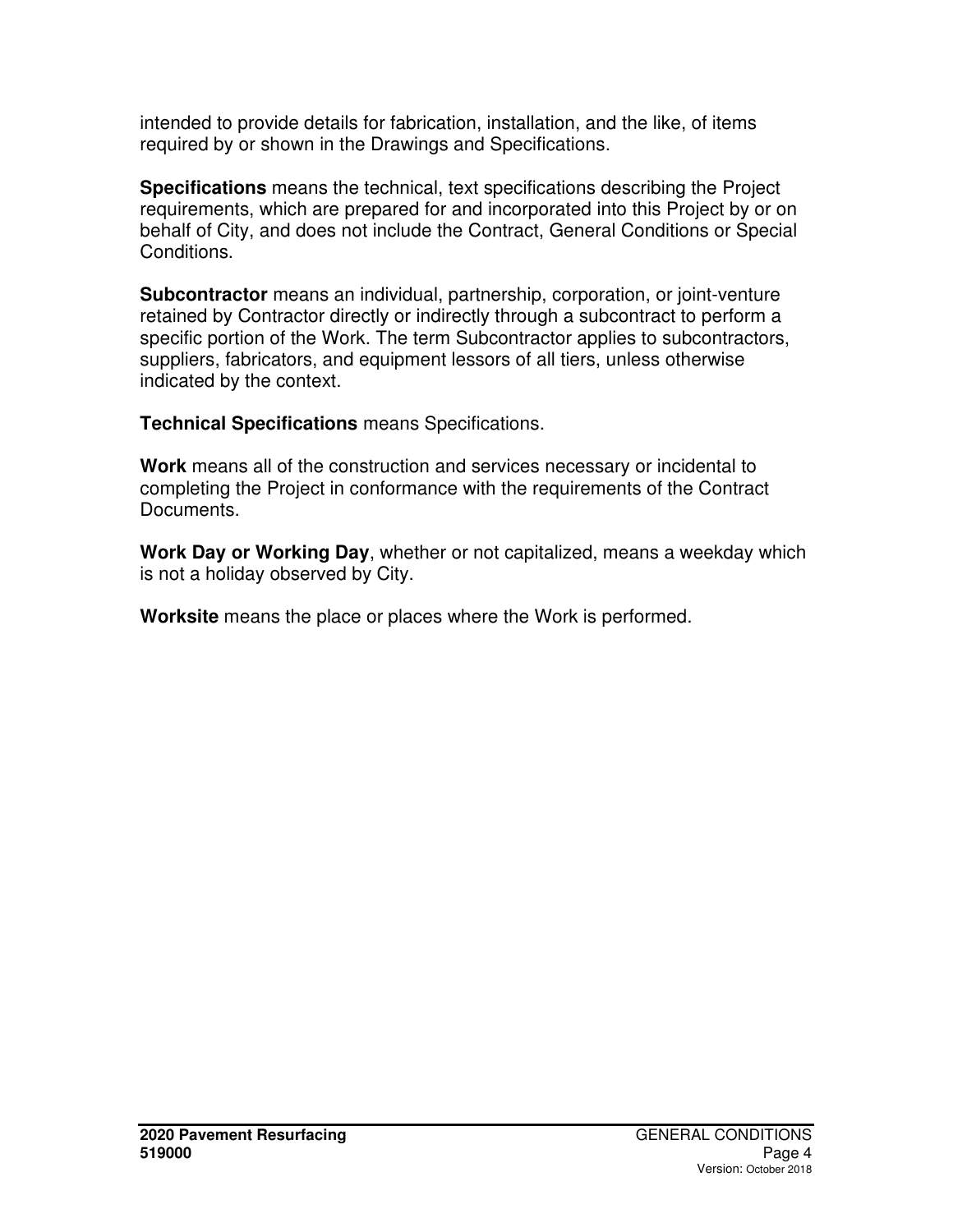intended to provide details for fabrication, installation, and the like, of items required by or shown in the Drawings and Specifications.

**Specifications** means the technical, text specifications describing the Project requirements, which are prepared for and incorporated into this Project by or on behalf of City, and does not include the Contract, General Conditions or Special Conditions.

**Subcontractor** means an individual, partnership, corporation, or joint-venture retained by Contractor directly or indirectly through a subcontract to perform a specific portion of the Work. The term Subcontractor applies to subcontractors, suppliers, fabricators, and equipment lessors of all tiers, unless otherwise indicated by the context.

**Technical Specifications** means Specifications.

**Work** means all of the construction and services necessary or incidental to completing the Project in conformance with the requirements of the Contract Documents.

**Work Day or Working Day**, whether or not capitalized, means a weekday which is not a holiday observed by City.

**Worksite** means the place or places where the Work is performed.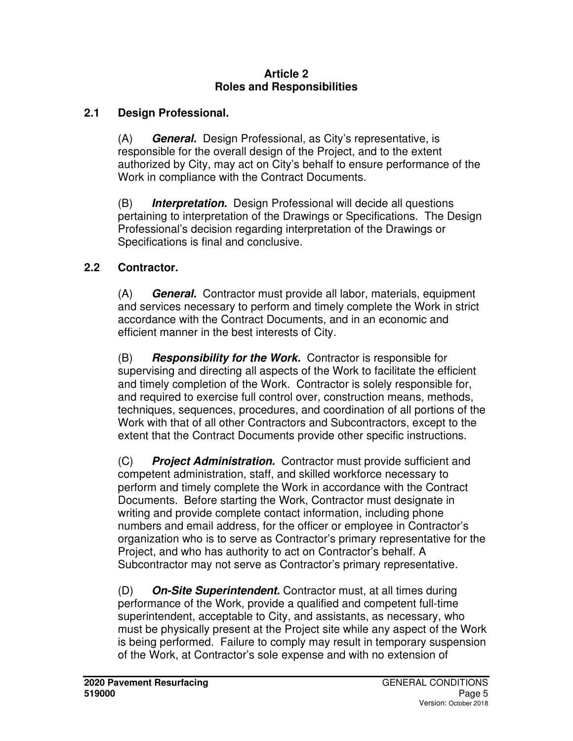**Article 2**
**Roles and Responsibilities**

## 2.1 Design Professional.

(A) ***General.*** Design Professional, as City's representative, is responsible for the overall design of the Project, and to the extent authorized by City, may act on City's behalf to ensure performance of the Work in compliance with the Contract Documents.

(B) ***Interpretation.*** Design Professional will decide all questions pertaining to interpretation of the Drawings or Specifications. The Design Professional's decision regarding interpretation of the Drawings or Specifications is final and conclusive.

## 2.2 Contractor.

(A) ***General.*** Contractor must provide all labor, materials, equipment and services necessary to perform and timely complete the Work in strict accordance with the Contract Documents, and in an economic and efficient manner in the best interests of City.

(B) ***Responsibility for the Work.*** Contractor is responsible for supervising and directing all aspects of the Work to facilitate the efficient and timely completion of the Work. Contractor is solely responsible for, and required to exercise full control over, construction means, methods, techniques, sequences, procedures, and coordination of all portions of the Work with that of all other Contractors and Subcontractors, except to the extent that the Contract Documents provide other specific instructions.

(C) ***Project Administration.*** Contractor must provide sufficient and competent administration, staff, and skilled workforce necessary to perform and timely complete the Work in accordance with the Contract Documents. Before starting the Work, Contractor must designate in writing and provide complete contact information, including phone numbers and email address, for the officer or employee in Contractor's organization who is to serve as Contractor's primary representative for the Project, and who has authority to act on Contractor's behalf. A Subcontractor may not serve as Contractor's primary representative.

(D) ***On-Site Superintendent.*** Contractor must, at all times during performance of the Work, provide a qualified and competent full-time superintendent, acceptable to City, and assistants, as necessary, who must be physically present at the Project site while any aspect of the Work is being performed. Failure to comply may result in temporary suspension of the Work, at Contractor's sole expense and with no extension of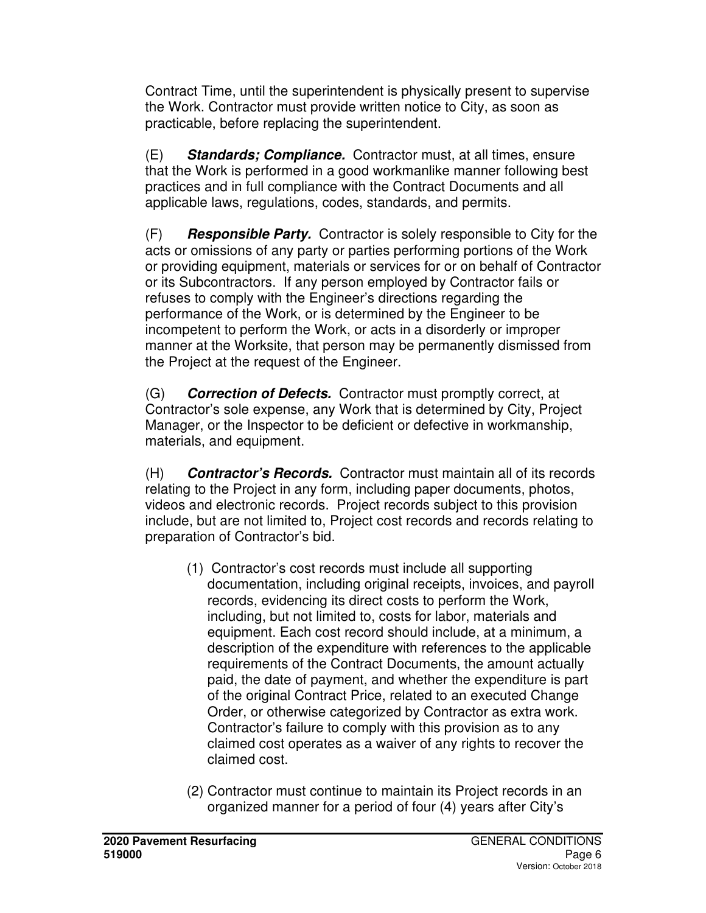Contract Time, until the superintendent is physically present to supervise the Work. Contractor must provide written notice to City, as soon as practicable, before replacing the superintendent.

(E) ***Standards; Compliance.*** Contractor must, at all times, ensure that the Work is performed in a good workmanlike manner following best practices and in full compliance with the Contract Documents and all applicable laws, regulations, codes, standards, and permits.

(F) ***Responsible Party.*** Contractor is solely responsible to City for the acts or omissions of any party or parties performing portions of the Work or providing equipment, materials or services for or on behalf of Contractor or its Subcontractors. If any person employed by Contractor fails or refuses to comply with the Engineer's directions regarding the performance of the Work, or is determined by the Engineer to be incompetent to perform the Work, or acts in a disorderly or improper manner at the Worksite, that person may be permanently dismissed from the Project at the request of the Engineer.

(G) ***Correction of Defects.*** Contractor must promptly correct, at Contractor's sole expense, any Work that is determined by City, Project Manager, or the Inspector to be deficient or defective in workmanship, materials, and equipment.

(H) ***Contractor's Records.*** Contractor must maintain all of its records relating to the Project in any form, including paper documents, photos, videos and electronic records. Project records subject to this provision include, but are not limited to, Project cost records and records relating to preparation of Contractor's bid.

(1) Contractor's cost records must include all supporting documentation, including original receipts, invoices, and payroll records, evidencing its direct costs to perform the Work, including, but not limited to, costs for labor, materials and equipment. Each cost record should include, at a minimum, a description of the expenditure with references to the applicable requirements of the Contract Documents, the amount actually paid, the date of payment, and whether the expenditure is part of the original Contract Price, related to an executed Change Order, or otherwise categorized by Contractor as extra work. Contractor's failure to comply with this provision as to any claimed cost operates as a waiver of any rights to recover the claimed cost.

(2) Contractor must continue to maintain its Project records in an organized manner for a period of four (4) years after City's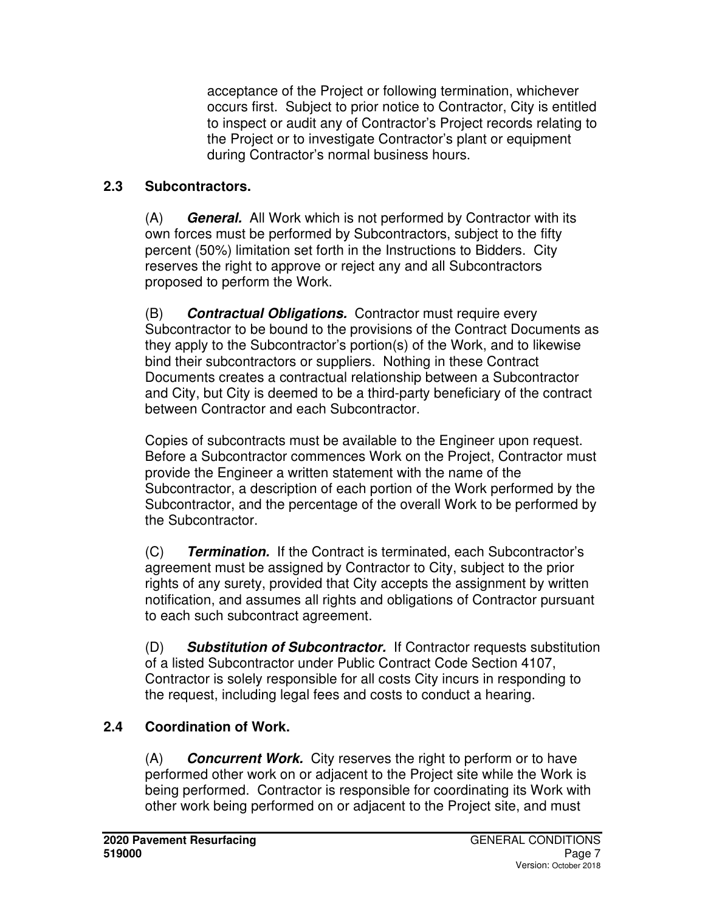acceptance of the Project or following termination, whichever occurs first. Subject to prior notice to Contractor, City is entitled to inspect or audit any of Contractor's Project records relating to the Project or to investigate Contractor's plant or equipment during Contractor's normal business hours.

### 2.3 Subcontractors.

(A) ***General.*** All Work which is not performed by Contractor with its own forces must be performed by Subcontractors, subject to the fifty percent (50%) limitation set forth in the Instructions to Bidders. City reserves the right to approve or reject any and all Subcontractors proposed to perform the Work.

(B) ***Contractual Obligations.*** Contractor must require every Subcontractor to be bound to the provisions of the Contract Documents as they apply to the Subcontractor's portion(s) of the Work, and to likewise bind their subcontractors or suppliers. Nothing in these Contract Documents creates a contractual relationship between a Subcontractor and City, but City is deemed to be a third-party beneficiary of the contract between Contractor and each Subcontractor.

Copies of subcontracts must be available to the Engineer upon request. Before a Subcontractor commences Work on the Project, Contractor must provide the Engineer a written statement with the name of the Subcontractor, a description of each portion of the Work performed by the Subcontractor, and the percentage of the overall Work to be performed by the Subcontractor.

(C) ***Termination.*** If the Contract is terminated, each Subcontractor's agreement must be assigned by Contractor to City, subject to the prior rights of any surety, provided that City accepts the assignment by written notification, and assumes all rights and obligations of Contractor pursuant to each such subcontract agreement.

(D) ***Substitution of Subcontractor.*** If Contractor requests substitution of a listed Subcontractor under Public Contract Code Section 4107, Contractor is solely responsible for all costs City incurs in responding to the request, including legal fees and costs to conduct a hearing.

### 2.4 Coordination of Work.

(A) ***Concurrent Work.*** City reserves the right to perform or to have performed other work on or adjacent to the Project site while the Work is being performed. Contractor is responsible for coordinating its Work with other work being performed on or adjacent to the Project site, and must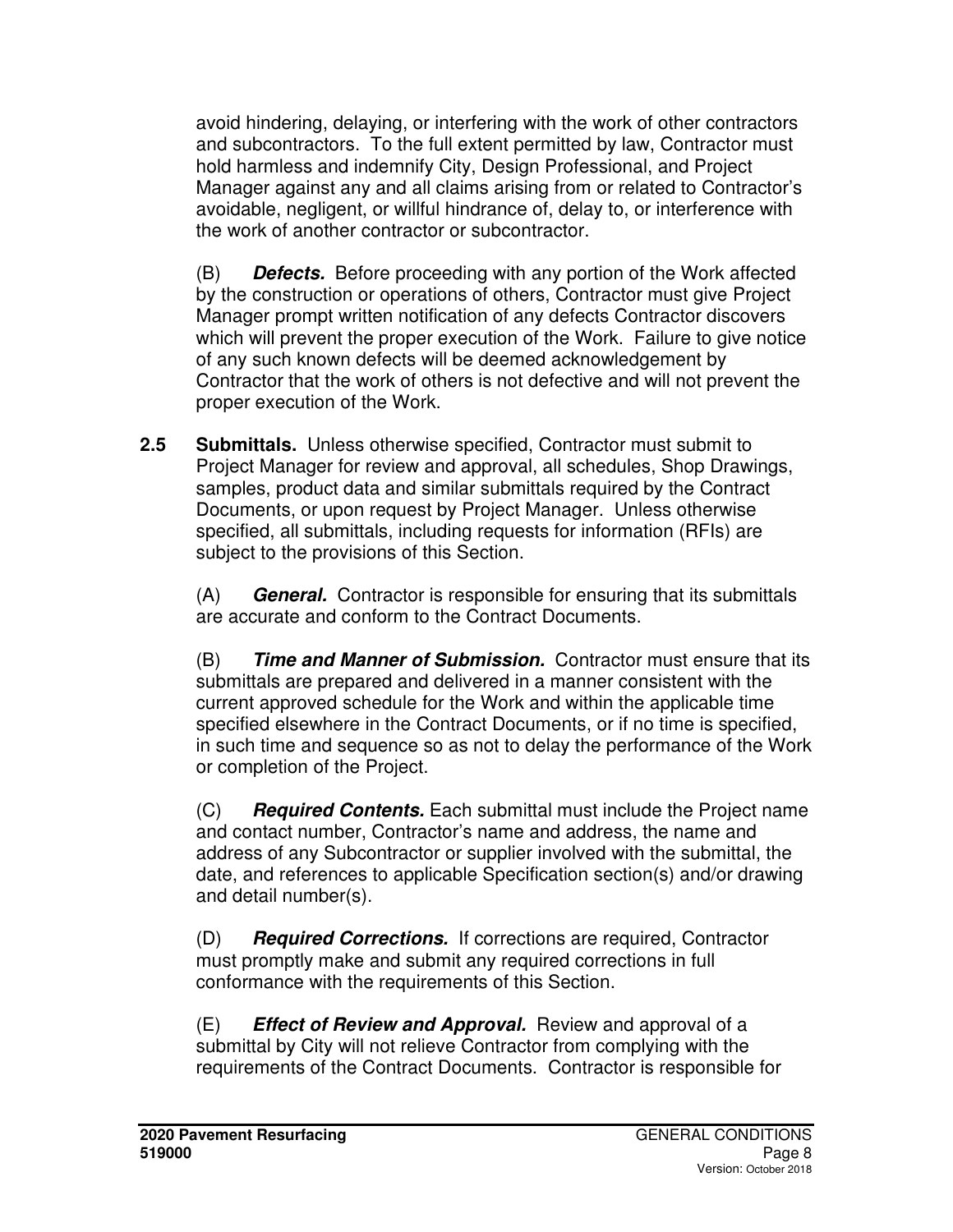avoid hindering, delaying, or interfering with the work of other contractors and subcontractors. To the full extent permitted by law, Contractor must hold harmless and indemnify City, Design Professional, and Project Manager against any and all claims arising from or related to Contractor's avoidable, negligent, or willful hindrance of, delay to, or interference with the work of another contractor or subcontractor.

(B) ***Defects.*** Before proceeding with any portion of the Work affected by the construction or operations of others, Contractor must give Project Manager prompt written notification of any defects Contractor discovers which will prevent the proper execution of the Work. Failure to give notice of any such known defects will be deemed acknowledgement by Contractor that the work of others is not defective and will not prevent the proper execution of the Work.

**2.5 Submittals.** Unless otherwise specified, Contractor must submit to Project Manager for review and approval, all schedules, Shop Drawings, samples, product data and similar submittals required by the Contract Documents, or upon request by Project Manager. Unless otherwise specified, all submittals, including requests for information (RFIs) are subject to the provisions of this Section.

(A) ***General.*** Contractor is responsible for ensuring that its submittals are accurate and conform to the Contract Documents.

(B) ***Time and Manner of Submission.*** Contractor must ensure that its submittals are prepared and delivered in a manner consistent with the current approved schedule for the Work and within the applicable time specified elsewhere in the Contract Documents, or if no time is specified, in such time and sequence so as not to delay the performance of the Work or completion of the Project.

(C) ***Required Contents.*** Each submittal must include the Project name and contact number, Contractor's name and address, the name and address of any Subcontractor or supplier involved with the submittal, the date, and references to applicable Specification section(s) and/or drawing and detail number(s).

(D) ***Required Corrections.*** If corrections are required, Contractor must promptly make and submit any required corrections in full conformance with the requirements of this Section.

(E) ***Effect of Review and Approval.*** Review and approval of a submittal by City will not relieve Contractor from complying with the requirements of the Contract Documents. Contractor is responsible for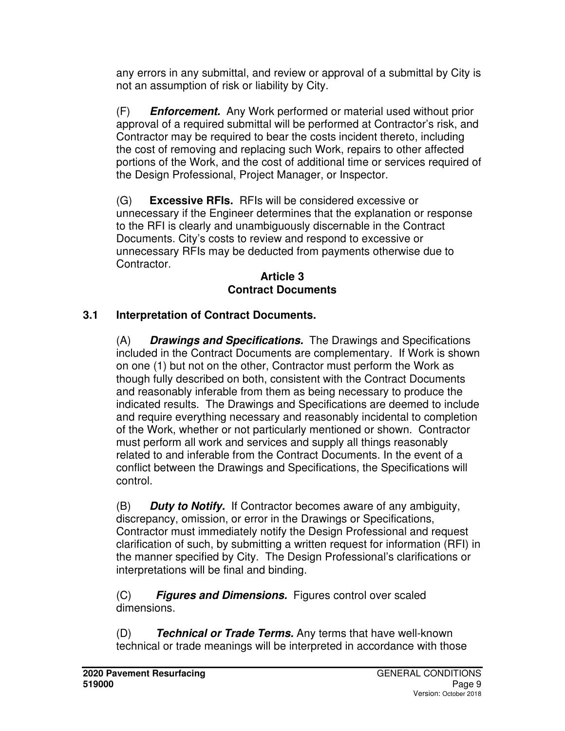any errors in any submittal, and review or approval of a submittal by City is not an assumption of risk or liability by City.

(F) ***Enforcement.*** Any Work performed or material used without prior approval of a required submittal will be performed at Contractor's risk, and Contractor may be required to bear the costs incident thereto, including the cost of removing and replacing such Work, repairs to other affected portions of the Work, and the cost of additional time or services required of the Design Professional, Project Manager, or Inspector.

(G) **Excessive RFIs.** RFIs will be considered excessive or unnecessary if the Engineer determines that the explanation or response to the RFI is clearly and unambiguously discernable in the Contract Documents. City's costs to review and respond to excessive or unnecessary RFIs may be deducted from payments otherwise due to Contractor.

## Article 3
## Contract Documents

### 3.1 Interpretation of Contract Documents.

(A) ***Drawings and Specifications.*** The Drawings and Specifications included in the Contract Documents are complementary. If Work is shown on one (1) but not on the other, Contractor must perform the Work as though fully described on both, consistent with the Contract Documents and reasonably inferable from them as being necessary to produce the indicated results. The Drawings and Specifications are deemed to include and require everything necessary and reasonably incidental to completion of the Work, whether or not particularly mentioned or shown. Contractor must perform all work and services and supply all things reasonably related to and inferable from the Contract Documents. In the event of a conflict between the Drawings and Specifications, the Specifications will control.

(B) ***Duty to Notify.*** If Contractor becomes aware of any ambiguity, discrepancy, omission, or error in the Drawings or Specifications, Contractor must immediately notify the Design Professional and request clarification of such, by submitting a written request for information (RFI) in the manner specified by City. The Design Professional's clarifications or interpretations will be final and binding.

(C) ***Figures and Dimensions.*** Figures control over scaled dimensions.

(D) ***Technical or Trade Terms.*** Any terms that have well-known technical or trade meanings will be interpreted in accordance with those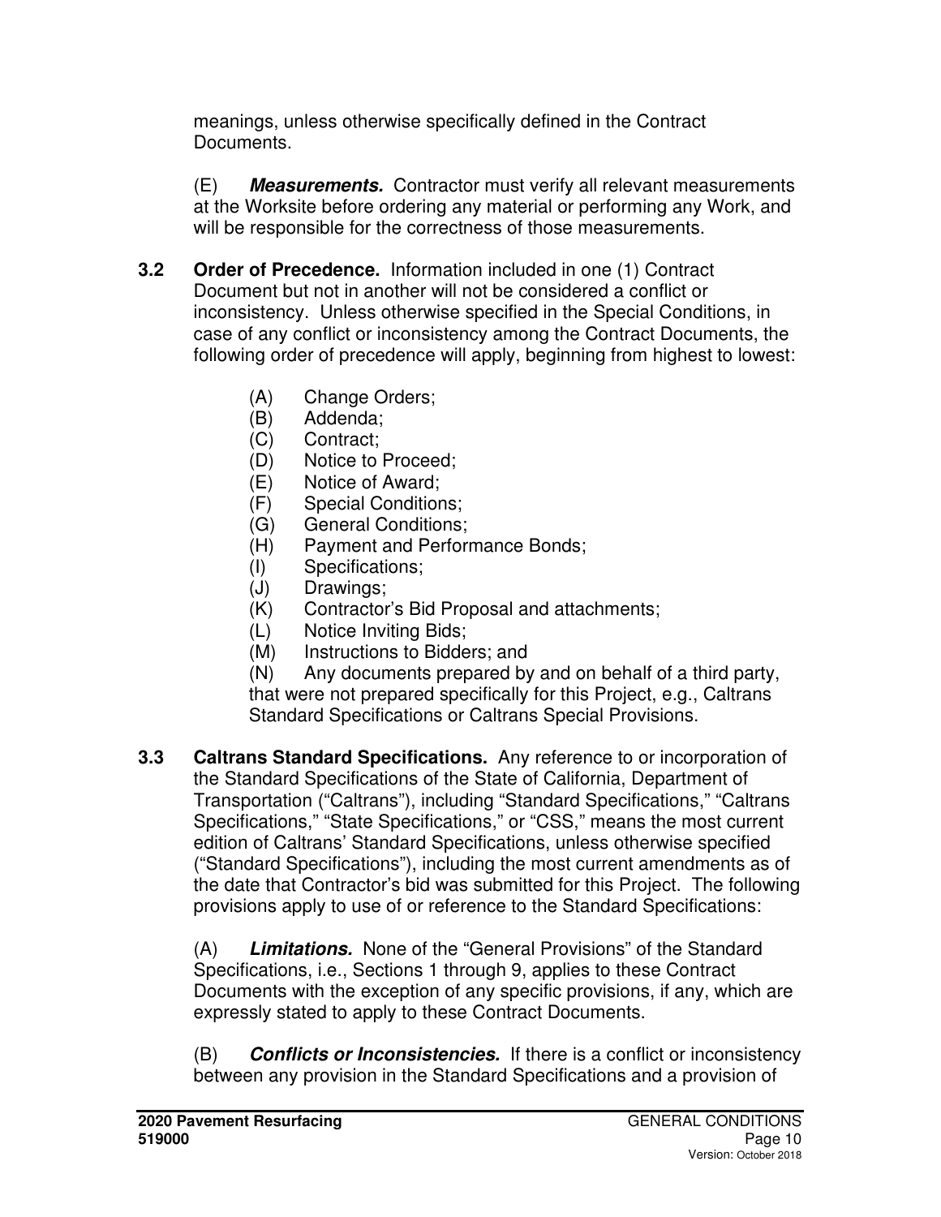meanings, unless otherwise specifically defined in the Contract Documents.

(E) ***Measurements.*** Contractor must verify all relevant measurements at the Worksite before ordering any material or performing any Work, and will be responsible for the correctness of those measurements.

**3.2 Order of Precedence.** Information included in one (1) Contract Document but not in another will not be considered a conflict or inconsistency. Unless otherwise specified in the Special Conditions, in case of any conflict or inconsistency among the Contract Documents, the following order of precedence will apply, beginning from highest to lowest:

(A) Change Orders;
(B) Addenda;
(C) Contract;
(D) Notice to Proceed;
(E) Notice of Award;
(F) Special Conditions;
(G) General Conditions;
(H) Payment and Performance Bonds;
(I) Specifications;
(J) Drawings;
(K) Contractor's Bid Proposal and attachments;
(L) Notice Inviting Bids;
(M) Instructions to Bidders; and
(N) Any documents prepared by and on behalf of a third party, that were not prepared specifically for this Project, e.g., Caltrans Standard Specifications or Caltrans Special Provisions.

**3.3 Caltrans Standard Specifications.** Any reference to or incorporation of the Standard Specifications of the State of California, Department of Transportation ("Caltrans"), including "Standard Specifications," "Caltrans Specifications," "State Specifications," or "CSS," means the most current edition of Caltrans' Standard Specifications, unless otherwise specified ("Standard Specifications"), including the most current amendments as of the date that Contractor's bid was submitted for this Project. The following provisions apply to use of or reference to the Standard Specifications:

(A) ***Limitations.*** None of the "General Provisions" of the Standard Specifications, i.e., Sections 1 through 9, applies to these Contract Documents with the exception of any specific provisions, if any, which are expressly stated to apply to these Contract Documents.

(B) ***Conflicts or Inconsistencies.*** If there is a conflict or inconsistency between any provision in the Standard Specifications and a provision of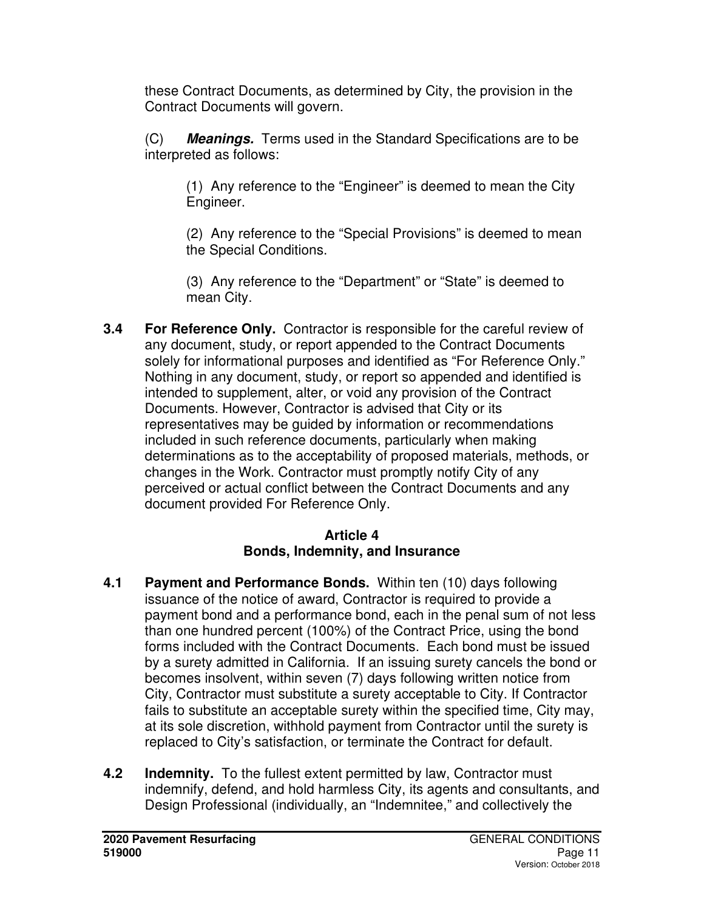these Contract Documents, as determined by City, the provision in the Contract Documents will govern.

(C) ***Meanings.*** Terms used in the Standard Specifications are to be interpreted as follows:

(1) Any reference to the "Engineer" is deemed to mean the City Engineer.

(2) Any reference to the "Special Provisions" is deemed to mean the Special Conditions.

(3) Any reference to the "Department" or "State" is deemed to mean City.

**3.4 For Reference Only.** Contractor is responsible for the careful review of any document, study, or report appended to the Contract Documents solely for informational purposes and identified as "For Reference Only." Nothing in any document, study, or report so appended and identified is intended to supplement, alter, or void any provision of the Contract Documents. However, Contractor is advised that City or its representatives may be guided by information or recommendations included in such reference documents, particularly when making determinations as to the acceptability of proposed materials, methods, or changes in the Work. Contractor must promptly notify City of any perceived or actual conflict between the Contract Documents and any document provided For Reference Only.

## Article 4
## Bonds, Indemnity, and Insurance

**4.1 Payment and Performance Bonds.** Within ten (10) days following issuance of the notice of award, Contractor is required to provide a payment bond and a performance bond, each in the penal sum of not less than one hundred percent (100%) of the Contract Price, using the bond forms included with the Contract Documents. Each bond must be issued by a surety admitted in California. If an issuing surety cancels the bond or becomes insolvent, within seven (7) days following written notice from City, Contractor must substitute a surety acceptable to City. If Contractor fails to substitute an acceptable surety within the specified time, City may, at its sole discretion, withhold payment from Contractor until the surety is replaced to City's satisfaction, or terminate the Contract for default.

**4.2 Indemnity.** To the fullest extent permitted by law, Contractor must indemnify, defend, and hold harmless City, its agents and consultants, and Design Professional (individually, an "Indemnitee," and collectively the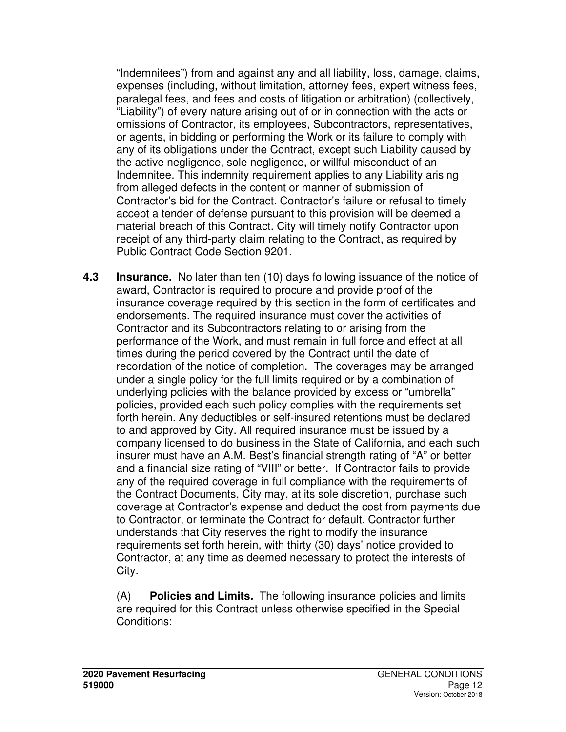"Indemnitees") from and against any and all liability, loss, damage, claims, expenses (including, without limitation, attorney fees, expert witness fees, paralegal fees, and fees and costs of litigation or arbitration) (collectively, "Liability") of every nature arising out of or in connection with the acts or omissions of Contractor, its employees, Subcontractors, representatives, or agents, in bidding or performing the Work or its failure to comply with any of its obligations under the Contract, except such Liability caused by the active negligence, sole negligence, or willful misconduct of an Indemnitee. This indemnity requirement applies to any Liability arising from alleged defects in the content or manner of submission of Contractor's bid for the Contract. Contractor's failure or refusal to timely accept a tender of defense pursuant to this provision will be deemed a material breach of this Contract. City will timely notify Contractor upon receipt of any third-party claim relating to the Contract, as required by Public Contract Code Section 9201.

**4.3 Insurance.** No later than ten (10) days following issuance of the notice of award, Contractor is required to procure and provide proof of the insurance coverage required by this section in the form of certificates and endorsements. The required insurance must cover the activities of Contractor and its Subcontractors relating to or arising from the performance of the Work, and must remain in full force and effect at all times during the period covered by the Contract until the date of recordation of the notice of completion. The coverages may be arranged under a single policy for the full limits required or by a combination of underlying policies with the balance provided by excess or "umbrella" policies, provided each such policy complies with the requirements set forth herein. Any deductibles or self-insured retentions must be declared to and approved by City. All required insurance must be issued by a company licensed to do business in the State of California, and each such insurer must have an A.M. Best's financial strength rating of "A" or better and a financial size rating of "VIII" or better. If Contractor fails to provide any of the required coverage in full compliance with the requirements of the Contract Documents, City may, at its sole discretion, purchase such coverage at Contractor's expense and deduct the cost from payments due to Contractor, or terminate the Contract for default. Contractor further understands that City reserves the right to modify the insurance requirements set forth herein, with thirty (30) days' notice provided to Contractor, at any time as deemed necessary to protect the interests of City.

(A) **Policies and Limits.** The following insurance policies and limits are required for this Contract unless otherwise specified in the Special Conditions: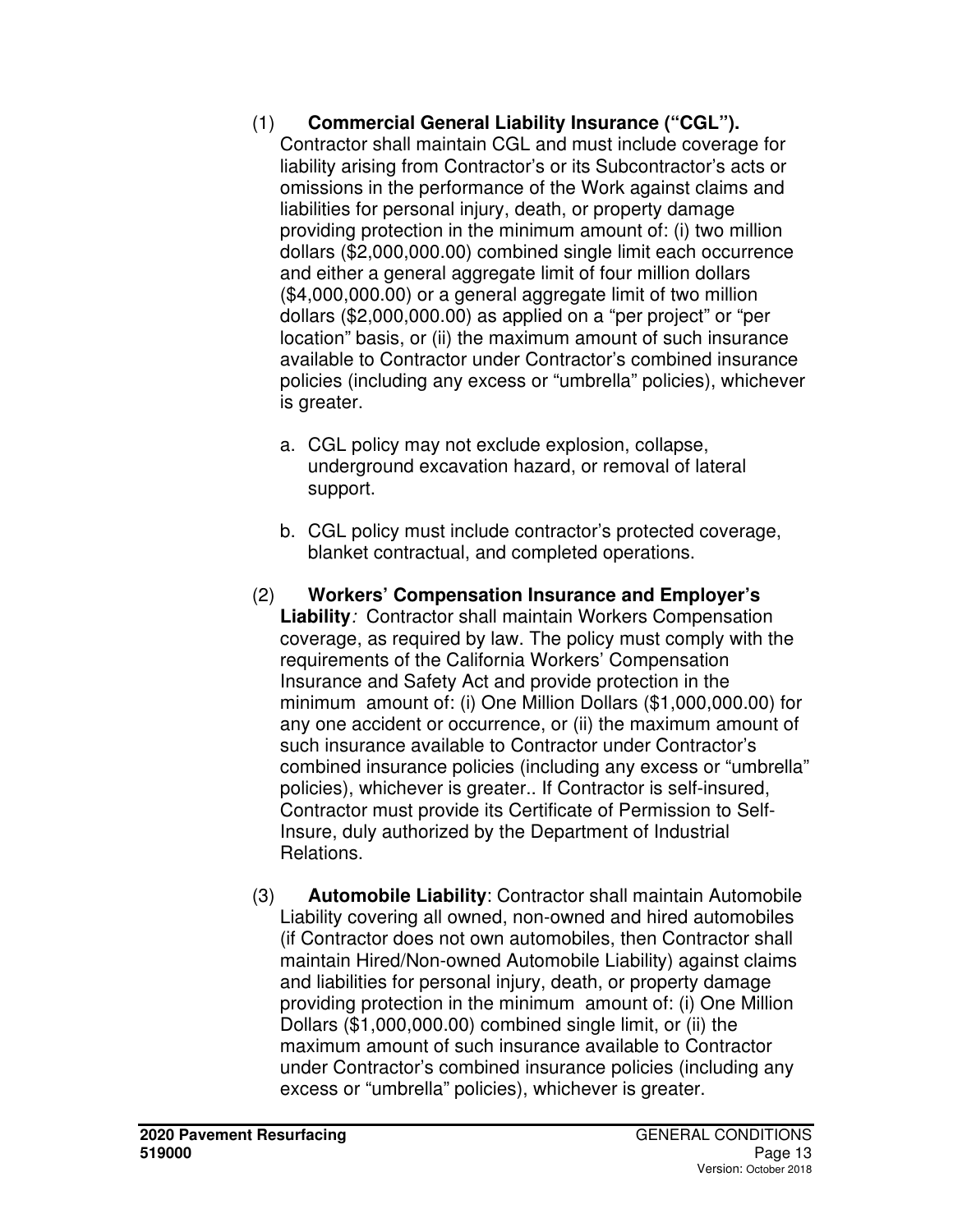(1) **Commercial General Liability Insurance ("CGL").** Contractor shall maintain CGL and must include coverage for liability arising from Contractor's or its Subcontractor's acts or omissions in the performance of the Work against claims and liabilities for personal injury, death, or property damage providing protection in the minimum amount of: (i) two million dollars ($2,000,000.00) combined single limit each occurrence and either a general aggregate limit of four million dollars ($4,000,000.00) or a general aggregate limit of two million dollars ($2,000,000.00) as applied on a "per project" or "per location" basis, or (ii) the maximum amount of such insurance available to Contractor under Contractor's combined insurance policies (including any excess or "umbrella" policies), whichever is greater.

   a. CGL policy may not exclude explosion, collapse, underground excavation hazard, or removal of lateral support.

   b. CGL policy must include contractor's protected coverage, blanket contractual, and completed operations.

(2) **Workers' Compensation Insurance and Employer's Liability***:* Contractor shall maintain Workers Compensation coverage, as required by law. The policy must comply with the requirements of the California Workers' Compensation Insurance and Safety Act and provide protection in the minimum amount of: (i) One Million Dollars ($1,000,000.00) for any one accident or occurrence, or (ii) the maximum amount of such insurance available to Contractor under Contractor's combined insurance policies (including any excess or "umbrella" policies), whichever is greater.. If Contractor is self-insured, Contractor must provide its Certificate of Permission to Self-Insure, duly authorized by the Department of Industrial Relations.

(3) **Automobile Liability**: Contractor shall maintain Automobile Liability covering all owned, non-owned and hired automobiles (if Contractor does not own automobiles, then Contractor shall maintain Hired/Non-owned Automobile Liability) against claims and liabilities for personal injury, death, or property damage providing protection in the minimum amount of: (i) One Million Dollars ($1,000,000.00) combined single limit, or (ii) the maximum amount of such insurance available to Contractor under Contractor's combined insurance policies (including any excess or "umbrella" policies), whichever is greater.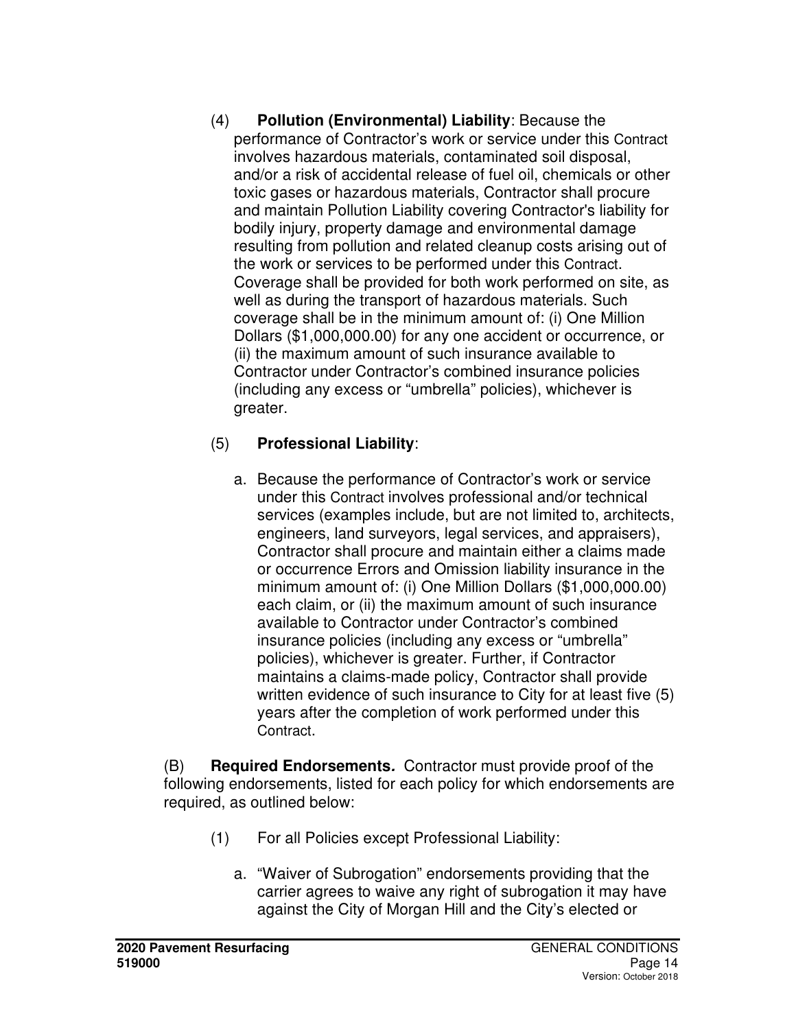(4) **Pollution (Environmental) Liability**: Because the performance of Contractor's work or service under this Contract involves hazardous materials, contaminated soil disposal, and/or a risk of accidental release of fuel oil, chemicals or other toxic gases or hazardous materials, Contractor shall procure and maintain Pollution Liability covering Contractor's liability for bodily injury, property damage and environmental damage resulting from pollution and related cleanup costs arising out of the work or services to be performed under this Contract. Coverage shall be provided for both work performed on site, as well as during the transport of hazardous materials. Such coverage shall be in the minimum amount of: (i) One Million Dollars ($1,000,000.00) for any one accident or occurrence, or (ii) the maximum amount of such insurance available to Contractor under Contractor's combined insurance policies (including any excess or "umbrella" policies), whichever is greater.

(5) **Professional Liability**:

a. Because the performance of Contractor's work or service under this Contract involves professional and/or technical services (examples include, but are not limited to, architects, engineers, land surveyors, legal services, and appraisers), Contractor shall procure and maintain either a claims made or occurrence Errors and Omission liability insurance in the minimum amount of: (i) One Million Dollars ($1,000,000.00) each claim, or (ii) the maximum amount of such insurance available to Contractor under Contractor's combined insurance policies (including any excess or "umbrella" policies), whichever is greater. Further, if Contractor maintains a claims-made policy, Contractor shall provide written evidence of such insurance to City for at least five (5) years after the completion of work performed under this Contract.

(B) **Required Endorsements.** Contractor must provide proof of the following endorsements, listed for each policy for which endorsements are required, as outlined below:

(1) For all Policies except Professional Liability:

a. "Waiver of Subrogation" endorsements providing that the carrier agrees to waive any right of subrogation it may have against the City of Morgan Hill and the City's elected or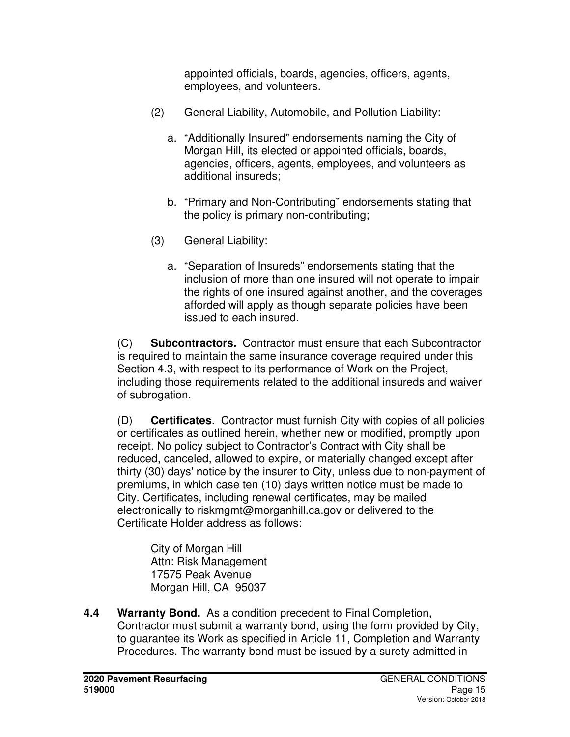appointed officials, boards, agencies, officers, agents, employees, and volunteers.

(2) General Liability, Automobile, and Pollution Liability:

a. "Additionally Insured" endorsements naming the City of Morgan Hill, its elected or appointed officials, boards, agencies, officers, agents, employees, and volunteers as additional insureds;

b. "Primary and Non-Contributing" endorsements stating that the policy is primary non-contributing;

(3) General Liability:

a. "Separation of Insureds" endorsements stating that the inclusion of more than one insured will not operate to impair the rights of one insured against another, and the coverages afforded will apply as though separate policies have been issued to each insured.

(C) **Subcontractors.** Contractor must ensure that each Subcontractor is required to maintain the same insurance coverage required under this Section 4.3, with respect to its performance of Work on the Project, including those requirements related to the additional insureds and waiver of subrogation.

(D) **Certificates**. Contractor must furnish City with copies of all policies or certificates as outlined herein, whether new or modified, promptly upon receipt. No policy subject to Contractor's Contract with City shall be reduced, canceled, allowed to expire, or materially changed except after thirty (30) days' notice by the insurer to City, unless due to non-payment of premiums, in which case ten (10) days written notice must be made to City. Certificates, including renewal certificates, may be mailed electronically to riskmgmt@morganhill.ca.gov or delivered to the Certificate Holder address as follows:

City of Morgan Hill
Attn: Risk Management
17575 Peak Avenue
Morgan Hill, CA 95037

**4.4 Warranty Bond.** As a condition precedent to Final Completion, Contractor must submit a warranty bond, using the form provided by City, to guarantee its Work as specified in Article 11, Completion and Warranty Procedures. The warranty bond must be issued by a surety admitted in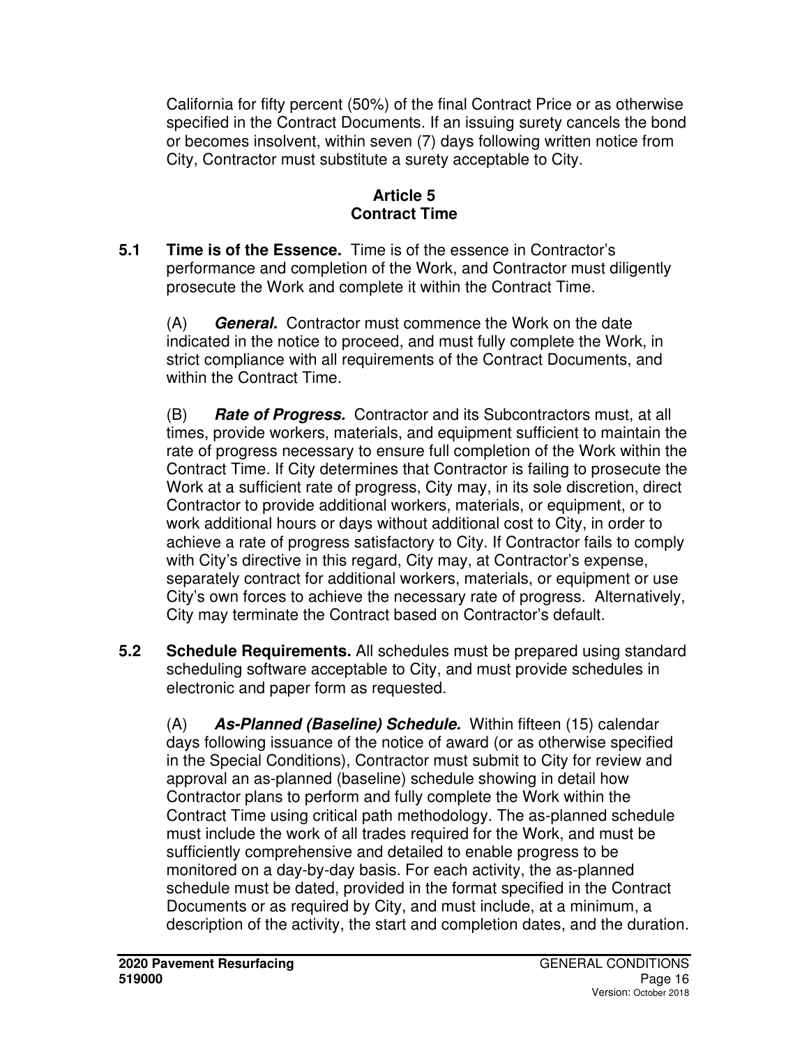California for fifty percent (50%) of the final Contract Price or as otherwise specified in the Contract Documents. If an issuing surety cancels the bond or becomes insolvent, within seven (7) days following written notice from City, Contractor must substitute a surety acceptable to City.

## Article 5
## Contract Time

**5.1 Time is of the Essence.** Time is of the essence in Contractor's performance and completion of the Work, and Contractor must diligently prosecute the Work and complete it within the Contract Time.

(A) ***General.*** Contractor must commence the Work on the date indicated in the notice to proceed, and must fully complete the Work, in strict compliance with all requirements of the Contract Documents, and within the Contract Time.

(B) ***Rate of Progress.*** Contractor and its Subcontractors must, at all times, provide workers, materials, and equipment sufficient to maintain the rate of progress necessary to ensure full completion of the Work within the Contract Time. If City determines that Contractor is failing to prosecute the Work at a sufficient rate of progress, City may, in its sole discretion, direct Contractor to provide additional workers, materials, or equipment, or to work additional hours or days without additional cost to City, in order to achieve a rate of progress satisfactory to City. If Contractor fails to comply with City's directive in this regard, City may, at Contractor's expense, separately contract for additional workers, materials, or equipment or use City's own forces to achieve the necessary rate of progress. Alternatively, City may terminate the Contract based on Contractor's default.

**5.2 Schedule Requirements.** All schedules must be prepared using standard scheduling software acceptable to City, and must provide schedules in electronic and paper form as requested.

(A) ***As-Planned (Baseline) Schedule.*** Within fifteen (15) calendar days following issuance of the notice of award (or as otherwise specified in the Special Conditions), Contractor must submit to City for review and approval an as-planned (baseline) schedule showing in detail how Contractor plans to perform and fully complete the Work within the Contract Time using critical path methodology. The as-planned schedule must include the work of all trades required for the Work, and must be sufficiently comprehensive and detailed to enable progress to be monitored on a day-by-day basis. For each activity, the as-planned schedule must be dated, provided in the format specified in the Contract Documents or as required by City, and must include, at a minimum, a description of the activity, the start and completion dates, and the duration.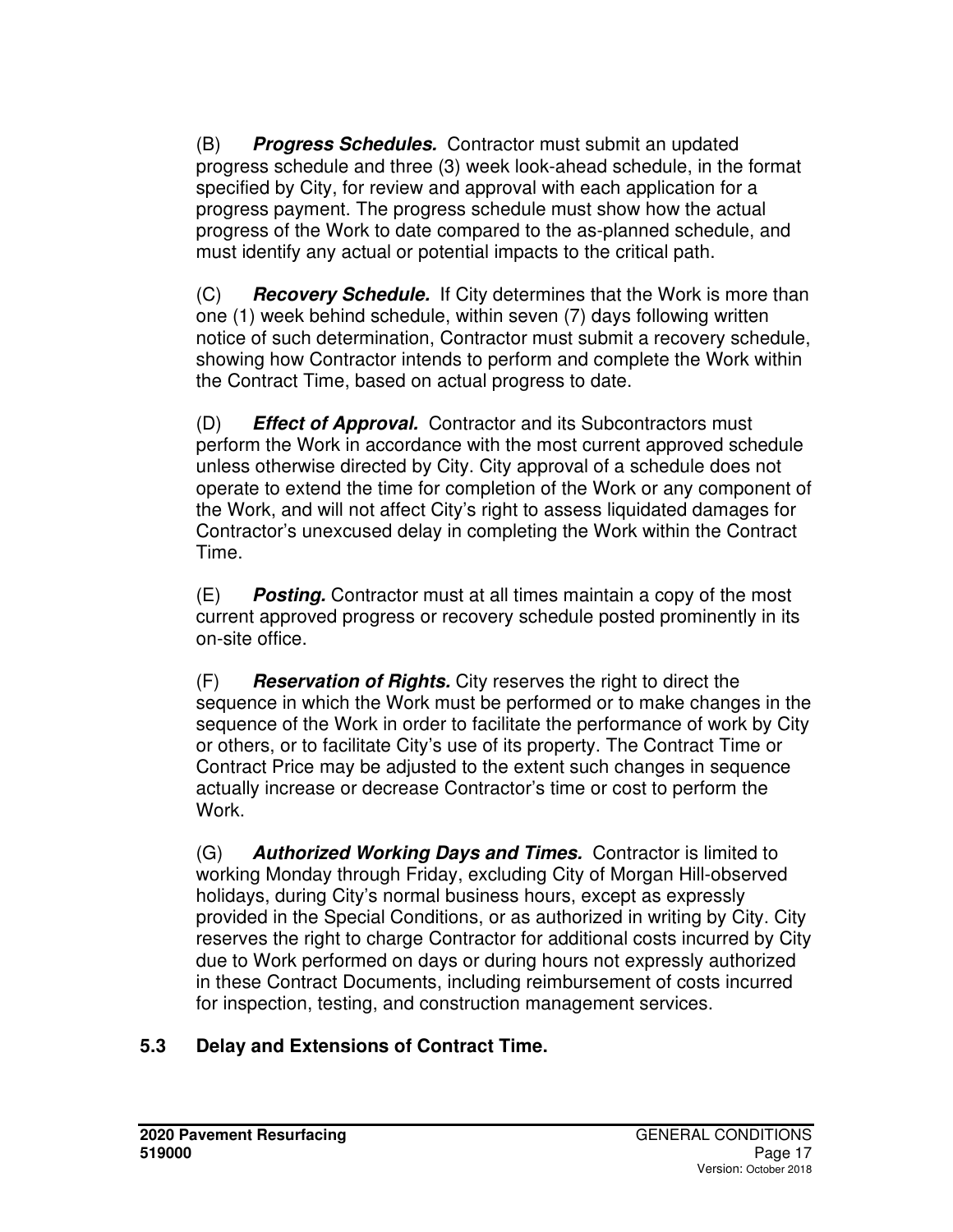(B) ***Progress Schedules.*** Contractor must submit an updated progress schedule and three (3) week look-ahead schedule, in the format specified by City, for review and approval with each application for a progress payment. The progress schedule must show how the actual progress of the Work to date compared to the as-planned schedule, and must identify any actual or potential impacts to the critical path.

(C) ***Recovery Schedule.*** If City determines that the Work is more than one (1) week behind schedule, within seven (7) days following written notice of such determination, Contractor must submit a recovery schedule, showing how Contractor intends to perform and complete the Work within the Contract Time, based on actual progress to date.

(D) ***Effect of Approval.*** Contractor and its Subcontractors must perform the Work in accordance with the most current approved schedule unless otherwise directed by City. City approval of a schedule does not operate to extend the time for completion of the Work or any component of the Work, and will not affect City's right to assess liquidated damages for Contractor's unexcused delay in completing the Work within the Contract Time.

(E) ***Posting.*** Contractor must at all times maintain a copy of the most current approved progress or recovery schedule posted prominently in its on-site office.

(F) ***Reservation of Rights.*** City reserves the right to direct the sequence in which the Work must be performed or to make changes in the sequence of the Work in order to facilitate the performance of work by City or others, or to facilitate City's use of its property. The Contract Time or Contract Price may be adjusted to the extent such changes in sequence actually increase or decrease Contractor's time or cost to perform the Work.

(G) ***Authorized Working Days and Times.*** Contractor is limited to working Monday through Friday, excluding City of Morgan Hill-observed holidays, during City's normal business hours, except as expressly provided in the Special Conditions, or as authorized in writing by City. City reserves the right to charge Contractor for additional costs incurred by City due to Work performed on days or during hours not expressly authorized in these Contract Documents, including reimbursement of costs incurred for inspection, testing, and construction management services.

### 5.3 Delay and Extensions of Contract Time.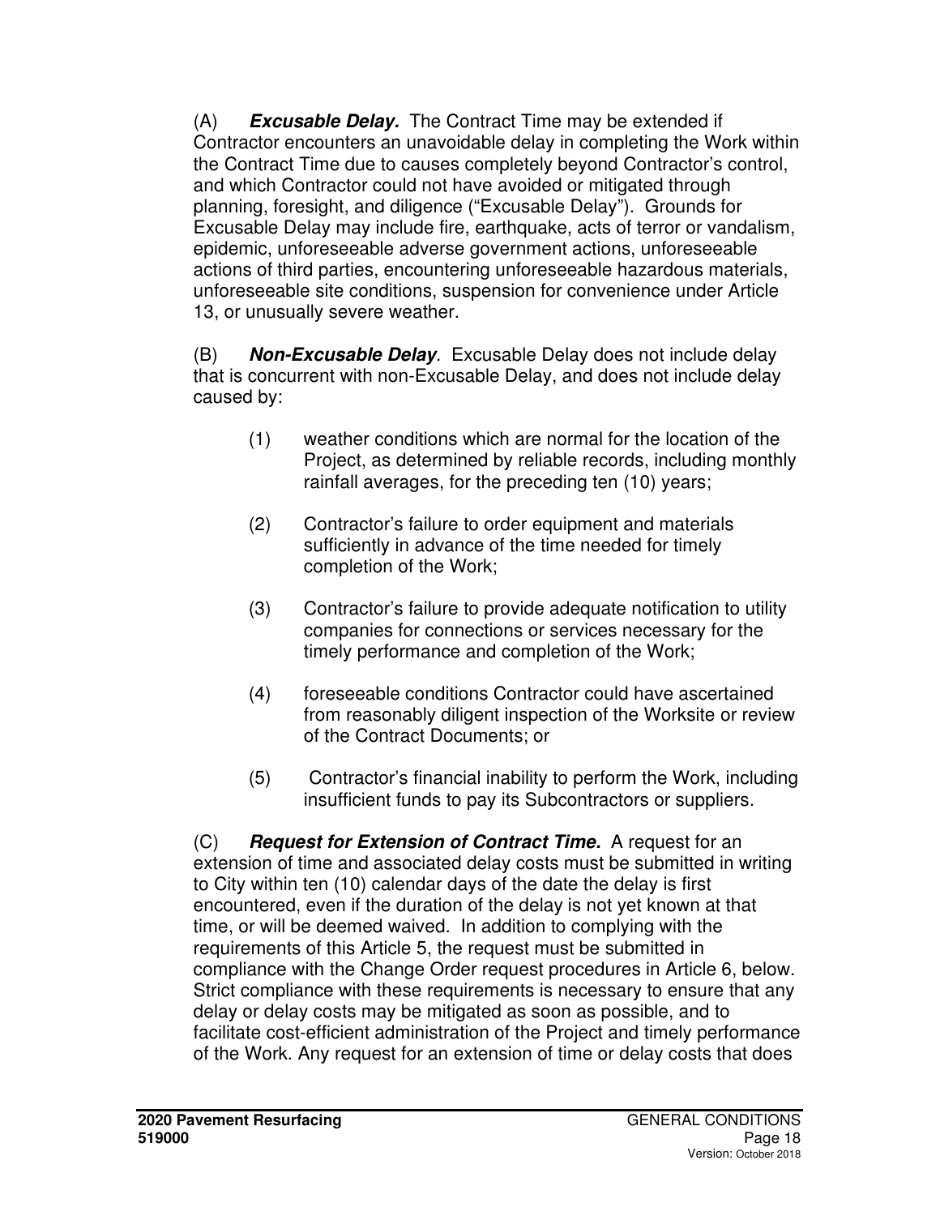(A) ***Excusable Delay.*** The Contract Time may be extended if Contractor encounters an unavoidable delay in completing the Work within the Contract Time due to causes completely beyond Contractor's control, and which Contractor could not have avoided or mitigated through planning, foresight, and diligence ("Excusable Delay"). Grounds for Excusable Delay may include fire, earthquake, acts of terror or vandalism, epidemic, unforeseeable adverse government actions, unforeseeable actions of third parties, encountering unforeseeable hazardous materials, unforeseeable site conditions, suspension for convenience under Article 13, or unusually severe weather.

(B) ***Non-Excusable Delay.*** Excusable Delay does not include delay that is concurrent with non-Excusable Delay, and does not include delay caused by:

(1) weather conditions which are normal for the location of the Project, as determined by reliable records, including monthly rainfall averages, for the preceding ten (10) years;

(2) Contractor's failure to order equipment and materials sufficiently in advance of the time needed for timely completion of the Work;

(3) Contractor's failure to provide adequate notification to utility companies for connections or services necessary for the timely performance and completion of the Work;

(4) foreseeable conditions Contractor could have ascertained from reasonably diligent inspection of the Worksite or review of the Contract Documents; or

(5) Contractor's financial inability to perform the Work, including insufficient funds to pay its Subcontractors or suppliers.

(C) ***Request for Extension of Contract Time.*** A request for an extension of time and associated delay costs must be submitted in writing to City within ten (10) calendar days of the date the delay is first encountered, even if the duration of the delay is not yet known at that time, or will be deemed waived. In addition to complying with the requirements of this Article 5, the request must be submitted in compliance with the Change Order request procedures in Article 6, below. Strict compliance with these requirements is necessary to ensure that any delay or delay costs may be mitigated as soon as possible, and to facilitate cost-efficient administration of the Project and timely performance of the Work. Any request for an extension of time or delay costs that does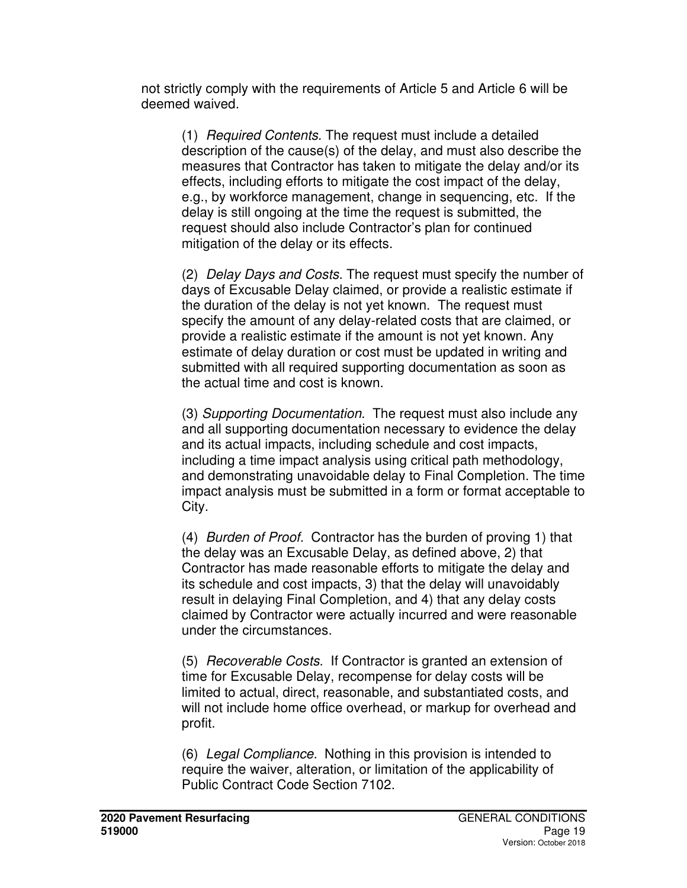not strictly comply with the requirements of Article 5 and Article 6 will be deemed waived.

(1) *Required Contents.* The request must include a detailed description of the cause(s) of the delay, and must also describe the measures that Contractor has taken to mitigate the delay and/or its effects, including efforts to mitigate the cost impact of the delay, e.g., by workforce management, change in sequencing, etc. If the delay is still ongoing at the time the request is submitted, the request should also include Contractor's plan for continued mitigation of the delay or its effects.

(2) *Delay Days and Costs.* The request must specify the number of days of Excusable Delay claimed, or provide a realistic estimate if the duration of the delay is not yet known. The request must specify the amount of any delay-related costs that are claimed, or provide a realistic estimate if the amount is not yet known. Any estimate of delay duration or cost must be updated in writing and submitted with all required supporting documentation as soon as the actual time and cost is known.

(3) *Supporting Documentation.* The request must also include any and all supporting documentation necessary to evidence the delay and its actual impacts, including schedule and cost impacts, including a time impact analysis using critical path methodology, and demonstrating unavoidable delay to Final Completion. The time impact analysis must be submitted in a form or format acceptable to City.

(4) *Burden of Proof.* Contractor has the burden of proving 1) that the delay was an Excusable Delay, as defined above, 2) that Contractor has made reasonable efforts to mitigate the delay and its schedule and cost impacts, 3) that the delay will unavoidably result in delaying Final Completion, and 4) that any delay costs claimed by Contractor were actually incurred and were reasonable under the circumstances.

(5) *Recoverable Costs.* If Contractor is granted an extension of time for Excusable Delay, recompense for delay costs will be limited to actual, direct, reasonable, and substantiated costs, and will not include home office overhead, or markup for overhead and profit.

(6) *Legal Compliance.* Nothing in this provision is intended to require the waiver, alteration, or limitation of the applicability of Public Contract Code Section 7102.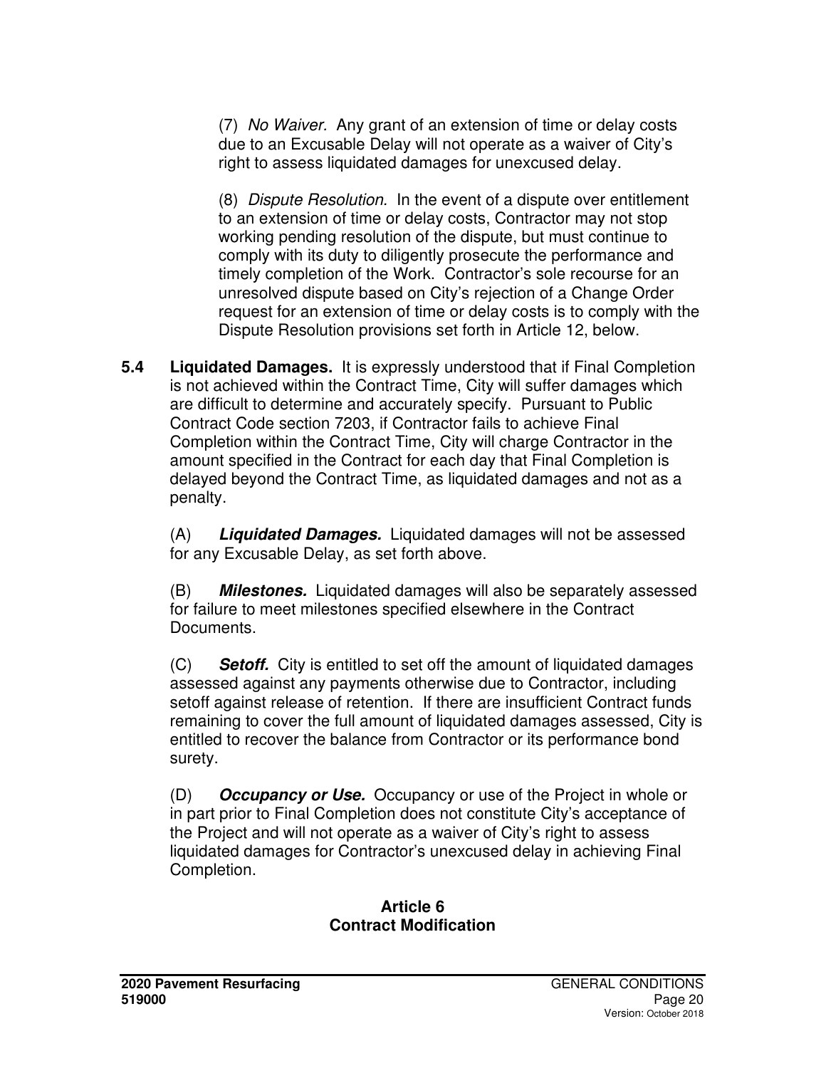(7) *No Waiver.* Any grant of an extension of time or delay costs due to an Excusable Delay will not operate as a waiver of City's right to assess liquidated damages for unexcused delay.

(8) *Dispute Resolution.* In the event of a dispute over entitlement to an extension of time or delay costs, Contractor may not stop working pending resolution of the dispute, but must continue to comply with its duty to diligently prosecute the performance and timely completion of the Work. Contractor's sole recourse for an unresolved dispute based on City's rejection of a Change Order request for an extension of time or delay costs is to comply with the Dispute Resolution provisions set forth in Article 12, below.

**5.4 Liquidated Damages.** It is expressly understood that if Final Completion is not achieved within the Contract Time, City will suffer damages which are difficult to determine and accurately specify. Pursuant to Public Contract Code section 7203, if Contractor fails to achieve Final Completion within the Contract Time, City will charge Contractor in the amount specified in the Contract for each day that Final Completion is delayed beyond the Contract Time, as liquidated damages and not as a penalty.

(A) ***Liquidated Damages.*** Liquidated damages will not be assessed for any Excusable Delay, as set forth above.

(B) ***Milestones.*** Liquidated damages will also be separately assessed for failure to meet milestones specified elsewhere in the Contract Documents.

(C) ***Setoff.*** City is entitled to set off the amount of liquidated damages assessed against any payments otherwise due to Contractor, including setoff against release of retention. If there are insufficient Contract funds remaining to cover the full amount of liquidated damages assessed, City is entitled to recover the balance from Contractor or its performance bond surety.

(D) ***Occupancy or Use.*** Occupancy or use of the Project in whole or in part prior to Final Completion does not constitute City's acceptance of the Project and will not operate as a waiver of City's right to assess liquidated damages for Contractor's unexcused delay in achieving Final Completion.

## Article 6
## Contract Modification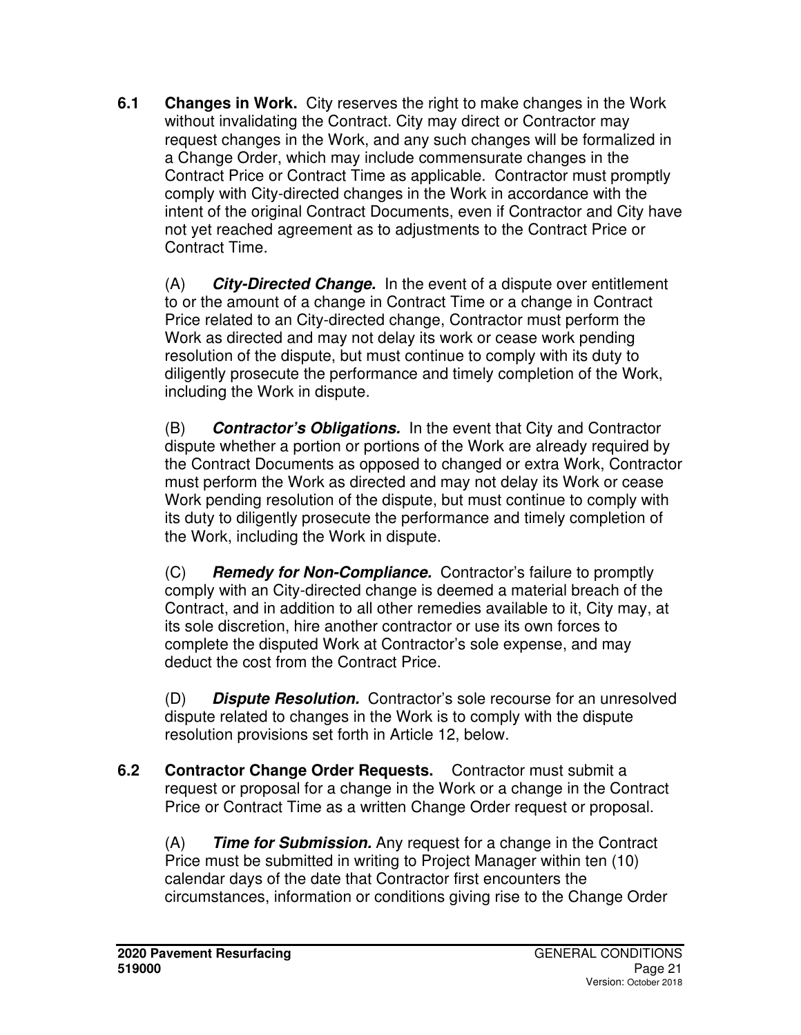**6.1 Changes in Work.** City reserves the right to make changes in the Work without invalidating the Contract. City may direct or Contractor may request changes in the Work, and any such changes will be formalized in a Change Order, which may include commensurate changes in the Contract Price or Contract Time as applicable. Contractor must promptly comply with City-directed changes in the Work in accordance with the intent of the original Contract Documents, even if Contractor and City have not yet reached agreement as to adjustments to the Contract Price or Contract Time.

(A) ***City-Directed Change.*** In the event of a dispute over entitlement to or the amount of a change in Contract Time or a change in Contract Price related to an City-directed change, Contractor must perform the Work as directed and may not delay its work or cease work pending resolution of the dispute, but must continue to comply with its duty to diligently prosecute the performance and timely completion of the Work, including the Work in dispute.

(B) ***Contractor's Obligations.*** In the event that City and Contractor dispute whether a portion or portions of the Work are already required by the Contract Documents as opposed to changed or extra Work, Contractor must perform the Work as directed and may not delay its Work or cease Work pending resolution of the dispute, but must continue to comply with its duty to diligently prosecute the performance and timely completion of the Work, including the Work in dispute.

(C) ***Remedy for Non-Compliance.*** Contractor's failure to promptly comply with an City-directed change is deemed a material breach of the Contract, and in addition to all other remedies available to it, City may, at its sole discretion, hire another contractor or use its own forces to complete the disputed Work at Contractor's sole expense, and may deduct the cost from the Contract Price.

(D) ***Dispute Resolution.*** Contractor's sole recourse for an unresolved dispute related to changes in the Work is to comply with the dispute resolution provisions set forth in Article 12, below.

**6.2 Contractor Change Order Requests.** Contractor must submit a request or proposal for a change in the Work or a change in the Contract Price or Contract Time as a written Change Order request or proposal.

(A) ***Time for Submission.*** Any request for a change in the Contract Price must be submitted in writing to Project Manager within ten (10) calendar days of the date that Contractor first encounters the circumstances, information or conditions giving rise to the Change Order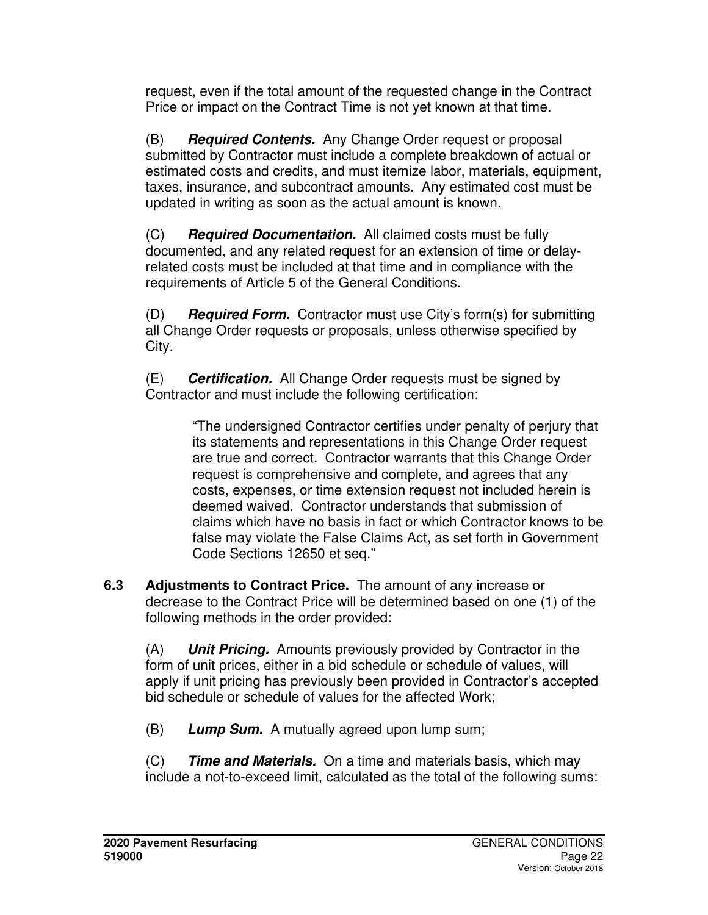request, even if the total amount of the requested change in the Contract Price or impact on the Contract Time is not yet known at that time.

(B) ***Required Contents.*** Any Change Order request or proposal submitted by Contractor must include a complete breakdown of actual or estimated costs and credits, and must itemize labor, materials, equipment, taxes, insurance, and subcontract amounts. Any estimated cost must be updated in writing as soon as the actual amount is known.

(C) ***Required Documentation.*** All claimed costs must be fully documented, and any related request for an extension of time or delay-related costs must be included at that time and in compliance with the requirements of Article 5 of the General Conditions.

(D) ***Required Form.*** Contractor must use City's form(s) for submitting all Change Order requests or proposals, unless otherwise specified by City.

(E) ***Certification.*** All Change Order requests must be signed by Contractor and must include the following certification:

> "The undersigned Contractor certifies under penalty of perjury that its statements and representations in this Change Order request are true and correct. Contractor warrants that this Change Order request is comprehensive and complete, and agrees that any costs, expenses, or time extension request not included herein is deemed waived. Contractor understands that submission of claims which have no basis in fact or which Contractor knows to be false may violate the False Claims Act, as set forth in Government Code Sections 12650 et seq."

**6.3 Adjustments to Contract Price.** The amount of any increase or decrease to the Contract Price will be determined based on one (1) of the following methods in the order provided:

(A) ***Unit Pricing.*** Amounts previously provided by Contractor in the form of unit prices, either in a bid schedule or schedule of values, will apply if unit pricing has previously been provided in Contractor's accepted bid schedule or schedule of values for the affected Work;

(B) ***Lump Sum.*** A mutually agreed upon lump sum;

(C) ***Time and Materials.*** On a time and materials basis, which may include a not-to-exceed limit, calculated as the total of the following sums: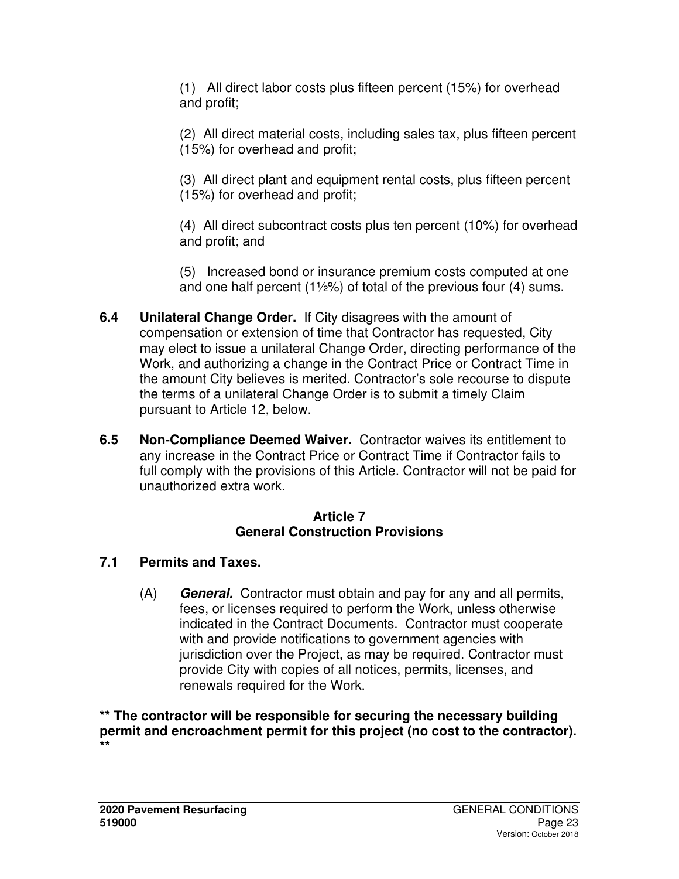(1) All direct labor costs plus fifteen percent (15%) for overhead and profit;

(2) All direct material costs, including sales tax, plus fifteen percent (15%) for overhead and profit;

(3) All direct plant and equipment rental costs, plus fifteen percent (15%) for overhead and profit;

(4) All direct subcontract costs plus ten percent (10%) for overhead and profit; and

(5) Increased bond or insurance premium costs computed at one and one half percent (1½%) of total of the previous four (4) sums.

**6.4 Unilateral Change Order.** If City disagrees with the amount of compensation or extension of time that Contractor has requested, City may elect to issue a unilateral Change Order, directing performance of the Work, and authorizing a change in the Contract Price or Contract Time in the amount City believes is merited. Contractor's sole recourse to dispute the terms of a unilateral Change Order is to submit a timely Claim pursuant to Article 12, below.

**6.5 Non-Compliance Deemed Waiver.** Contractor waives its entitlement to any increase in the Contract Price or Contract Time if Contractor fails to full comply with the provisions of this Article. Contractor will not be paid for unauthorized extra work.

## Article 7
## General Construction Provisions

### 7.1 Permits and Taxes.

(A) ***General.*** Contractor must obtain and pay for any and all permits, fees, or licenses required to perform the Work, unless otherwise indicated in the Contract Documents. Contractor must cooperate with and provide notifications to government agencies with jurisdiction over the Project, as may be required. Contractor must provide City with copies of all notices, permits, licenses, and renewals required for the Work.

**** The contractor will be responsible for securing the necessary building permit and encroachment permit for this project (no cost to the contractor). ****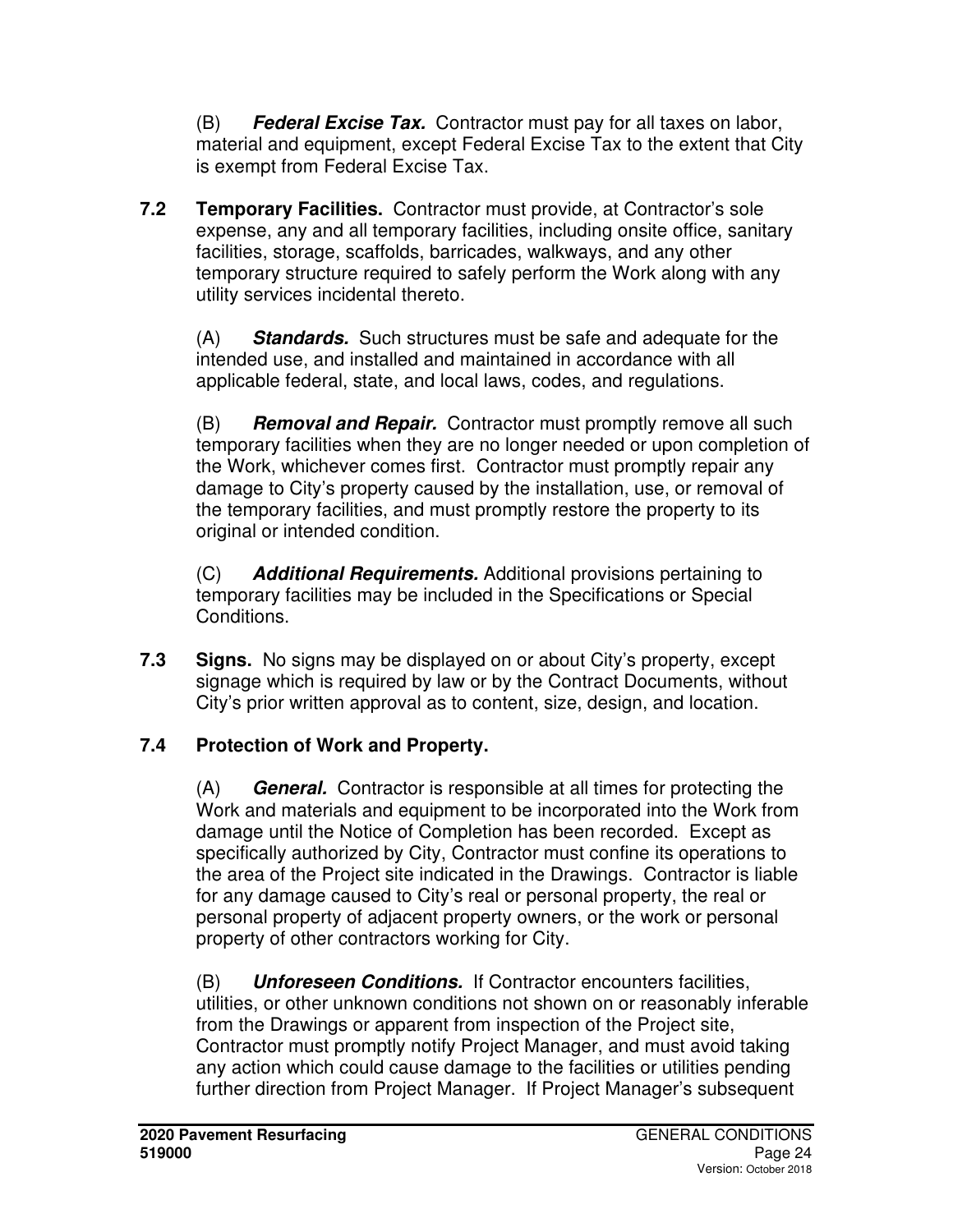(B) ***Federal Excise Tax.*** Contractor must pay for all taxes on labor, material and equipment, except Federal Excise Tax to the extent that City is exempt from Federal Excise Tax.

**7.2 Temporary Facilities.** Contractor must provide, at Contractor's sole expense, any and all temporary facilities, including onsite office, sanitary facilities, storage, scaffolds, barricades, walkways, and any other temporary structure required to safely perform the Work along with any utility services incidental thereto.

(A) ***Standards.*** Such structures must be safe and adequate for the intended use, and installed and maintained in accordance with all applicable federal, state, and local laws, codes, and regulations.

(B) ***Removal and Repair.*** Contractor must promptly remove all such temporary facilities when they are no longer needed or upon completion of the Work, whichever comes first. Contractor must promptly repair any damage to City's property caused by the installation, use, or removal of the temporary facilities, and must promptly restore the property to its original or intended condition.

(C) ***Additional Requirements.*** Additional provisions pertaining to temporary facilities may be included in the Specifications or Special Conditions.

**7.3 Signs.** No signs may be displayed on or about City's property, except signage which is required by law or by the Contract Documents, without City's prior written approval as to content, size, design, and location.

**7.4 Protection of Work and Property.**

(A) ***General.*** Contractor is responsible at all times for protecting the Work and materials and equipment to be incorporated into the Work from damage until the Notice of Completion has been recorded. Except as specifically authorized by City, Contractor must confine its operations to the area of the Project site indicated in the Drawings. Contractor is liable for any damage caused to City's real or personal property, the real or personal property of adjacent property owners, or the work or personal property of other contractors working for City.

(B) ***Unforeseen Conditions.*** If Contractor encounters facilities, utilities, or other unknown conditions not shown on or reasonably inferable from the Drawings or apparent from inspection of the Project site, Contractor must promptly notify Project Manager, and must avoid taking any action which could cause damage to the facilities or utilities pending further direction from Project Manager. If Project Manager's subsequent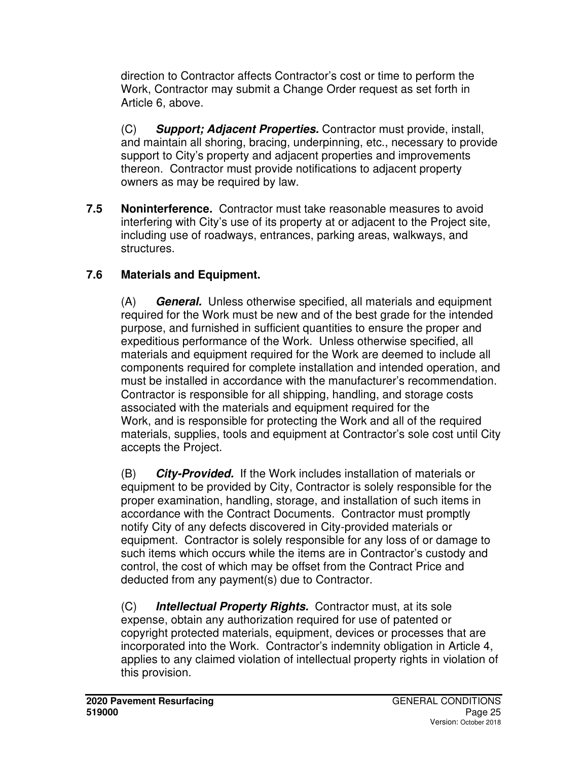direction to Contractor affects Contractor's cost or time to perform the Work, Contractor may submit a Change Order request as set forth in Article 6, above.

(C) ***Support; Adjacent Properties.*** Contractor must provide, install, and maintain all shoring, bracing, underpinning, etc., necessary to provide support to City's property and adjacent properties and improvements thereon. Contractor must provide notifications to adjacent property owners as may be required by law.

**7.5 Noninterference.** Contractor must take reasonable measures to avoid interfering with City's use of its property at or adjacent to the Project site, including use of roadways, entrances, parking areas, walkways, and structures.

**7.6 Materials and Equipment.**

(A) ***General.*** Unless otherwise specified, all materials and equipment required for the Work must be new and of the best grade for the intended purpose, and furnished in sufficient quantities to ensure the proper and expeditious performance of the Work. Unless otherwise specified, all materials and equipment required for the Work are deemed to include all components required for complete installation and intended operation, and must be installed in accordance with the manufacturer's recommendation. Contractor is responsible for all shipping, handling, and storage costs associated with the materials and equipment required for the Work, and is responsible for protecting the Work and all of the required materials, supplies, tools and equipment at Contractor's sole cost until City accepts the Project.

(B) ***City-Provided.*** If the Work includes installation of materials or equipment to be provided by City, Contractor is solely responsible for the proper examination, handling, storage, and installation of such items in accordance with the Contract Documents. Contractor must promptly notify City of any defects discovered in City-provided materials or equipment. Contractor is solely responsible for any loss of or damage to such items which occurs while the items are in Contractor's custody and control, the cost of which may be offset from the Contract Price and deducted from any payment(s) due to Contractor.

(C) ***Intellectual Property Rights.*** Contractor must, at its sole expense, obtain any authorization required for use of patented or copyright protected materials, equipment, devices or processes that are incorporated into the Work. Contractor's indemnity obligation in Article 4, applies to any claimed violation of intellectual property rights in violation of this provision.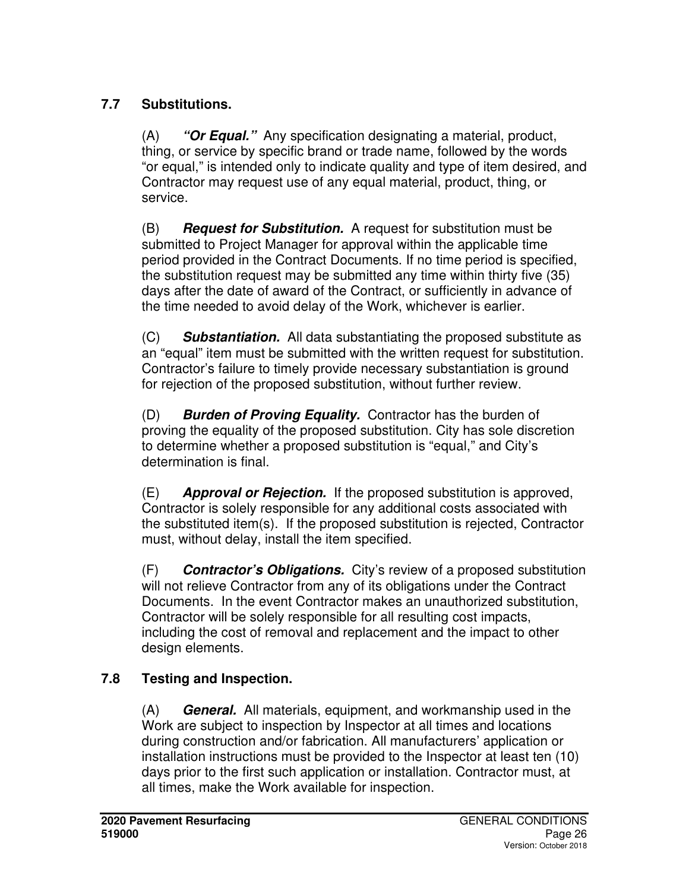### 7.7 Substitutions.

(A) ***"Or Equal."*** Any specification designating a material, product, thing, or service by specific brand or trade name, followed by the words "or equal," is intended only to indicate quality and type of item desired, and Contractor may request use of any equal material, product, thing, or service.

(B) ***Request for Substitution.*** A request for substitution must be submitted to Project Manager for approval within the applicable time period provided in the Contract Documents. If no time period is specified, the substitution request may be submitted any time within thirty five (35) days after the date of award of the Contract, or sufficiently in advance of the time needed to avoid delay of the Work, whichever is earlier.

(C) ***Substantiation.*** All data substantiating the proposed substitute as an "equal" item must be submitted with the written request for substitution. Contractor's failure to timely provide necessary substantiation is ground for rejection of the proposed substitution, without further review.

(D) ***Burden of Proving Equality.*** Contractor has the burden of proving the equality of the proposed substitution. City has sole discretion to determine whether a proposed substitution is "equal," and City's determination is final.

(E) ***Approval or Rejection.*** If the proposed substitution is approved, Contractor is solely responsible for any additional costs associated with the substituted item(s). If the proposed substitution is rejected, Contractor must, without delay, install the item specified.

(F) ***Contractor's Obligations.*** City's review of a proposed substitution will not relieve Contractor from any of its obligations under the Contract Documents. In the event Contractor makes an unauthorized substitution, Contractor will be solely responsible for all resulting cost impacts, including the cost of removal and replacement and the impact to other design elements.

### 7.8 Testing and Inspection.

(A) ***General.*** All materials, equipment, and workmanship used in the Work are subject to inspection by Inspector at all times and locations during construction and/or fabrication. All manufacturers' application or installation instructions must be provided to the Inspector at least ten (10) days prior to the first such application or installation. Contractor must, at all times, make the Work available for inspection.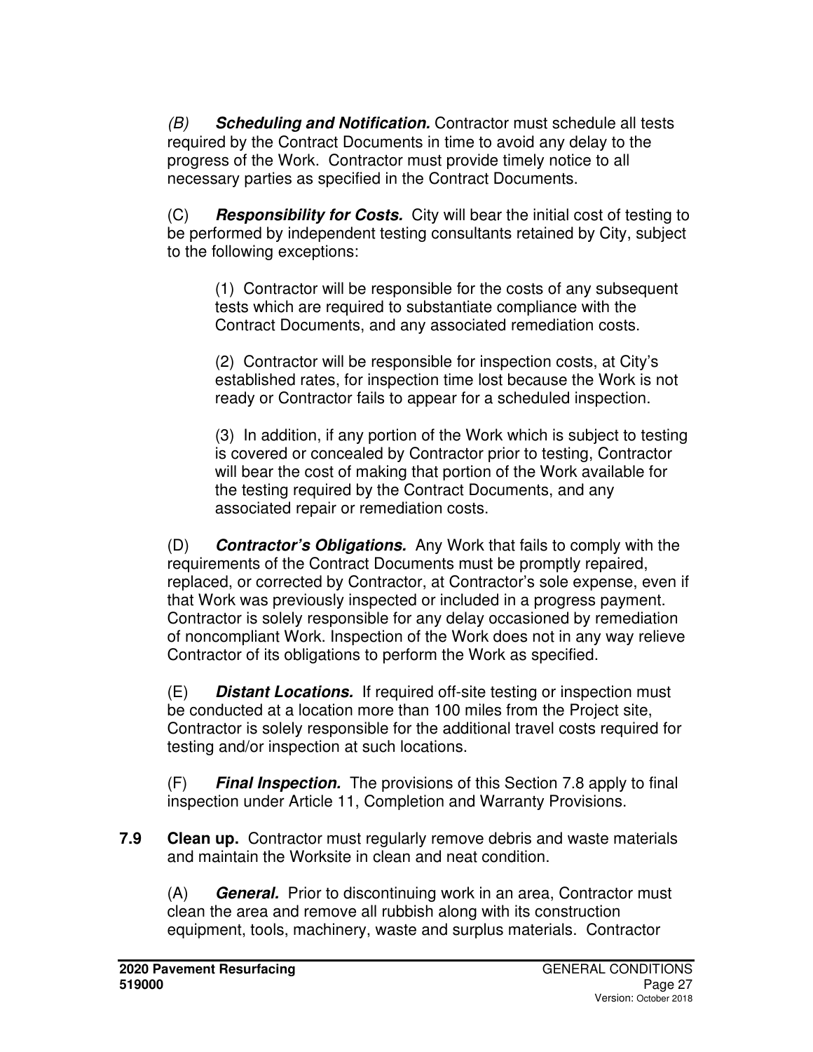*(B)* ***Scheduling and Notification.*** Contractor must schedule all tests required by the Contract Documents in time to avoid any delay to the progress of the Work. Contractor must provide timely notice to all necessary parties as specified in the Contract Documents.

(C) ***Responsibility for Costs.*** City will bear the initial cost of testing to be performed by independent testing consultants retained by City, subject to the following exceptions:

(1) Contractor will be responsible for the costs of any subsequent tests which are required to substantiate compliance with the Contract Documents, and any associated remediation costs.

(2) Contractor will be responsible for inspection costs, at City's established rates, for inspection time lost because the Work is not ready or Contractor fails to appear for a scheduled inspection.

(3) In addition, if any portion of the Work which is subject to testing is covered or concealed by Contractor prior to testing, Contractor will bear the cost of making that portion of the Work available for the testing required by the Contract Documents, and any associated repair or remediation costs.

(D) ***Contractor's Obligations.*** Any Work that fails to comply with the requirements of the Contract Documents must be promptly repaired, replaced, or corrected by Contractor, at Contractor's sole expense, even if that Work was previously inspected or included in a progress payment. Contractor is solely responsible for any delay occasioned by remediation of noncompliant Work. Inspection of the Work does not in any way relieve Contractor of its obligations to perform the Work as specified.

(E) ***Distant Locations.*** If required off-site testing or inspection must be conducted at a location more than 100 miles from the Project site, Contractor is solely responsible for the additional travel costs required for testing and/or inspection at such locations.

(F) ***Final Inspection.*** The provisions of this Section 7.8 apply to final inspection under Article 11, Completion and Warranty Provisions.

**7.9 Clean up.** Contractor must regularly remove debris and waste materials and maintain the Worksite in clean and neat condition.

(A) ***General.*** Prior to discontinuing work in an area, Contractor must clean the area and remove all rubbish along with its construction equipment, tools, machinery, waste and surplus materials. Contractor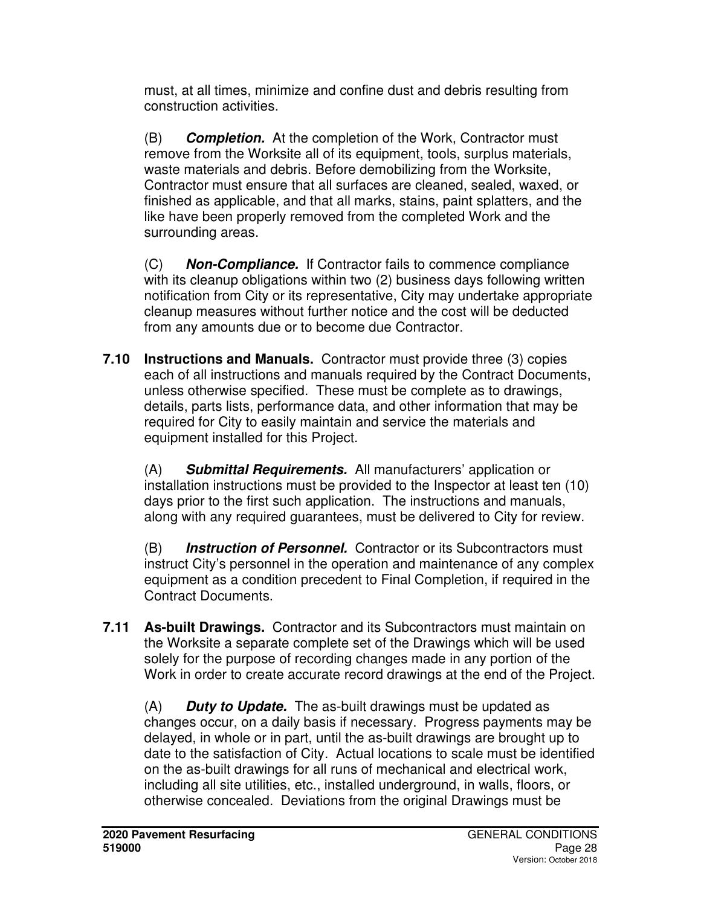must, at all times, minimize and confine dust and debris resulting from construction activities.

(B) ***Completion.*** At the completion of the Work, Contractor must remove from the Worksite all of its equipment, tools, surplus materials, waste materials and debris. Before demobilizing from the Worksite, Contractor must ensure that all surfaces are cleaned, sealed, waxed, or finished as applicable, and that all marks, stains, paint splatters, and the like have been properly removed from the completed Work and the surrounding areas.

(C) ***Non-Compliance.*** If Contractor fails to commence compliance with its cleanup obligations within two (2) business days following written notification from City or its representative, City may undertake appropriate cleanup measures without further notice and the cost will be deducted from any amounts due or to become due Contractor.

**7.10 Instructions and Manuals.** Contractor must provide three (3) copies each of all instructions and manuals required by the Contract Documents, unless otherwise specified. These must be complete as to drawings, details, parts lists, performance data, and other information that may be required for City to easily maintain and service the materials and equipment installed for this Project.

(A) ***Submittal Requirements.*** All manufacturers' application or installation instructions must be provided to the Inspector at least ten (10) days prior to the first such application. The instructions and manuals, along with any required guarantees, must be delivered to City for review.

(B) ***Instruction of Personnel.*** Contractor or its Subcontractors must instruct City's personnel in the operation and maintenance of any complex equipment as a condition precedent to Final Completion, if required in the Contract Documents.

**7.11 As-built Drawings.** Contractor and its Subcontractors must maintain on the Worksite a separate complete set of the Drawings which will be used solely for the purpose of recording changes made in any portion of the Work in order to create accurate record drawings at the end of the Project.

(A) ***Duty to Update.*** The as-built drawings must be updated as changes occur, on a daily basis if necessary. Progress payments may be delayed, in whole or in part, until the as-built drawings are brought up to date to the satisfaction of City. Actual locations to scale must be identified on the as-built drawings for all runs of mechanical and electrical work, including all site utilities, etc., installed underground, in walls, floors, or otherwise concealed. Deviations from the original Drawings must be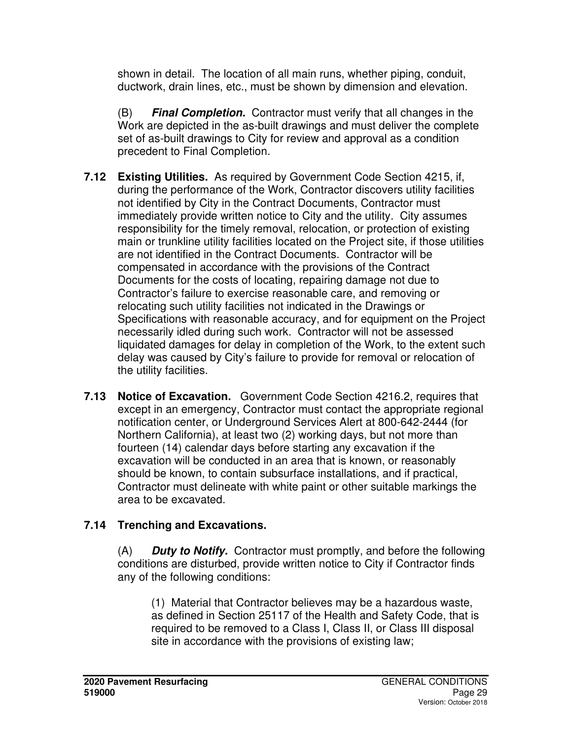shown in detail. The location of all main runs, whether piping, conduit, ductwork, drain lines, etc., must be shown by dimension and elevation.

(B) ***Final Completion.*** Contractor must verify that all changes in the Work are depicted in the as-built drawings and must deliver the complete set of as-built drawings to City for review and approval as a condition precedent to Final Completion.

**7.12 Existing Utilities.** As required by Government Code Section 4215, if, during the performance of the Work, Contractor discovers utility facilities not identified by City in the Contract Documents, Contractor must immediately provide written notice to City and the utility. City assumes responsibility for the timely removal, relocation, or protection of existing main or trunkline utility facilities located on the Project site, if those utilities are not identified in the Contract Documents. Contractor will be compensated in accordance with the provisions of the Contract Documents for the costs of locating, repairing damage not due to Contractor's failure to exercise reasonable care, and removing or relocating such utility facilities not indicated in the Drawings or Specifications with reasonable accuracy, and for equipment on the Project necessarily idled during such work. Contractor will not be assessed liquidated damages for delay in completion of the Work, to the extent such delay was caused by City's failure to provide for removal or relocation of the utility facilities.

**7.13 Notice of Excavation.** Government Code Section 4216.2, requires that except in an emergency, Contractor must contact the appropriate regional notification center, or Underground Services Alert at 800-642-2444 (for Northern California), at least two (2) working days, but not more than fourteen (14) calendar days before starting any excavation if the excavation will be conducted in an area that is known, or reasonably should be known, to contain subsurface installations, and if practical, Contractor must delineate with white paint or other suitable markings the area to be excavated.

**7.14 Trenching and Excavations.**

(A) ***Duty to Notify.*** Contractor must promptly, and before the following conditions are disturbed, provide written notice to City if Contractor finds any of the following conditions:

(1) Material that Contractor believes may be a hazardous waste, as defined in Section 25117 of the Health and Safety Code, that is required to be removed to a Class I, Class II, or Class III disposal site in accordance with the provisions of existing law;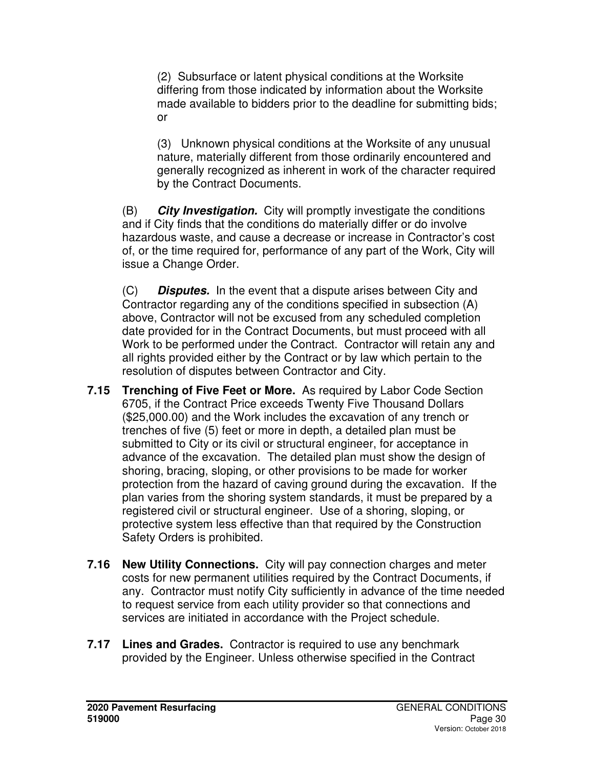(2) Subsurface or latent physical conditions at the Worksite differing from those indicated by information about the Worksite made available to bidders prior to the deadline for submitting bids; or

(3) Unknown physical conditions at the Worksite of any unusual nature, materially different from those ordinarily encountered and generally recognized as inherent in work of the character required by the Contract Documents.

(B) ***City Investigation.*** City will promptly investigate the conditions and if City finds that the conditions do materially differ or do involve hazardous waste, and cause a decrease or increase in Contractor's cost of, or the time required for, performance of any part of the Work, City will issue a Change Order.

(C) ***Disputes.*** In the event that a dispute arises between City and Contractor regarding any of the conditions specified in subsection (A) above, Contractor will not be excused from any scheduled completion date provided for in the Contract Documents, but must proceed with all Work to be performed under the Contract. Contractor will retain any and all rights provided either by the Contract or by law which pertain to the resolution of disputes between Contractor and City.

**7.15 Trenching of Five Feet or More.** As required by Labor Code Section 6705, if the Contract Price exceeds Twenty Five Thousand Dollars ($25,000.00) and the Work includes the excavation of any trench or trenches of five (5) feet or more in depth, a detailed plan must be submitted to City or its civil or structural engineer, for acceptance in advance of the excavation. The detailed plan must show the design of shoring, bracing, sloping, or other provisions to be made for worker protection from the hazard of caving ground during the excavation. If the plan varies from the shoring system standards, it must be prepared by a registered civil or structural engineer. Use of a shoring, sloping, or protective system less effective than that required by the Construction Safety Orders is prohibited.

**7.16 New Utility Connections.** City will pay connection charges and meter costs for new permanent utilities required by the Contract Documents, if any. Contractor must notify City sufficiently in advance of the time needed to request service from each utility provider so that connections and services are initiated in accordance with the Project schedule.

**7.17 Lines and Grades.** Contractor is required to use any benchmark provided by the Engineer. Unless otherwise specified in the Contract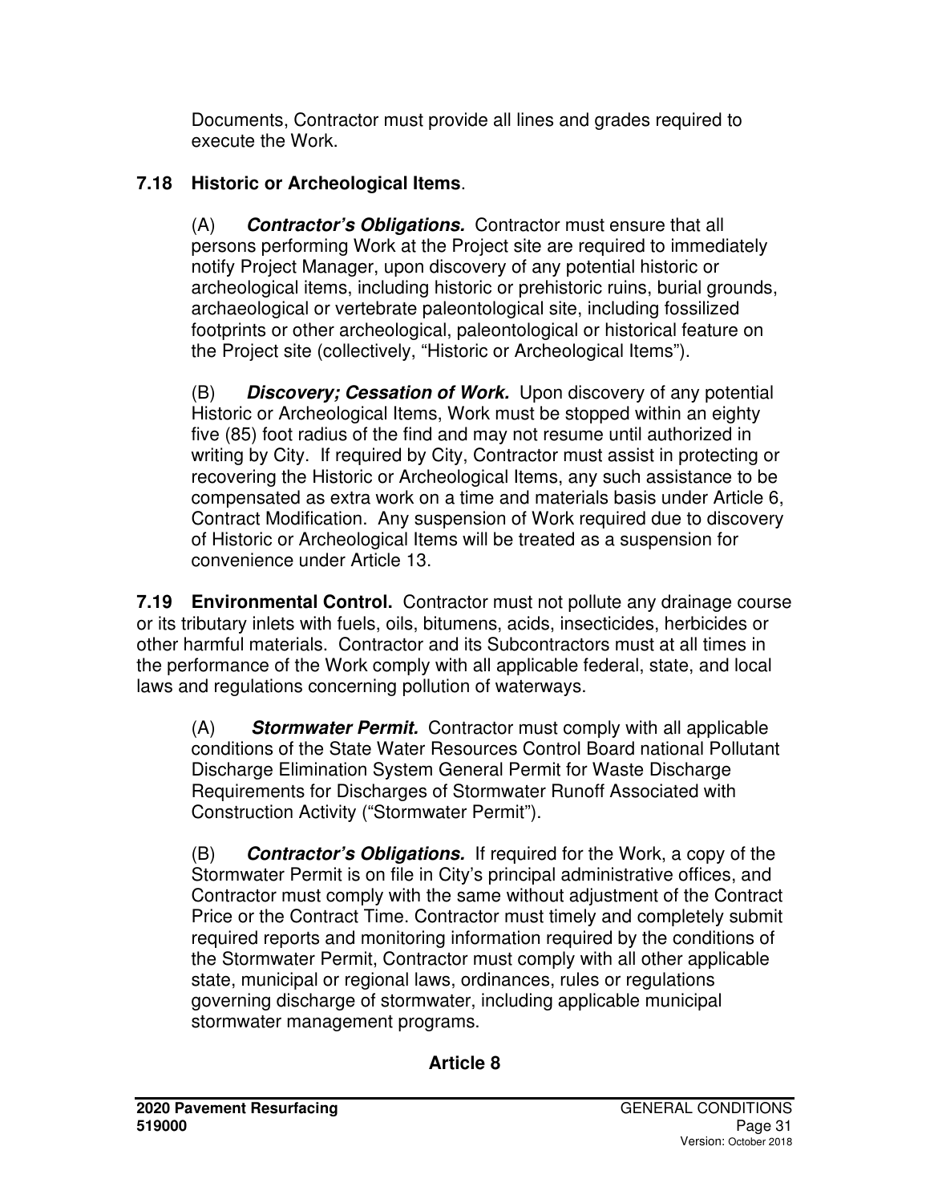Documents, Contractor must provide all lines and grades required to execute the Work.

**7.18 Historic or Archeological Items**.

(A) ***Contractor's Obligations.*** Contractor must ensure that all persons performing Work at the Project site are required to immediately notify Project Manager, upon discovery of any potential historic or archeological items, including historic or prehistoric ruins, burial grounds, archaeological or vertebrate paleontological site, including fossilized footprints or other archeological, paleontological or historical feature on the Project site (collectively, "Historic or Archeological Items").

(B) ***Discovery; Cessation of Work.*** Upon discovery of any potential Historic or Archeological Items, Work must be stopped within an eighty five (85) foot radius of the find and may not resume until authorized in writing by City. If required by City, Contractor must assist in protecting or recovering the Historic or Archeological Items, any such assistance to be compensated as extra work on a time and materials basis under Article 6, Contract Modification. Any suspension of Work required due to discovery of Historic or Archeological Items will be treated as a suspension for convenience under Article 13.

**7.19 Environmental Control.** Contractor must not pollute any drainage course or its tributary inlets with fuels, oils, bitumens, acids, insecticides, herbicides or other harmful materials. Contractor and its Subcontractors must at all times in the performance of the Work comply with all applicable federal, state, and local laws and regulations concerning pollution of waterways.

(A) ***Stormwater Permit.*** Contractor must comply with all applicable conditions of the State Water Resources Control Board national Pollutant Discharge Elimination System General Permit for Waste Discharge Requirements for Discharges of Stormwater Runoff Associated with Construction Activity ("Stormwater Permit").

(B) ***Contractor's Obligations.*** If required for the Work, a copy of the Stormwater Permit is on file in City's principal administrative offices, and Contractor must comply with the same without adjustment of the Contract Price or the Contract Time. Contractor must timely and completely submit required reports and monitoring information required by the conditions of the Stormwater Permit, Contractor must comply with all other applicable state, municipal or regional laws, ordinances, rules or regulations governing discharge of stormwater, including applicable municipal stormwater management programs.

## Article 8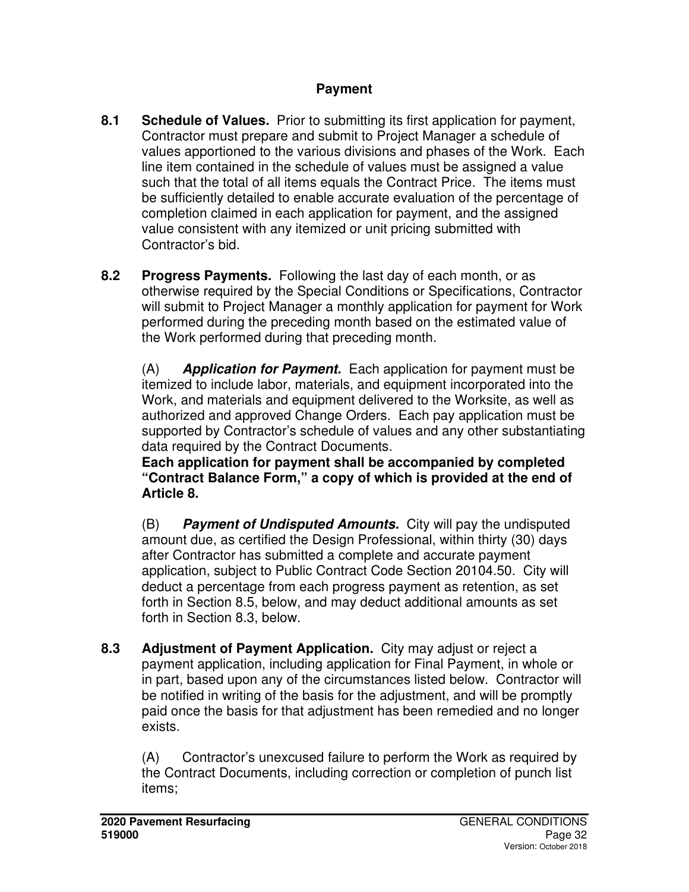## Payment

**8.1 Schedule of Values.** Prior to submitting its first application for payment, Contractor must prepare and submit to Project Manager a schedule of values apportioned to the various divisions and phases of the Work. Each line item contained in the schedule of values must be assigned a value such that the total of all items equals the Contract Price. The items must be sufficiently detailed to enable accurate evaluation of the percentage of completion claimed in each application for payment, and the assigned value consistent with any itemized or unit pricing submitted with Contractor's bid.

**8.2 Progress Payments.** Following the last day of each month, or as otherwise required by the Special Conditions or Specifications, Contractor will submit to Project Manager a monthly application for payment for Work performed during the preceding month based on the estimated value of the Work performed during that preceding month.

(A) ***Application for Payment.*** Each application for payment must be itemized to include labor, materials, and equipment incorporated into the Work, and materials and equipment delivered to the Worksite, as well as authorized and approved Change Orders. Each pay application must be supported by Contractor's schedule of values and any other substantiating data required by the Contract Documents.
**Each application for payment shall be accompanied by completed "Contract Balance Form," a copy of which is provided at the end of Article 8.**

(B) ***Payment of Undisputed Amounts.*** City will pay the undisputed amount due, as certified the Design Professional, within thirty (30) days after Contractor has submitted a complete and accurate payment application, subject to Public Contract Code Section 20104.50. City will deduct a percentage from each progress payment as retention, as set forth in Section 8.5, below, and may deduct additional amounts as set forth in Section 8.3, below.

**8.3 Adjustment of Payment Application.** City may adjust or reject a payment application, including application for Final Payment, in whole or in part, based upon any of the circumstances listed below. Contractor will be notified in writing of the basis for the adjustment, and will be promptly paid once the basis for that adjustment has been remedied and no longer exists.

(A) Contractor's unexcused failure to perform the Work as required by the Contract Documents, including correction or completion of punch list items;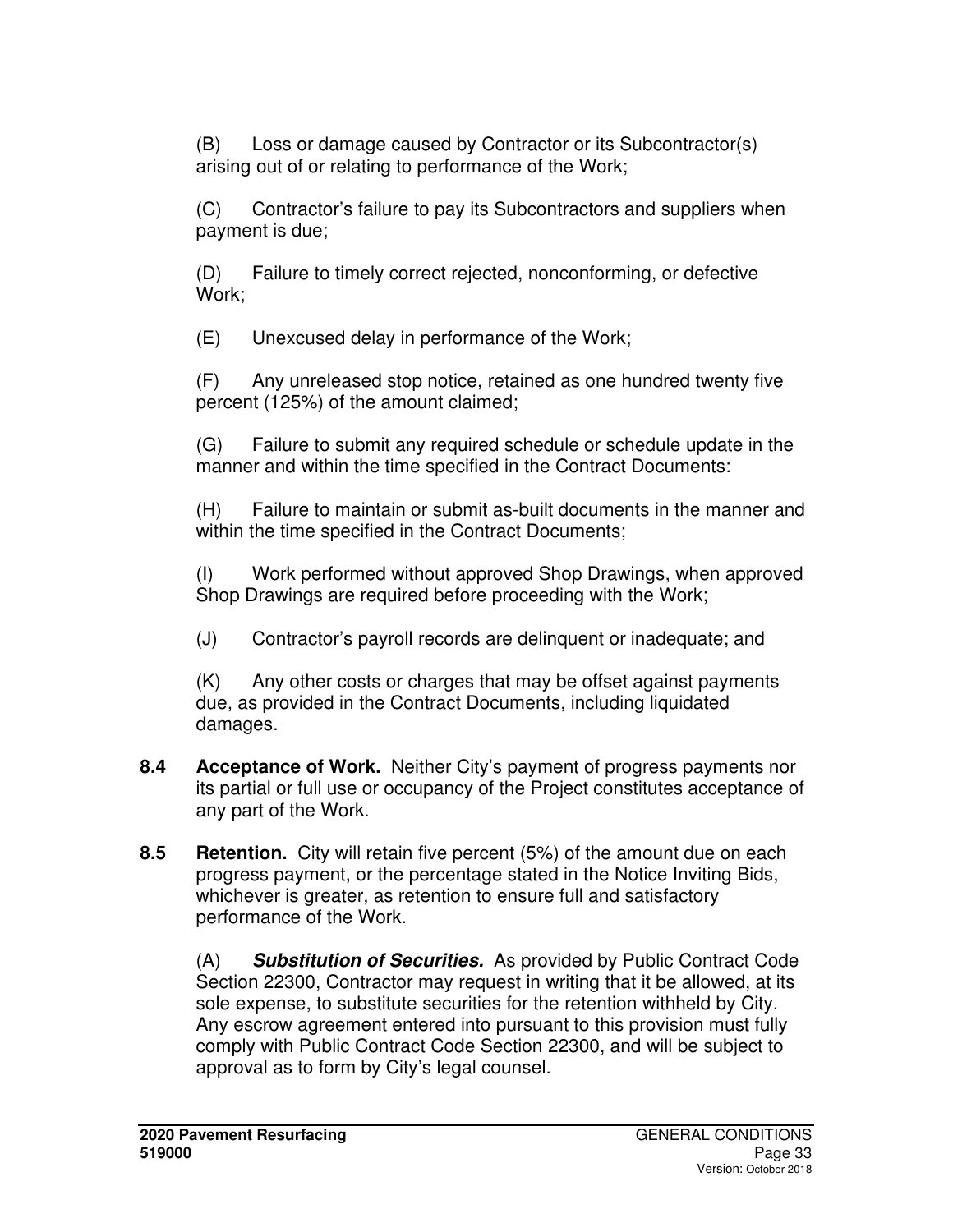(B) Loss or damage caused by Contractor or its Subcontractor(s) arising out of or relating to performance of the Work;

(C) Contractor's failure to pay its Subcontractors and suppliers when payment is due;

(D) Failure to timely correct rejected, nonconforming, or defective Work;

(E) Unexcused delay in performance of the Work;

(F) Any unreleased stop notice, retained as one hundred twenty five percent (125%) of the amount claimed;

(G) Failure to submit any required schedule or schedule update in the manner and within the time specified in the Contract Documents:

(H) Failure to maintain or submit as-built documents in the manner and within the time specified in the Contract Documents;

(I) Work performed without approved Shop Drawings, when approved Shop Drawings are required before proceeding with the Work;

(J) Contractor's payroll records are delinquent or inadequate; and

(K) Any other costs or charges that may be offset against payments due, as provided in the Contract Documents, including liquidated damages.

**8.4 Acceptance of Work.** Neither City's payment of progress payments nor its partial or full use or occupancy of the Project constitutes acceptance of any part of the Work.

**8.5 Retention.** City will retain five percent (5%) of the amount due on each progress payment, or the percentage stated in the Notice Inviting Bids, whichever is greater, as retention to ensure full and satisfactory performance of the Work.

(A) ***Substitution of Securities.*** As provided by Public Contract Code Section 22300, Contractor may request in writing that it be allowed, at its sole expense, to substitute securities for the retention withheld by City. Any escrow agreement entered into pursuant to this provision must fully comply with Public Contract Code Section 22300, and will be subject to approval as to form by City's legal counsel.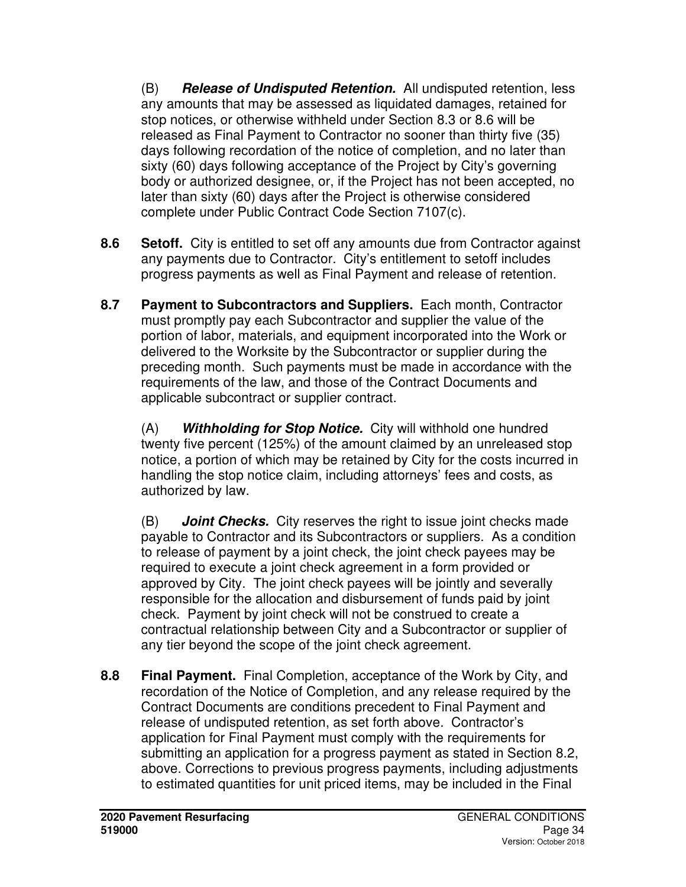(B) ***Release of Undisputed Retention.*** All undisputed retention, less any amounts that may be assessed as liquidated damages, retained for stop notices, or otherwise withheld under Section 8.3 or 8.6 will be released as Final Payment to Contractor no sooner than thirty five (35) days following recordation of the notice of completion, and no later than sixty (60) days following acceptance of the Project by City's governing body or authorized designee, or, if the Project has not been accepted, no later than sixty (60) days after the Project is otherwise considered complete under Public Contract Code Section 7107(c).

**8.6 Setoff.** City is entitled to set off any amounts due from Contractor against any payments due to Contractor. City's entitlement to setoff includes progress payments as well as Final Payment and release of retention.

**8.7 Payment to Subcontractors and Suppliers.** Each month, Contractor must promptly pay each Subcontractor and supplier the value of the portion of labor, materials, and equipment incorporated into the Work or delivered to the Worksite by the Subcontractor or supplier during the preceding month. Such payments must be made in accordance with the requirements of the law, and those of the Contract Documents and applicable subcontract or supplier contract.

(A) ***Withholding for Stop Notice.*** City will withhold one hundred twenty five percent (125%) of the amount claimed by an unreleased stop notice, a portion of which may be retained by City for the costs incurred in handling the stop notice claim, including attorneys' fees and costs, as authorized by law.

(B) ***Joint Checks.*** City reserves the right to issue joint checks made payable to Contractor and its Subcontractors or suppliers. As a condition to release of payment by a joint check, the joint check payees may be required to execute a joint check agreement in a form provided or approved by City. The joint check payees will be jointly and severally responsible for the allocation and disbursement of funds paid by joint check. Payment by joint check will not be construed to create a contractual relationship between City and a Subcontractor or supplier of any tier beyond the scope of the joint check agreement.

**8.8 Final Payment.** Final Completion, acceptance of the Work by City, and recordation of the Notice of Completion, and any release required by the Contract Documents are conditions precedent to Final Payment and release of undisputed retention, as set forth above. Contractor's application for Final Payment must comply with the requirements for submitting an application for a progress payment as stated in Section 8.2, above. Corrections to previous progress payments, including adjustments to estimated quantities for unit priced items, may be included in the Final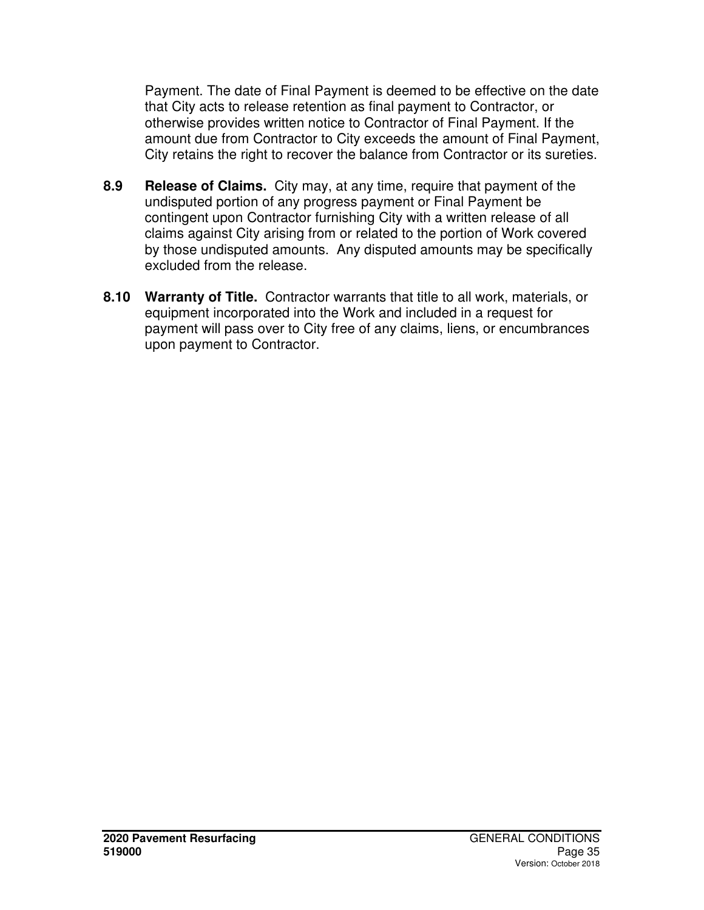Payment. The date of Final Payment is deemed to be effective on the date that City acts to release retention as final payment to Contractor, or otherwise provides written notice to Contractor of Final Payment. If the amount due from Contractor to City exceeds the amount of Final Payment, City retains the right to recover the balance from Contractor or its sureties.

**8.9 Release of Claims.** City may, at any time, require that payment of the undisputed portion of any progress payment or Final Payment be contingent upon Contractor furnishing City with a written release of all claims against City arising from or related to the portion of Work covered by those undisputed amounts. Any disputed amounts may be specifically excluded from the release.

**8.10 Warranty of Title.** Contractor warrants that title to all work, materials, or equipment incorporated into the Work and included in a request for payment will pass over to City free of any claims, liens, or encumbrances upon payment to Contractor.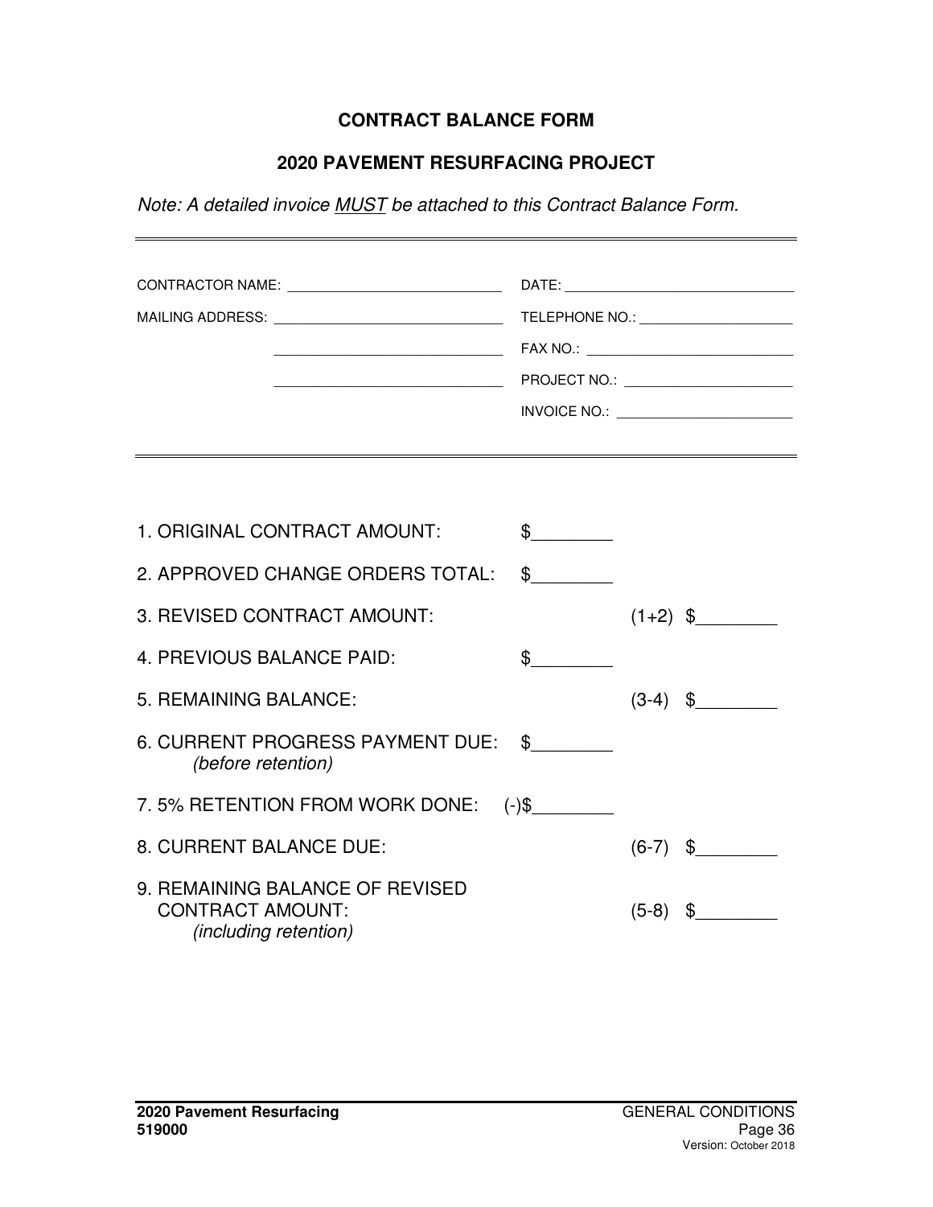# CONTRACT BALANCE FORM

## 2020 PAVEMENT RESURFACING PROJECT

*Note: A detailed invoice MUST be attached to this Contract Balance Form.*

---

CONTRACTOR NAME: ___________________________

MAILING ADDRESS: ____________________________

____________________________

____________________________

DATE: ______________________________

TELEPHONE NO.: ____________________

FAX NO.: ___________________________

PROJECT NO.: ______________________

INVOICE NO.: _______________________

---

| | | | |
|---|---|---|---|
| 1. ORIGINAL CONTRACT AMOUNT: | $________ | | |
| 2. APPROVED CHANGE ORDERS TOTAL: | $________ | | |
| 3. REVISED CONTRACT AMOUNT: | | (1+2) | $________ |
| 4. PREVIOUS BALANCE PAID: | $________ | | |
| 5. REMAINING BALANCE: | | (3-4) | $________ |
| 6. CURRENT PROGRESS PAYMENT DUE: *(before retention)* | $________ | | |
| 7. 5% RETENTION FROM WORK DONE: | (-)$________ | | |
| 8. CURRENT BALANCE DUE: | | (6-7) | $________ |
| 9. REMAINING BALANCE OF REVISED CONTRACT AMOUNT: *(including retention)* | | (5-8) | $________ |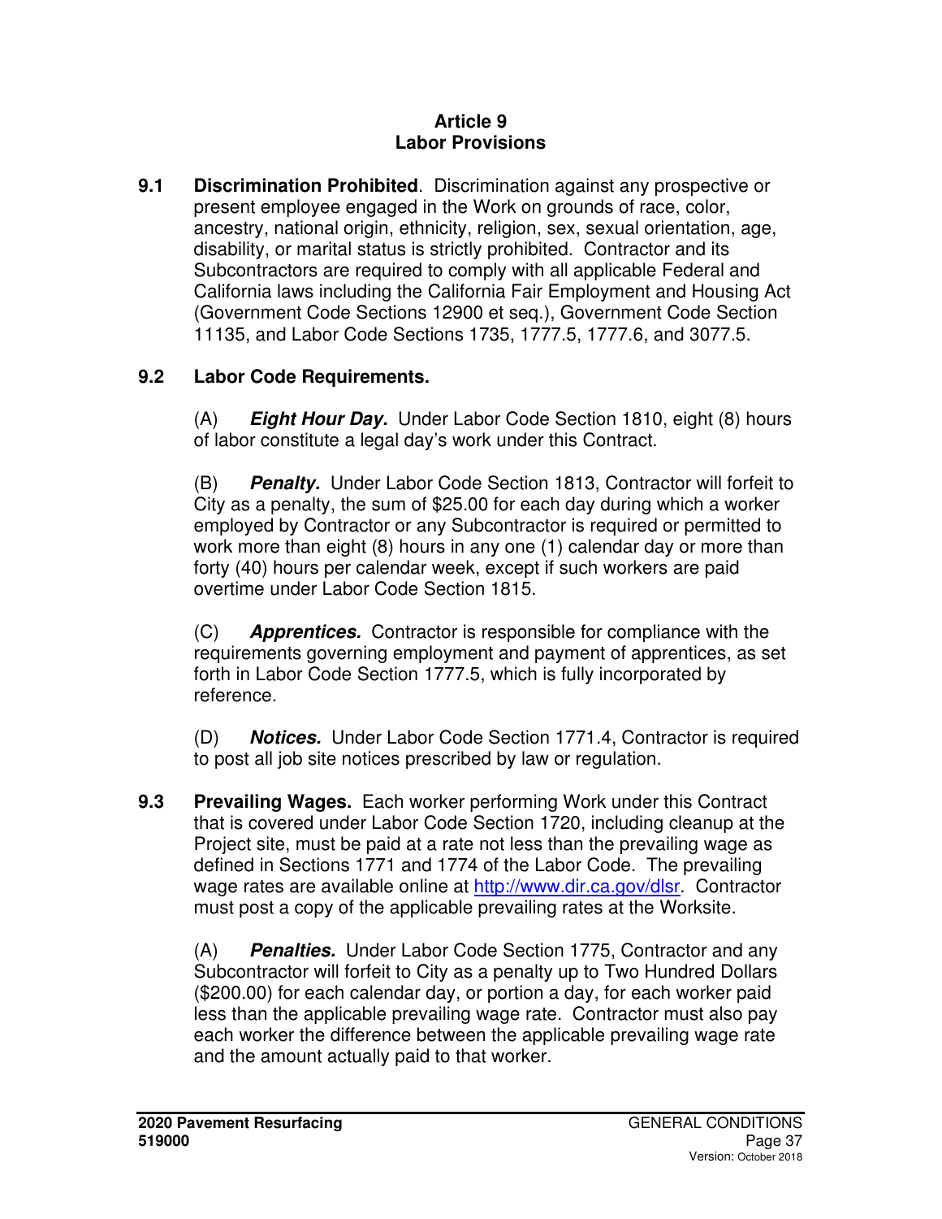# Article 9
## Labor Provisions

**9.1 Discrimination Prohibited**. Discrimination against any prospective or present employee engaged in the Work on grounds of race, color, ancestry, national origin, ethnicity, religion, sex, sexual orientation, age, disability, or marital status is strictly prohibited. Contractor and its Subcontractors are required to comply with all applicable Federal and California laws including the California Fair Employment and Housing Act (Government Code Sections 12900 et seq.), Government Code Section 11135, and Labor Code Sections 1735, 1777.5, 1777.6, and 3077.5.

**9.2 Labor Code Requirements.**

(A) ***Eight Hour Day.*** Under Labor Code Section 1810, eight (8) hours of labor constitute a legal day's work under this Contract.

(B) ***Penalty.*** Under Labor Code Section 1813, Contractor will forfeit to City as a penalty, the sum of $25.00 for each day during which a worker employed by Contractor or any Subcontractor is required or permitted to work more than eight (8) hours in any one (1) calendar day or more than forty (40) hours per calendar week, except if such workers are paid overtime under Labor Code Section 1815.

(C) ***Apprentices.*** Contractor is responsible for compliance with the requirements governing employment and payment of apprentices, as set forth in Labor Code Section 1777.5, which is fully incorporated by reference.

(D) ***Notices.*** Under Labor Code Section 1771.4, Contractor is required to post all job site notices prescribed by law or regulation.

**9.3 Prevailing Wages.** Each worker performing Work under this Contract that is covered under Labor Code Section 1720, including cleanup at the Project site, must be paid at a rate not less than the prevailing wage as defined in Sections 1771 and 1774 of the Labor Code. The prevailing wage rates are available online at http://www.dir.ca.gov/dlsr. Contractor must post a copy of the applicable prevailing rates at the Worksite.

(A) ***Penalties.*** Under Labor Code Section 1775, Contractor and any Subcontractor will forfeit to City as a penalty up to Two Hundred Dollars ($200.00) for each calendar day, or portion a day, for each worker paid less than the applicable prevailing wage rate. Contractor must also pay each worker the difference between the applicable prevailing wage rate and the amount actually paid to that worker.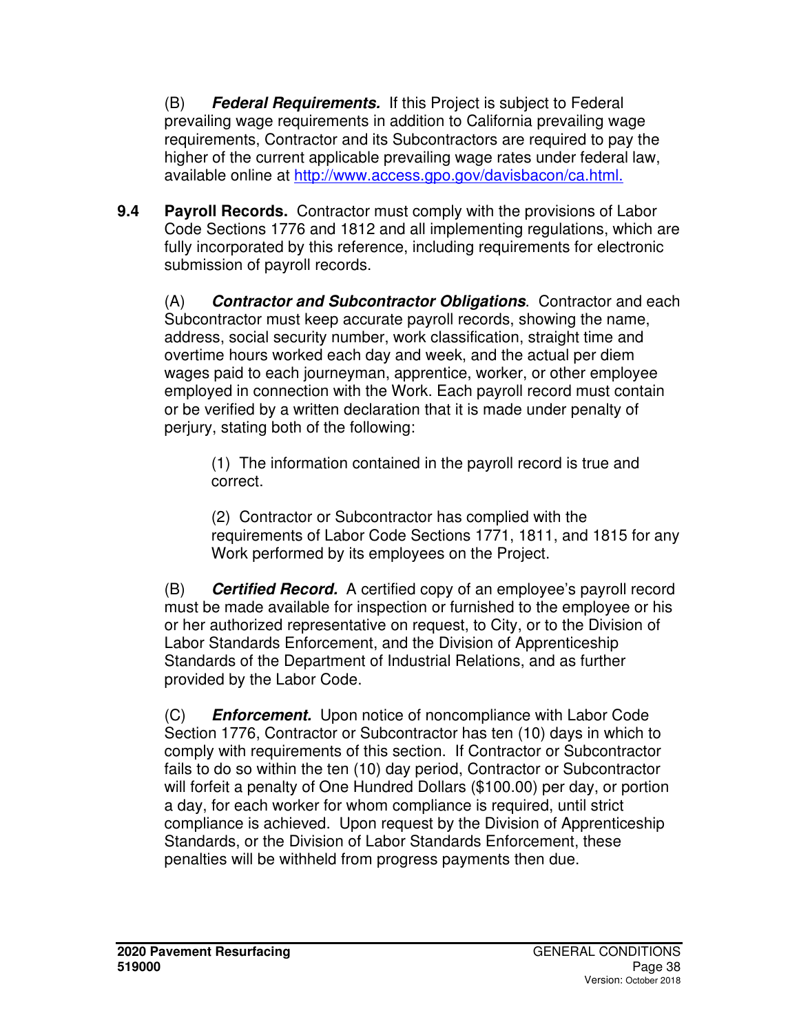(B) ***Federal Requirements.*** If this Project is subject to Federal prevailing wage requirements in addition to California prevailing wage requirements, Contractor and its Subcontractors are required to pay the higher of the current applicable prevailing wage rates under federal law, available online at http://www.access.gpo.gov/davisbacon/ca.html.

**9.4 Payroll Records.** Contractor must comply with the provisions of Labor Code Sections 1776 and 1812 and all implementing regulations, which are fully incorporated by this reference, including requirements for electronic submission of payroll records.

(A) ***Contractor and Subcontractor Obligations***. Contractor and each Subcontractor must keep accurate payroll records, showing the name, address, social security number, work classification, straight time and overtime hours worked each day and week, and the actual per diem wages paid to each journeyman, apprentice, worker, or other employee employed in connection with the Work. Each payroll record must contain or be verified by a written declaration that it is made under penalty of perjury, stating both of the following:

(1) The information contained in the payroll record is true and correct.

(2) Contractor or Subcontractor has complied with the requirements of Labor Code Sections 1771, 1811, and 1815 for any Work performed by its employees on the Project.

(B) ***Certified Record.*** A certified copy of an employee's payroll record must be made available for inspection or furnished to the employee or his or her authorized representative on request, to City, or to the Division of Labor Standards Enforcement, and the Division of Apprenticeship Standards of the Department of Industrial Relations, and as further provided by the Labor Code.

(C) ***Enforcement.*** Upon notice of noncompliance with Labor Code Section 1776, Contractor or Subcontractor has ten (10) days in which to comply with requirements of this section. If Contractor or Subcontractor fails to do so within the ten (10) day period, Contractor or Subcontractor will forfeit a penalty of One Hundred Dollars ($100.00) per day, or portion a day, for each worker for whom compliance is required, until strict compliance is achieved. Upon request by the Division of Apprenticeship Standards, or the Division of Labor Standards Enforcement, these penalties will be withheld from progress payments then due.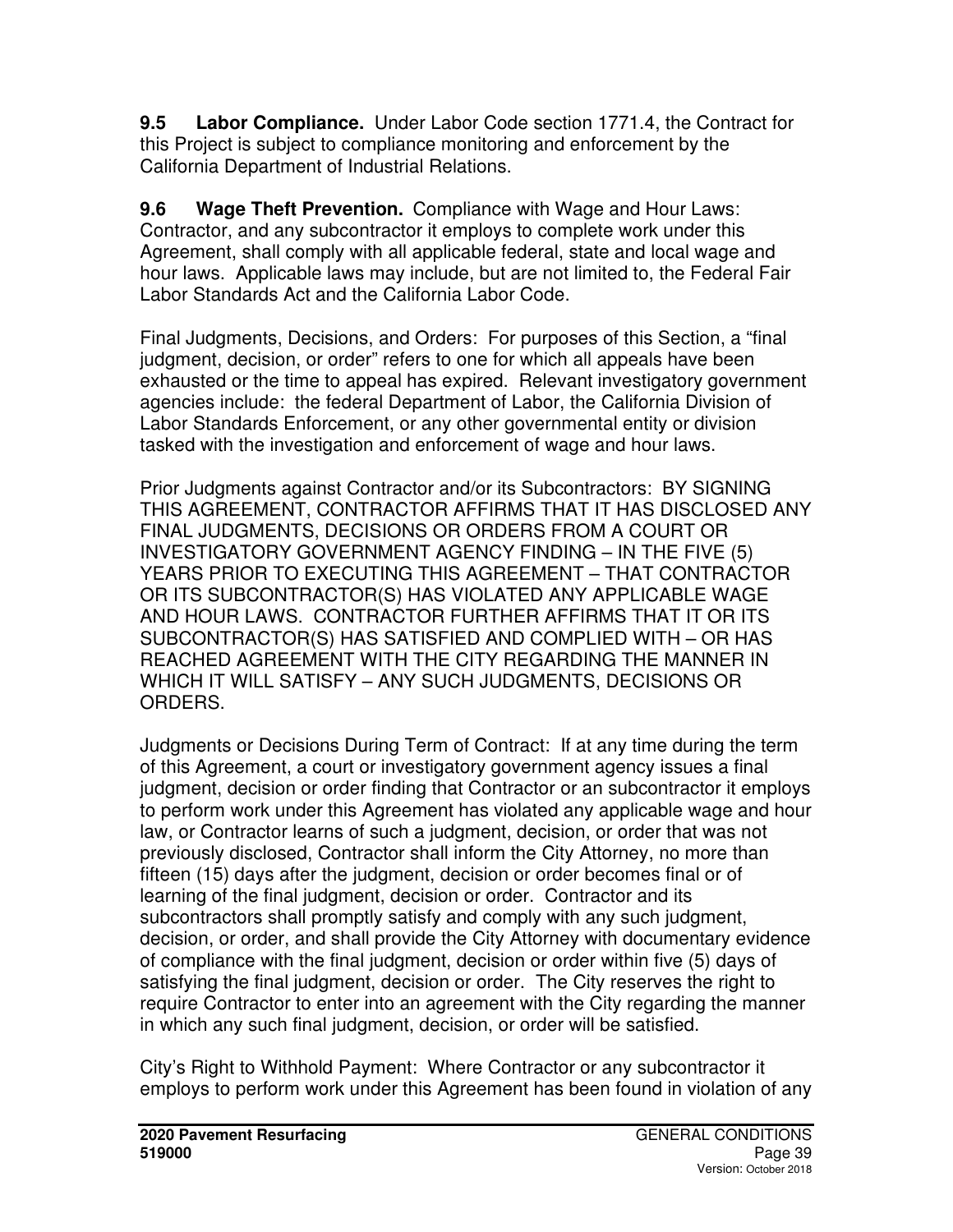**9.5 Labor Compliance.** Under Labor Code section 1771.4, the Contract for this Project is subject to compliance monitoring and enforcement by the California Department of Industrial Relations.

**9.6 Wage Theft Prevention.** Compliance with Wage and Hour Laws: Contractor, and any subcontractor it employs to complete work under this Agreement, shall comply with all applicable federal, state and local wage and hour laws. Applicable laws may include, but are not limited to, the Federal Fair Labor Standards Act and the California Labor Code.

Final Judgments, Decisions, and Orders: For purposes of this Section, a "final judgment, decision, or order" refers to one for which all appeals have been exhausted or the time to appeal has expired. Relevant investigatory government agencies include: the federal Department of Labor, the California Division of Labor Standards Enforcement, or any other governmental entity or division tasked with the investigation and enforcement of wage and hour laws.

Prior Judgments against Contractor and/or its Subcontractors: BY SIGNING THIS AGREEMENT, CONTRACTOR AFFIRMS THAT IT HAS DISCLOSED ANY FINAL JUDGMENTS, DECISIONS OR ORDERS FROM A COURT OR INVESTIGATORY GOVERNMENT AGENCY FINDING – IN THE FIVE (5) YEARS PRIOR TO EXECUTING THIS AGREEMENT – THAT CONTRACTOR OR ITS SUBCONTRACTOR(S) HAS VIOLATED ANY APPLICABLE WAGE AND HOUR LAWS. CONTRACTOR FURTHER AFFIRMS THAT IT OR ITS SUBCONTRACTOR(S) HAS SATISFIED AND COMPLIED WITH – OR HAS REACHED AGREEMENT WITH THE CITY REGARDING THE MANNER IN WHICH IT WILL SATISFY – ANY SUCH JUDGMENTS, DECISIONS OR ORDERS.

Judgments or Decisions During Term of Contract: If at any time during the term of this Agreement, a court or investigatory government agency issues a final judgment, decision or order finding that Contractor or an subcontractor it employs to perform work under this Agreement has violated any applicable wage and hour law, or Contractor learns of such a judgment, decision, or order that was not previously disclosed, Contractor shall inform the City Attorney, no more than fifteen (15) days after the judgment, decision or order becomes final or of learning of the final judgment, decision or order. Contractor and its subcontractors shall promptly satisfy and comply with any such judgment, decision, or order, and shall provide the City Attorney with documentary evidence of compliance with the final judgment, decision or order within five (5) days of satisfying the final judgment, decision or order. The City reserves the right to require Contractor to enter into an agreement with the City regarding the manner in which any such final judgment, decision, or order will be satisfied.

City's Right to Withhold Payment: Where Contractor or any subcontractor it employs to perform work under this Agreement has been found in violation of any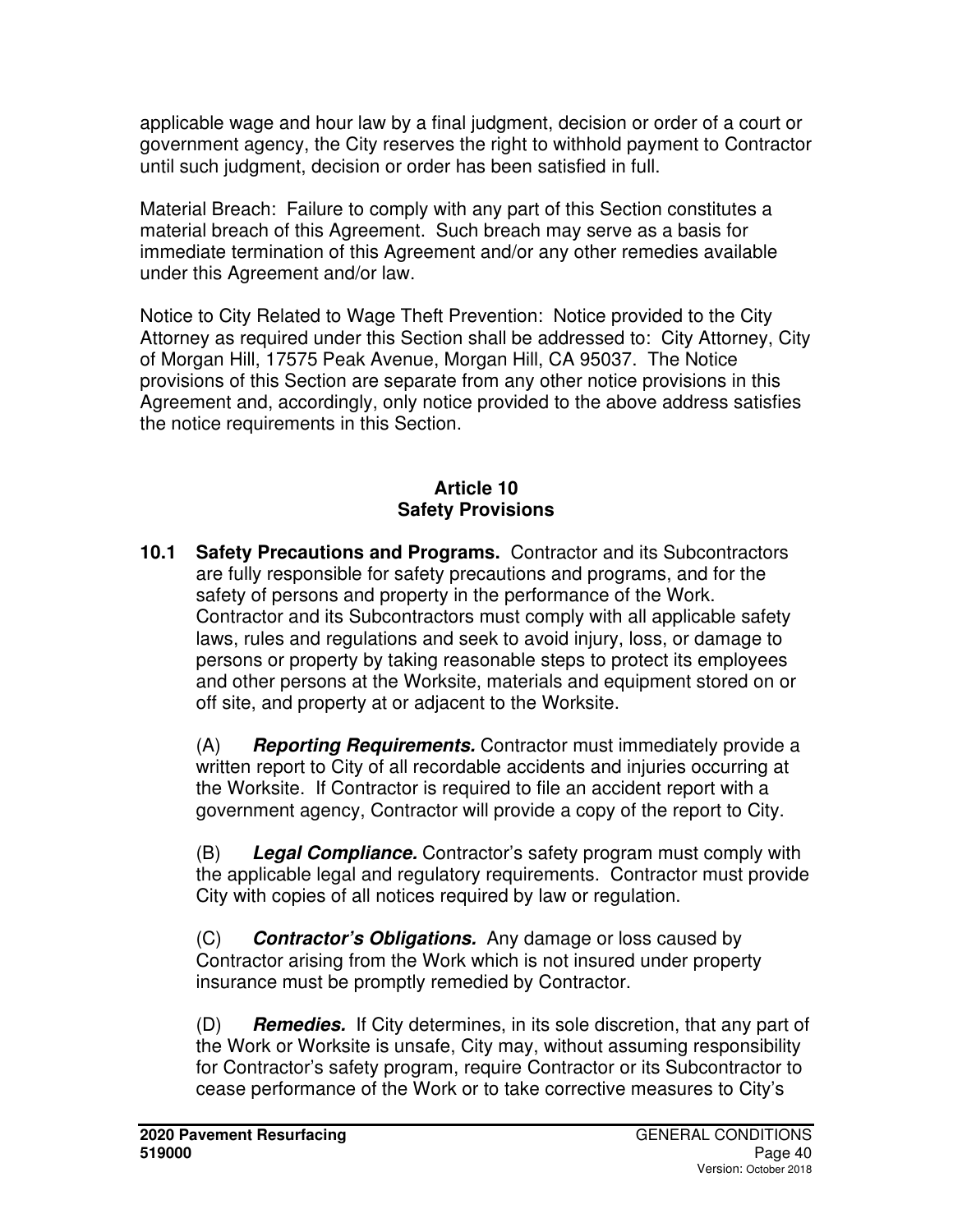applicable wage and hour law by a final judgment, decision or order of a court or government agency, the City reserves the right to withhold payment to Contractor until such judgment, decision or order has been satisfied in full.

Material Breach: Failure to comply with any part of this Section constitutes a material breach of this Agreement. Such breach may serve as a basis for immediate termination of this Agreement and/or any other remedies available under this Agreement and/or law.

Notice to City Related to Wage Theft Prevention: Notice provided to the City Attorney as required under this Section shall be addressed to: City Attorney, City of Morgan Hill, 17575 Peak Avenue, Morgan Hill, CA 95037. The Notice provisions of this Section are separate from any other notice provisions in this Agreement and, accordingly, only notice provided to the above address satisfies the notice requirements in this Section.

## Article 10
## Safety Provisions

**10.1 Safety Precautions and Programs.** Contractor and its Subcontractors are fully responsible for safety precautions and programs, and for the safety of persons and property in the performance of the Work. Contractor and its Subcontractors must comply with all applicable safety laws, rules and regulations and seek to avoid injury, loss, or damage to persons or property by taking reasonable steps to protect its employees and other persons at the Worksite, materials and equipment stored on or off site, and property at or adjacent to the Worksite.

(A) ***Reporting Requirements.*** Contractor must immediately provide a written report to City of all recordable accidents and injuries occurring at the Worksite. If Contractor is required to file an accident report with a government agency, Contractor will provide a copy of the report to City.

(B) ***Legal Compliance.*** Contractor's safety program must comply with the applicable legal and regulatory requirements. Contractor must provide City with copies of all notices required by law or regulation.

(C) ***Contractor's Obligations.*** Any damage or loss caused by Contractor arising from the Work which is not insured under property insurance must be promptly remedied by Contractor.

(D) ***Remedies.*** If City determines, in its sole discretion, that any part of the Work or Worksite is unsafe, City may, without assuming responsibility for Contractor's safety program, require Contractor or its Subcontractor to cease performance of the Work or to take corrective measures to City's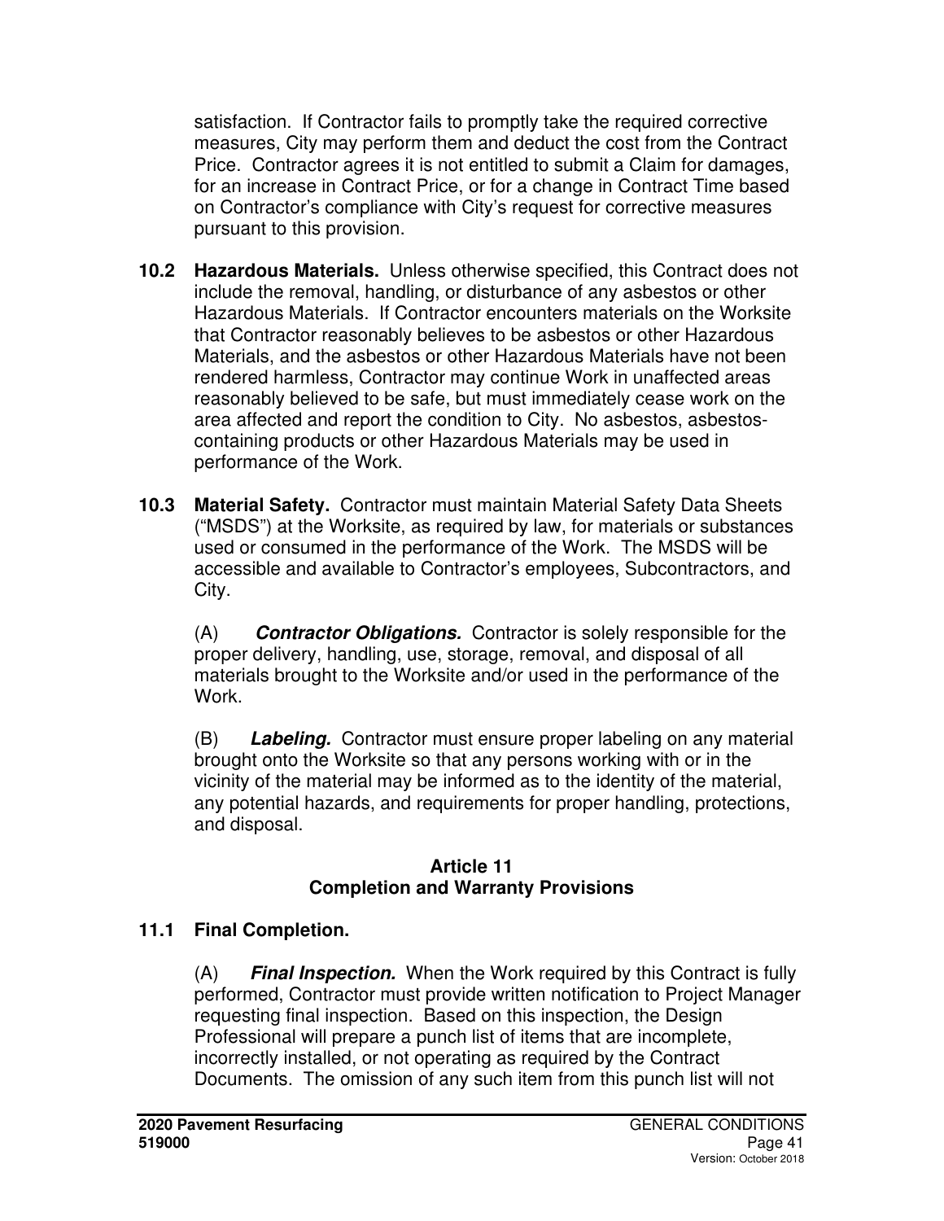satisfaction. If Contractor fails to promptly take the required corrective measures, City may perform them and deduct the cost from the Contract Price. Contractor agrees it is not entitled to submit a Claim for damages, for an increase in Contract Price, or for a change in Contract Time based on Contractor's compliance with City's request for corrective measures pursuant to this provision.

**10.2 Hazardous Materials.** Unless otherwise specified, this Contract does not include the removal, handling, or disturbance of any asbestos or other Hazardous Materials. If Contractor encounters materials on the Worksite that Contractor reasonably believes to be asbestos or other Hazardous Materials, and the asbestos or other Hazardous Materials have not been rendered harmless, Contractor may continue Work in unaffected areas reasonably believed to be safe, but must immediately cease work on the area affected and report the condition to City. No asbestos, asbestos-containing products or other Hazardous Materials may be used in performance of the Work.

**10.3 Material Safety.** Contractor must maintain Material Safety Data Sheets ("MSDS") at the Worksite, as required by law, for materials or substances used or consumed in the performance of the Work. The MSDS will be accessible and available to Contractor's employees, Subcontractors, and City.

(A) ***Contractor Obligations.*** Contractor is solely responsible for the proper delivery, handling, use, storage, removal, and disposal of all materials brought to the Worksite and/or used in the performance of the Work.

(B) ***Labeling.*** Contractor must ensure proper labeling on any material brought onto the Worksite so that any persons working with or in the vicinity of the material may be informed as to the identity of the material, any potential hazards, and requirements for proper handling, protections, and disposal.

## Article 11
## Completion and Warranty Provisions

**11.1 Final Completion.**

(A) ***Final Inspection.*** When the Work required by this Contract is fully performed, Contractor must provide written notification to Project Manager requesting final inspection. Based on this inspection, the Design Professional will prepare a punch list of items that are incomplete, incorrectly installed, or not operating as required by the Contract Documents. The omission of any such item from this punch list will not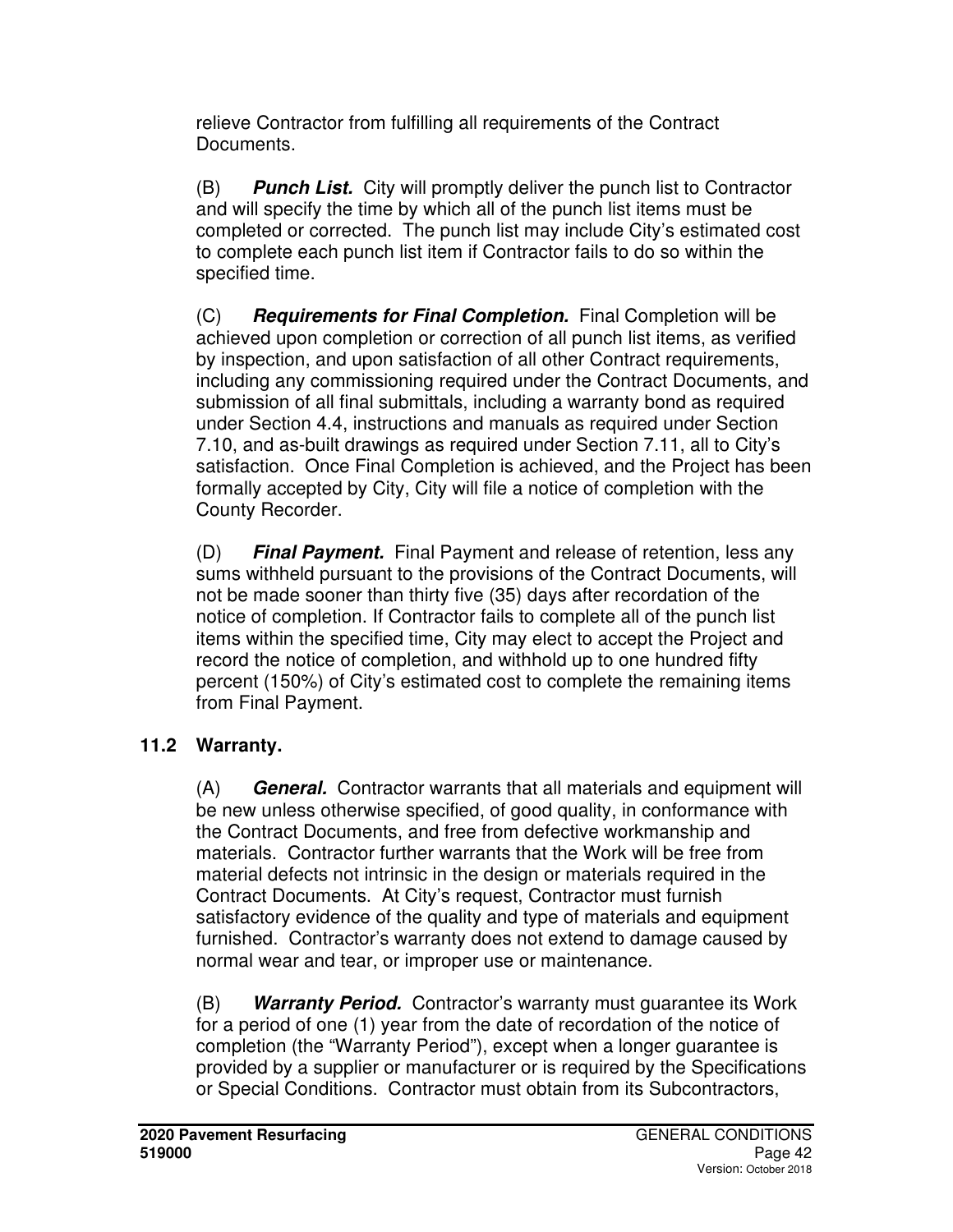relieve Contractor from fulfilling all requirements of the Contract Documents.

(B) ***Punch List.*** City will promptly deliver the punch list to Contractor and will specify the time by which all of the punch list items must be completed or corrected. The punch list may include City's estimated cost to complete each punch list item if Contractor fails to do so within the specified time.

(C) ***Requirements for Final Completion.*** Final Completion will be achieved upon completion or correction of all punch list items, as verified by inspection, and upon satisfaction of all other Contract requirements, including any commissioning required under the Contract Documents, and submission of all final submittals, including a warranty bond as required under Section 4.4, instructions and manuals as required under Section 7.10, and as-built drawings as required under Section 7.11, all to City's satisfaction. Once Final Completion is achieved, and the Project has been formally accepted by City, City will file a notice of completion with the County Recorder.

(D) ***Final Payment.*** Final Payment and release of retention, less any sums withheld pursuant to the provisions of the Contract Documents, will not be made sooner than thirty five (35) days after recordation of the notice of completion. If Contractor fails to complete all of the punch list items within the specified time, City may elect to accept the Project and record the notice of completion, and withhold up to one hundred fifty percent (150%) of City's estimated cost to complete the remaining items from Final Payment.

## 11.2 Warranty.

(A) ***General.*** Contractor warrants that all materials and equipment will be new unless otherwise specified, of good quality, in conformance with the Contract Documents, and free from defective workmanship and materials. Contractor further warrants that the Work will be free from material defects not intrinsic in the design or materials required in the Contract Documents. At City's request, Contractor must furnish satisfactory evidence of the quality and type of materials and equipment furnished. Contractor's warranty does not extend to damage caused by normal wear and tear, or improper use or maintenance.

(B) ***Warranty Period.*** Contractor's warranty must guarantee its Work for a period of one (1) year from the date of recordation of the notice of completion (the "Warranty Period"), except when a longer guarantee is provided by a supplier or manufacturer or is required by the Specifications or Special Conditions. Contractor must obtain from its Subcontractors,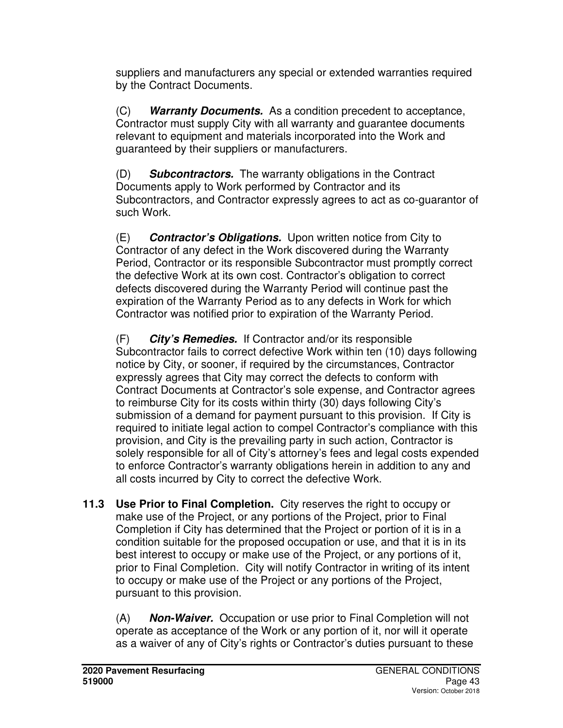suppliers and manufacturers any special or extended warranties required by the Contract Documents.

(C) ***Warranty Documents.*** As a condition precedent to acceptance, Contractor must supply City with all warranty and guarantee documents relevant to equipment and materials incorporated into the Work and guaranteed by their suppliers or manufacturers.

(D) ***Subcontractors.*** The warranty obligations in the Contract Documents apply to Work performed by Contractor and its Subcontractors, and Contractor expressly agrees to act as co-guarantor of such Work.

(E) ***Contractor's Obligations.*** Upon written notice from City to Contractor of any defect in the Work discovered during the Warranty Period, Contractor or its responsible Subcontractor must promptly correct the defective Work at its own cost. Contractor's obligation to correct defects discovered during the Warranty Period will continue past the expiration of the Warranty Period as to any defects in Work for which Contractor was notified prior to expiration of the Warranty Period.

(F) ***City's Remedies.*** If Contractor and/or its responsible Subcontractor fails to correct defective Work within ten (10) days following notice by City, or sooner, if required by the circumstances, Contractor expressly agrees that City may correct the defects to conform with Contract Documents at Contractor's sole expense, and Contractor agrees to reimburse City for its costs within thirty (30) days following City's submission of a demand for payment pursuant to this provision. If City is required to initiate legal action to compel Contractor's compliance with this provision, and City is the prevailing party in such action, Contractor is solely responsible for all of City's attorney's fees and legal costs expended to enforce Contractor's warranty obligations herein in addition to any and all costs incurred by City to correct the defective Work.

**11.3 Use Prior to Final Completion.** City reserves the right to occupy or make use of the Project, or any portions of the Project, prior to Final Completion if City has determined that the Project or portion of it is in a condition suitable for the proposed occupation or use, and that it is in its best interest to occupy or make use of the Project, or any portions of it, prior to Final Completion. City will notify Contractor in writing of its intent to occupy or make use of the Project or any portions of the Project, pursuant to this provision.

(A) ***Non-Waiver.*** Occupation or use prior to Final Completion will not operate as acceptance of the Work or any portion of it, nor will it operate as a waiver of any of City's rights or Contractor's duties pursuant to these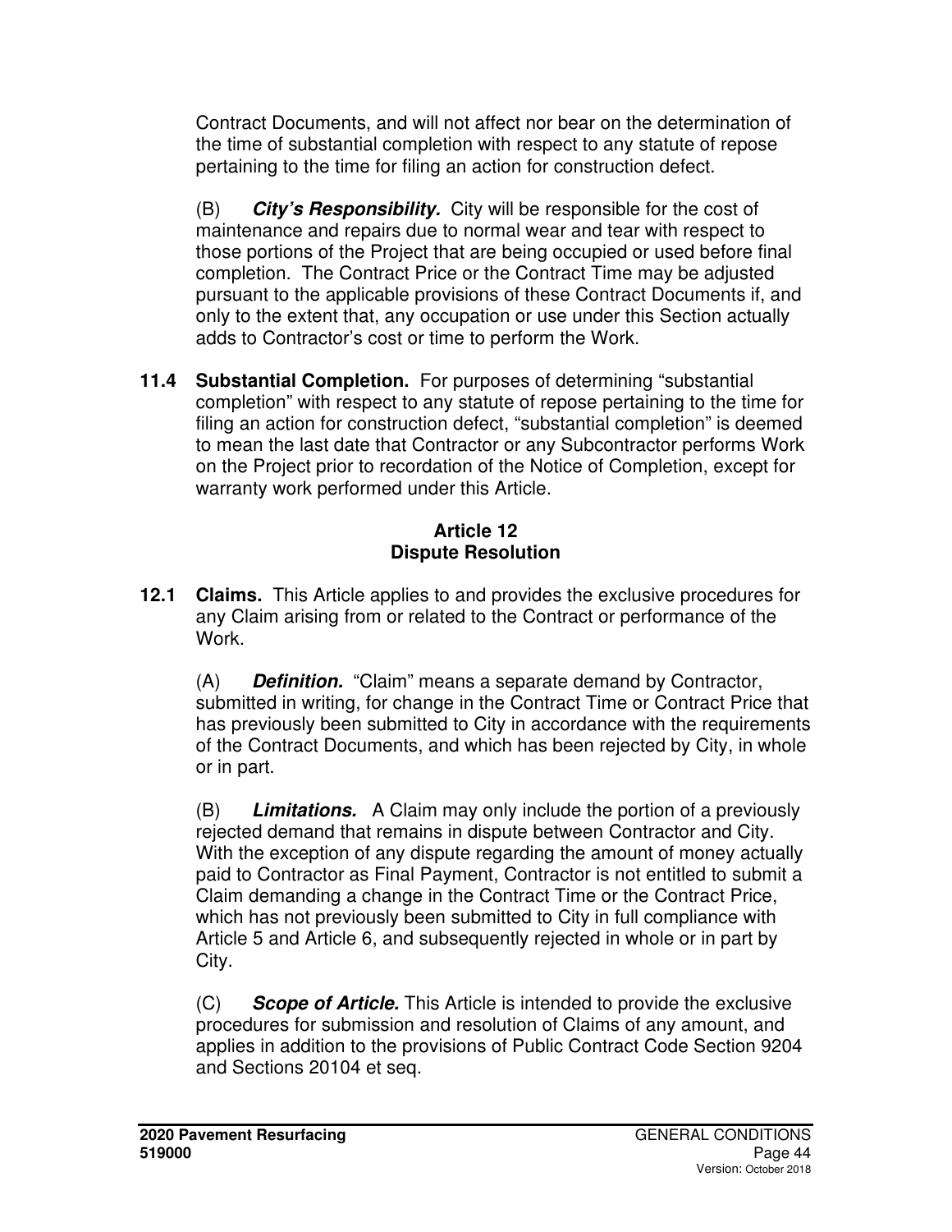Contract Documents, and will not affect nor bear on the determination of the time of substantial completion with respect to any statute of repose pertaining to the time for filing an action for construction defect.

(B) ***City's Responsibility.*** City will be responsible for the cost of maintenance and repairs due to normal wear and tear with respect to those portions of the Project that are being occupied or used before final completion. The Contract Price or the Contract Time may be adjusted pursuant to the applicable provisions of these Contract Documents if, and only to the extent that, any occupation or use under this Section actually adds to Contractor's cost or time to perform the Work.

**11.4 Substantial Completion.** For purposes of determining "substantial completion" with respect to any statute of repose pertaining to the time for filing an action for construction defect, "substantial completion" is deemed to mean the last date that Contractor or any Subcontractor performs Work on the Project prior to recordation of the Notice of Completion, except for warranty work performed under this Article.

## Article 12
## Dispute Resolution

**12.1 Claims.** This Article applies to and provides the exclusive procedures for any Claim arising from or related to the Contract or performance of the Work.

(A) ***Definition.*** "Claim" means a separate demand by Contractor, submitted in writing, for change in the Contract Time or Contract Price that has previously been submitted to City in accordance with the requirements of the Contract Documents, and which has been rejected by City, in whole or in part.

(B) ***Limitations.*** A Claim may only include the portion of a previously rejected demand that remains in dispute between Contractor and City. With the exception of any dispute regarding the amount of money actually paid to Contractor as Final Payment, Contractor is not entitled to submit a Claim demanding a change in the Contract Time or the Contract Price, which has not previously been submitted to City in full compliance with Article 5 and Article 6, and subsequently rejected in whole or in part by City.

(C) ***Scope of Article.*** This Article is intended to provide the exclusive procedures for submission and resolution of Claims of any amount, and applies in addition to the provisions of Public Contract Code Section 9204 and Sections 20104 et seq.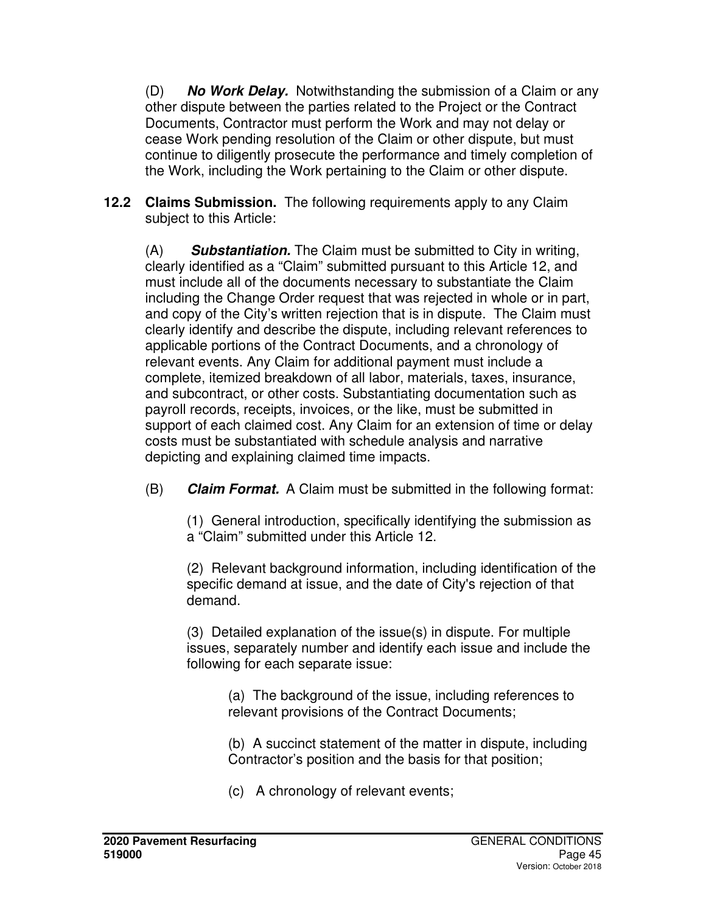(D) ***No Work Delay.*** Notwithstanding the submission of a Claim or any other dispute between the parties related to the Project or the Contract Documents, Contractor must perform the Work and may not delay or cease Work pending resolution of the Claim or other dispute, but must continue to diligently prosecute the performance and timely completion of the Work, including the Work pertaining to the Claim or other dispute.

**12.2 Claims Submission.** The following requirements apply to any Claim subject to this Article:

(A) ***Substantiation.*** The Claim must be submitted to City in writing, clearly identified as a "Claim" submitted pursuant to this Article 12, and must include all of the documents necessary to substantiate the Claim including the Change Order request that was rejected in whole or in part, and copy of the City's written rejection that is in dispute. The Claim must clearly identify and describe the dispute, including relevant references to applicable portions of the Contract Documents, and a chronology of relevant events. Any Claim for additional payment must include a complete, itemized breakdown of all labor, materials, taxes, insurance, and subcontract, or other costs. Substantiating documentation such as payroll records, receipts, invoices, or the like, must be submitted in support of each claimed cost. Any Claim for an extension of time or delay costs must be substantiated with schedule analysis and narrative depicting and explaining claimed time impacts.

(B) ***Claim Format.*** A Claim must be submitted in the following format:

(1) General introduction, specifically identifying the submission as a "Claim" submitted under this Article 12.

(2) Relevant background information, including identification of the specific demand at issue, and the date of City's rejection of that demand.

(3) Detailed explanation of the issue(s) in dispute. For multiple issues, separately number and identify each issue and include the following for each separate issue:

(a) The background of the issue, including references to relevant provisions of the Contract Documents;

(b) A succinct statement of the matter in dispute, including Contractor's position and the basis for that position;

(c) A chronology of relevant events;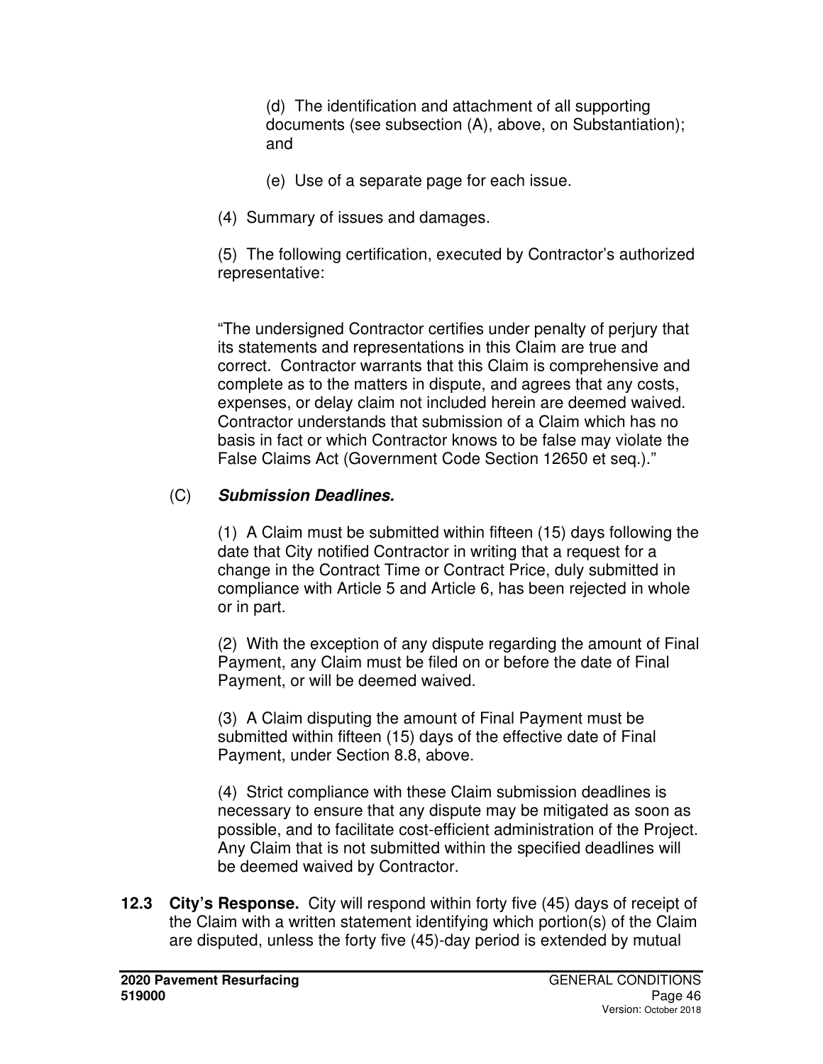(d) The identification and attachment of all supporting documents (see subsection (A), above, on Substantiation); and

(e) Use of a separate page for each issue.

(4) Summary of issues and damages.

(5) The following certification, executed by Contractor's authorized representative:

"The undersigned Contractor certifies under penalty of perjury that its statements and representations in this Claim are true and correct. Contractor warrants that this Claim is comprehensive and complete as to the matters in dispute, and agrees that any costs, expenses, or delay claim not included herein are deemed waived. Contractor understands that submission of a Claim which has no basis in fact or which Contractor knows to be false may violate the False Claims Act (Government Code Section 12650 et seq.)."

(C) ***Submission Deadlines.***

(1) A Claim must be submitted within fifteen (15) days following the date that City notified Contractor in writing that a request for a change in the Contract Time or Contract Price, duly submitted in compliance with Article 5 and Article 6, has been rejected in whole or in part.

(2) With the exception of any dispute regarding the amount of Final Payment, any Claim must be filed on or before the date of Final Payment, or will be deemed waived.

(3) A Claim disputing the amount of Final Payment must be submitted within fifteen (15) days of the effective date of Final Payment, under Section 8.8, above.

(4) Strict compliance with these Claim submission deadlines is necessary to ensure that any dispute may be mitigated as soon as possible, and to facilitate cost-efficient administration of the Project. Any Claim that is not submitted within the specified deadlines will be deemed waived by Contractor.

**12.3 City's Response.** City will respond within forty five (45) days of receipt of the Claim with a written statement identifying which portion(s) of the Claim are disputed, unless the forty five (45)-day period is extended by mutual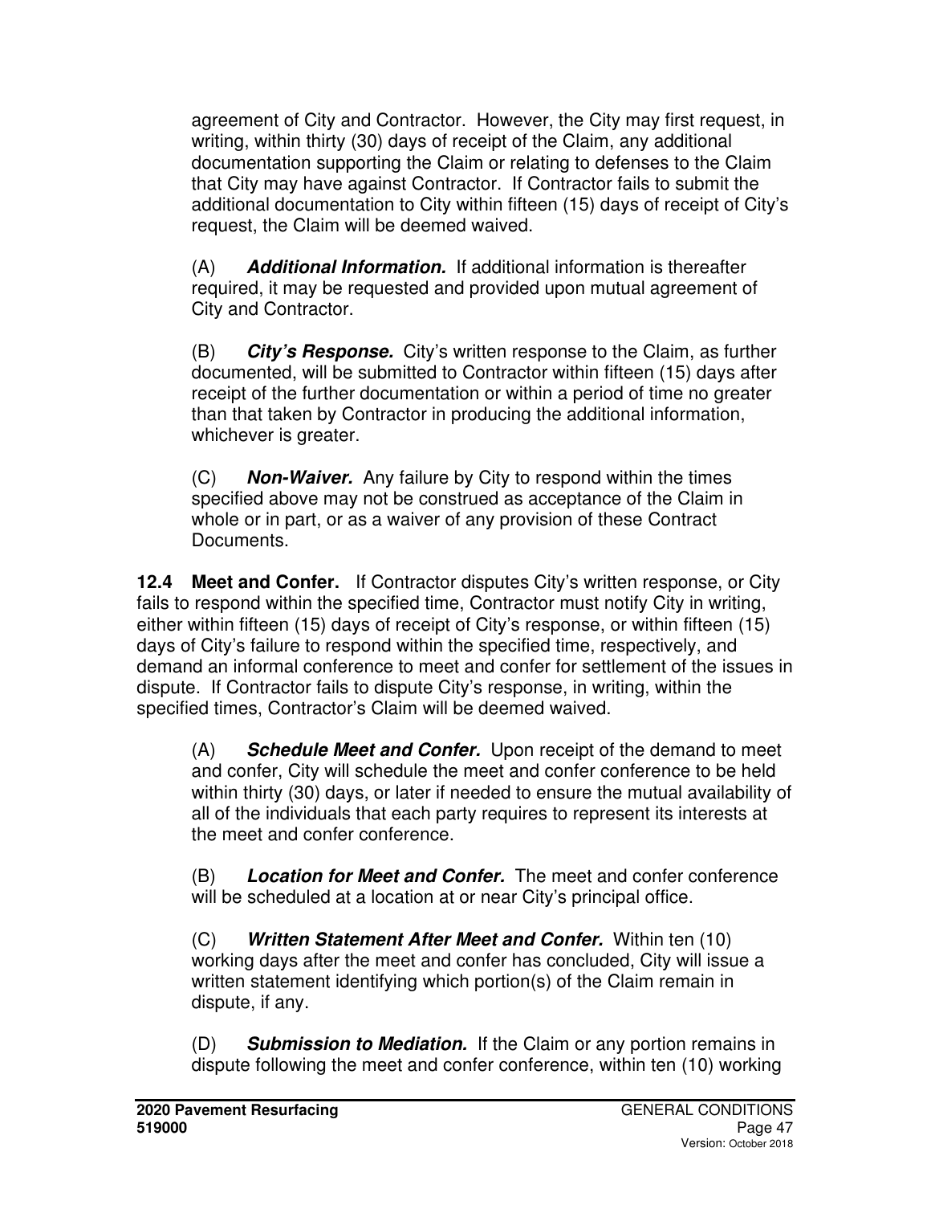agreement of City and Contractor. However, the City may first request, in writing, within thirty (30) days of receipt of the Claim, any additional documentation supporting the Claim or relating to defenses to the Claim that City may have against Contractor. If Contractor fails to submit the additional documentation to City within fifteen (15) days of receipt of City's request, the Claim will be deemed waived.

(A) ***Additional Information.*** If additional information is thereafter required, it may be requested and provided upon mutual agreement of City and Contractor.

(B) ***City's Response.*** City's written response to the Claim, as further documented, will be submitted to Contractor within fifteen (15) days after receipt of the further documentation or within a period of time no greater than that taken by Contractor in producing the additional information, whichever is greater.

(C) ***Non-Waiver.*** Any failure by City to respond within the times specified above may not be construed as acceptance of the Claim in whole or in part, or as a waiver of any provision of these Contract Documents.

**12.4 Meet and Confer.** If Contractor disputes City's written response, or City fails to respond within the specified time, Contractor must notify City in writing, either within fifteen (15) days of receipt of City's response, or within fifteen (15) days of City's failure to respond within the specified time, respectively, and demand an informal conference to meet and confer for settlement of the issues in dispute. If Contractor fails to dispute City's response, in writing, within the specified times, Contractor's Claim will be deemed waived.

(A) ***Schedule Meet and Confer.*** Upon receipt of the demand to meet and confer, City will schedule the meet and confer conference to be held within thirty (30) days, or later if needed to ensure the mutual availability of all of the individuals that each party requires to represent its interests at the meet and confer conference.

(B) ***Location for Meet and Confer.*** The meet and confer conference will be scheduled at a location at or near City's principal office.

(C) ***Written Statement After Meet and Confer.*** Within ten (10) working days after the meet and confer has concluded, City will issue a written statement identifying which portion(s) of the Claim remain in dispute, if any.

(D) ***Submission to Mediation.*** If the Claim or any portion remains in dispute following the meet and confer conference, within ten (10) working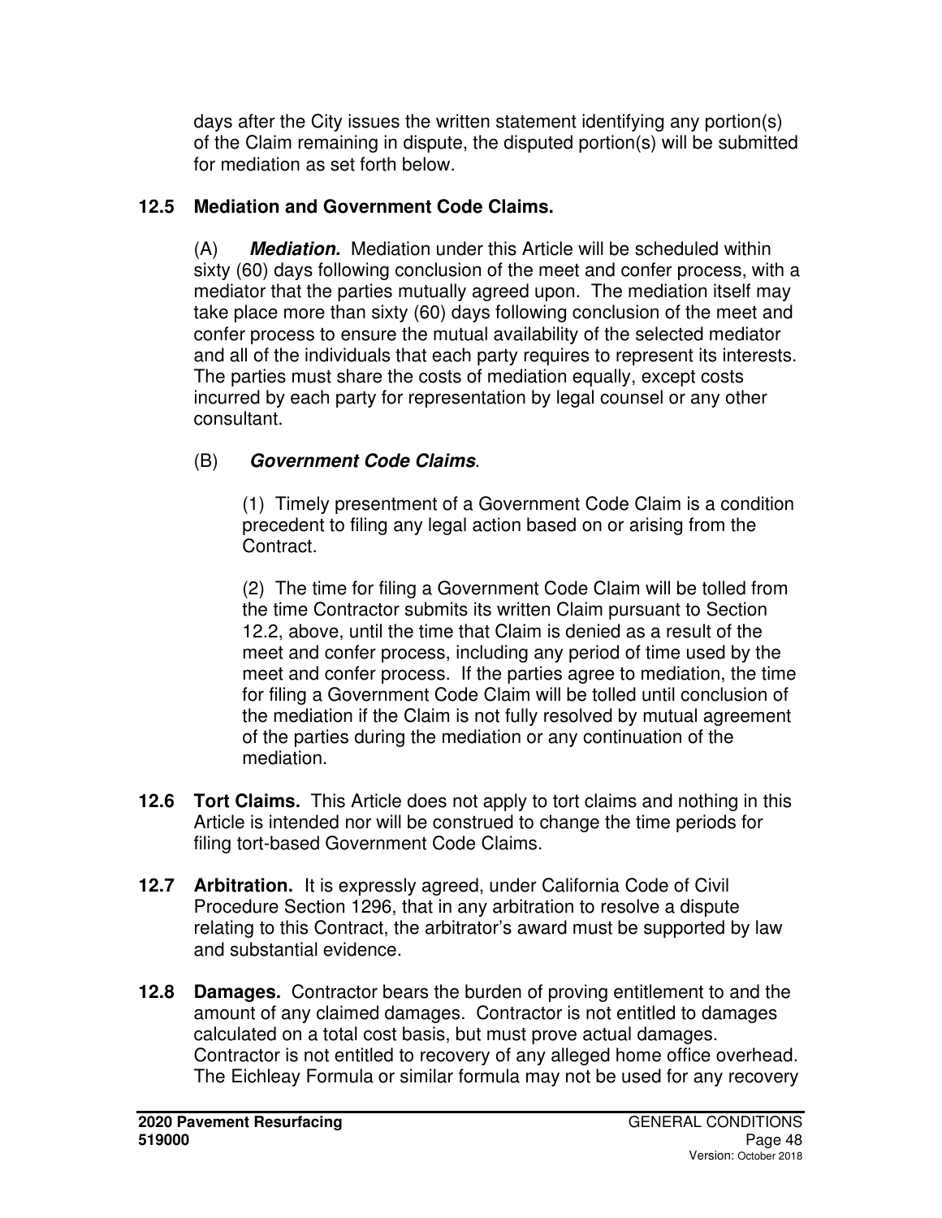days after the City issues the written statement identifying any portion(s) of the Claim remaining in dispute, the disputed portion(s) will be submitted for mediation as set forth below.

**12.5 Mediation and Government Code Claims.**

(A) ***Mediation.*** Mediation under this Article will be scheduled within sixty (60) days following conclusion of the meet and confer process, with a mediator that the parties mutually agreed upon. The mediation itself may take place more than sixty (60) days following conclusion of the meet and confer process to ensure the mutual availability of the selected mediator and all of the individuals that each party requires to represent its interests. The parties must share the costs of mediation equally, except costs incurred by each party for representation by legal counsel or any other consultant.

(B) ***Government Code Claims***.

(1) Timely presentment of a Government Code Claim is a condition precedent to filing any legal action based on or arising from the Contract.

(2) The time for filing a Government Code Claim will be tolled from the time Contractor submits its written Claim pursuant to Section 12.2, above, until the time that Claim is denied as a result of the meet and confer process, including any period of time used by the meet and confer process. If the parties agree to mediation, the time for filing a Government Code Claim will be tolled until conclusion of the mediation if the Claim is not fully resolved by mutual agreement of the parties during the mediation or any continuation of the mediation.

**12.6 Tort Claims.** This Article does not apply to tort claims and nothing in this Article is intended nor will be construed to change the time periods for filing tort-based Government Code Claims.

**12.7 Arbitration.** It is expressly agreed, under California Code of Civil Procedure Section 1296, that in any arbitration to resolve a dispute relating to this Contract, the arbitrator's award must be supported by law and substantial evidence.

**12.8 Damages.** Contractor bears the burden of proving entitlement to and the amount of any claimed damages. Contractor is not entitled to damages calculated on a total cost basis, but must prove actual damages. Contractor is not entitled to recovery of any alleged home office overhead. The Eichleay Formula or similar formula may not be used for any recovery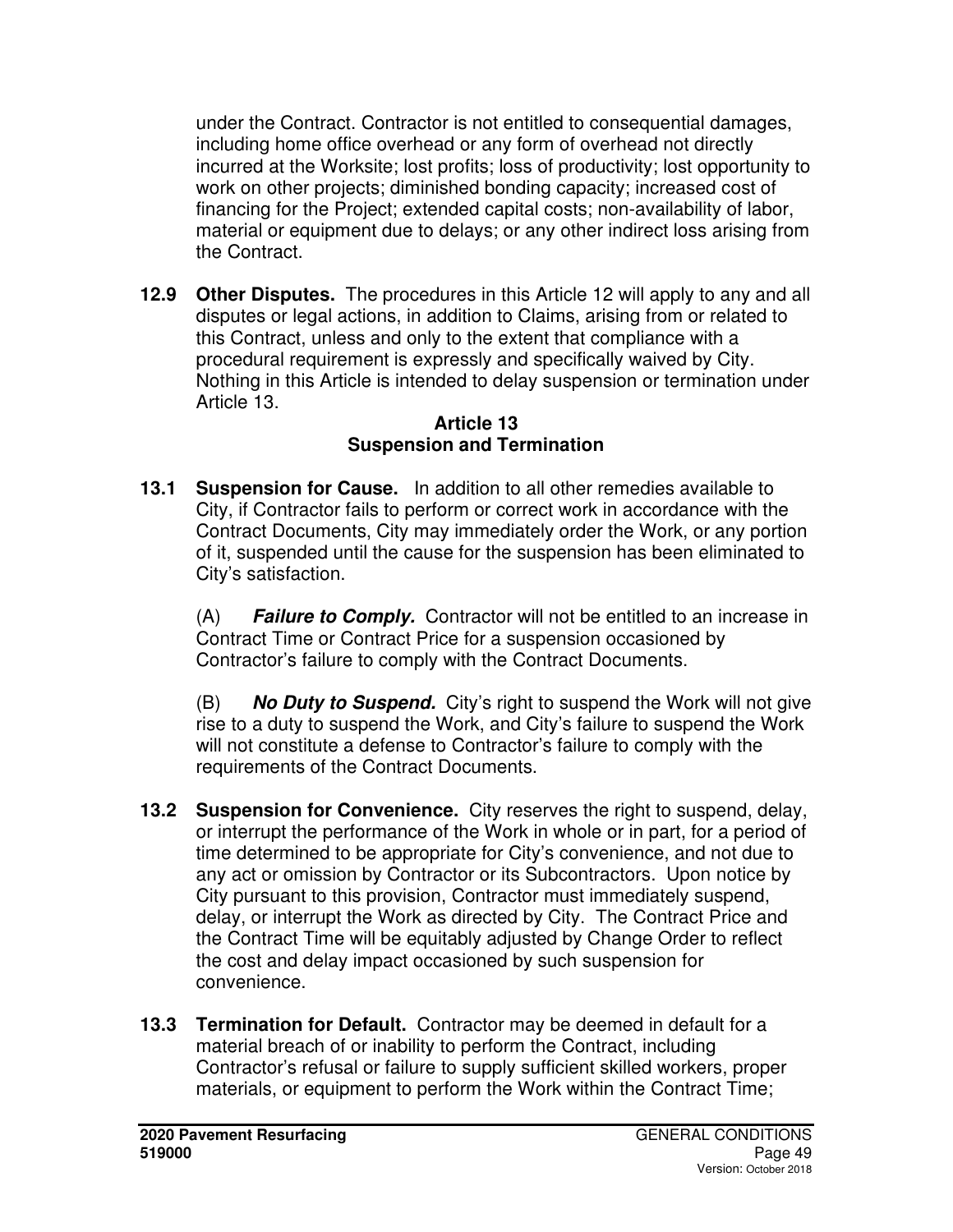under the Contract. Contractor is not entitled to consequential damages, including home office overhead or any form of overhead not directly incurred at the Worksite; lost profits; loss of productivity; lost opportunity to work on other projects; diminished bonding capacity; increased cost of financing for the Project; extended capital costs; non-availability of labor, material or equipment due to delays; or any other indirect loss arising from the Contract.

**12.9 Other Disputes.** The procedures in this Article 12 will apply to any and all disputes or legal actions, in addition to Claims, arising from or related to this Contract, unless and only to the extent that compliance with a procedural requirement is expressly and specifically waived by City. Nothing in this Article is intended to delay suspension or termination under Article 13.

## Article 13
## Suspension and Termination

**13.1 Suspension for Cause.** In addition to all other remedies available to City, if Contractor fails to perform or correct work in accordance with the Contract Documents, City may immediately order the Work, or any portion of it, suspended until the cause for the suspension has been eliminated to City's satisfaction.

(A) ***Failure to Comply.*** Contractor will not be entitled to an increase in Contract Time or Contract Price for a suspension occasioned by Contractor's failure to comply with the Contract Documents.

(B) ***No Duty to Suspend.*** City's right to suspend the Work will not give rise to a duty to suspend the Work, and City's failure to suspend the Work will not constitute a defense to Contractor's failure to comply with the requirements of the Contract Documents.

**13.2 Suspension for Convenience.** City reserves the right to suspend, delay, or interrupt the performance of the Work in whole or in part, for a period of time determined to be appropriate for City's convenience, and not due to any act or omission by Contractor or its Subcontractors. Upon notice by City pursuant to this provision, Contractor must immediately suspend, delay, or interrupt the Work as directed by City. The Contract Price and the Contract Time will be equitably adjusted by Change Order to reflect the cost and delay impact occasioned by such suspension for convenience.

**13.3 Termination for Default.** Contractor may be deemed in default for a material breach of or inability to perform the Contract, including Contractor's refusal or failure to supply sufficient skilled workers, proper materials, or equipment to perform the Work within the Contract Time;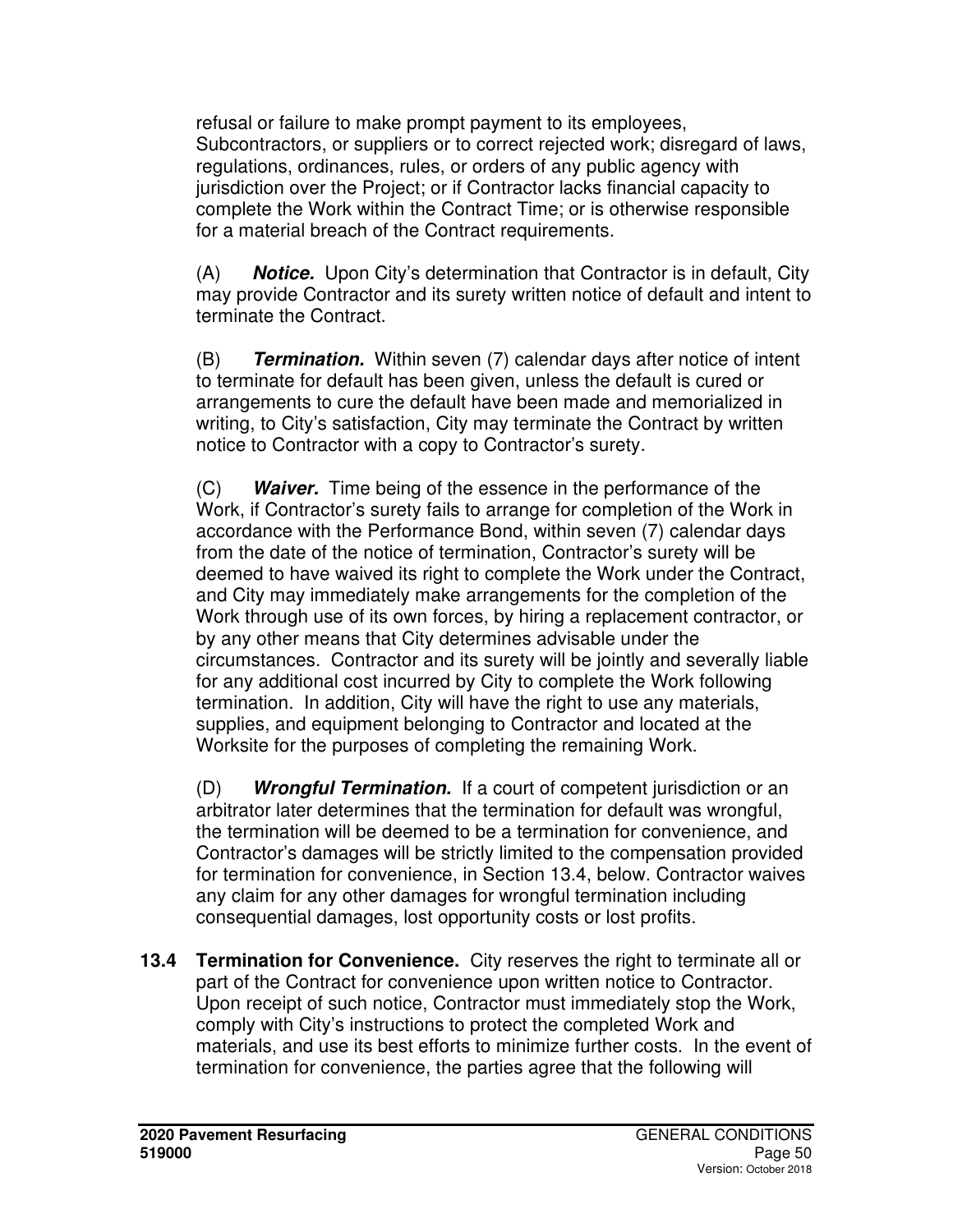refusal or failure to make prompt payment to its employees, Subcontractors, or suppliers or to correct rejected work; disregard of laws, regulations, ordinances, rules, or orders of any public agency with jurisdiction over the Project; or if Contractor lacks financial capacity to complete the Work within the Contract Time; or is otherwise responsible for a material breach of the Contract requirements.

(A) ***Notice.*** Upon City's determination that Contractor is in default, City may provide Contractor and its surety written notice of default and intent to terminate the Contract.

(B) ***Termination.*** Within seven (7) calendar days after notice of intent to terminate for default has been given, unless the default is cured or arrangements to cure the default have been made and memorialized in writing, to City's satisfaction, City may terminate the Contract by written notice to Contractor with a copy to Contractor's surety.

(C) ***Waiver.*** Time being of the essence in the performance of the Work, if Contractor's surety fails to arrange for completion of the Work in accordance with the Performance Bond, within seven (7) calendar days from the date of the notice of termination, Contractor's surety will be deemed to have waived its right to complete the Work under the Contract, and City may immediately make arrangements for the completion of the Work through use of its own forces, by hiring a replacement contractor, or by any other means that City determines advisable under the circumstances. Contractor and its surety will be jointly and severally liable for any additional cost incurred by City to complete the Work following termination. In addition, City will have the right to use any materials, supplies, and equipment belonging to Contractor and located at the Worksite for the purposes of completing the remaining Work.

(D) ***Wrongful Termination.*** If a court of competent jurisdiction or an arbitrator later determines that the termination for default was wrongful, the termination will be deemed to be a termination for convenience, and Contractor's damages will be strictly limited to the compensation provided for termination for convenience, in Section 13.4, below. Contractor waives any claim for any other damages for wrongful termination including consequential damages, lost opportunity costs or lost profits.

**13.4 Termination for Convenience.** City reserves the right to terminate all or part of the Contract for convenience upon written notice to Contractor. Upon receipt of such notice, Contractor must immediately stop the Work, comply with City's instructions to protect the completed Work and materials, and use its best efforts to minimize further costs. In the event of termination for convenience, the parties agree that the following will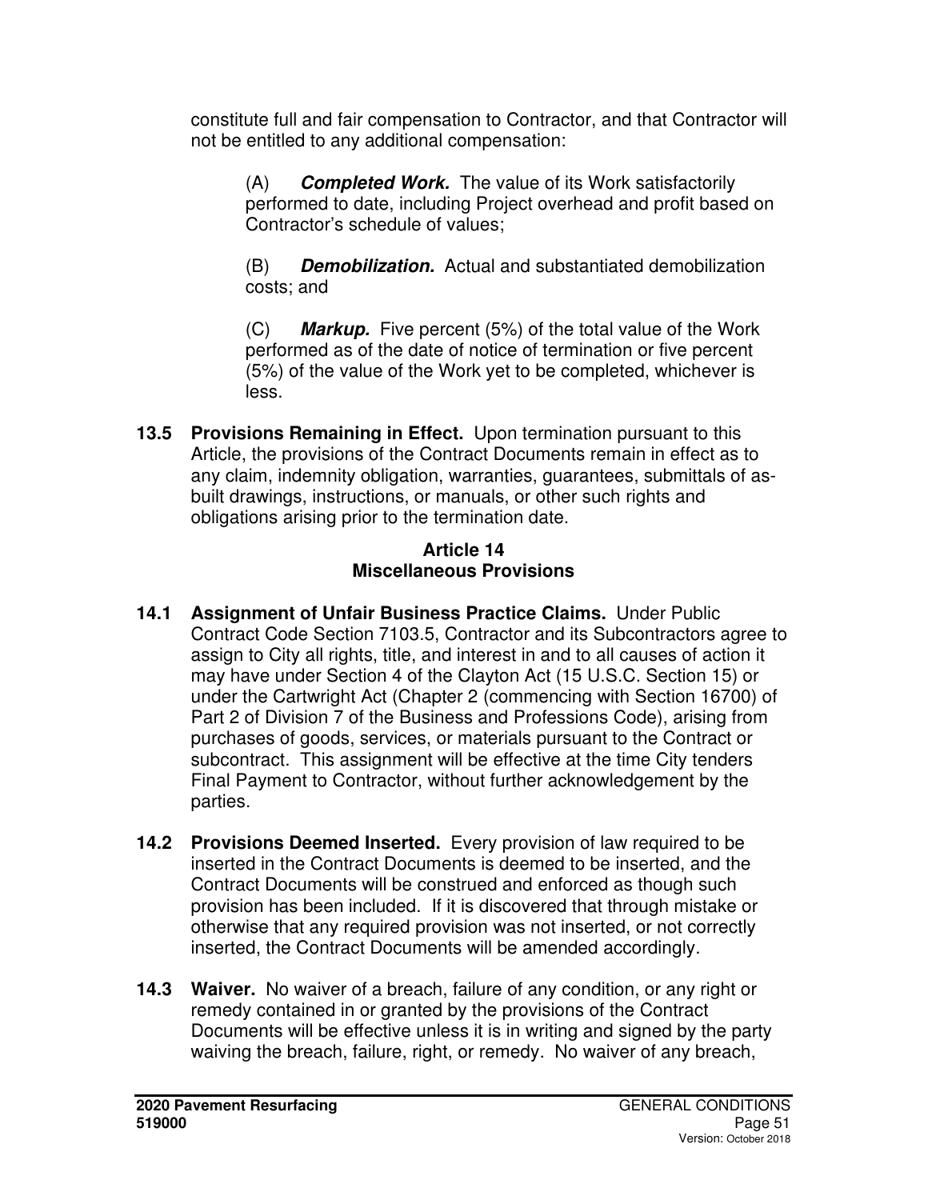constitute full and fair compensation to Contractor, and that Contractor will not be entitled to any additional compensation:

(A) ***Completed Work.*** The value of its Work satisfactorily performed to date, including Project overhead and profit based on Contractor's schedule of values;

(B) ***Demobilization.*** Actual and substantiated demobilization costs; and

(C) ***Markup.*** Five percent (5%) of the total value of the Work performed as of the date of notice of termination or five percent (5%) of the value of the Work yet to be completed, whichever is less.

**13.5 Provisions Remaining in Effect.** Upon termination pursuant to this Article, the provisions of the Contract Documents remain in effect as to any claim, indemnity obligation, warranties, guarantees, submittals of as-built drawings, instructions, or manuals, or other such rights and obligations arising prior to the termination date.

## Article 14
## Miscellaneous Provisions

**14.1 Assignment of Unfair Business Practice Claims.** Under Public Contract Code Section 7103.5, Contractor and its Subcontractors agree to assign to City all rights, title, and interest in and to all causes of action it may have under Section 4 of the Clayton Act (15 U.S.C. Section 15) or under the Cartwright Act (Chapter 2 (commencing with Section 16700) of Part 2 of Division 7 of the Business and Professions Code), arising from purchases of goods, services, or materials pursuant to the Contract or subcontract. This assignment will be effective at the time City tenders Final Payment to Contractor, without further acknowledgement by the parties.

**14.2 Provisions Deemed Inserted.** Every provision of law required to be inserted in the Contract Documents is deemed to be inserted, and the Contract Documents will be construed and enforced as though such provision has been included. If it is discovered that through mistake or otherwise that any required provision was not inserted, or not correctly inserted, the Contract Documents will be amended accordingly.

**14.3 Waiver.** No waiver of a breach, failure of any condition, or any right or remedy contained in or granted by the provisions of the Contract Documents will be effective unless it is in writing and signed by the party waiving the breach, failure, right, or remedy. No waiver of any breach,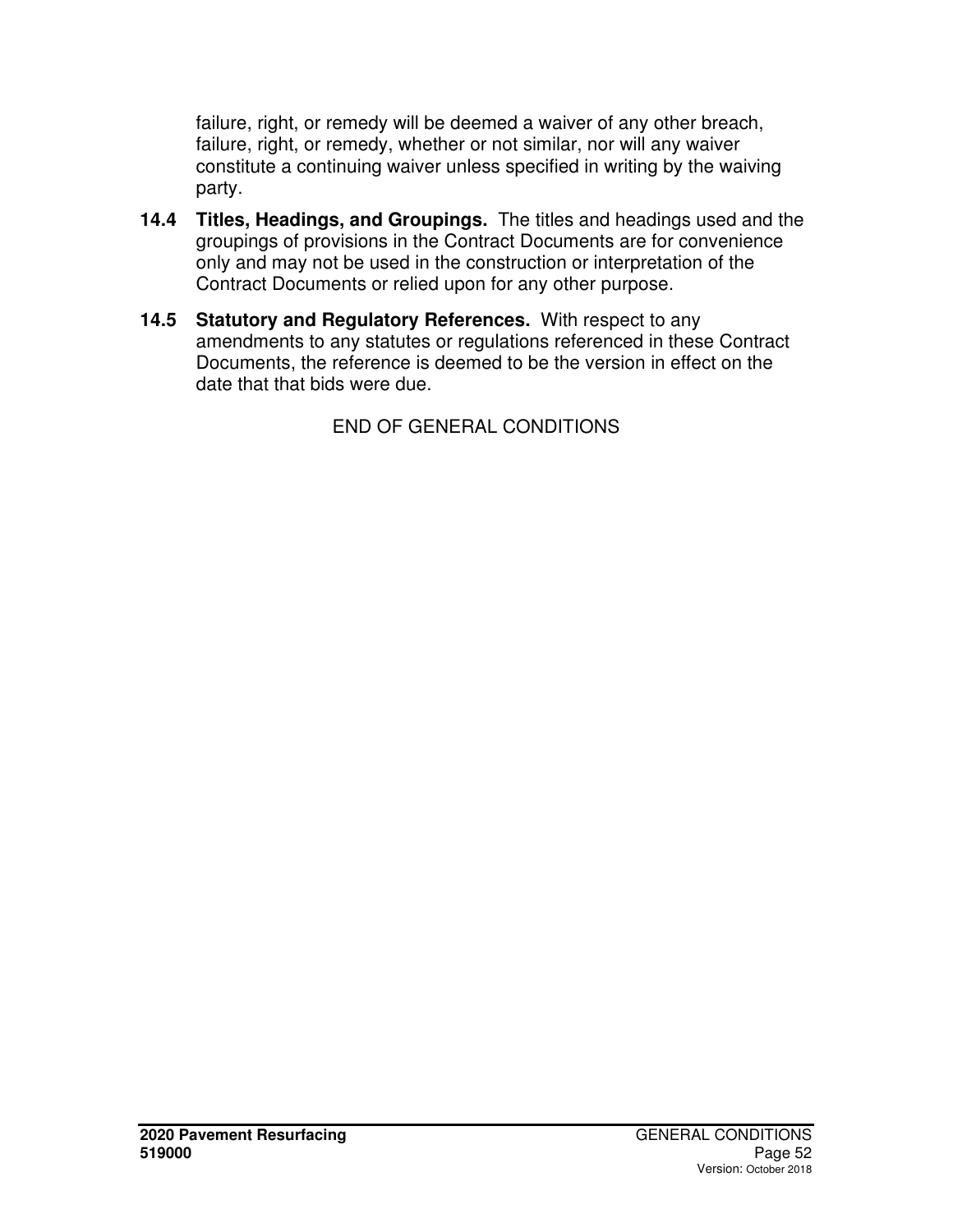failure, right, or remedy will be deemed a waiver of any other breach, failure, right, or remedy, whether or not similar, nor will any waiver constitute a continuing waiver unless specified in writing by the waiving party.

**14.4 Titles, Headings, and Groupings.** The titles and headings used and the groupings of provisions in the Contract Documents are for convenience only and may not be used in the construction or interpretation of the Contract Documents or relied upon for any other purpose.

**14.5 Statutory and Regulatory References.** With respect to any amendments to any statutes or regulations referenced in these Contract Documents, the reference is deemed to be the version in effect on the date that that bids were due.

END OF GENERAL CONDITIONS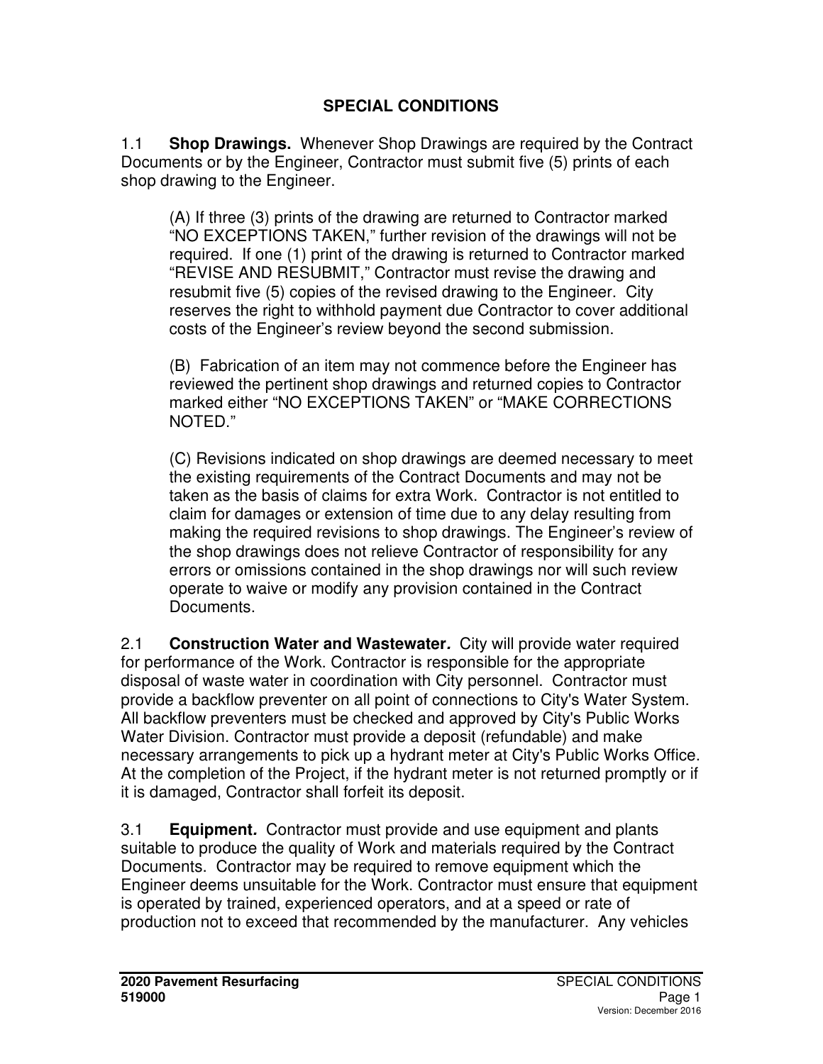# SPECIAL CONDITIONS

1.1 **Shop Drawings.** Whenever Shop Drawings are required by the Contract Documents or by the Engineer, Contractor must submit five (5) prints of each shop drawing to the Engineer.

(A) If three (3) prints of the drawing are returned to Contractor marked "NO EXCEPTIONS TAKEN," further revision of the drawings will not be required. If one (1) print of the drawing is returned to Contractor marked "REVISE AND RESUBMIT," Contractor must revise the drawing and resubmit five (5) copies of the revised drawing to the Engineer. City reserves the right to withhold payment due Contractor to cover additional costs of the Engineer's review beyond the second submission.

(B) Fabrication of an item may not commence before the Engineer has reviewed the pertinent shop drawings and returned copies to Contractor marked either "NO EXCEPTIONS TAKEN" or "MAKE CORRECTIONS NOTED."

(C) Revisions indicated on shop drawings are deemed necessary to meet the existing requirements of the Contract Documents and may not be taken as the basis of claims for extra Work. Contractor is not entitled to claim for damages or extension of time due to any delay resulting from making the required revisions to shop drawings. The Engineer's review of the shop drawings does not relieve Contractor of responsibility for any errors or omissions contained in the shop drawings nor will such review operate to waive or modify any provision contained in the Contract Documents.

2.1 ***Construction Water and Wastewater.*** City will provide water required for performance of the Work. Contractor is responsible for the appropriate disposal of waste water in coordination with City personnel. Contractor must provide a backflow preventer on all point of connections to City's Water System. All backflow preventers must be checked and approved by City's Public Works Water Division. Contractor must provide a deposit (refundable) and make necessary arrangements to pick up a hydrant meter at City's Public Works Office. At the completion of the Project, if the hydrant meter is not returned promptly or if it is damaged, Contractor shall forfeit its deposit.

3.1 ***Equipment.*** Contractor must provide and use equipment and plants suitable to produce the quality of Work and materials required by the Contract Documents. Contractor may be required to remove equipment which the Engineer deems unsuitable for the Work. Contractor must ensure that equipment is operated by trained, experienced operators, and at a speed or rate of production not to exceed that recommended by the manufacturer. Any vehicles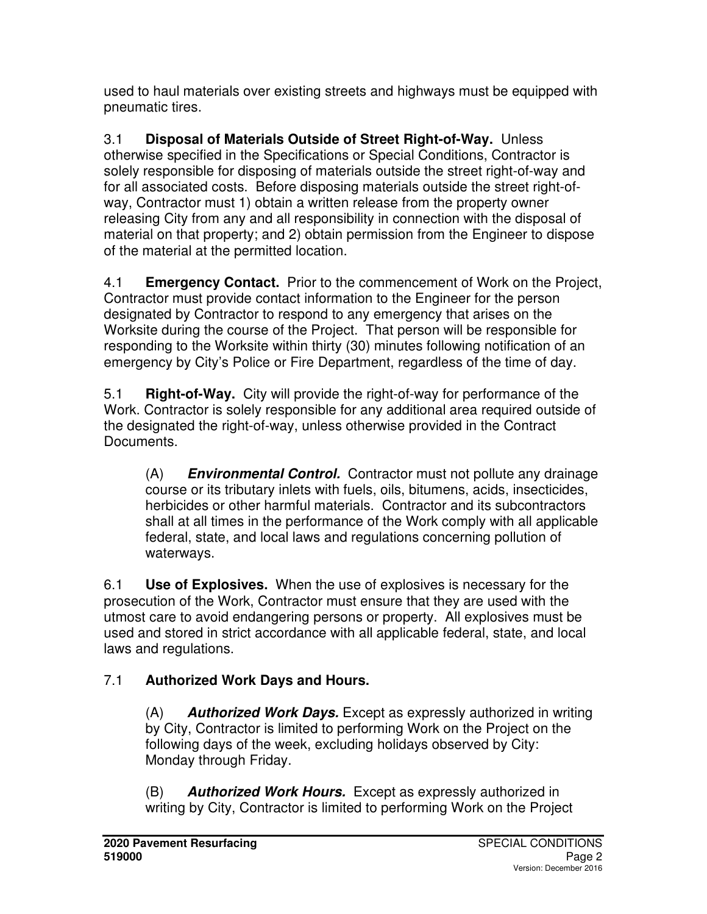used to haul materials over existing streets and highways must be equipped with pneumatic tires.

3.1 **Disposal of Materials Outside of Street Right-of-Way.** Unless otherwise specified in the Specifications or Special Conditions, Contractor is solely responsible for disposing of materials outside the street right-of-way and for all associated costs. Before disposing materials outside the street right-of-way, Contractor must 1) obtain a written release from the property owner releasing City from any and all responsibility in connection with the disposal of material on that property; and 2) obtain permission from the Engineer to dispose of the material at the permitted location.

4.1 **Emergency Contact.** Prior to the commencement of Work on the Project, Contractor must provide contact information to the Engineer for the person designated by Contractor to respond to any emergency that arises on the Worksite during the course of the Project. That person will be responsible for responding to the Worksite within thirty (30) minutes following notification of an emergency by City's Police or Fire Department, regardless of the time of day.

5.1 **Right-of-Way.** City will provide the right-of-way for performance of the Work. Contractor is solely responsible for any additional area required outside of the designated the right-of-way, unless otherwise provided in the Contract Documents.

(A) ***Environmental Control.*** Contractor must not pollute any drainage course or its tributary inlets with fuels, oils, bitumens, acids, insecticides, herbicides or other harmful materials. Contractor and its subcontractors shall at all times in the performance of the Work comply with all applicable federal, state, and local laws and regulations concerning pollution of waterways.

6.1 **Use of Explosives.** When the use of explosives is necessary for the prosecution of the Work, Contractor must ensure that they are used with the utmost care to avoid endangering persons or property. All explosives must be used and stored in strict accordance with all applicable federal, state, and local laws and regulations.

7.1 **Authorized Work Days and Hours.**

(A) ***Authorized Work Days.*** Except as expressly authorized in writing by City, Contractor is limited to performing Work on the Project on the following days of the week, excluding holidays observed by City: Monday through Friday.

(B) ***Authorized Work Hours.*** Except as expressly authorized in writing by City, Contractor is limited to performing Work on the Project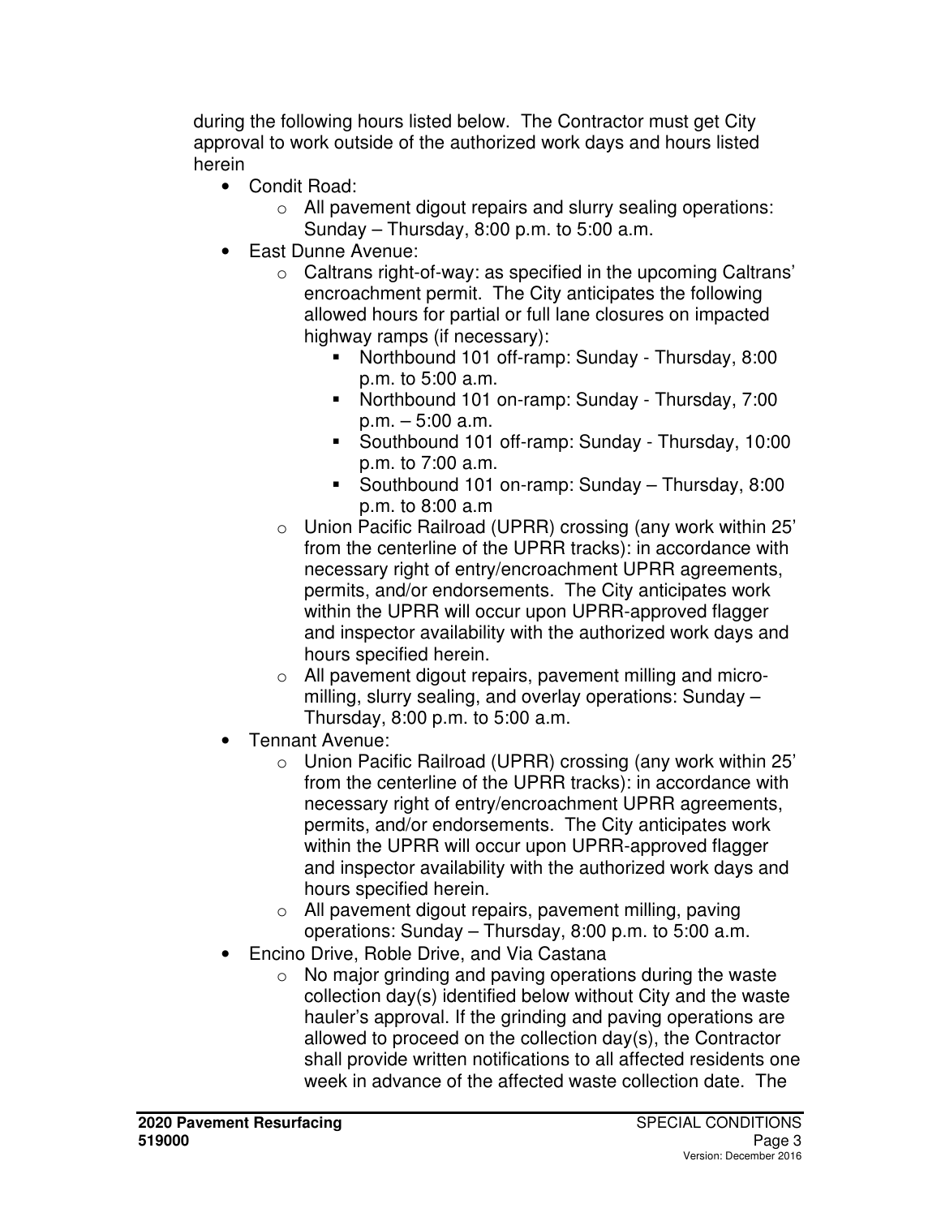during the following hours listed below. The Contractor must get City approval to work outside of the authorized work days and hours listed herein

- Condit Road:
  - All pavement digout repairs and slurry sealing operations: Sunday – Thursday, 8:00 p.m. to 5:00 a.m.
- East Dunne Avenue:
  - Caltrans right-of-way: as specified in the upcoming Caltrans' encroachment permit. The City anticipates the following allowed hours for partial or full lane closures on impacted highway ramps (if necessary):
    - Northbound 101 off-ramp: Sunday - Thursday, 8:00 p.m. to 5:00 a.m.
    - Northbound 101 on-ramp: Sunday - Thursday, 7:00 p.m. – 5:00 a.m.
    - Southbound 101 off-ramp: Sunday - Thursday, 10:00 p.m. to 7:00 a.m.
    - Southbound 101 on-ramp: Sunday – Thursday, 8:00 p.m. to 8:00 a.m
  - Union Pacific Railroad (UPRR) crossing (any work within 25' from the centerline of the UPRR tracks): in accordance with necessary right of entry/encroachment UPRR agreements, permits, and/or endorsements. The City anticipates work within the UPRR will occur upon UPRR-approved flagger and inspector availability with the authorized work days and hours specified herein.
  - All pavement digout repairs, pavement milling and micro-milling, slurry sealing, and overlay operations: Sunday – Thursday, 8:00 p.m. to 5:00 a.m.
- Tennant Avenue:
  - Union Pacific Railroad (UPRR) crossing (any work within 25' from the centerline of the UPRR tracks): in accordance with necessary right of entry/encroachment UPRR agreements, permits, and/or endorsements. The City anticipates work within the UPRR will occur upon UPRR-approved flagger and inspector availability with the authorized work days and hours specified herein.
  - All pavement digout repairs, pavement milling, paving operations: Sunday – Thursday, 8:00 p.m. to 5:00 a.m.
- Encino Drive, Roble Drive, and Via Castana
  - No major grinding and paving operations during the waste collection day(s) identified below without City and the waste hauler's approval. If the grinding and paving operations are allowed to proceed on the collection day(s), the Contractor shall provide written notifications to all affected residents one week in advance of the affected waste collection date. The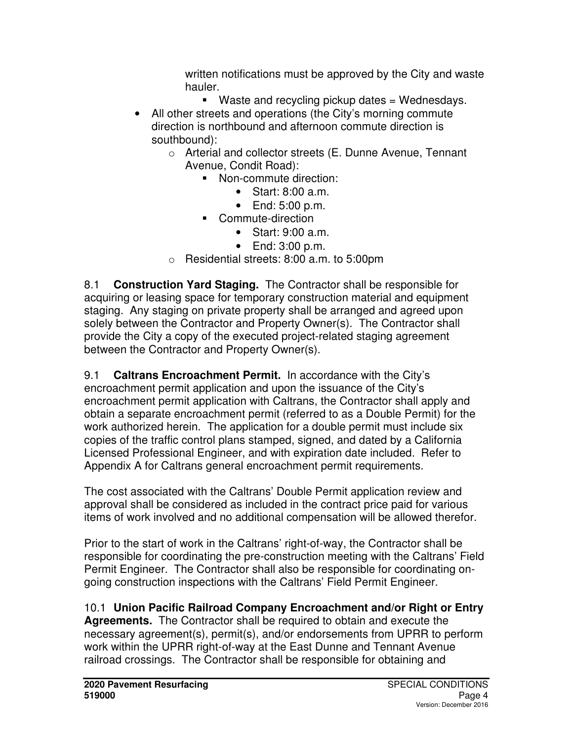written notifications must be approved by the City and waste hauler.

   - Waste and recycling pickup dates = Wednesdays.

- All other streets and operations (the City's morning commute direction is northbound and afternoon commute direction is southbound):
  - Arterial and collector streets (E. Dunne Avenue, Tennant Avenue, Condit Road):
    - Non-commute direction:
      - Start: 8:00 a.m.
      - End: 5:00 p.m.
    - Commute-direction
      - Start: 9:00 a.m.
      - End: 3:00 p.m.
  - Residential streets: 8:00 a.m. to 5:00pm

8.1 **Construction Yard Staging.** The Contractor shall be responsible for acquiring or leasing space for temporary construction material and equipment staging. Any staging on private property shall be arranged and agreed upon solely between the Contractor and Property Owner(s). The Contractor shall provide the City a copy of the executed project-related staging agreement between the Contractor and Property Owner(s).

9.1 **Caltrans Encroachment Permit.** In accordance with the City's encroachment permit application and upon the issuance of the City's encroachment permit application with Caltrans, the Contractor shall apply and obtain a separate encroachment permit (referred to as a Double Permit) for the work authorized herein. The application for a double permit must include six copies of the traffic control plans stamped, signed, and dated by a California Licensed Professional Engineer, and with expiration date included. Refer to Appendix A for Caltrans general encroachment permit requirements.

The cost associated with the Caltrans' Double Permit application review and approval shall be considered as included in the contract price paid for various items of work involved and no additional compensation will be allowed therefor.

Prior to the start of work in the Caltrans' right-of-way, the Contractor shall be responsible for coordinating the pre-construction meeting with the Caltrans' Field Permit Engineer. The Contractor shall also be responsible for coordinating on-going construction inspections with the Caltrans' Field Permit Engineer.

10.1 **Union Pacific Railroad Company Encroachment and/or Right or Entry Agreements.** The Contractor shall be required to obtain and execute the necessary agreement(s), permit(s), and/or endorsements from UPRR to perform work within the UPRR right-of-way at the East Dunne and Tennant Avenue railroad crossings. The Contractor shall be responsible for obtaining and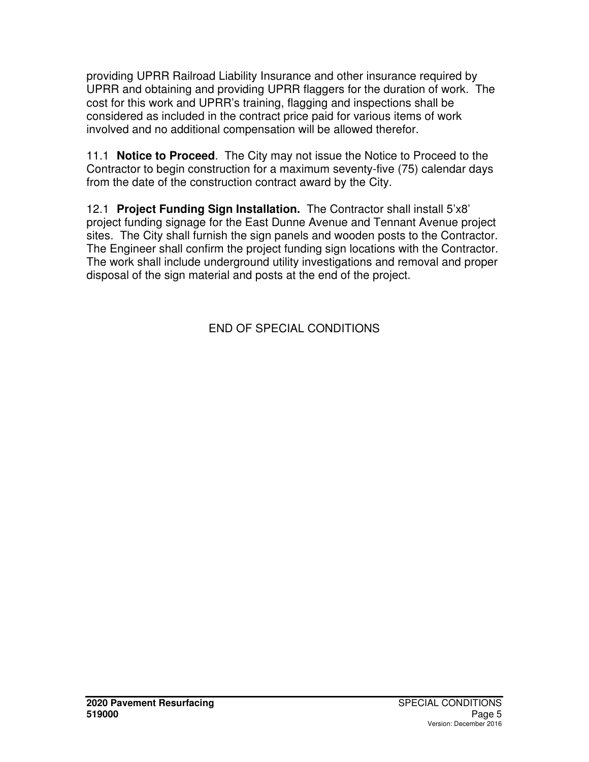providing UPRR Railroad Liability Insurance and other insurance required by UPRR and obtaining and providing UPRR flaggers for the duration of work. The cost for this work and UPRR's training, flagging and inspections shall be considered as included in the contract price paid for various items of work involved and no additional compensation will be allowed therefor.

11.1 **Notice to Proceed**. The City may not issue the Notice to Proceed to the Contractor to begin construction for a maximum seventy-five (75) calendar days from the date of the construction contract award by the City.

12.1 **Project Funding Sign Installation.** The Contractor shall install 5'x8' project funding signage for the East Dunne Avenue and Tennant Avenue project sites. The City shall furnish the sign panels and wooden posts to the Contractor. The Engineer shall confirm the project funding sign locations with the Contractor. The work shall include underground utility investigations and removal and proper disposal of the sign material and posts at the end of the project.

END OF SPECIAL CONDITIONS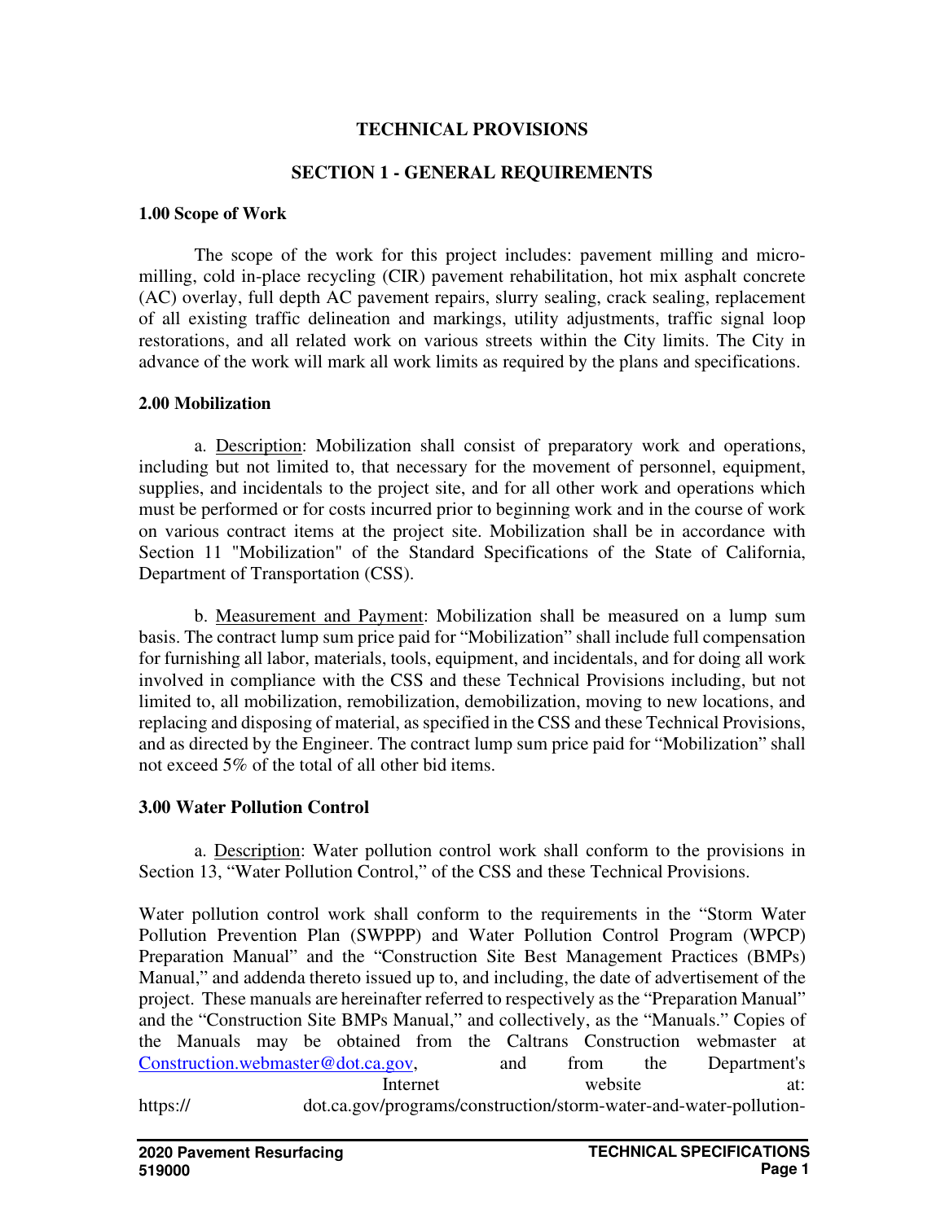# TECHNICAL PROVISIONS

## SECTION 1 - GENERAL REQUIREMENTS

### 1.00 Scope of Work

The scope of the work for this project includes: pavement milling and micro-milling, cold in-place recycling (CIR) pavement rehabilitation, hot mix asphalt concrete (AC) overlay, full depth AC pavement repairs, slurry sealing, crack sealing, replacement of all existing traffic delineation and markings, utility adjustments, traffic signal loop restorations, and all related work on various streets within the City limits. The City in advance of the work will mark all work limits as required by the plans and specifications.

### 2.00 Mobilization

a. Description: Mobilization shall consist of preparatory work and operations, including but not limited to, that necessary for the movement of personnel, equipment, supplies, and incidentals to the project site, and for all other work and operations which must be performed or for costs incurred prior to beginning work and in the course of work on various contract items at the project site. Mobilization shall be in accordance with Section 11 "Mobilization" of the Standard Specifications of the State of California, Department of Transportation (CSS).

b. Measurement and Payment: Mobilization shall be measured on a lump sum basis. The contract lump sum price paid for “Mobilization” shall include full compensation for furnishing all labor, materials, tools, equipment, and incidentals, and for doing all work involved in compliance with the CSS and these Technical Provisions including, but not limited to, all mobilization, remobilization, demobilization, moving to new locations, and replacing and disposing of material, as specified in the CSS and these Technical Provisions, and as directed by the Engineer. The contract lump sum price paid for “Mobilization” shall not exceed 5% of the total of all other bid items.

### 3.00 Water Pollution Control

a. Description: Water pollution control work shall conform to the provisions in Section 13, “Water Pollution Control,” of the CSS and these Technical Provisions.

Water pollution control work shall conform to the requirements in the “Storm Water Pollution Prevention Plan (SWPPP) and Water Pollution Control Program (WPCP) Preparation Manual” and the “Construction Site Best Management Practices (BMPs) Manual,” and addenda thereto issued up to, and including, the date of advertisement of the project. These manuals are hereinafter referred to respectively as the “Preparation Manual” and the “Construction Site BMPs Manual,” and collectively, as the “Manuals.” Copies of the Manuals may be obtained from the Caltrans Construction webmaster at Construction.webmaster@dot.ca.gov, and from the Department's Internet website at: https:// dot.ca.gov/programs/construction/storm-water-and-water-pollution-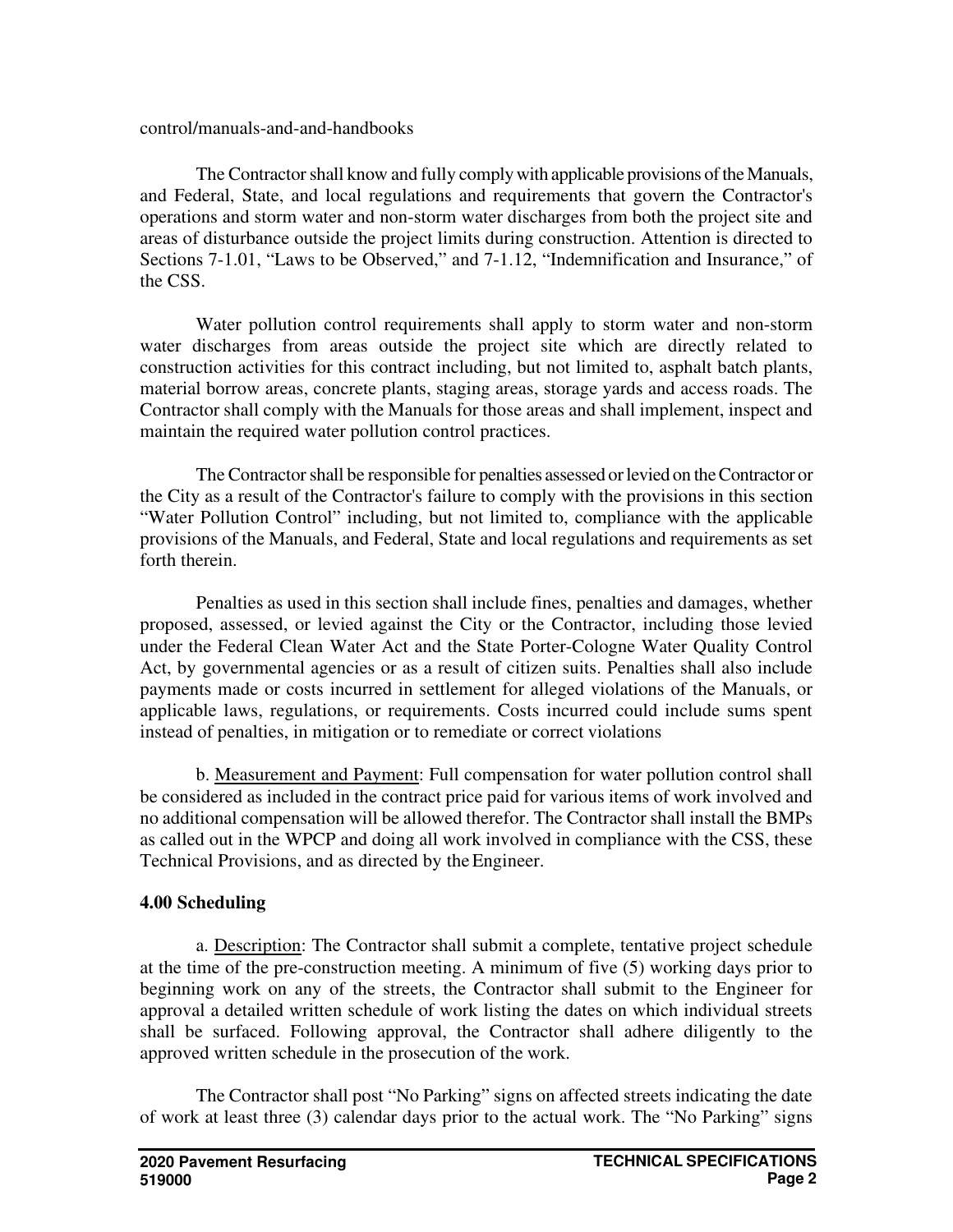control/manuals-and-and-handbooks

The Contractor shall know and fully comply with applicable provisions of the Manuals, and Federal, State, and local regulations and requirements that govern the Contractor's operations and storm water and non-storm water discharges from both the project site and areas of disturbance outside the project limits during construction. Attention is directed to Sections 7-1.01, "Laws to be Observed," and 7-1.12, "Indemnification and Insurance," of the CSS.

Water pollution control requirements shall apply to storm water and non-storm water discharges from areas outside the project site which are directly related to construction activities for this contract including, but not limited to, asphalt batch plants, material borrow areas, concrete plants, staging areas, storage yards and access roads. The Contractor shall comply with the Manuals for those areas and shall implement, inspect and maintain the required water pollution control practices.

The Contractor shall be responsible for penalties assessed or levied on the Contractor or the City as a result of the Contractor's failure to comply with the provisions in this section "Water Pollution Control" including, but not limited to, compliance with the applicable provisions of the Manuals, and Federal, State and local regulations and requirements as set forth therein.

Penalties as used in this section shall include fines, penalties and damages, whether proposed, assessed, or levied against the City or the Contractor, including those levied under the Federal Clean Water Act and the State Porter-Cologne Water Quality Control Act, by governmental agencies or as a result of citizen suits. Penalties shall also include payments made or costs incurred in settlement for alleged violations of the Manuals, or applicable laws, regulations, or requirements. Costs incurred could include sums spent instead of penalties, in mitigation or to remediate or correct violations

b. Measurement and Payment: Full compensation for water pollution control shall be considered as included in the contract price paid for various items of work involved and no additional compensation will be allowed therefor. The Contractor shall install the BMPs as called out in the WPCP and doing all work involved in compliance with the CSS, these Technical Provisions, and as directed by the Engineer.

**4.00 Scheduling**

a. Description: The Contractor shall submit a complete, tentative project schedule at the time of the pre-construction meeting. A minimum of five (5) working days prior to beginning work on any of the streets, the Contractor shall submit to the Engineer for approval a detailed written schedule of work listing the dates on which individual streets shall be surfaced. Following approval, the Contractor shall adhere diligently to the approved written schedule in the prosecution of the work.

The Contractor shall post "No Parking" signs on affected streets indicating the date of work at least three (3) calendar days prior to the actual work. The "No Parking" signs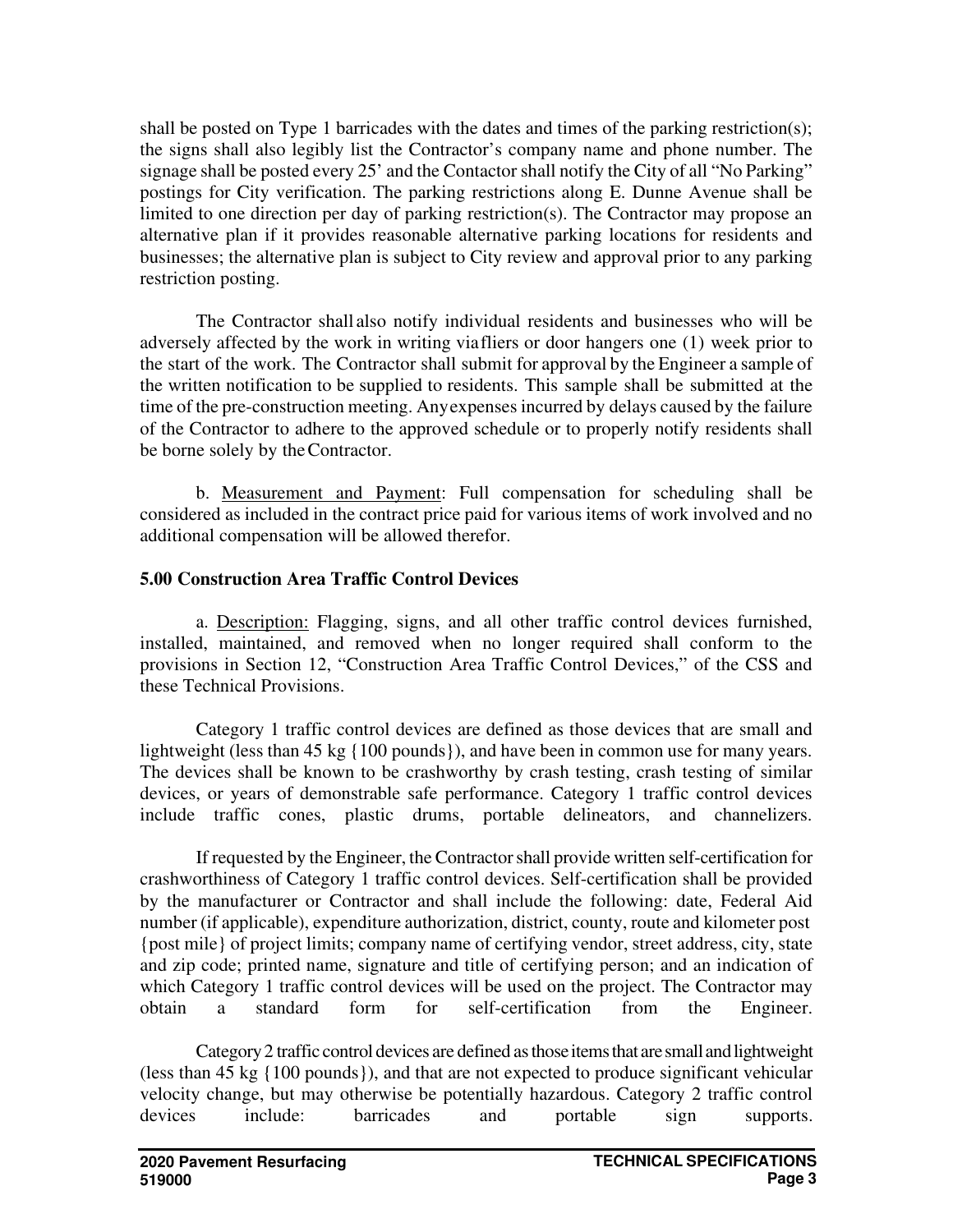shall be posted on Type 1 barricades with the dates and times of the parking restriction(s); the signs shall also legibly list the Contractor's company name and phone number. The signage shall be posted every 25' and the Contactor shall notify the City of all "No Parking" postings for City verification. The parking restrictions along E. Dunne Avenue shall be limited to one direction per day of parking restriction(s). The Contractor may propose an alternative plan if it provides reasonable alternative parking locations for residents and businesses; the alternative plan is subject to City review and approval prior to any parking restriction posting.

The Contractor shall also notify individual residents and businesses who will be adversely affected by the work in writing via fliers or door hangers one (1) week prior to the start of the work. The Contractor shall submit for approval by the Engineer a sample of the written notification to be supplied to residents. This sample shall be submitted at the time of the pre-construction meeting. Any expenses incurred by delays caused by the failure of the Contractor to adhere to the approved schedule or to properly notify residents shall be borne solely by the Contractor.

b. Measurement and Payment: Full compensation for scheduling shall be considered as included in the contract price paid for various items of work involved and no additional compensation will be allowed therefor.

### 5.00 Construction Area Traffic Control Devices

a. Description: Flagging, signs, and all other traffic control devices furnished, installed, maintained, and removed when no longer required shall conform to the provisions in Section 12, "Construction Area Traffic Control Devices," of the CSS and these Technical Provisions.

Category 1 traffic control devices are defined as those devices that are small and lightweight (less than 45 kg {100 pounds}), and have been in common use for many years. The devices shall be known to be crashworthy by crash testing, crash testing of similar devices, or years of demonstrable safe performance. Category 1 traffic control devices include traffic cones, plastic drums, portable delineators, and channelizers.

If requested by the Engineer, the Contractor shall provide written self-certification for crashworthiness of Category 1 traffic control devices. Self-certification shall be provided by the manufacturer or Contractor and shall include the following: date, Federal Aid number (if applicable), expenditure authorization, district, county, route and kilometer post {post mile} of project limits; company name of certifying vendor, street address, city, state and zip code; printed name, signature and title of certifying person; and an indication of which Category 1 traffic control devices will be used on the project. The Contractor may obtain a standard form for self-certification from the Engineer.

Category 2 traffic control devices are defined as those items that are small and lightweight (less than 45 kg {100 pounds}), and that are not expected to produce significant vehicular velocity change, but may otherwise be potentially hazardous. Category 2 traffic control devices include: barricades and portable sign supports.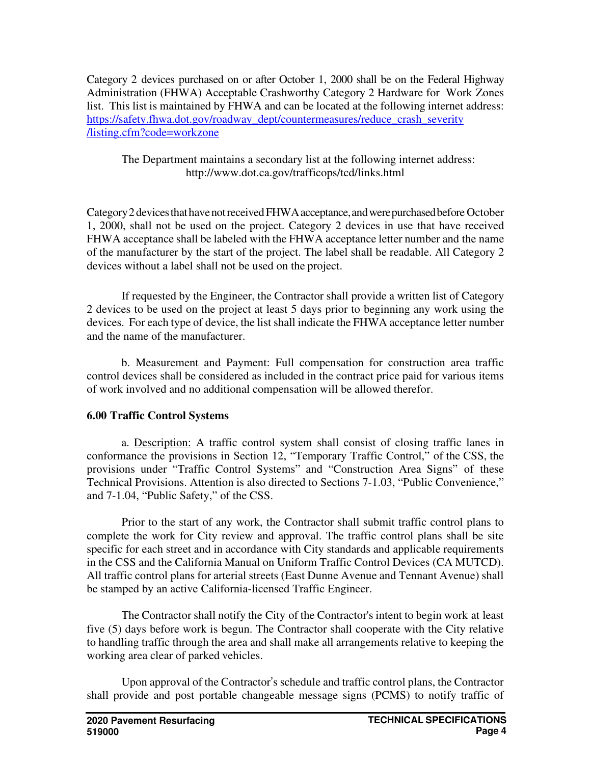Category 2 devices purchased on or after October 1, 2000 shall be on the Federal Highway Administration (FHWA) Acceptable Crashworthy Category 2 Hardware for Work Zones list. This list is maintained by FHWA and can be located at the following internet address: https://safety.fhwa.dot.gov/roadway_dept/countermeasures/reduce_crash_severity/listing.cfm?code=workzone

The Department maintains a secondary list at the following internet address: http://www.dot.ca.gov/trafficops/tcd/links.html

Category 2 devices that have not received FHWA acceptance, and were purchased before October 1, 2000, shall not be used on the project. Category 2 devices in use that have received FHWA acceptance shall be labeled with the FHWA acceptance letter number and the name of the manufacturer by the start of the project. The label shall be readable. All Category 2 devices without a label shall not be used on the project.

If requested by the Engineer, the Contractor shall provide a written list of Category 2 devices to be used on the project at least 5 days prior to beginning any work using the devices. For each type of device, the list shall indicate the FHWA acceptance letter number and the name of the manufacturer.

b. Measurement and Payment: Full compensation for construction area traffic control devices shall be considered as included in the contract price paid for various items of work involved and no additional compensation will be allowed therefor.

**6.00 Traffic Control Systems**

a. Description: A traffic control system shall consist of closing traffic lanes in conformance the provisions in Section 12, "Temporary Traffic Control," of the CSS, the provisions under "Traffic Control Systems" and "Construction Area Signs" of these Technical Provisions. Attention is also directed to Sections 7-1.03, "Public Convenience," and 7-1.04, "Public Safety," of the CSS.

Prior to the start of any work, the Contractor shall submit traffic control plans to complete the work for City review and approval. The traffic control plans shall be site specific for each street and in accordance with City standards and applicable requirements in the CSS and the California Manual on Uniform Traffic Control Devices (CA MUTCD). All traffic control plans for arterial streets (East Dunne Avenue and Tennant Avenue) shall be stamped by an active California-licensed Traffic Engineer.

The Contractor shall notify the City of the Contractor's intent to begin work at least five (5) days before work is begun. The Contractor shall cooperate with the City relative to handling traffic through the area and shall make all arrangements relative to keeping the working area clear of parked vehicles.

Upon approval of the Contractor's schedule and traffic control plans, the Contractor shall provide and post portable changeable message signs (PCMS) to notify traffic of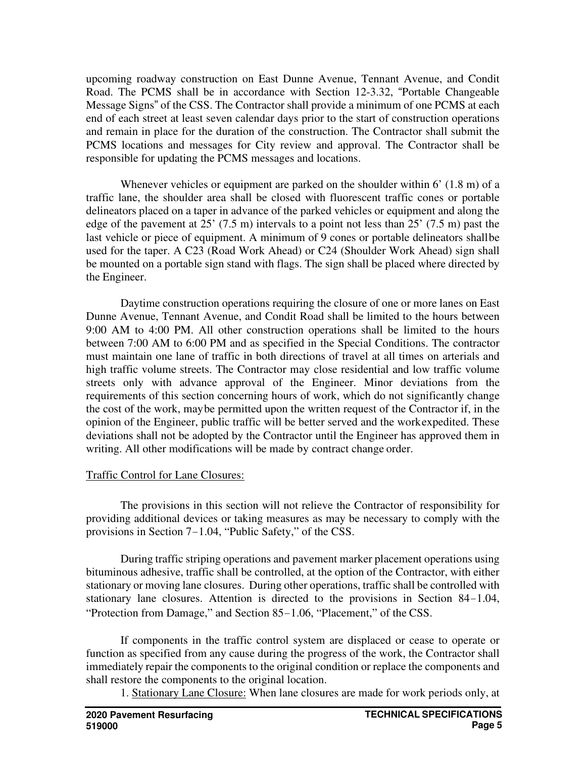upcoming roadway construction on East Dunne Avenue, Tennant Avenue, and Condit Road. The PCMS shall be in accordance with Section 12-3.32, "Portable Changeable Message Signs" of the CSS. The Contractor shall provide a minimum of one PCMS at each end of each street at least seven calendar days prior to the start of construction operations and remain in place for the duration of the construction. The Contractor shall submit the PCMS locations and messages for City review and approval. The Contractor shall be responsible for updating the PCMS messages and locations.

Whenever vehicles or equipment are parked on the shoulder within 6' (1.8 m) of a traffic lane, the shoulder area shall be closed with fluorescent traffic cones or portable delineators placed on a taper in advance of the parked vehicles or equipment and along the edge of the pavement at 25' (7.5 m) intervals to a point not less than 25' (7.5 m) past the last vehicle or piece of equipment. A minimum of 9 cones or portable delineators shall be used for the taper. A C23 (Road Work Ahead) or C24 (Shoulder Work Ahead) sign shall be mounted on a portable sign stand with flags. The sign shall be placed where directed by the Engineer.

Daytime construction operations requiring the closure of one or more lanes on East Dunne Avenue, Tennant Avenue, and Condit Road shall be limited to the hours between 9:00 AM to 4:00 PM. All other construction operations shall be limited to the hours between 7:00 AM to 6:00 PM and as specified in the Special Conditions. The contractor must maintain one lane of traffic in both directions of travel at all times on arterials and high traffic volume streets. The Contractor may close residential and low traffic volume streets only with advance approval of the Engineer. Minor deviations from the requirements of this section concerning hours of work, which do not significantly change the cost of the work, may be permitted upon the written request of the Contractor if, in the opinion of the Engineer, public traffic will be better served and the work expedited. These deviations shall not be adopted by the Contractor until the Engineer has approved them in writing. All other modifications will be made by contract change order.

Traffic Control for Lane Closures:

The provisions in this section will not relieve the Contractor of responsibility for providing additional devices or taking measures as may be necessary to comply with the provisions in Section 7–1.04, "Public Safety," of the CSS.

During traffic striping operations and pavement marker placement operations using bituminous adhesive, traffic shall be controlled, at the option of the Contractor, with either stationary or moving lane closures. During other operations, traffic shall be controlled with stationary lane closures. Attention is directed to the provisions in Section 84–1.04, "Protection from Damage," and Section 85–1.06, "Placement," of the CSS.

If components in the traffic control system are displaced or cease to operate or function as specified from any cause during the progress of the work, the Contractor shall immediately repair the components to the original condition or replace the components and shall restore the components to the original location.

1. Stationary Lane Closure: When lane closures are made for work periods only, at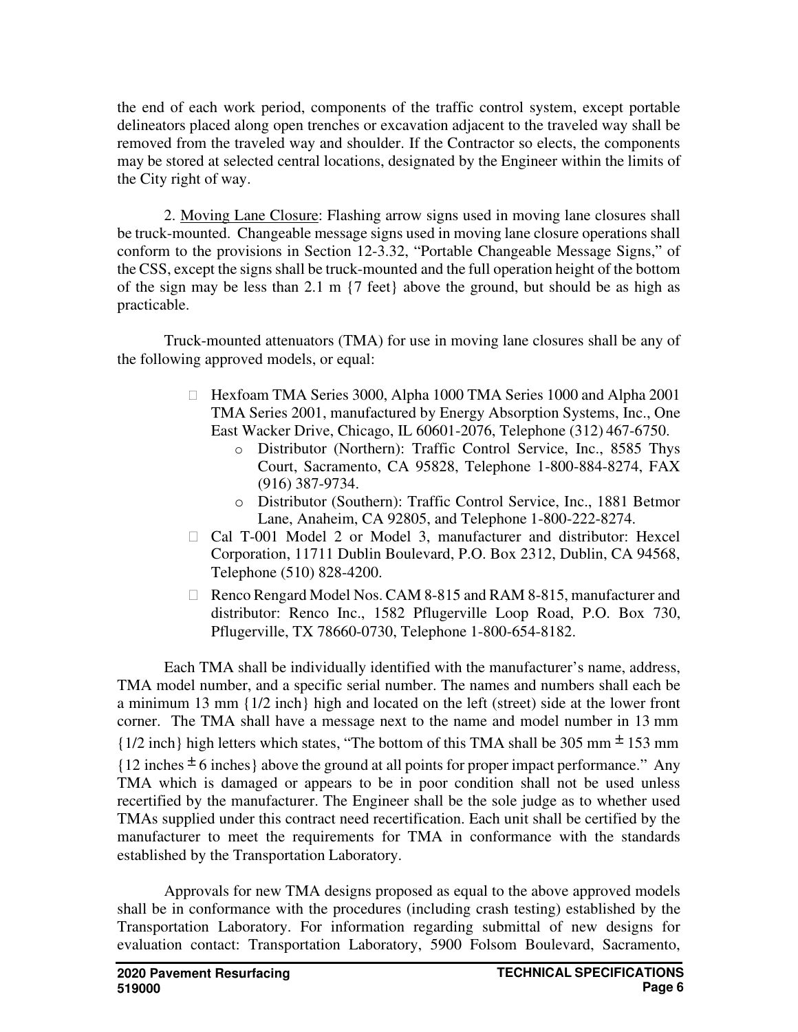the end of each work period, components of the traffic control system, except portable delineators placed along open trenches or excavation adjacent to the traveled way shall be removed from the traveled way and shoulder. If the Contractor so elects, the components may be stored at selected central locations, designated by the Engineer within the limits of the City right of way.

2. Moving Lane Closure: Flashing arrow signs used in moving lane closures shall be truck-mounted. Changeable message signs used in moving lane closure operations shall conform to the provisions in Section 12-3.32, "Portable Changeable Message Signs," of the CSS, except the signs shall be truck-mounted and the full operation height of the bottom of the sign may be less than 2.1 m {7 feet} above the ground, but should be as high as practicable.

Truck-mounted attenuators (TMA) for use in moving lane closures shall be any of the following approved models, or equal:

- Hexfoam TMA Series 3000, Alpha 1000 TMA Series 1000 and Alpha 2001 TMA Series 2001, manufactured by Energy Absorption Systems, Inc., One East Wacker Drive, Chicago, IL 60601-2076, Telephone (312) 467-6750.
    - Distributor (Northern): Traffic Control Service, Inc., 8585 Thys Court, Sacramento, CA 95828, Telephone 1-800-884-8274, FAX (916) 387-9734.
    - Distributor (Southern): Traffic Control Service, Inc., 1881 Betmor Lane, Anaheim, CA 92805, and Telephone 1-800-222-8274.
- Cal T-001 Model 2 or Model 3, manufacturer and distributor: Hexcel Corporation, 11711 Dublin Boulevard, P.O. Box 2312, Dublin, CA 94568, Telephone (510) 828-4200.
- Renco Rengard Model Nos. CAM 8-815 and RAM 8-815, manufacturer and distributor: Renco Inc., 1582 Pflugerville Loop Road, P.O. Box 730, Pflugerville, TX 78660-0730, Telephone 1-800-654-8182.

Each TMA shall be individually identified with the manufacturer's name, address, TMA model number, and a specific serial number. The names and numbers shall each be a minimum 13 mm {1/2 inch} high and located on the left (street) side at the lower front corner. The TMA shall have a message next to the name and model number in 13 mm {1/2 inch} high letters which states, "The bottom of this TMA shall be 305 mm $\pm$ 153 mm {12 inches $\pm$ 6 inches} above the ground at all points for proper impact performance." Any TMA which is damaged or appears to be in poor condition shall not be used unless recertified by the manufacturer. The Engineer shall be the sole judge as to whether used TMAs supplied under this contract need recertification. Each unit shall be certified by the manufacturer to meet the requirements for TMA in conformance with the standards established by the Transportation Laboratory.

Approvals for new TMA designs proposed as equal to the above approved models shall be in conformance with the procedures (including crash testing) established by the Transportation Laboratory. For information regarding submittal of new designs for evaluation contact: Transportation Laboratory, 5900 Folsom Boulevard, Sacramento,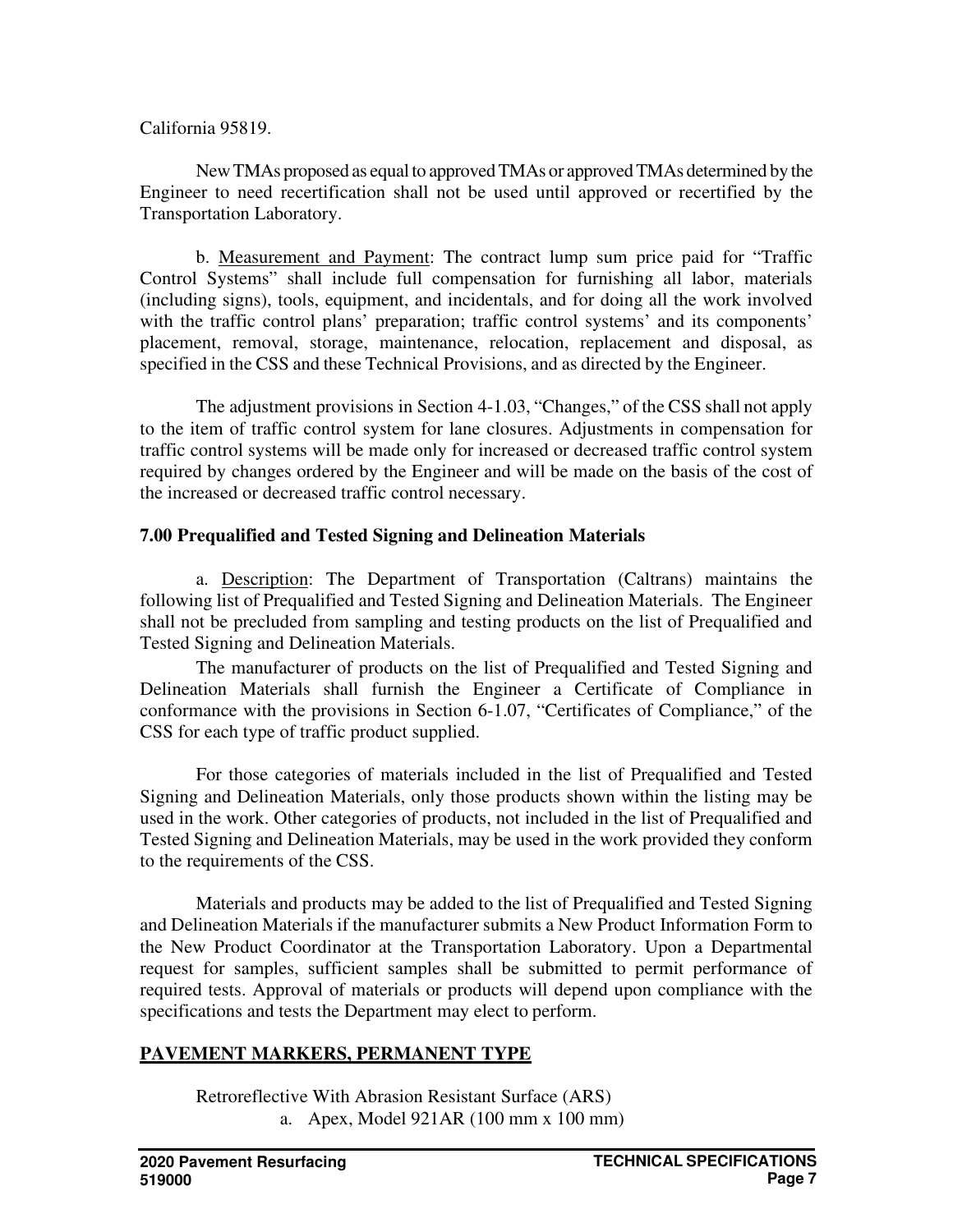California 95819.

New TMAs proposed as equal to approved TMAs or approved TMAs determined by the Engineer to need recertification shall not be used until approved or recertified by the Transportation Laboratory.

b. Measurement and Payment: The contract lump sum price paid for "Traffic Control Systems" shall include full compensation for furnishing all labor, materials (including signs), tools, equipment, and incidentals, and for doing all the work involved with the traffic control plans' preparation; traffic control systems' and its components' placement, removal, storage, maintenance, relocation, replacement and disposal, as specified in the CSS and these Technical Provisions, and as directed by the Engineer.

The adjustment provisions in Section 4-1.03, "Changes," of the CSS shall not apply to the item of traffic control system for lane closures. Adjustments in compensation for traffic control systems will be made only for increased or decreased traffic control system required by changes ordered by the Engineer and will be made on the basis of the cost of the increased or decreased traffic control necessary.

### 7.00 Prequalified and Tested Signing and Delineation Materials

a. Description: The Department of Transportation (Caltrans) maintains the following list of Prequalified and Tested Signing and Delineation Materials. The Engineer shall not be precluded from sampling and testing products on the list of Prequalified and Tested Signing and Delineation Materials.

The manufacturer of products on the list of Prequalified and Tested Signing and Delineation Materials shall furnish the Engineer a Certificate of Compliance in conformance with the provisions in Section 6-1.07, "Certificates of Compliance," of the CSS for each type of traffic product supplied.

For those categories of materials included in the list of Prequalified and Tested Signing and Delineation Materials, only those products shown within the listing may be used in the work. Other categories of products, not included in the list of Prequalified and Tested Signing and Delineation Materials, may be used in the work provided they conform to the requirements of the CSS.

Materials and products may be added to the list of Prequalified and Tested Signing and Delineation Materials if the manufacturer submits a New Product Information Form to the New Product Coordinator at the Transportation Laboratory. Upon a Departmental request for samples, sufficient samples shall be submitted to permit performance of required tests. Approval of materials or products will depend upon compliance with the specifications and tests the Department may elect to perform.

**PAVEMENT MARKERS, PERMANENT TYPE**

Retroreflective With Abrasion Resistant Surface (ARS)

a. Apex, Model 921AR (100 mm x 100 mm)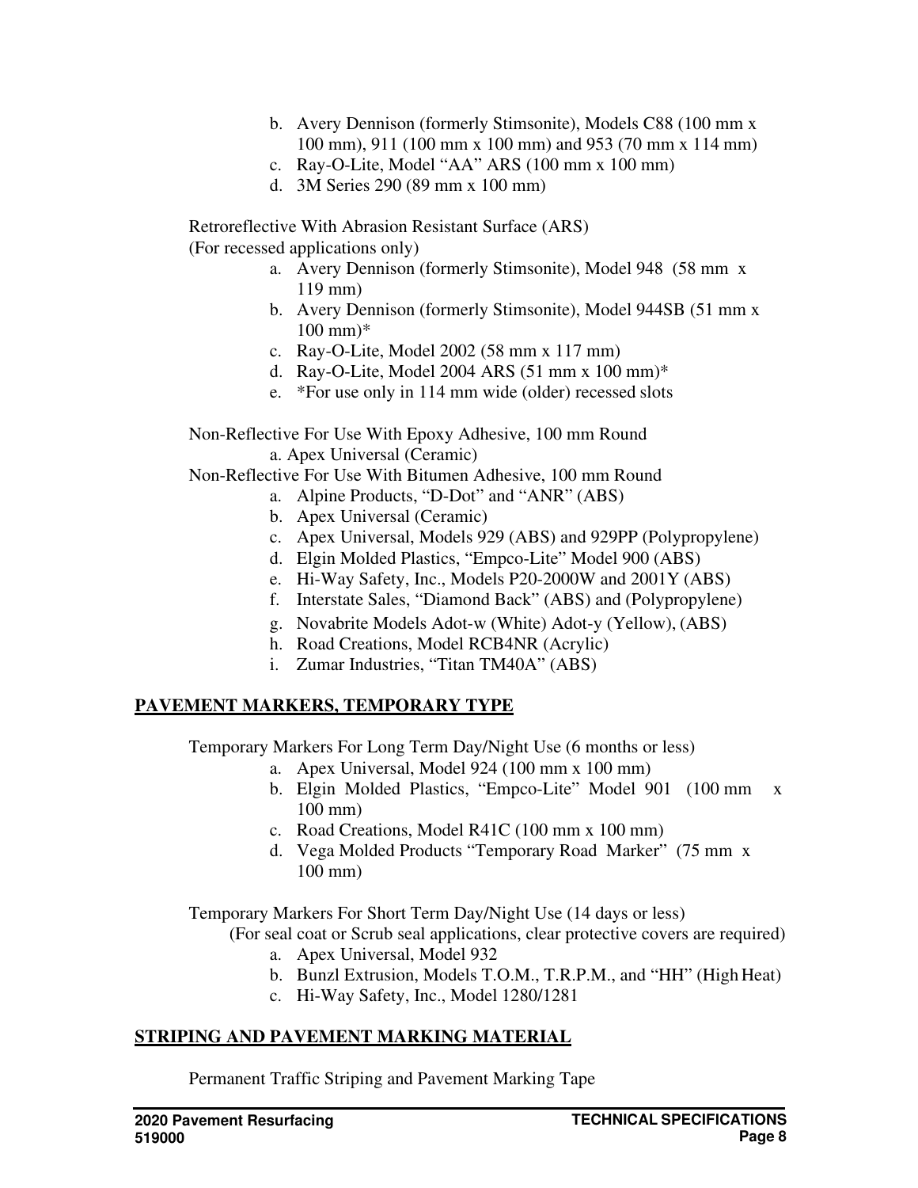b. Avery Dennison (formerly Stimsonite), Models C88 (100 mm x 100 mm), 911 (100 mm x 100 mm) and 953 (70 mm x 114 mm)
c. Ray-O-Lite, Model “AA” ARS (100 mm x 100 mm)
d. 3M Series 290 (89 mm x 100 mm)

Retroreflective With Abrasion Resistant Surface (ARS)
(For recessed applications only)

a. Avery Dennison (formerly Stimsonite), Model 948 (58 mm x 119 mm)
b. Avery Dennison (formerly Stimsonite), Model 944SB (51 mm x 100 mm)*
c. Ray-O-Lite, Model 2002 (58 mm x 117 mm)
d. Ray-O-Lite, Model 2004 ARS (51 mm x 100 mm)*
e. *For use only in 114 mm wide (older) recessed slots

Non-Reflective For Use With Epoxy Adhesive, 100 mm Round

a. Apex Universal (Ceramic)

Non-Reflective For Use With Bitumen Adhesive, 100 mm Round

a. Alpine Products, “D-Dot” and “ANR” (ABS)
b. Apex Universal (Ceramic)
c. Apex Universal, Models 929 (ABS) and 929PP (Polypropylene)
d. Elgin Molded Plastics, “Empco-Lite” Model 900 (ABS)
e. Hi-Way Safety, Inc., Models P20-2000W and 2001Y (ABS)
f. Interstate Sales, “Diamond Back” (ABS) and (Polypropylene)
g. Novabrite Models Adot-w (White) Adot-y (Yellow), (ABS)
h. Road Creations, Model RCB4NR (Acrylic)
i. Zumar Industries, “Titan TM40A” (ABS)

## PAVEMENT MARKERS, TEMPORARY TYPE

Temporary Markers For Long Term Day/Night Use (6 months or less)

a. Apex Universal, Model 924 (100 mm x 100 mm)
b. Elgin Molded Plastics, “Empco-Lite” Model 901 (100 mm x 100 mm)
c. Road Creations, Model R41C (100 mm x 100 mm)
d. Vega Molded Products “Temporary Road Marker” (75 mm x 100 mm)

Temporary Markers For Short Term Day/Night Use (14 days or less)
(For seal coat or Scrub seal applications, clear protective covers are required)

a. Apex Universal, Model 932
b. Bunzl Extrusion, Models T.O.M., T.R.P.M., and “HH” (High Heat)
c. Hi-Way Safety, Inc., Model 1280/1281

## STRIPING AND PAVEMENT MARKING MATERIAL

Permanent Traffic Striping and Pavement Marking Tape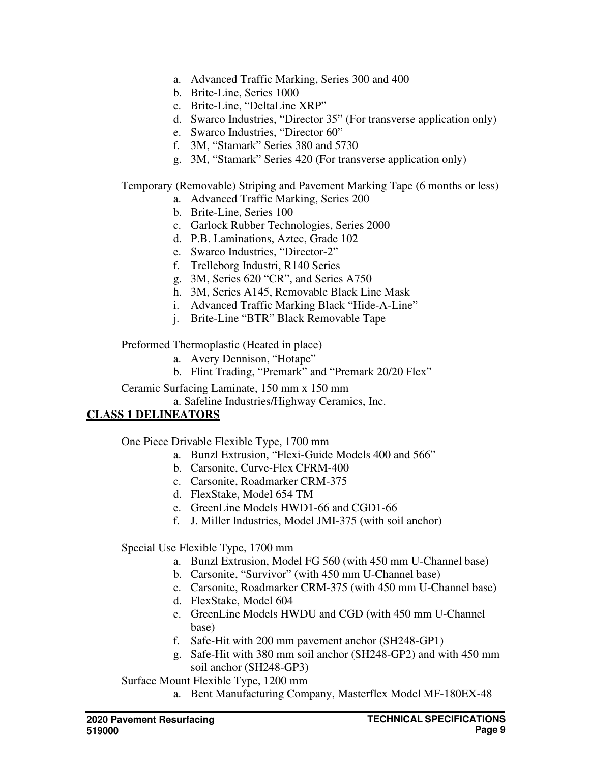a. Advanced Traffic Marking, Series 300 and 400
b. Brite-Line, Series 1000
c. Brite-Line, "DeltaLine XRP"
d. Swarco Industries, "Director 35" (For transverse application only)
e. Swarco Industries, "Director 60"
f. 3M, "Stamark" Series 380 and 5730
g. 3M, "Stamark" Series 420 (For transverse application only)

Temporary (Removable) Striping and Pavement Marking Tape (6 months or less)

a. Advanced Traffic Marking, Series 200
b. Brite-Line, Series 100
c. Garlock Rubber Technologies, Series 2000
d. P.B. Laminations, Aztec, Grade 102
e. Swarco Industries, "Director-2"
f. Trelleborg Industri, R140 Series
g. 3M, Series 620 "CR", and Series A750
h. 3M, Series A145, Removable Black Line Mask
i. Advanced Traffic Marking Black "Hide-A-Line"
j. Brite-Line "BTR" Black Removable Tape

Preformed Thermoplastic (Heated in place)

a. Avery Dennison, "Hotape"
b. Flint Trading, "Premark" and "Premark 20/20 Flex"

Ceramic Surfacing Laminate, 150 mm x 150 mm

a. Safeline Industries/Highway Ceramics, Inc.

**CLASS 1 DELINEATORS**

One Piece Drivable Flexible Type, 1700 mm

a. Bunzl Extrusion, "Flexi-Guide Models 400 and 566"
b. Carsonite, Curve-Flex CFRM-400
c. Carsonite, Roadmarker CRM-375
d. FlexStake, Model 654 TM
e. GreenLine Models HWD1-66 and CGD1-66
f. J. Miller Industries, Model JMI-375 (with soil anchor)

Special Use Flexible Type, 1700 mm

a. Bunzl Extrusion, Model FG 560 (with 450 mm U-Channel base)
b. Carsonite, "Survivor" (with 450 mm U-Channel base)
c. Carsonite, Roadmarker CRM-375 (with 450 mm U-Channel base)
d. FlexStake, Model 604
e. GreenLine Models HWDU and CGD (with 450 mm U-Channel base)
f. Safe-Hit with 200 mm pavement anchor (SH248-GP1)
g. Safe-Hit with 380 mm soil anchor (SH248-GP2) and with 450 mm soil anchor (SH248-GP3)

Surface Mount Flexible Type, 1200 mm

a. Bent Manufacturing Company, Masterflex Model MF-180EX-48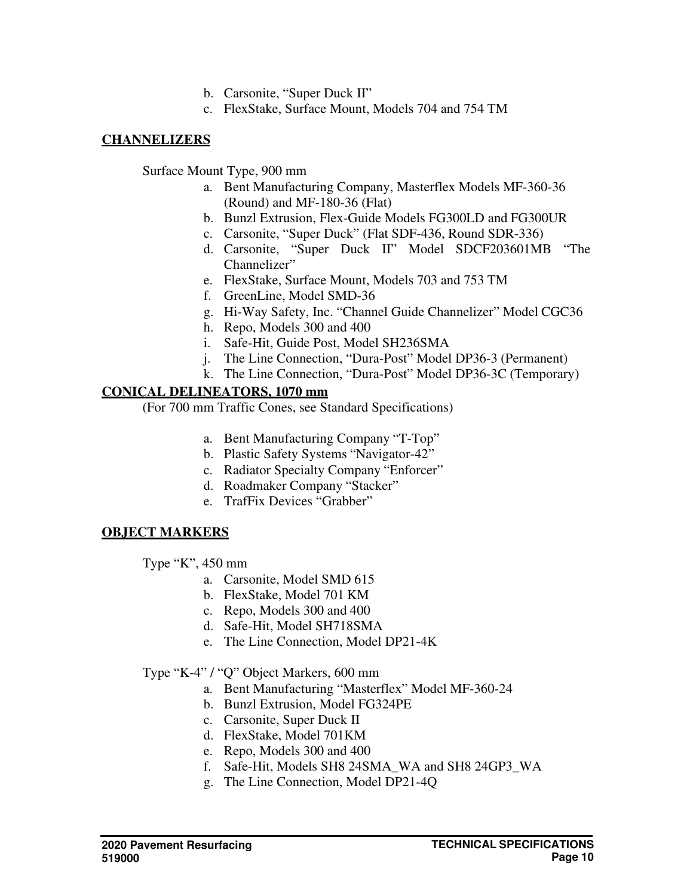b. Carsonite, "Super Duck II"
c. FlexStake, Surface Mount, Models 704 and 754 TM

**CHANNELIZERS**

Surface Mount Type, 900 mm

a. Bent Manufacturing Company, Masterflex Models MF-360-36 (Round) and MF-180-36 (Flat)
b. Bunzl Extrusion, Flex-Guide Models FG300LD and FG300UR
c. Carsonite, "Super Duck" (Flat SDF-436, Round SDR-336)
d. Carsonite, "Super Duck II" Model SDCF203601MB "The Channelizer"
e. FlexStake, Surface Mount, Models 703 and 753 TM
f. GreenLine, Model SMD-36
g. Hi-Way Safety, Inc. "Channel Guide Channelizer" Model CGC36
h. Repo, Models 300 and 400
i. Safe-Hit, Guide Post, Model SH236SMA
j. The Line Connection, "Dura-Post" Model DP36-3 (Permanent)
k. The Line Connection, "Dura-Post" Model DP36-3C (Temporary)

**CONICAL DELINEATORS, 1070 mm**

(For 700 mm Traffic Cones, see Standard Specifications)

a. Bent Manufacturing Company "T-Top"
b. Plastic Safety Systems "Navigator-42"
c. Radiator Specialty Company "Enforcer"
d. Roadmaker Company "Stacker"
e. TrafFix Devices "Grabber"

**OBJECT MARKERS**

Type "K", 450 mm

a. Carsonite, Model SMD 615
b. FlexStake, Model 701 KM
c. Repo, Models 300 and 400
d. Safe-Hit, Model SH718SMA
e. The Line Connection, Model DP21-4K

Type "K-4" / "Q" Object Markers, 600 mm

a. Bent Manufacturing "Masterflex" Model MF-360-24
b. Bunzl Extrusion, Model FG324PE
c. Carsonite, Super Duck II
d. FlexStake, Model 701KM
e. Repo, Models 300 and 400
f. Safe-Hit, Models SH8 24SMA_WA and SH8 24GP3_WA
g. The Line Connection, Model DP21-4Q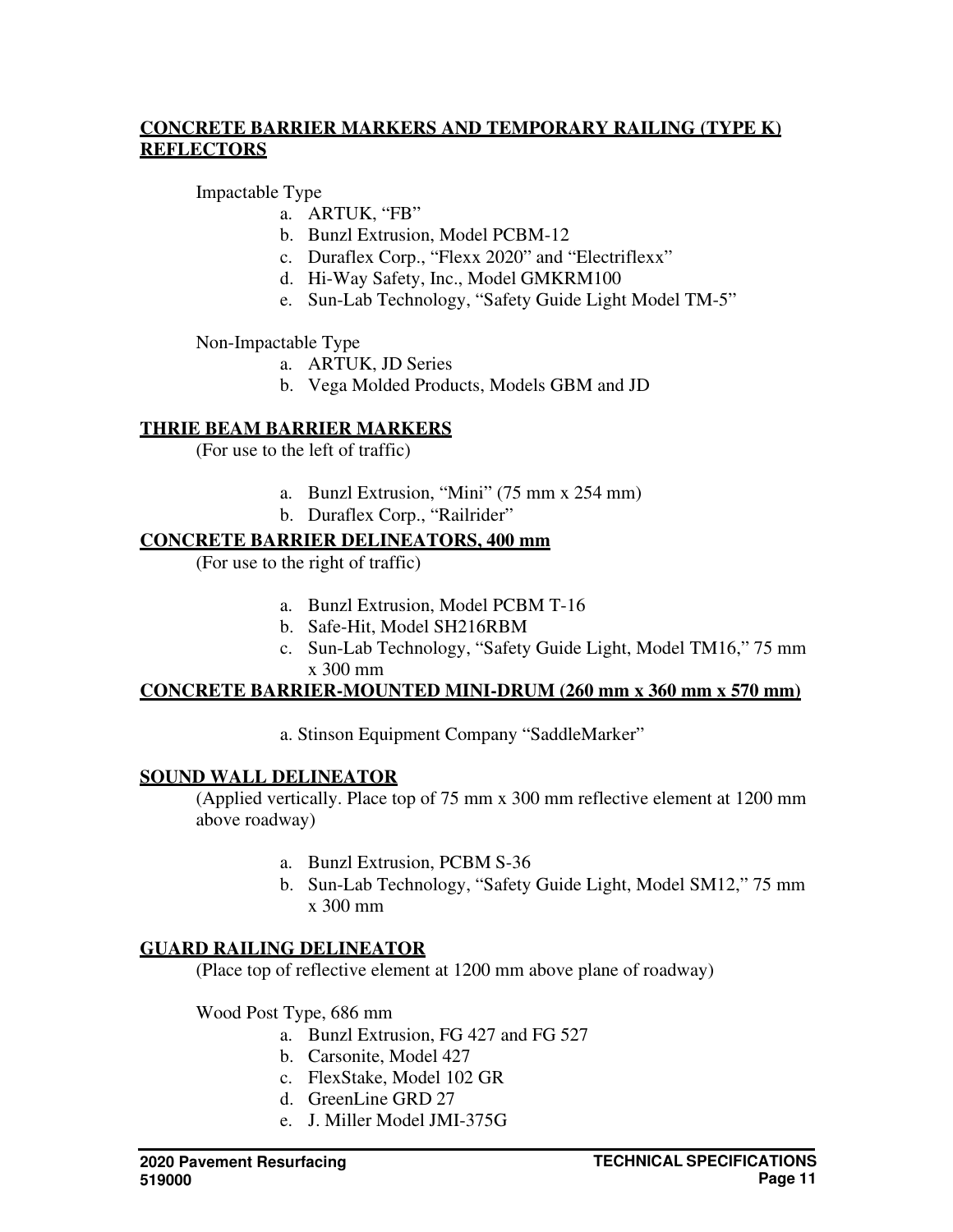**CONCRETE BARRIER MARKERS AND TEMPORARY RAILING (TYPE K) REFLECTORS**

Impactable Type

a. ARTUK, "FB"
b. Bunzl Extrusion, Model PCBM-12
c. Duraflex Corp., "Flexx 2020" and "Electriflexx"
d. Hi-Way Safety, Inc., Model GMKRM100
e. Sun-Lab Technology, "Safety Guide Light Model TM-5"

Non-Impactable Type

a. ARTUK, JD Series
b. Vega Molded Products, Models GBM and JD

**THRIE BEAM BARRIER MARKERS**

(For use to the left of traffic)

a. Bunzl Extrusion, "Mini" (75 mm x 254 mm)
b. Duraflex Corp., "Railrider"

**CONCRETE BARRIER DELINEATORS, 400 mm**

(For use to the right of traffic)

a. Bunzl Extrusion, Model PCBM T-16
b. Safe-Hit, Model SH216RBM
c. Sun-Lab Technology, "Safety Guide Light, Model TM16," 75 mm x 300 mm

**CONCRETE BARRIER-MOUNTED MINI-DRUM (260 mm x 360 mm x 570 mm)**

a. Stinson Equipment Company "SaddleMarker"

**SOUND WALL DELINEATOR**

(Applied vertically. Place top of 75 mm x 300 mm reflective element at 1200 mm above roadway)

a. Bunzl Extrusion, PCBM S-36
b. Sun-Lab Technology, "Safety Guide Light, Model SM12," 75 mm x 300 mm

**GUARD RAILING DELINEATOR**

(Place top of reflective element at 1200 mm above plane of roadway)

Wood Post Type, 686 mm

a. Bunzl Extrusion, FG 427 and FG 527
b. Carsonite, Model 427
c. FlexStake, Model 102 GR
d. GreenLine GRD 27
e. J. Miller Model JMI-375G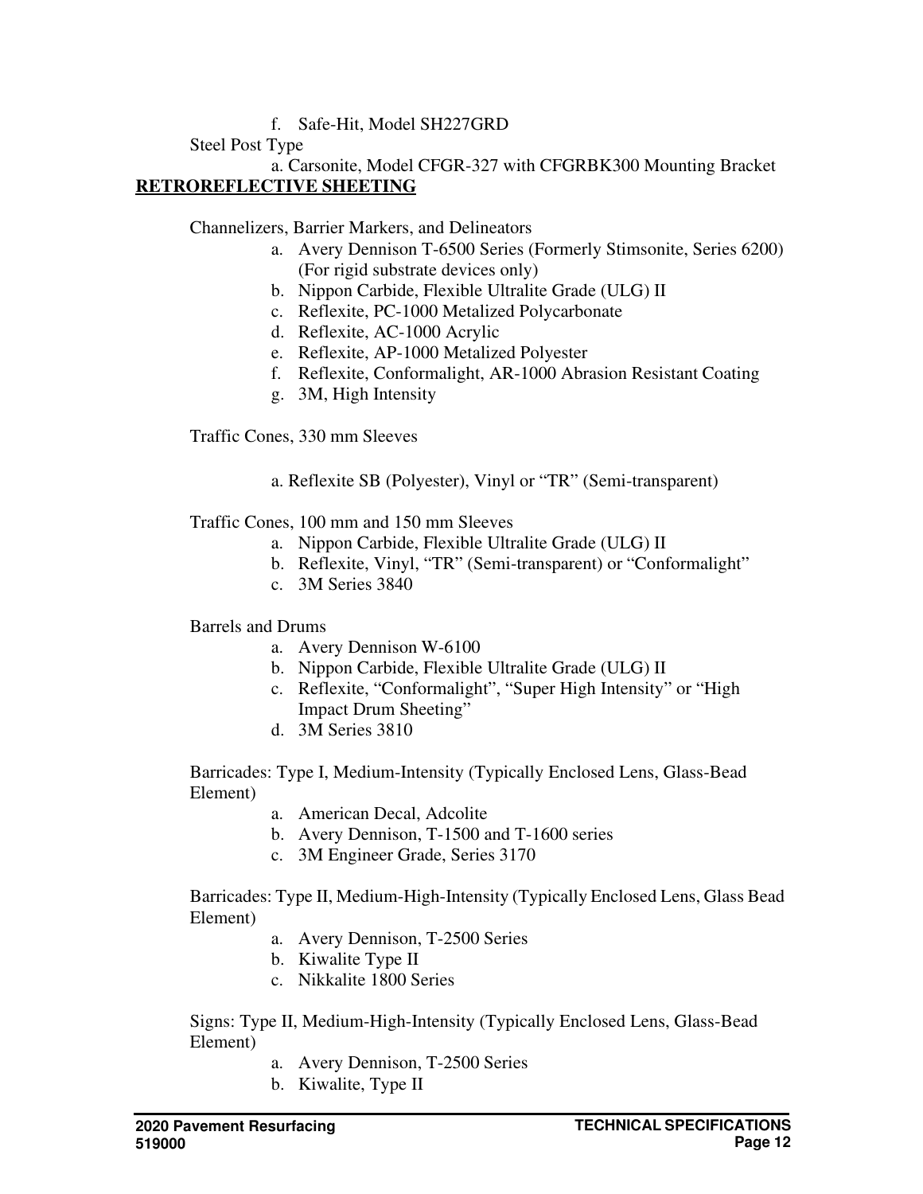f. Safe-Hit, Model SH227GRD

Steel Post Type

a. Carsonite, Model CFGR-327 with CFGRBK300 Mounting Bracket

**RETROREFLECTIVE SHEETING**

Channelizers, Barrier Markers, and Delineators

a. Avery Dennison T-6500 Series (Formerly Stimsonite, Series 6200) (For rigid substrate devices only)
b. Nippon Carbide, Flexible Ultralite Grade (ULG) II
c. Reflexite, PC-1000 Metalized Polycarbonate
d. Reflexite, AC-1000 Acrylic
e. Reflexite, AP-1000 Metalized Polyester
f. Reflexite, Conformalight, AR-1000 Abrasion Resistant Coating
g. 3M, High Intensity

Traffic Cones, 330 mm Sleeves

a. Reflexite SB (Polyester), Vinyl or "TR" (Semi-transparent)

Traffic Cones, 100 mm and 150 mm Sleeves

a. Nippon Carbide, Flexible Ultralite Grade (ULG) II
b. Reflexite, Vinyl, "TR" (Semi-transparent) or "Conformalight"
c. 3M Series 3840

Barrels and Drums

a. Avery Dennison W-6100
b. Nippon Carbide, Flexible Ultralite Grade (ULG) II
c. Reflexite, "Conformalight", "Super High Intensity" or "High Impact Drum Sheeting"
d. 3M Series 3810

Barricades: Type I, Medium-Intensity (Typically Enclosed Lens, Glass-Bead Element)

a. American Decal, Adcolite
b. Avery Dennison, T-1500 and T-1600 series
c. 3M Engineer Grade, Series 3170

Barricades: Type II, Medium-High-Intensity (Typically Enclosed Lens, Glass Bead Element)

a. Avery Dennison, T-2500 Series
b. Kiwalite Type II
c. Nikkalite 1800 Series

Signs: Type II, Medium-High-Intensity (Typically Enclosed Lens, Glass-Bead Element)

a. Avery Dennison, T-2500 Series
b. Kiwalite, Type II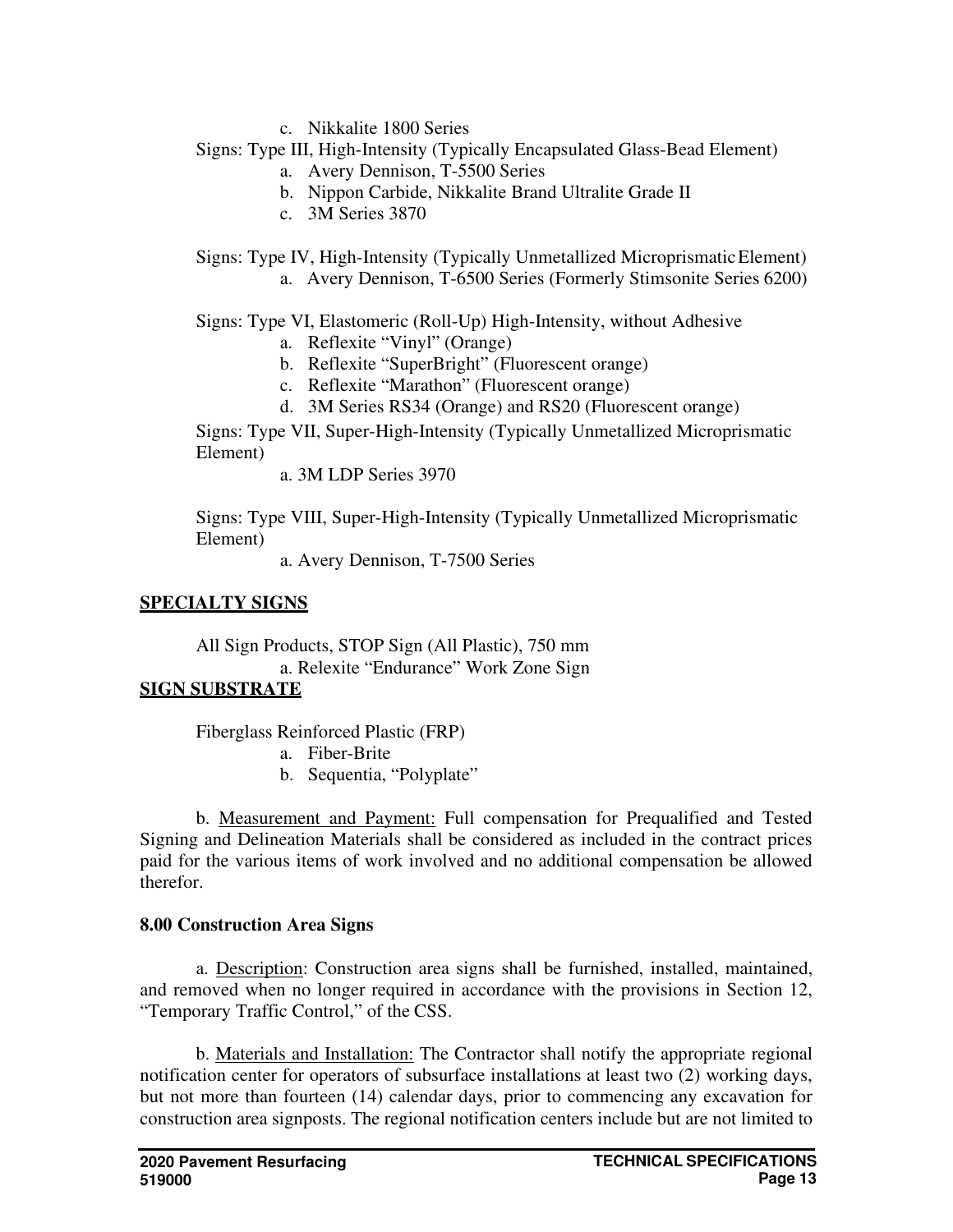c. Nikkalite 1800 Series

Signs: Type III, High-Intensity (Typically Encapsulated Glass-Bead Element)

a. Avery Dennison, T-5500 Series
b. Nippon Carbide, Nikkalite Brand Ultralite Grade II
c. 3M Series 3870

Signs: Type IV, High-Intensity (Typically Unmetallized Microprismatic Element)

a. Avery Dennison, T-6500 Series (Formerly Stimsonite Series 6200)

Signs: Type VI, Elastomeric (Roll-Up) High-Intensity, without Adhesive

a. Reflexite "Vinyl" (Orange)
b. Reflexite "SuperBright" (Fluorescent orange)
c. Reflexite "Marathon" (Fluorescent orange)
d. 3M Series RS34 (Orange) and RS20 (Fluorescent orange)

Signs: Type VII, Super-High-Intensity (Typically Unmetallized Microprismatic Element)

a. 3M LDP Series 3970

Signs: Type VIII, Super-High-Intensity (Typically Unmetallized Microprismatic Element)

a. Avery Dennison, T-7500 Series

**SPECIALTY SIGNS**

All Sign Products, STOP Sign (All Plastic), 750 mm

a. Relexite "Endurance" Work Zone Sign

**SIGN SUBSTRATE**

Fiberglass Reinforced Plastic (FRP)

a. Fiber-Brite
b. Sequentia, "Polyplate"

b. Measurement and Payment: Full compensation for Prequalified and Tested Signing and Delineation Materials shall be considered as included in the contract prices paid for the various items of work involved and no additional compensation be allowed therefor.

**8.00 Construction Area Signs**

a. Description: Construction area signs shall be furnished, installed, maintained, and removed when no longer required in accordance with the provisions in Section 12, "Temporary Traffic Control," of the CSS.

b. Materials and Installation: The Contractor shall notify the appropriate regional notification center for operators of subsurface installations at least two (2) working days, but not more than fourteen (14) calendar days, prior to commencing any excavation for construction area signposts. The regional notification centers include but are not limited to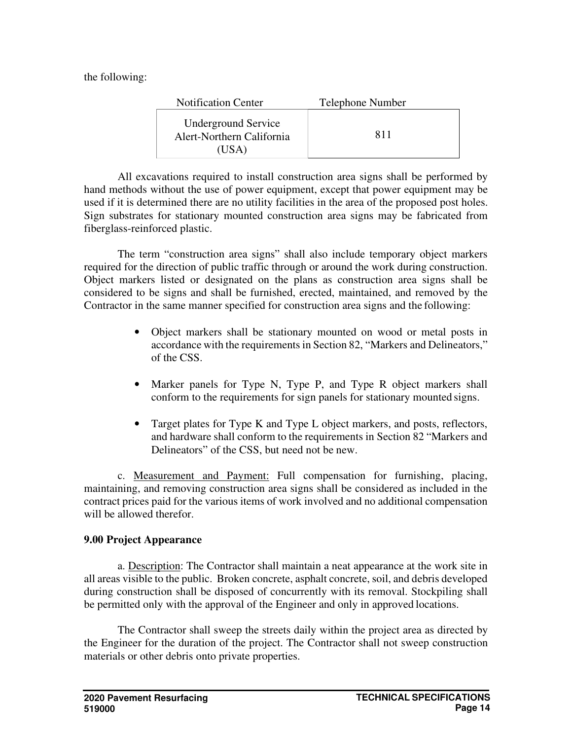the following:

| Notification Center | Telephone Number |
|---|---|
| Underground Service Alert-Northern California (USA) | 811 |

All excavations required to install construction area signs shall be performed by hand methods without the use of power equipment, except that power equipment may be used if it is determined there are no utility facilities in the area of the proposed post holes. Sign substrates for stationary mounted construction area signs may be fabricated from fiberglass-reinforced plastic.

The term “construction area signs” shall also include temporary object markers required for the direction of public traffic through or around the work during construction. Object markers listed or designated on the plans as construction area signs shall be considered to be signs and shall be furnished, erected, maintained, and removed by the Contractor in the same manner specified for construction area signs and the following:

- Object markers shall be stationary mounted on wood or metal posts in accordance with the requirements in Section 82, “Markers and Delineators,” of the CSS.
- Marker panels for Type N, Type P, and Type R object markers shall conform to the requirements for sign panels for stationary mounted signs.
- Target plates for Type K and Type L object markers, and posts, reflectors, and hardware shall conform to the requirements in Section 82 “Markers and Delineators” of the CSS, but need not be new.

c. Measurement and Payment: Full compensation for furnishing, placing, maintaining, and removing construction area signs shall be considered as included in the contract prices paid for the various items of work involved and no additional compensation will be allowed therefor.

**9.00 Project Appearance**

a. Description: The Contractor shall maintain a neat appearance at the work site in all areas visible to the public. Broken concrete, asphalt concrete, soil, and debris developed during construction shall be disposed of concurrently with its removal. Stockpiling shall be permitted only with the approval of the Engineer and only in approved locations.

The Contractor shall sweep the streets daily within the project area as directed by the Engineer for the duration of the project. The Contractor shall not sweep construction materials or other debris onto private properties.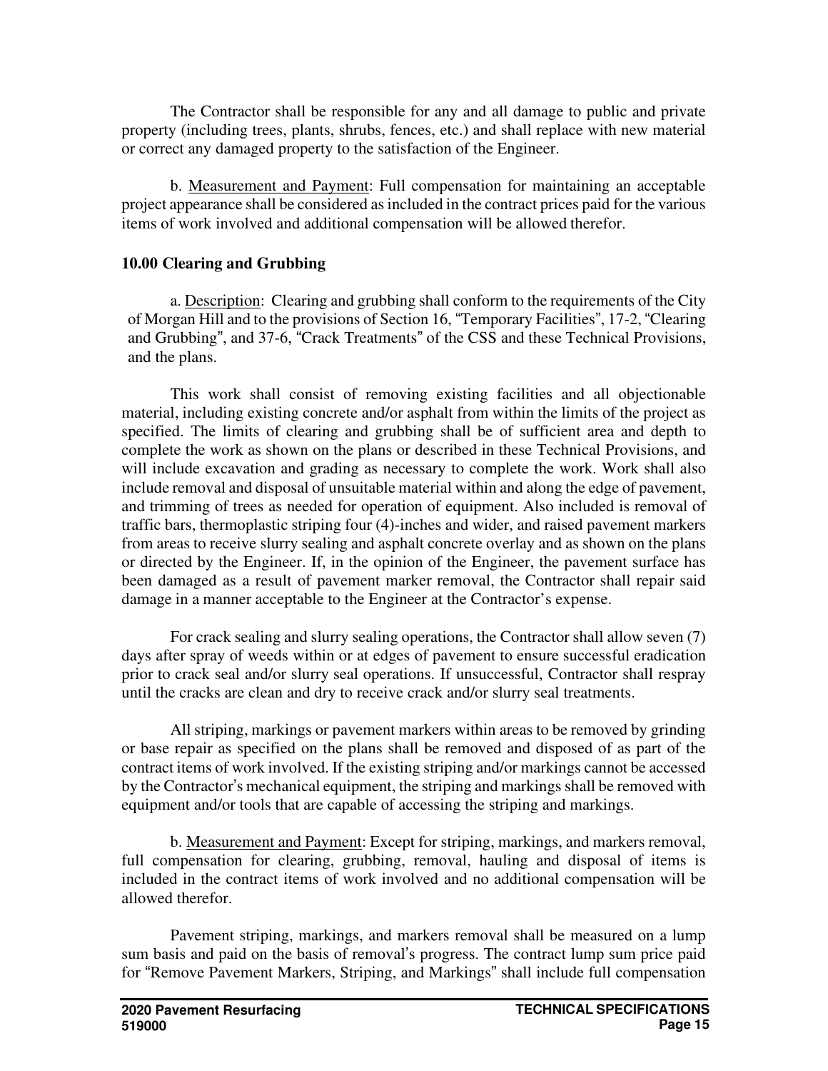The Contractor shall be responsible for any and all damage to public and private property (including trees, plants, shrubs, fences, etc.) and shall replace with new material or correct any damaged property to the satisfaction of the Engineer.

b. Measurement and Payment: Full compensation for maintaining an acceptable project appearance shall be considered as included in the contract prices paid for the various items of work involved and additional compensation will be allowed therefor.

**10.00 Clearing and Grubbing**

a. Description: Clearing and grubbing shall conform to the requirements of the City of Morgan Hill and to the provisions of Section 16, "Temporary Facilities", 17-2, "Clearing and Grubbing", and 37-6, "Crack Treatments" of the CSS and these Technical Provisions, and the plans.

This work shall consist of removing existing facilities and all objectionable material, including existing concrete and/or asphalt from within the limits of the project as specified. The limits of clearing and grubbing shall be of sufficient area and depth to complete the work as shown on the plans or described in these Technical Provisions, and will include excavation and grading as necessary to complete the work. Work shall also include removal and disposal of unsuitable material within and along the edge of pavement, and trimming of trees as needed for operation of equipment. Also included is removal of traffic bars, thermoplastic striping four (4)-inches and wider, and raised pavement markers from areas to receive slurry sealing and asphalt concrete overlay and as shown on the plans or directed by the Engineer. If, in the opinion of the Engineer, the pavement surface has been damaged as a result of pavement marker removal, the Contractor shall repair said damage in a manner acceptable to the Engineer at the Contractor's expense.

For crack sealing and slurry sealing operations, the Contractor shall allow seven (7) days after spray of weeds within or at edges of pavement to ensure successful eradication prior to crack seal and/or slurry seal operations. If unsuccessful, Contractor shall respray until the cracks are clean and dry to receive crack and/or slurry seal treatments.

All striping, markings or pavement markers within areas to be removed by grinding or base repair as specified on the plans shall be removed and disposed of as part of the contract items of work involved. If the existing striping and/or markings cannot be accessed by the Contractor's mechanical equipment, the striping and markings shall be removed with equipment and/or tools that are capable of accessing the striping and markings.

b. Measurement and Payment: Except for striping, markings, and markers removal, full compensation for clearing, grubbing, removal, hauling and disposal of items is included in the contract items of work involved and no additional compensation will be allowed therefor.

Pavement striping, markings, and markers removal shall be measured on a lump sum basis and paid on the basis of removal's progress. The contract lump sum price paid for "Remove Pavement Markers, Striping, and Markings" shall include full compensation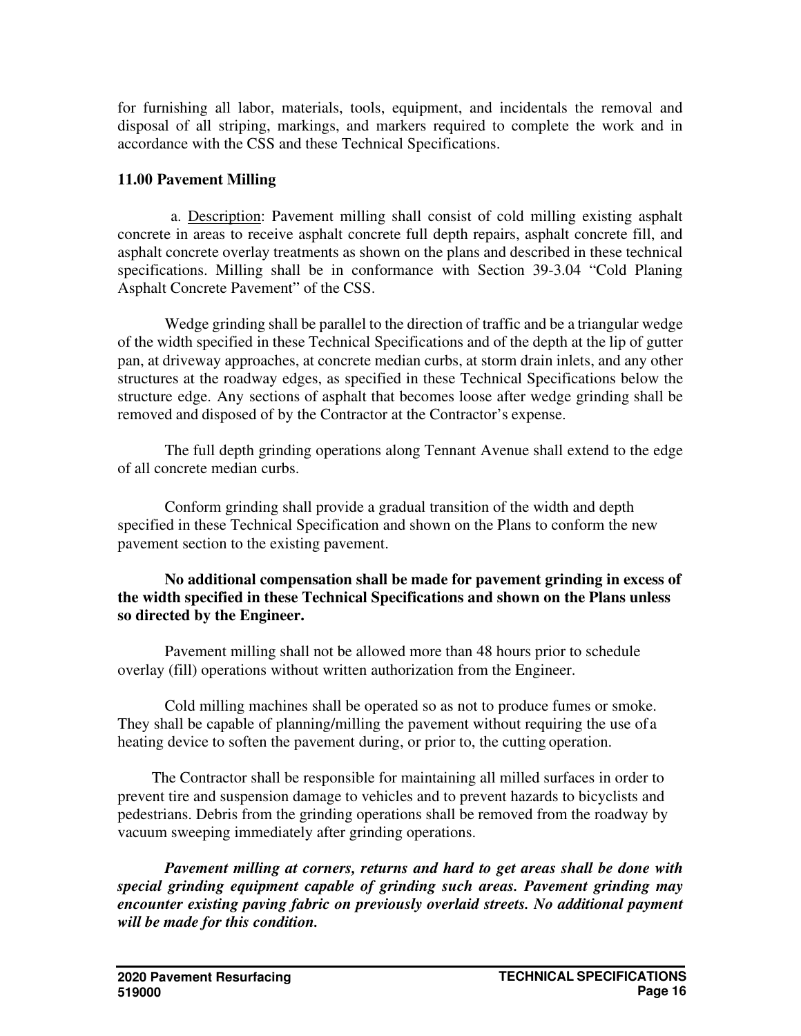for furnishing all labor, materials, tools, equipment, and incidentals the removal and disposal of all striping, markings, and markers required to complete the work and in accordance with the CSS and these Technical Specifications.

**11.00 Pavement Milling**

a. Description: Pavement milling shall consist of cold milling existing asphalt concrete in areas to receive asphalt concrete full depth repairs, asphalt concrete fill, and asphalt concrete overlay treatments as shown on the plans and described in these technical specifications. Milling shall be in conformance with Section 39-3.04 "Cold Planing Asphalt Concrete Pavement" of the CSS.

Wedge grinding shall be parallel to the direction of traffic and be a triangular wedge of the width specified in these Technical Specifications and of the depth at the lip of gutter pan, at driveway approaches, at concrete median curbs, at storm drain inlets, and any other structures at the roadway edges, as specified in these Technical Specifications below the structure edge. Any sections of asphalt that becomes loose after wedge grinding shall be removed and disposed of by the Contractor at the Contractor's expense.

The full depth grinding operations along Tennant Avenue shall extend to the edge of all concrete median curbs.

Conform grinding shall provide a gradual transition of the width and depth specified in these Technical Specification and shown on the Plans to conform the new pavement section to the existing pavement.

**No additional compensation shall be made for pavement grinding in excess of the width specified in these Technical Specifications and shown on the Plans unless so directed by the Engineer.**

Pavement milling shall not be allowed more than 48 hours prior to schedule overlay (fill) operations without written authorization from the Engineer.

Cold milling machines shall be operated so as not to produce fumes or smoke. They shall be capable of planning/milling the pavement without requiring the use of a heating device to soften the pavement during, or prior to, the cutting operation.

The Contractor shall be responsible for maintaining all milled surfaces in order to prevent tire and suspension damage to vehicles and to prevent hazards to bicyclists and pedestrians. Debris from the grinding operations shall be removed from the roadway by vacuum sweeping immediately after grinding operations.

***Pavement milling at corners, returns and hard to get areas shall be done with special grinding equipment capable of grinding such areas. Pavement grinding may encounter existing paving fabric on previously overlaid streets. No additional payment will be made for this condition.***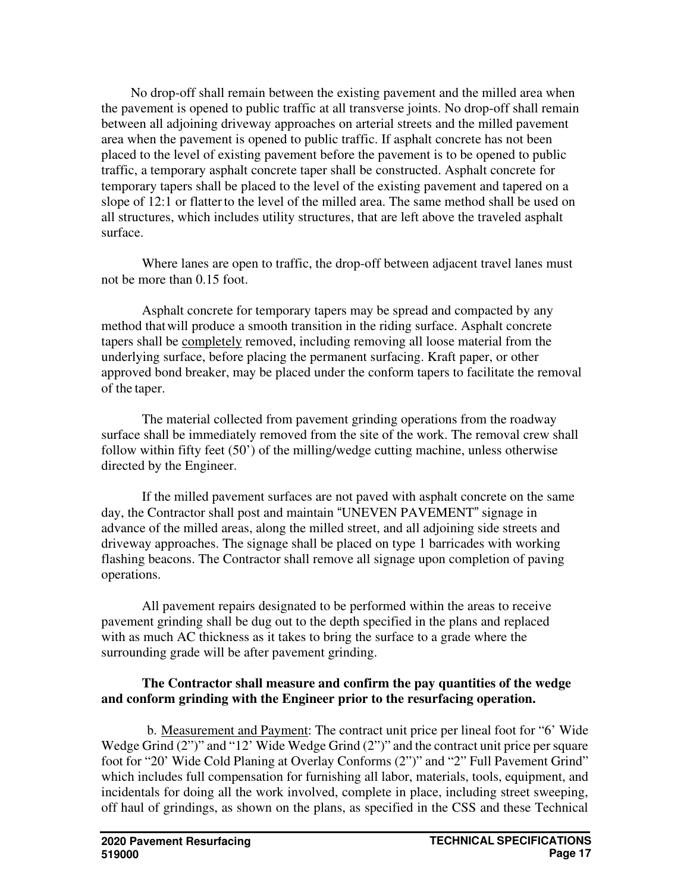No drop-off shall remain between the existing pavement and the milled area when the pavement is opened to public traffic at all transverse joints. No drop-off shall remain between all adjoining driveway approaches on arterial streets and the milled pavement area when the pavement is opened to public traffic. If asphalt concrete has not been placed to the level of existing pavement before the pavement is to be opened to public traffic, a temporary asphalt concrete taper shall be constructed. Asphalt concrete for temporary tapers shall be placed to the level of the existing pavement and tapered on a slope of 12:1 or flatter to the level of the milled area. The same method shall be used on all structures, which includes utility structures, that are left above the traveled asphalt surface.

Where lanes are open to traffic, the drop-off between adjacent travel lanes must not be more than 0.15 foot.

Asphalt concrete for temporary tapers may be spread and compacted by any method that will produce a smooth transition in the riding surface. Asphalt concrete tapers shall be completely removed, including removing all loose material from the underlying surface, before placing the permanent surfacing. Kraft paper, or other approved bond breaker, may be placed under the conform tapers to facilitate the removal of the taper.

The material collected from pavement grinding operations from the roadway surface shall be immediately removed from the site of the work. The removal crew shall follow within fifty feet (50') of the milling/wedge cutting machine, unless otherwise directed by the Engineer.

If the milled pavement surfaces are not paved with asphalt concrete on the same day, the Contractor shall post and maintain "UNEVEN PAVEMENT" signage in advance of the milled areas, along the milled street, and all adjoining side streets and driveway approaches. The signage shall be placed on type 1 barricades with working flashing beacons. The Contractor shall remove all signage upon completion of paving operations.

All pavement repairs designated to be performed within the areas to receive pavement grinding shall be dug out to the depth specified in the plans and replaced with as much AC thickness as it takes to bring the surface to a grade where the surrounding grade will be after pavement grinding.

**The Contractor shall measure and confirm the pay quantities of the wedge and conform grinding with the Engineer prior to the resurfacing operation.**

b. Measurement and Payment: The contract unit price per lineal foot for "6' Wide Wedge Grind (2")" and "12' Wide Wedge Grind (2")" and the contract unit price per square foot for "20' Wide Cold Planing at Overlay Conforms (2")" and "2" Full Pavement Grind" which includes full compensation for furnishing all labor, materials, tools, equipment, and incidentals for doing all the work involved, complete in place, including street sweeping, off haul of grindings, as shown on the plans, as specified in the CSS and these Technical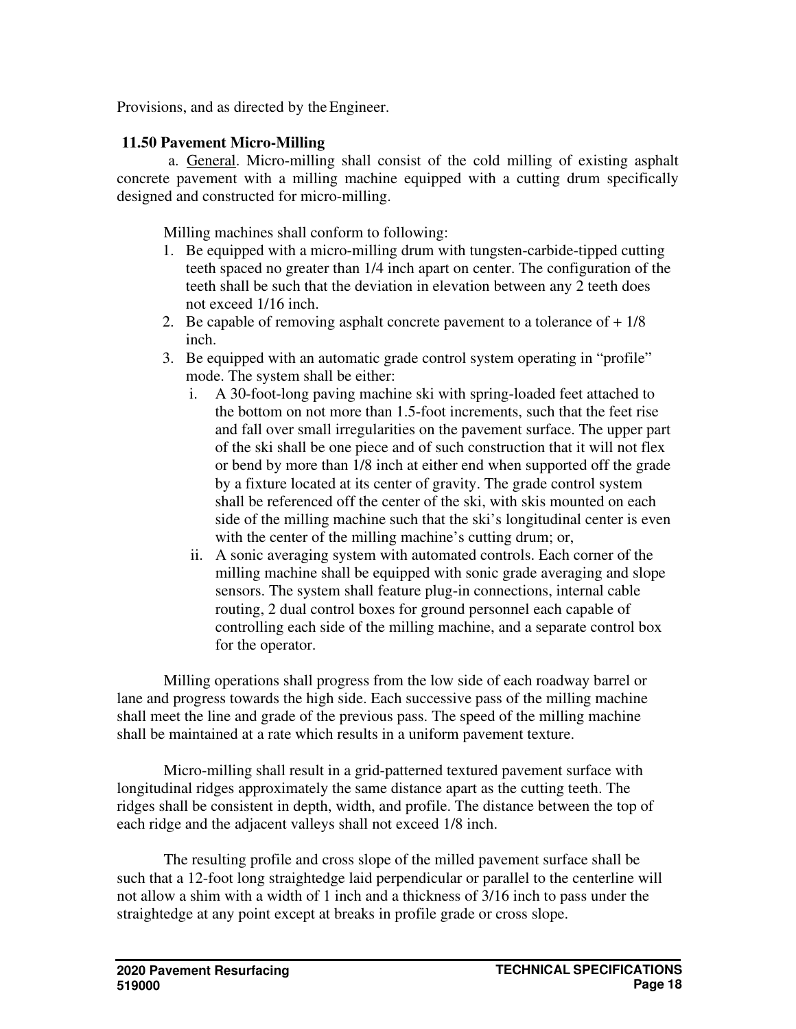Provisions, and as directed by the Engineer.

**11.50 Pavement Micro-Milling**

a. General. Micro-milling shall consist of the cold milling of existing asphalt concrete pavement with a milling machine equipped with a cutting drum specifically designed and constructed for micro-milling.

Milling machines shall conform to following:

1. Be equipped with a micro-milling drum with tungsten-carbide-tipped cutting teeth spaced no greater than 1/4 inch apart on center. The configuration of the teeth shall be such that the deviation in elevation between any 2 teeth does not exceed 1/16 inch.
2. Be capable of removing asphalt concrete pavement to a tolerance of + 1/8 inch.
3. Be equipped with an automatic grade control system operating in "profile" mode. The system shall be either:
   1. A 30-foot-long paving machine ski with spring-loaded feet attached to the bottom on not more than 1.5-foot increments, such that the feet rise and fall over small irregularities on the pavement surface. The upper part of the ski shall be one piece and of such construction that it will not flex or bend by more than 1/8 inch at either end when supported off the grade by a fixture located at its center of gravity. The grade control system shall be referenced off the center of the ski, with skis mounted on each side of the milling machine such that the ski's longitudinal center is even with the center of the milling machine's cutting drum; or,
   2. A sonic averaging system with automated controls. Each corner of the milling machine shall be equipped with sonic grade averaging and slope sensors. The system shall feature plug-in connections, internal cable routing, 2 dual control boxes for ground personnel each capable of controlling each side of the milling machine, and a separate control box for the operator.

Milling operations shall progress from the low side of each roadway barrel or lane and progress towards the high side. Each successive pass of the milling machine shall meet the line and grade of the previous pass. The speed of the milling machine shall be maintained at a rate which results in a uniform pavement texture.

Micro-milling shall result in a grid-patterned textured pavement surface with longitudinal ridges approximately the same distance apart as the cutting teeth. The ridges shall be consistent in depth, width, and profile. The distance between the top of each ridge and the adjacent valleys shall not exceed 1/8 inch.

The resulting profile and cross slope of the milled pavement surface shall be such that a 12-foot long straightedge laid perpendicular or parallel to the centerline will not allow a shim with a width of 1 inch and a thickness of 3/16 inch to pass under the straightedge at any point except at breaks in profile grade or cross slope.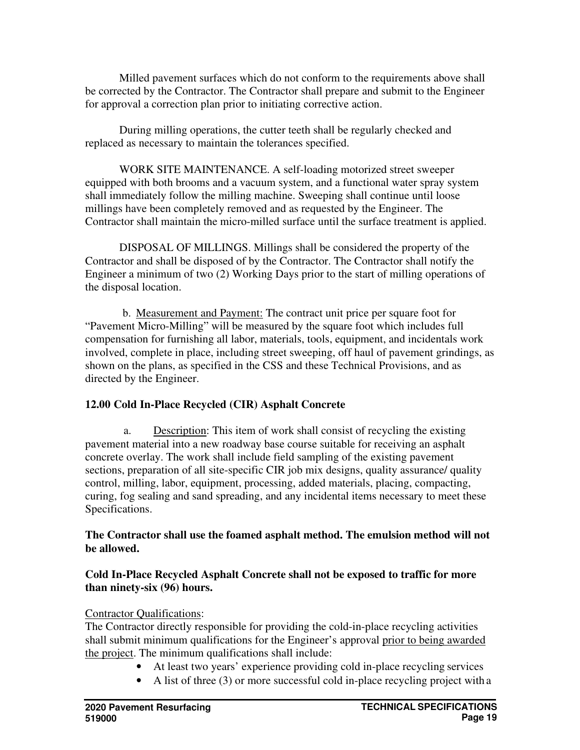Milled pavement surfaces which do not conform to the requirements above shall be corrected by the Contractor. The Contractor shall prepare and submit to the Engineer for approval a correction plan prior to initiating corrective action.

During milling operations, the cutter teeth shall be regularly checked and replaced as necessary to maintain the tolerances specified.

WORK SITE MAINTENANCE. A self-loading motorized street sweeper equipped with both brooms and a vacuum system, and a functional water spray system shall immediately follow the milling machine. Sweeping shall continue until loose millings have been completely removed and as requested by the Engineer. The Contractor shall maintain the micro-milled surface until the surface treatment is applied.

DISPOSAL OF MILLINGS. Millings shall be considered the property of the Contractor and shall be disposed of by the Contractor. The Contractor shall notify the Engineer a minimum of two (2) Working Days prior to the start of milling operations of the disposal location.

b. Measurement and Payment: The contract unit price per square foot for "Pavement Micro-Milling" will be measured by the square foot which includes full compensation for furnishing all labor, materials, tools, equipment, and incidentals work involved, complete in place, including street sweeping, off haul of pavement grindings, as shown on the plans, as specified in the CSS and these Technical Provisions, and as directed by the Engineer.

**12.00 Cold In-Place Recycled (CIR) Asphalt Concrete**

a. Description: This item of work shall consist of recycling the existing pavement material into a new roadway base course suitable for receiving an asphalt concrete overlay. The work shall include field sampling of the existing pavement sections, preparation of all site-specific CIR job mix designs, quality assurance/ quality control, milling, labor, equipment, processing, added materials, placing, compacting, curing, fog sealing and sand spreading, and any incidental items necessary to meet these Specifications.

**The Contractor shall use the foamed asphalt method. The emulsion method will not be allowed.**

**Cold In-Place Recycled Asphalt Concrete shall not be exposed to traffic for more than ninety-six (96) hours.**

Contractor Qualifications:
The Contractor directly responsible for providing the cold-in-place recycling activities shall submit minimum qualifications for the Engineer's approval prior to being awarded the project. The minimum qualifications shall include:

- At least two years' experience providing cold in-place recycling services
- A list of three (3) or more successful cold in-place recycling project with a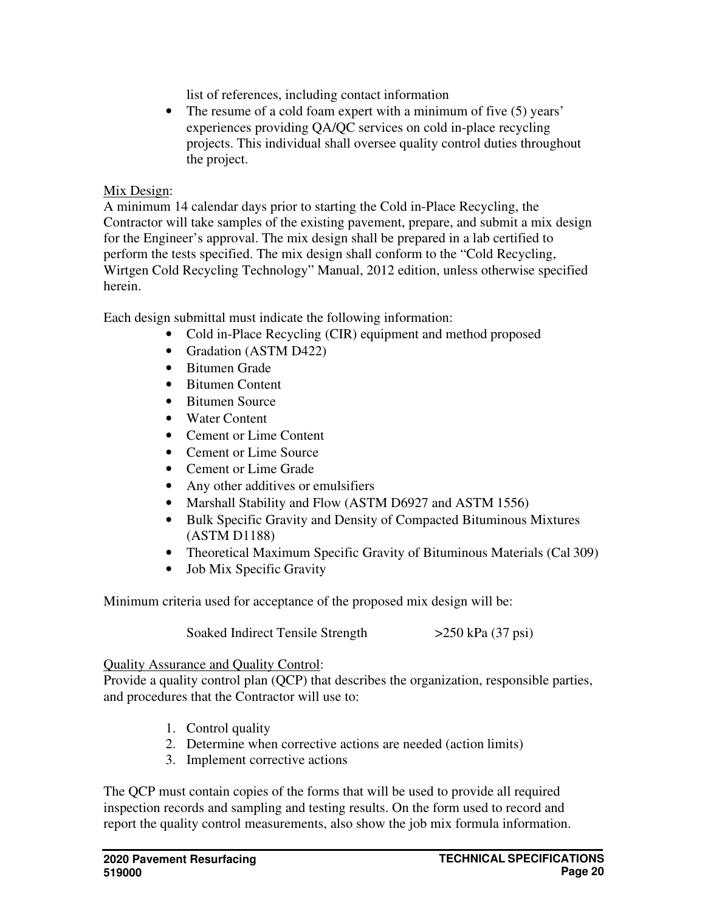list of references, including contact information

- The resume of a cold foam expert with a minimum of five (5) years' experiences providing QA/QC services on cold in-place recycling projects. This individual shall oversee quality control duties throughout the project.

<u>Mix Design</u>:
A minimum 14 calendar days prior to starting the Cold in-Place Recycling, the Contractor will take samples of the existing pavement, prepare, and submit a mix design for the Engineer's approval. The mix design shall be prepared in a lab certified to perform the tests specified. The mix design shall conform to the "Cold Recycling, Wirtgen Cold Recycling Technology" Manual, 2012 edition, unless otherwise specified herein.

Each design submittal must indicate the following information:

- Cold in-Place Recycling (CIR) equipment and method proposed
- Gradation (ASTM D422)
- Bitumen Grade
- Bitumen Content
- Bitumen Source
- Water Content
- Cement or Lime Content
- Cement or Lime Source
- Cement or Lime Grade
- Any other additives or emulsifiers
- Marshall Stability and Flow (ASTM D6927 and ASTM 1556)
- Bulk Specific Gravity and Density of Compacted Bituminous Mixtures (ASTM D1188)
- Theoretical Maximum Specific Gravity of Bituminous Materials (Cal 309)
- Job Mix Specific Gravity

Minimum criteria used for acceptance of the proposed mix design will be:

| | |
|---|---|
| Soaked Indirect Tensile Strength | >250 kPa (37 psi) |

<u>Quality Assurance and Quality Control</u>:
Provide a quality control plan (QCP) that describes the organization, responsible parties, and procedures that the Contractor will use to:

1. Control quality
2. Determine when corrective actions are needed (action limits)
3. Implement corrective actions

The QCP must contain copies of the forms that will be used to provide all required inspection records and sampling and testing results. On the form used to record and report the quality control measurements, also show the job mix formula information.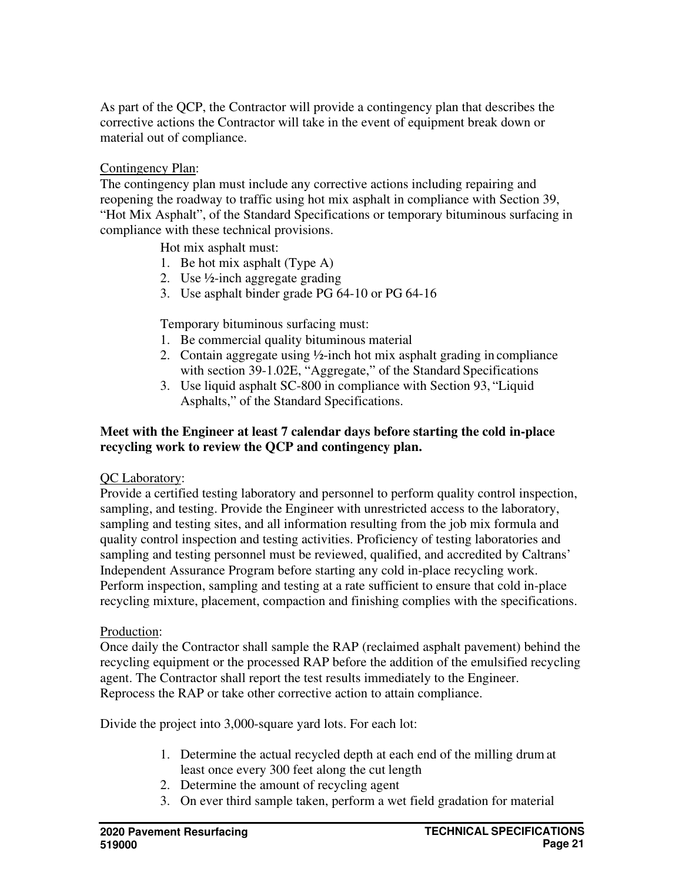As part of the QCP, the Contractor will provide a contingency plan that describes the corrective actions the Contractor will take in the event of equipment break down or material out of compliance.

<u>Contingency Plan</u>:
The contingency plan must include any corrective actions including repairing and reopening the roadway to traffic using hot mix asphalt in compliance with Section 39, "Hot Mix Asphalt", of the Standard Specifications or temporary bituminous surfacing in compliance with these technical provisions.

Hot mix asphalt must:

1. Be hot mix asphalt (Type A)
2. Use ½-inch aggregate grading
3. Use asphalt binder grade PG 64-10 or PG 64-16

Temporary bituminous surfacing must:

1. Be commercial quality bituminous material
2. Contain aggregate using ½-inch hot mix asphalt grading in compliance with section 39-1.02E, "Aggregate," of the Standard Specifications
3. Use liquid asphalt SC-800 in compliance with Section 93, "Liquid Asphalts," of the Standard Specifications.

**Meet with the Engineer at least 7 calendar days before starting the cold in-place recycling work to review the QCP and contingency plan.**

<u>QC Laboratory</u>:
Provide a certified testing laboratory and personnel to perform quality control inspection, sampling, and testing. Provide the Engineer with unrestricted access to the laboratory, sampling and testing sites, and all information resulting from the job mix formula and quality control inspection and testing activities. Proficiency of testing laboratories and sampling and testing personnel must be reviewed, qualified, and accredited by Caltrans' Independent Assurance Program before starting any cold in-place recycling work. Perform inspection, sampling and testing at a rate sufficient to ensure that cold in-place recycling mixture, placement, compaction and finishing complies with the specifications.

<u>Production</u>:
Once daily the Contractor shall sample the RAP (reclaimed asphalt pavement) behind the recycling equipment or the processed RAP before the addition of the emulsified recycling agent. The Contractor shall report the test results immediately to the Engineer. Reprocess the RAP or take other corrective action to attain compliance.

Divide the project into 3,000-square yard lots. For each lot:

1. Determine the actual recycled depth at each end of the milling drum at least once every 300 feet along the cut length
2. Determine the amount of recycling agent
3. On ever third sample taken, perform a wet field gradation for material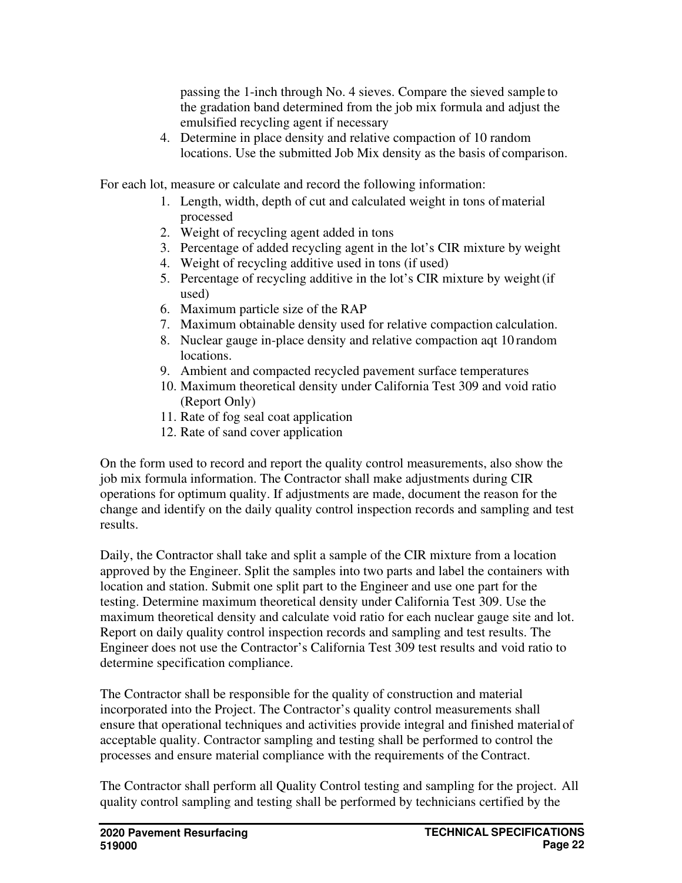passing the 1-inch through No. 4 sieves. Compare the sieved sample to the gradation band determined from the job mix formula and adjust the emulsified recycling agent if necessary

4. Determine in place density and relative compaction of 10 random locations. Use the submitted Job Mix density as the basis of comparison.

For each lot, measure or calculate and record the following information:

1. Length, width, depth of cut and calculated weight in tons of material processed
2. Weight of recycling agent added in tons
3. Percentage of added recycling agent in the lot's CIR mixture by weight
4. Weight of recycling additive used in tons (if used)
5. Percentage of recycling additive in the lot's CIR mixture by weight (if used)
6. Maximum particle size of the RAP
7. Maximum obtainable density used for relative compaction calculation.
8. Nuclear gauge in-place density and relative compaction aqt 10 random locations.
9. Ambient and compacted recycled pavement surface temperatures
10. Maximum theoretical density under California Test 309 and void ratio (Report Only)
11. Rate of fog seal coat application
12. Rate of sand cover application

On the form used to record and report the quality control measurements, also show the job mix formula information. The Contractor shall make adjustments during CIR operations for optimum quality. If adjustments are made, document the reason for the change and identify on the daily quality control inspection records and sampling and test results.

Daily, the Contractor shall take and split a sample of the CIR mixture from a location approved by the Engineer. Split the samples into two parts and label the containers with location and station. Submit one split part to the Engineer and use one part for the testing. Determine maximum theoretical density under California Test 309. Use the maximum theoretical density and calculate void ratio for each nuclear gauge site and lot. Report on daily quality control inspection records and sampling and test results. The Engineer does not use the Contractor's California Test 309 test results and void ratio to determine specification compliance.

The Contractor shall be responsible for the quality of construction and material incorporated into the Project. The Contractor's quality control measurements shall ensure that operational techniques and activities provide integral and finished material of acceptable quality. Contractor sampling and testing shall be performed to control the processes and ensure material compliance with the requirements of the Contract.

The Contractor shall perform all Quality Control testing and sampling for the project. All quality control sampling and testing shall be performed by technicians certified by the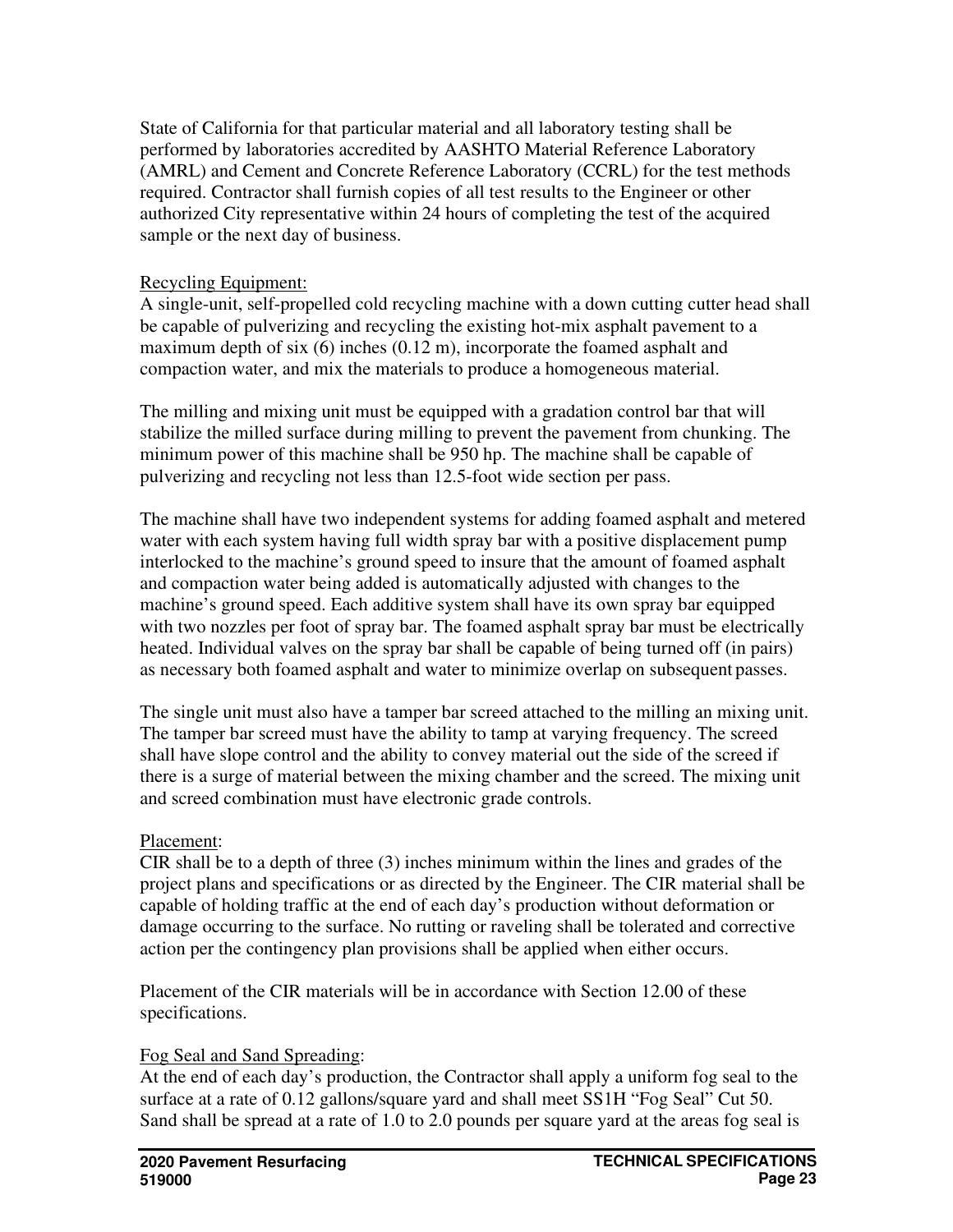State of California for that particular material and all laboratory testing shall be performed by laboratories accredited by AASHTO Material Reference Laboratory (AMRL) and Cement and Concrete Reference Laboratory (CCRL) for the test methods required. Contractor shall furnish copies of all test results to the Engineer or other authorized City representative within 24 hours of completing the test of the acquired sample or the next day of business.

Recycling Equipment:

A single-unit, self-propelled cold recycling machine with a down cutting cutter head shall be capable of pulverizing and recycling the existing hot-mix asphalt pavement to a maximum depth of six (6) inches (0.12 m), incorporate the foamed asphalt and compaction water, and mix the materials to produce a homogeneous material.

The milling and mixing unit must be equipped with a gradation control bar that will stabilize the milled surface during milling to prevent the pavement from chunking. The minimum power of this machine shall be 950 hp. The machine shall be capable of pulverizing and recycling not less than 12.5-foot wide section per pass.

The machine shall have two independent systems for adding foamed asphalt and metered water with each system having full width spray bar with a positive displacement pump interlocked to the machine's ground speed to insure that the amount of foamed asphalt and compaction water being added is automatically adjusted with changes to the machine's ground speed. Each additive system shall have its own spray bar equipped with two nozzles per foot of spray bar. The foamed asphalt spray bar must be electrically heated. Individual valves on the spray bar shall be capable of being turned off (in pairs) as necessary both foamed asphalt and water to minimize overlap on subsequent passes.

The single unit must also have a tamper bar screed attached to the milling an mixing unit. The tamper bar screed must have the ability to tamp at varying frequency. The screed shall have slope control and the ability to convey material out the side of the screed if there is a surge of material between the mixing chamber and the screed. The mixing unit and screed combination must have electronic grade controls.

Placement:

CIR shall be to a depth of three (3) inches minimum within the lines and grades of the project plans and specifications or as directed by the Engineer. The CIR material shall be capable of holding traffic at the end of each day's production without deformation or damage occurring to the surface. No rutting or raveling shall be tolerated and corrective action per the contingency plan provisions shall be applied when either occurs.

Placement of the CIR materials will be in accordance with Section 12.00 of these specifications.

Fog Seal and Sand Spreading:

At the end of each day's production, the Contractor shall apply a uniform fog seal to the surface at a rate of 0.12 gallons/square yard and shall meet SS1H "Fog Seal" Cut 50. Sand shall be spread at a rate of 1.0 to 2.0 pounds per square yard at the areas fog seal is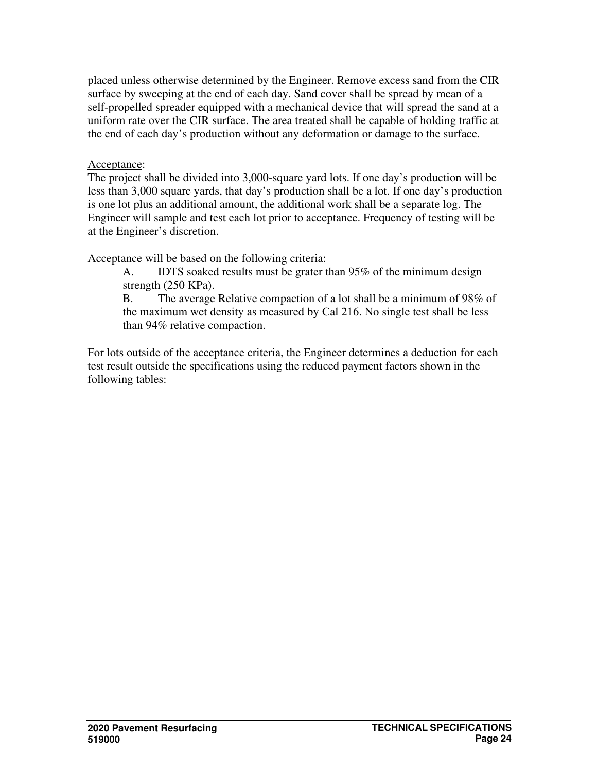placed unless otherwise determined by the Engineer. Remove excess sand from the CIR surface by sweeping at the end of each day. Sand cover shall be spread by mean of a self-propelled spreader equipped with a mechanical device that will spread the sand at a uniform rate over the CIR surface. The area treated shall be capable of holding traffic at the end of each day's production without any deformation or damage to the surface.

Acceptance:

The project shall be divided into 3,000-square yard lots. If one day's production will be less than 3,000 square yards, that day's production shall be a lot. If one day's production is one lot plus an additional amount, the additional work shall be a separate log. The Engineer will sample and test each lot prior to acceptance. Frequency of testing will be at the Engineer's discretion.

Acceptance will be based on the following criteria:

A. IDTS soaked results must be grater than 95% of the minimum design strength (250 KPa).

B. The average Relative compaction of a lot shall be a minimum of 98% of the maximum wet density as measured by Cal 216. No single test shall be less than 94% relative compaction.

For lots outside of the acceptance criteria, the Engineer determines a deduction for each test result outside the specifications using the reduced payment factors shown in the following tables: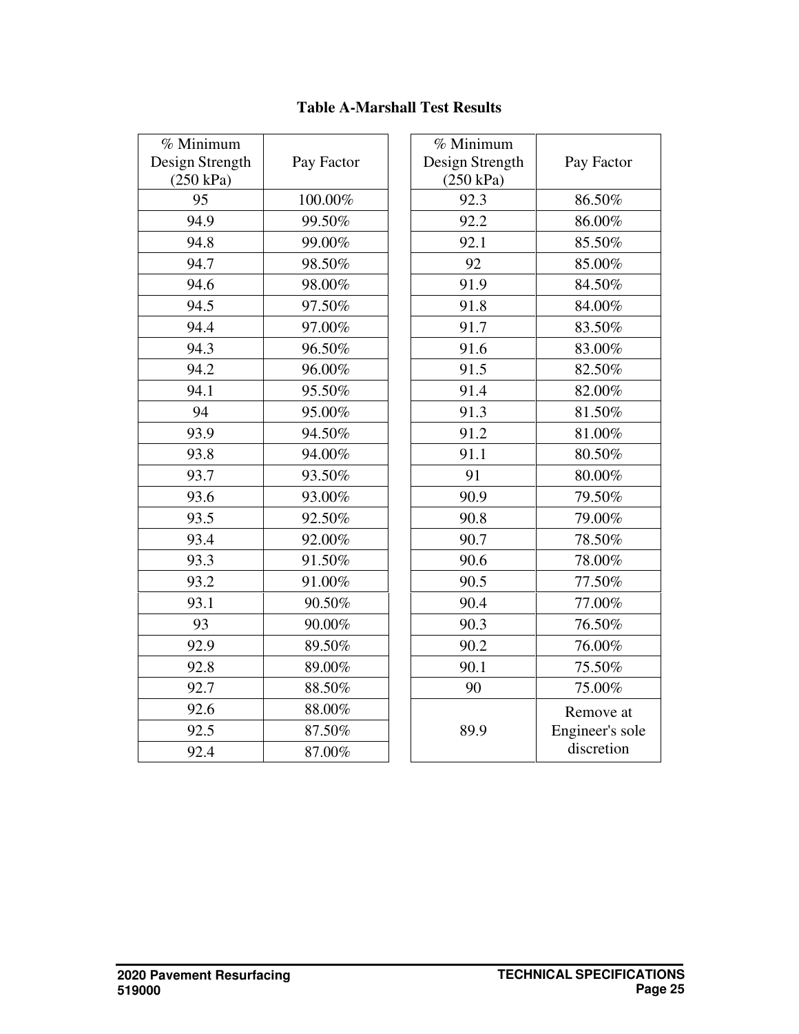**Table A-Marshall Test Results**

| % Minimum Design Strength (250 kPa) | Pay Factor |
|---|---|
| 95 | 100.00% |
| 94.9 | 99.50% |
| 94.8 | 99.00% |
| 94.7 | 98.50% |
| 94.6 | 98.00% |
| 94.5 | 97.50% |
| 94.4 | 97.00% |
| 94.3 | 96.50% |
| 94.2 | 96.00% |
| 94.1 | 95.50% |
| 94 | 95.00% |
| 93.9 | 94.50% |
| 93.8 | 94.00% |
| 93.7 | 93.50% |
| 93.6 | 93.00% |
| 93.5 | 92.50% |
| 93.4 | 92.00% |
| 93.3 | 91.50% |
| 93.2 | 91.00% |
| 93.1 | 90.50% |
| 93 | 90.00% |
| 92.9 | 89.50% |
| 92.8 | 89.00% |
| 92.7 | 88.50% |
| 92.6 | 88.00% |
| 92.5 | 87.50% |
| 92.4 | 87.00% |

| % Minimum Design Strength (250 kPa) | Pay Factor |
|---|---|
| 92.3 | 86.50% |
| 92.2 | 86.00% |
| 92.1 | 85.50% |
| 92 | 85.00% |
| 91.9 | 84.50% |
| 91.8 | 84.00% |
| 91.7 | 83.50% |
| 91.6 | 83.00% |
| 91.5 | 82.50% |
| 91.4 | 82.00% |
| 91.3 | 81.50% |
| 91.2 | 81.00% |
| 91.1 | 80.50% |
| 91 | 80.00% |
| 90.9 | 79.50% |
| 90.8 | 79.00% |
| 90.7 | 78.50% |
| 90.6 | 78.00% |
| 90.5 | 77.50% |
| 90.4 | 77.00% |
| 90.3 | 76.50% |
| 90.2 | 76.00% |
| 90.1 | 75.50% |
| 90 | 75.00% |
| 89.9 | Remove at Engineer's sole discretion |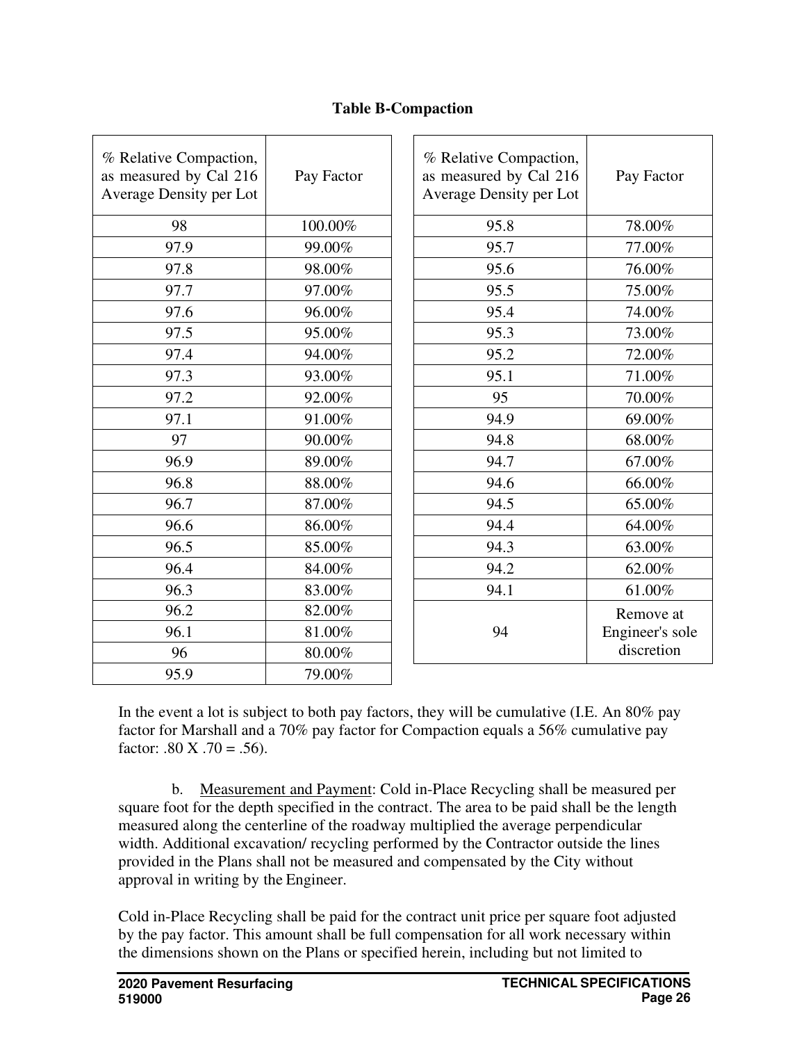**Table B-Compaction**

| % Relative Compaction, as measured by Cal 216 Average Density per Lot | Pay Factor |
|---|---|
| 98 | 100.00% |
| 97.9 | 99.00% |
| 97.8 | 98.00% |
| 97.7 | 97.00% |
| 97.6 | 96.00% |
| 97.5 | 95.00% |
| 97.4 | 94.00% |
| 97.3 | 93.00% |
| 97.2 | 92.00% |
| 97.1 | 91.00% |
| 97 | 90.00% |
| 96.9 | 89.00% |
| 96.8 | 88.00% |
| 96.7 | 87.00% |
| 96.6 | 86.00% |
| 96.5 | 85.00% |
| 96.4 | 84.00% |
| 96.3 | 83.00% |
| 96.2 | 82.00% |
| 96.1 | 81.00% |
| 96 | 80.00% |
| 95.9 | 79.00% |
| 95.8 | 78.00% |
| 95.7 | 77.00% |
| 95.6 | 76.00% |
| 95.5 | 75.00% |
| 95.4 | 74.00% |
| 95.3 | 73.00% |
| 95.2 | 72.00% |
| 95.1 | 71.00% |
| 95 | 70.00% |
| 94.9 | 69.00% |
| 94.8 | 68.00% |
| 94.7 | 67.00% |
| 94.6 | 66.00% |
| 94.5 | 65.00% |
| 94.4 | 64.00% |
| 94.3 | 63.00% |
| 94.2 | 62.00% |
| 94.1 | 61.00% |
| 94 | Remove at Engineer's sole discretion |

In the event a lot is subject to both pay factors, they will be cumulative (I.E. An 80% pay factor for Marshall and a 70% pay factor for Compaction equals a 56% cumulative pay factor: .80 X .70 = .56).

b. Measurement and Payment: Cold in-Place Recycling shall be measured per square foot for the depth specified in the contract. The area to be paid shall be the length measured along the centerline of the roadway multiplied the average perpendicular width. Additional excavation/ recycling performed by the Contractor outside the lines provided in the Plans shall not be measured and compensated by the City without approval in writing by the Engineer.

Cold in-Place Recycling shall be paid for the contract unit price per square foot adjusted by the pay factor. This amount shall be full compensation for all work necessary within the dimensions shown on the Plans or specified herein, including but not limited to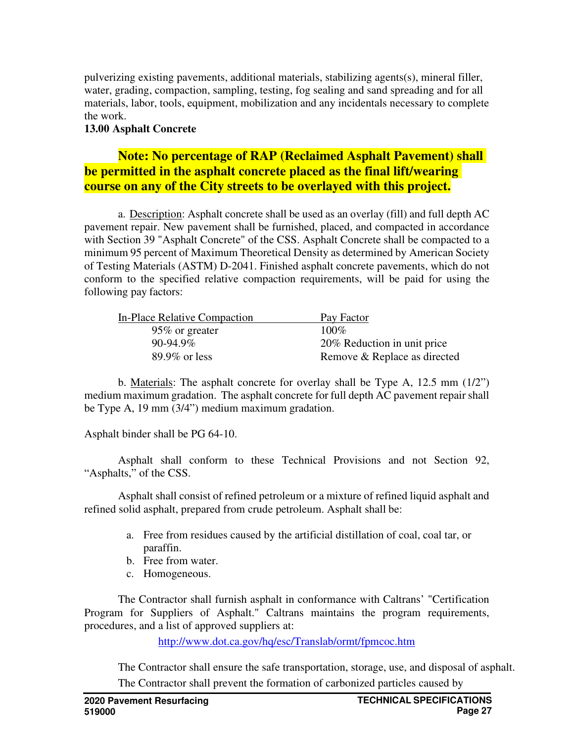pulverizing existing pavements, additional materials, stabilizing agents(s), mineral filler, water, grading, compaction, sampling, testing, fog sealing and sand spreading and for all materials, labor, tools, equipment, mobilization and any incidentals necessary to complete the work.

**13.00 Asphalt Concrete**

**Note: No percentage of RAP (Reclaimed Asphalt Pavement) shall be permitted in the asphalt concrete placed as the final lift/wearing course on any of the City streets to be overlayed with this project.**

a. Description: Asphalt concrete shall be used as an overlay (fill) and full depth AC pavement repair. New pavement shall be furnished, placed, and compacted in accordance with Section 39 "Asphalt Concrete" of the CSS. Asphalt Concrete shall be compacted to a minimum 95 percent of Maximum Theoretical Density as determined by American Society of Testing Materials (ASTM) D-2041. Finished asphalt concrete pavements, which do not conform to the specified relative compaction requirements, will be paid for using the following pay factors:

| In-Place Relative Compaction | Pay Factor |
|---|---|
| 95% or greater | 100% |
| 90-94.9% | 20% Reduction in unit price |
| 89.9% or less | Remove & Replace as directed |

b. Materials: The asphalt concrete for overlay shall be Type A, 12.5 mm (1/2") medium maximum gradation. The asphalt concrete for full depth AC pavement repair shall be Type A, 19 mm (3/4") medium maximum gradation.

Asphalt binder shall be PG 64-10.

Asphalt shall conform to these Technical Provisions and not Section 92, "Asphalts," of the CSS.

Asphalt shall consist of refined petroleum or a mixture of refined liquid asphalt and refined solid asphalt, prepared from crude petroleum. Asphalt shall be:

a. Free from residues caused by the artificial distillation of coal, coal tar, or paraffin.
b. Free from water.
c. Homogeneous.

The Contractor shall furnish asphalt in conformance with Caltrans' "Certification Program for Suppliers of Asphalt." Caltrans maintains the program requirements, procedures, and a list of approved suppliers at:

http://www.dot.ca.gov/hq/esc/Translab/ormt/fpmcoc.htm

The Contractor shall ensure the safe transportation, storage, use, and disposal of asphalt.

The Contractor shall prevent the formation of carbonized particles caused by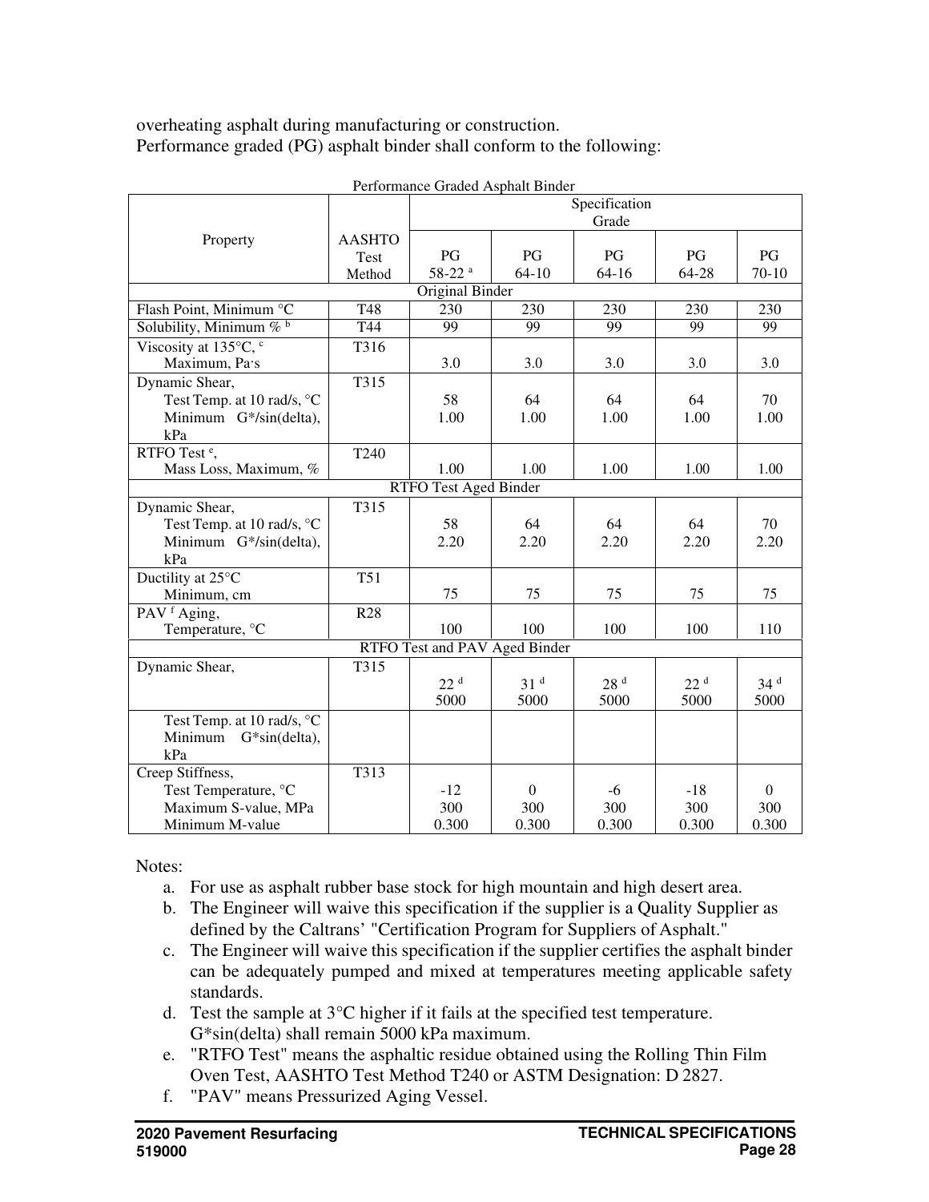overheating asphalt during manufacturing or construction.
Performance graded (PG) asphalt binder shall conform to the following:

Performance Graded Asphalt Binder

| Property | AASHTO Test Method | Specification Grade | | | | |
|---|---|---|---|---|---|---|
| | | PG 58-22 [a] | PG 64-10 | PG 64-16 | PG 64-28 | PG 70-10 |
| **Original Binder** | | | | | | |
| Flash Point, Minimum °C | T48 | 230 | 230 | 230 | 230 | 230 |
| Solubility, Minimum % [b] | T44 | 99 | 99 | 99 | 99 | 99 |
| Viscosity at 135°C, [c] Maximum, Pa·s | T316 | 3.0 | 3.0 | 3.0 | 3.0 | 3.0 |
| Dynamic Shear, Test Temp. at 10 rad/s, °C Minimum G*/sin(delta), kPa | T315 | 58<br>1.00 | 64<br>1.00 | 64<br>1.00 | 64<br>1.00 | 70<br>1.00 |
| RTFO Test [e], Mass Loss, Maximum, % | T240 | 1.00 | 1.00 | 1.00 | 1.00 | 1.00 |
| **RTFO Test Aged Binder** | | | | | | |
| Dynamic Shear, Test Temp. at 10 rad/s, °C Minimum G*/sin(delta), kPa | T315 | 58<br>2.20 | 64<br>2.20 | 64<br>2.20 | 64<br>2.20 | 70<br>2.20 |
| Ductility at 25°C Minimum, cm | T51 | 75 | 75 | 75 | 75 | 75 |
| PAV [f] Aging, Temperature, °C | R28 | 100 | 100 | 100 | 100 | 110 |
| **RTFO Test and PAV Aged Binder** | | | | | | |
| Dynamic Shear, | T315 | 22 [d]<br>5000 | 31 [d]<br>5000 | 28 [d]<br>5000 | 22 [d]<br>5000 | 34 [d]<br>5000 |
| Test Temp. at 10 rad/s, °C Minimum G*sin(delta), kPa | | | | | | |
| Creep Stiffness, Test Temperature, °C Maximum S-value, MPa Minimum M-value | T313 | -12<br>300<br>0.300 | 0<br>300<br>0.300 | -6<br>300<br>0.300 | -18<br>300<br>0.300 | 0<br>300<br>0.300 |

Notes:

a. For use as asphalt rubber base stock for high mountain and high desert area.
b. The Engineer will waive this specification if the supplier is a Quality Supplier as defined by the Caltrans' "Certification Program for Suppliers of Asphalt."
c. The Engineer will waive this specification if the supplier certifies the asphalt binder can be adequately pumped and mixed at temperatures meeting applicable safety standards.
d. Test the sample at 3°C higher if it fails at the specified test temperature. G*sin(delta) shall remain 5000 kPa maximum.
e. "RTFO Test" means the asphaltic residue obtained using the Rolling Thin Film Oven Test, AASHTO Test Method T240 or ASTM Designation: D 2827.
f. "PAV" means Pressurized Aging Vessel.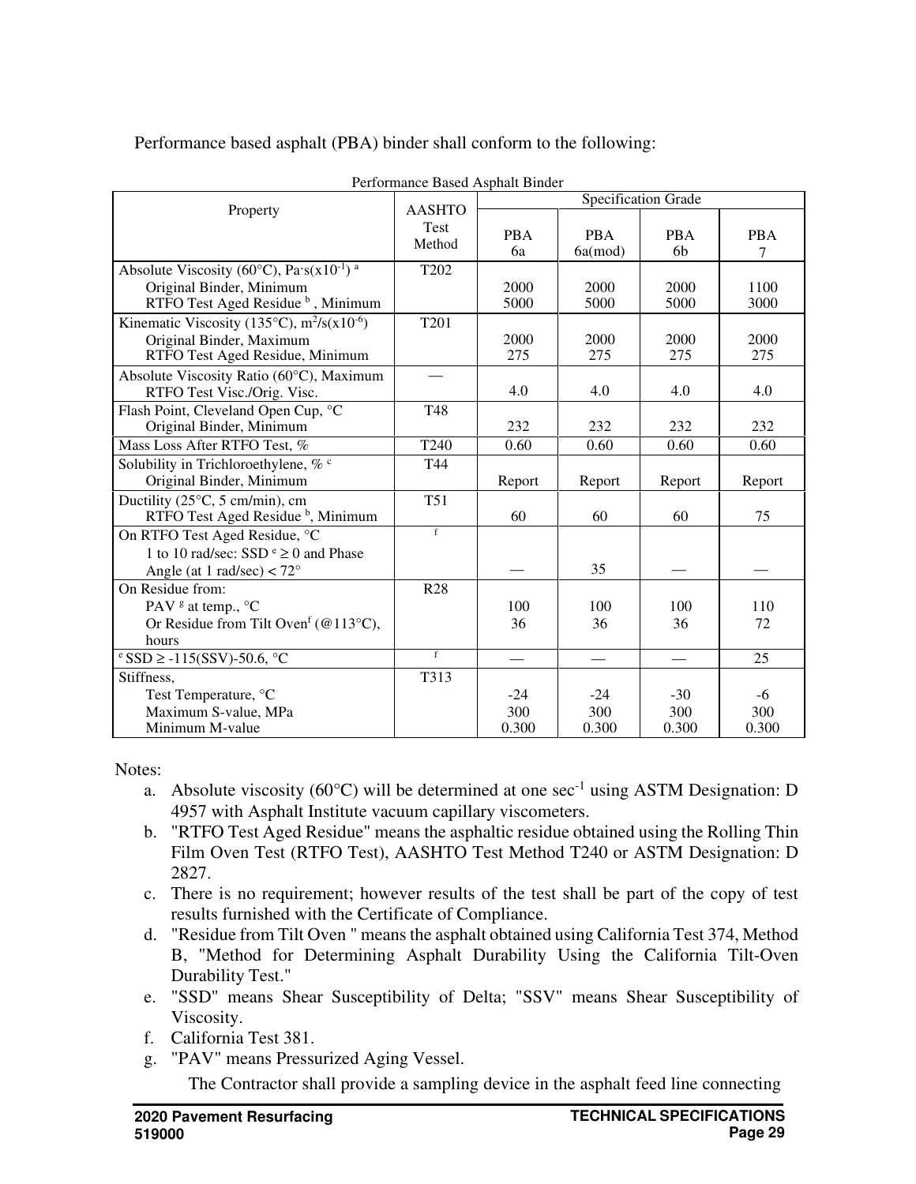Performance based asphalt (PBA) binder shall conform to the following:

Performance Based Asphalt Binder

| Property | AASHTO Test Method | Specification Grade | | | |
|---|---|---|---|---|---|
| | | PBA 6a | PBA 6a(mod) | PBA 6b | PBA 7 |
| Absolute Viscosity (60°C), Pa·s($x10^{-1}$) [a] | T202 | | | | |
| Original Binder, Minimum | | 2000 | 2000 | 2000 | 1100 |
| RTFO Test Aged Residue [b], Minimum | | 5000 | 5000 | 5000 | 3000 |
| Kinematic Viscosity (135°C), $m^2/s(x10^{-6})$ | T201 | | | | |
| Original Binder, Maximum | | 2000 | 2000 | 2000 | 2000 |
| RTFO Test Aged Residue, Minimum | | 275 | 275 | 275 | 275 |
| Absolute Viscosity Ratio (60°C), Maximum RTFO Test Visc./Orig. Visc. | — | 4.0 | 4.0 | 4.0 | 4.0 |
| Flash Point, Cleveland Open Cup, °C Original Binder, Minimum | T48 | 232 | 232 | 232 | 232 |
| Mass Loss After RTFO Test, % | T240 | 0.60 | 0.60 | 0.60 | 0.60 |
| Solubility in Trichloroethylene, % [c] Original Binder, Minimum | T44 | Report | Report | Report | Report |
| Ductility (25°C, 5 cm/min), cm RTFO Test Aged Residue [b], Minimum | T51 | 60 | 60 | 60 | 75 |
| On RTFO Test Aged Residue, °C 1 to 10 rad/sec: SSD [e] ≥ 0 and Phase Angle (at 1 rad/sec) < 72° | [f] | — | 35 | — | — |
| On Residue from: | R28 | | | | |
| PAV [g] at temp., °C | | 100 | 100 | 100 | 110 |
| Or Residue from Tilt Oven[f] (@113°C), hours | | 36 | 36 | 36 | 72 |
| [e] SSD ≥ -115(SSV)-50.6, °C | [f] | — | — | — | 25 |
| Stiffness, | T313 | | | | |
| Test Temperature, °C | | -24 | -24 | -30 | -6 |
| Maximum S-value, MPa | | 300 | 300 | 300 | 300 |
| Minimum M-value | | 0.300 | 0.300 | 0.300 | 0.300 |

Notes:

a. Absolute viscosity (60°C) will be determined at one $sec^{-1}$ using ASTM Designation: D 4957 with Asphalt Institute vacuum capillary viscometers.
b. "RTFO Test Aged Residue" means the asphaltic residue obtained using the Rolling Thin Film Oven Test (RTFO Test), AASHTO Test Method T240 or ASTM Designation: D 2827.
c. There is no requirement; however results of the test shall be part of the copy of test results furnished with the Certificate of Compliance.
d. "Residue from Tilt Oven " means the asphalt obtained using California Test 374, Method B, "Method for Determining Asphalt Durability Using the California Tilt-Oven Durability Test."
e. "SSD" means Shear Susceptibility of Delta; "SSV" means Shear Susceptibility of Viscosity.
f. California Test 381.
g. "PAV" means Pressurized Aging Vessel.

The Contractor shall provide a sampling device in the asphalt feed line connecting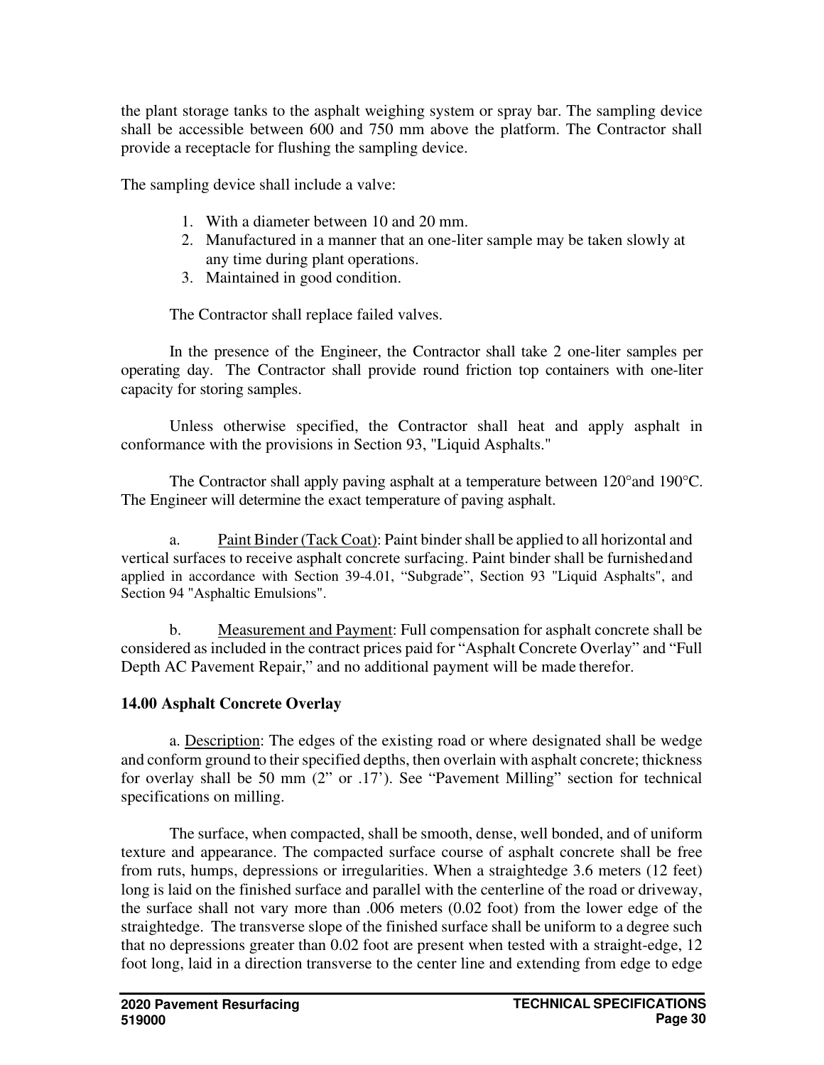the plant storage tanks to the asphalt weighing system or spray bar. The sampling device shall be accessible between 600 and 750 mm above the platform. The Contractor shall provide a receptacle for flushing the sampling device.

The sampling device shall include a valve:

1. With a diameter between 10 and 20 mm.
2. Manufactured in a manner that an one-liter sample may be taken slowly at any time during plant operations.
3. Maintained in good condition.

The Contractor shall replace failed valves.

In the presence of the Engineer, the Contractor shall take 2 one-liter samples per operating day. The Contractor shall provide round friction top containers with one-liter capacity for storing samples.

Unless otherwise specified, the Contractor shall heat and apply asphalt in conformance with the provisions in Section 93, "Liquid Asphalts."

The Contractor shall apply paving asphalt at a temperature between 120°and 190°C. The Engineer will determine the exact temperature of paving asphalt.

a. Paint Binder (Tack Coat): Paint binder shall be applied to all horizontal and vertical surfaces to receive asphalt concrete surfacing. Paint binder shall be furnished and applied in accordance with Section 39-4.01, "Subgrade", Section 93 "Liquid Asphalts", and Section 94 "Asphaltic Emulsions".

b. Measurement and Payment: Full compensation for asphalt concrete shall be considered as included in the contract prices paid for "Asphalt Concrete Overlay" and "Full Depth AC Pavement Repair," and no additional payment will be made therefor.

### 14.00 Asphalt Concrete Overlay

a. Description: The edges of the existing road or where designated shall be wedge and conform ground to their specified depths, then overlain with asphalt concrete; thickness for overlay shall be 50 mm (2" or .17'). See "Pavement Milling" section for technical specifications on milling.

The surface, when compacted, shall be smooth, dense, well bonded, and of uniform texture and appearance. The compacted surface course of asphalt concrete shall be free from ruts, humps, depressions or irregularities. When a straightedge 3.6 meters (12 feet) long is laid on the finished surface and parallel with the centerline of the road or driveway, the surface shall not vary more than .006 meters (0.02 foot) from the lower edge of the straightedge. The transverse slope of the finished surface shall be uniform to a degree such that no depressions greater than 0.02 foot are present when tested with a straight-edge, 12 foot long, laid in a direction transverse to the center line and extending from edge to edge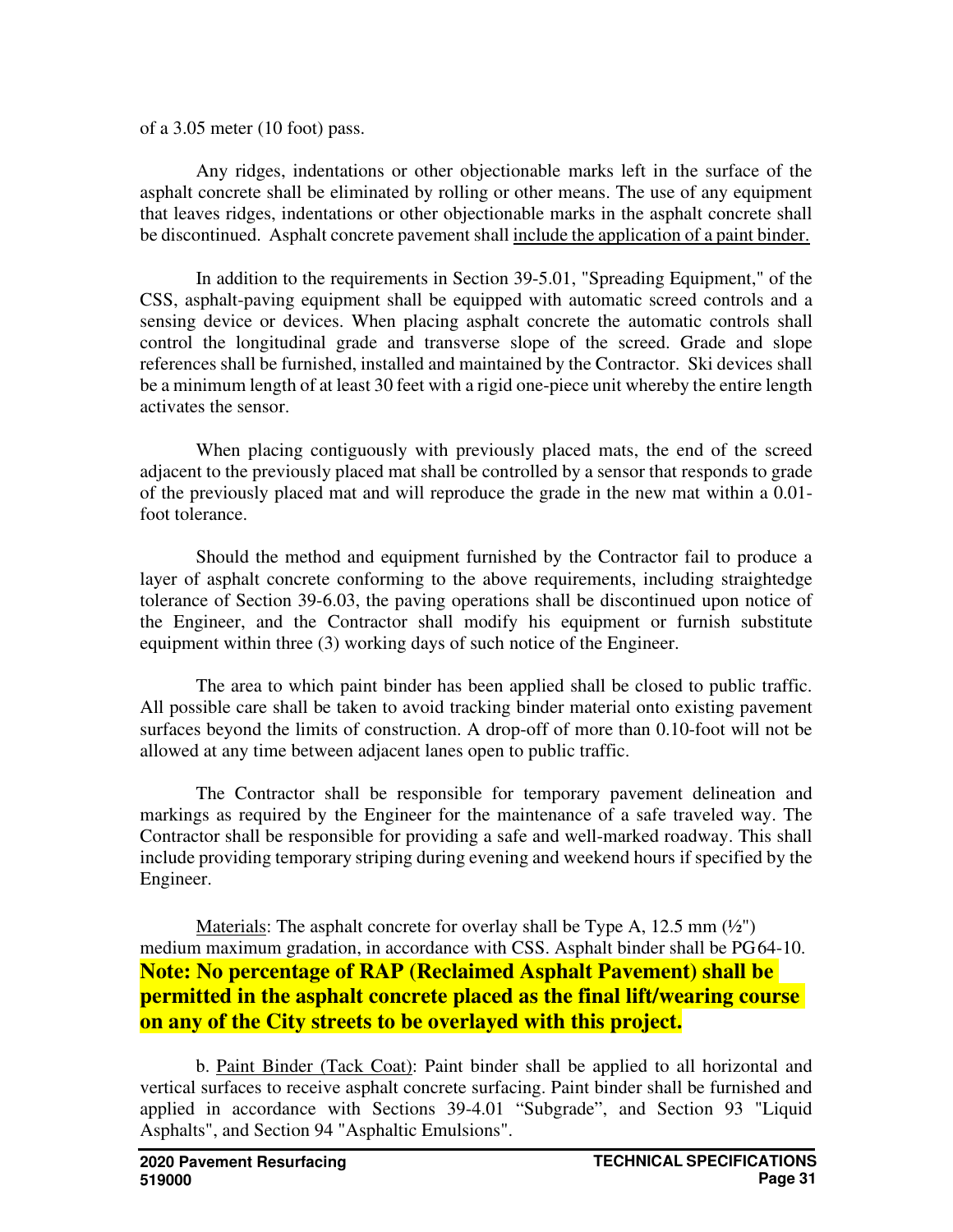of a 3.05 meter (10 foot) pass.

Any ridges, indentations or other objectionable marks left in the surface of the asphalt concrete shall be eliminated by rolling or other means. The use of any equipment that leaves ridges, indentations or other objectionable marks in the asphalt concrete shall be discontinued. Asphalt concrete pavement shall include the application of a paint binder.

In addition to the requirements in Section 39-5.01, "Spreading Equipment," of the CSS, asphalt-paving equipment shall be equipped with automatic screed controls and a sensing device or devices. When placing asphalt concrete the automatic controls shall control the longitudinal grade and transverse slope of the screed. Grade and slope references shall be furnished, installed and maintained by the Contractor. Ski devices shall be a minimum length of at least 30 feet with a rigid one-piece unit whereby the entire length activates the sensor.

When placing contiguously with previously placed mats, the end of the screed adjacent to the previously placed mat shall be controlled by a sensor that responds to grade of the previously placed mat and will reproduce the grade in the new mat within a 0.01-foot tolerance.

Should the method and equipment furnished by the Contractor fail to produce a layer of asphalt concrete conforming to the above requirements, including straightedge tolerance of Section 39-6.03, the paving operations shall be discontinued upon notice of the Engineer, and the Contractor shall modify his equipment or furnish substitute equipment within three (3) working days of such notice of the Engineer.

The area to which paint binder has been applied shall be closed to public traffic. All possible care shall be taken to avoid tracking binder material onto existing pavement surfaces beyond the limits of construction. A drop-off of more than 0.10-foot will not be allowed at any time between adjacent lanes open to public traffic.

The Contractor shall be responsible for temporary pavement delineation and markings as required by the Engineer for the maintenance of a safe traveled way. The Contractor shall be responsible for providing a safe and well-marked roadway. This shall include providing temporary striping during evening and weekend hours if specified by the Engineer.

Materials: The asphalt concrete for overlay shall be Type A, 12.5 mm (½") medium maximum gradation, in accordance with CSS. Asphalt binder shall be PG64-10.
**Note: No percentage of RAP (Reclaimed Asphalt Pavement) shall be permitted in the asphalt concrete placed as the final lift/wearing course on any of the City streets to be overlayed with this project.**

b. Paint Binder (Tack Coat): Paint binder shall be applied to all horizontal and vertical surfaces to receive asphalt concrete surfacing. Paint binder shall be furnished and applied in accordance with Sections 39-4.01 "Subgrade", and Section 93 "Liquid Asphalts", and Section 94 "Asphaltic Emulsions".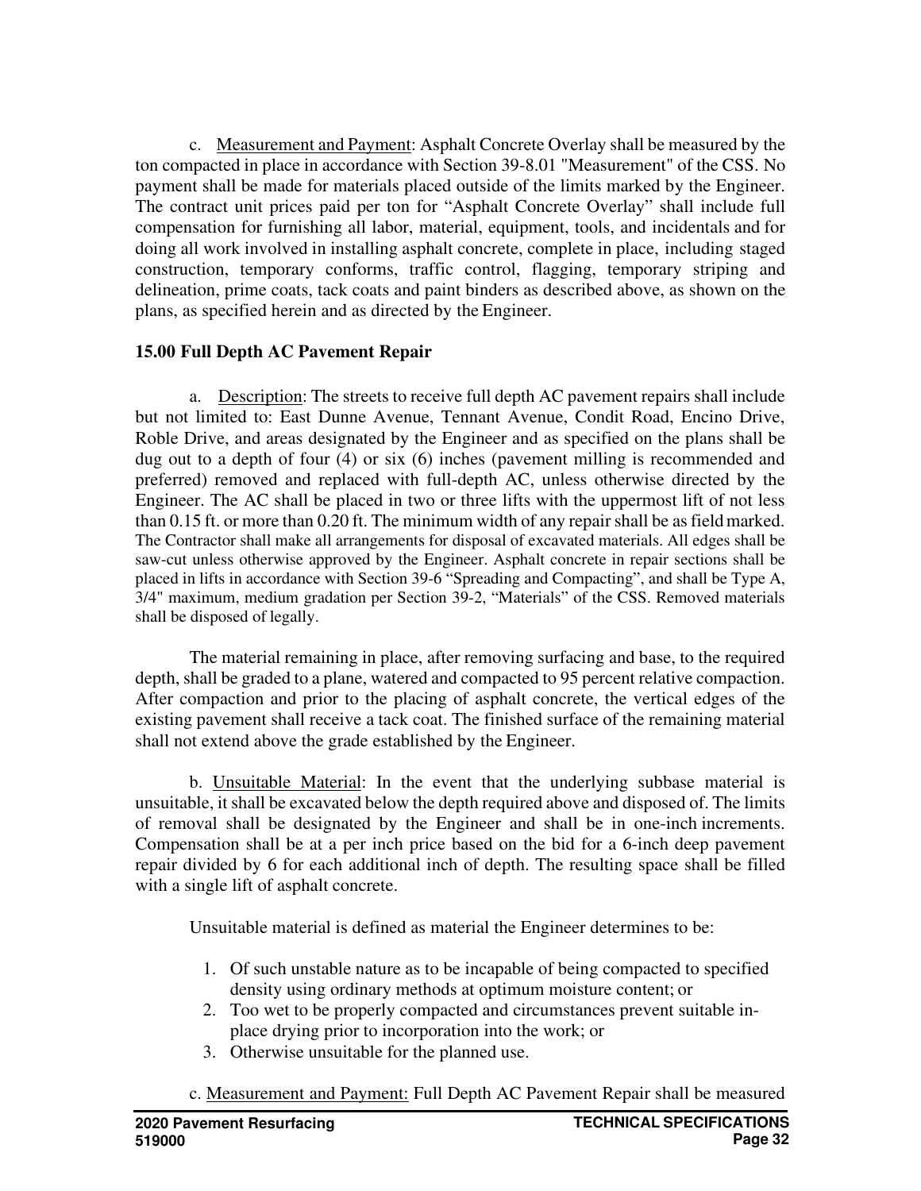c. Measurement and Payment: Asphalt Concrete Overlay shall be measured by the ton compacted in place in accordance with Section 39-8.01 "Measurement" of the CSS. No payment shall be made for materials placed outside of the limits marked by the Engineer. The contract unit prices paid per ton for "Asphalt Concrete Overlay" shall include full compensation for furnishing all labor, material, equipment, tools, and incidentals and for doing all work involved in installing asphalt concrete, complete in place, including staged construction, temporary conforms, traffic control, flagging, temporary striping and delineation, prime coats, tack coats and paint binders as described above, as shown on the plans, as specified herein and as directed by the Engineer.

## 15.00 Full Depth AC Pavement Repair

a. Description: The streets to receive full depth AC pavement repairs shall include but not limited to: East Dunne Avenue, Tennant Avenue, Condit Road, Encino Drive, Roble Drive, and areas designated by the Engineer and as specified on the plans shall be dug out to a depth of four (4) or six (6) inches (pavement milling is recommended and preferred) removed and replaced with full-depth AC, unless otherwise directed by the Engineer. The AC shall be placed in two or three lifts with the uppermost lift of not less than 0.15 ft. or more than 0.20 ft. The minimum width of any repair shall be as field marked. The Contractor shall make all arrangements for disposal of excavated materials. All edges shall be saw-cut unless otherwise approved by the Engineer. Asphalt concrete in repair sections shall be placed in lifts in accordance with Section 39-6 "Spreading and Compacting", and shall be Type A, 3/4" maximum, medium gradation per Section 39-2, "Materials" of the CSS. Removed materials shall be disposed of legally.

The material remaining in place, after removing surfacing and base, to the required depth, shall be graded to a plane, watered and compacted to 95 percent relative compaction. After compaction and prior to the placing of asphalt concrete, the vertical edges of the existing pavement shall receive a tack coat. The finished surface of the remaining material shall not extend above the grade established by the Engineer.

b. Unsuitable Material: In the event that the underlying subbase material is unsuitable, it shall be excavated below the depth required above and disposed of. The limits of removal shall be designated by the Engineer and shall be in one-inch increments. Compensation shall be at a per inch price based on the bid for a 6-inch deep pavement repair divided by 6 for each additional inch of depth. The resulting space shall be filled with a single lift of asphalt concrete.

Unsuitable material is defined as material the Engineer determines to be:

1. Of such unstable nature as to be incapable of being compacted to specified density using ordinary methods at optimum moisture content; or
2. Too wet to be properly compacted and circumstances prevent suitable in-place drying prior to incorporation into the work; or
3. Otherwise unsuitable for the planned use.

c. Measurement and Payment: Full Depth AC Pavement Repair shall be measured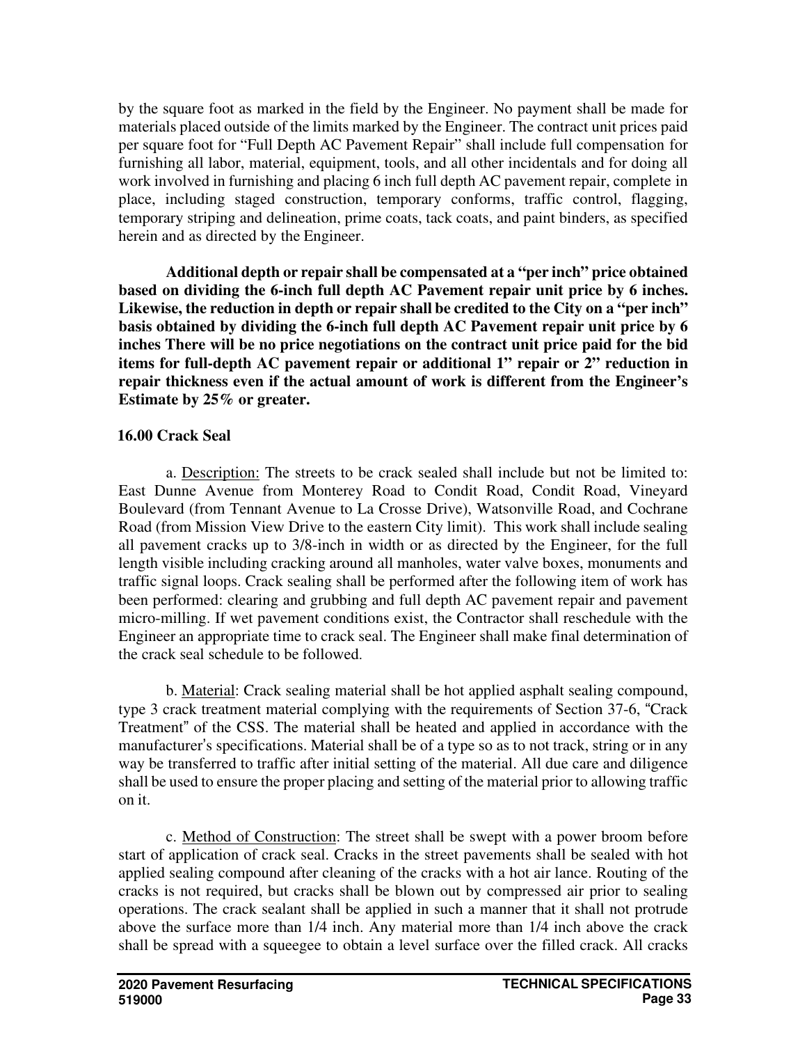by the square foot as marked in the field by the Engineer. No payment shall be made for materials placed outside of the limits marked by the Engineer. The contract unit prices paid per square foot for "Full Depth AC Pavement Repair" shall include full compensation for furnishing all labor, material, equipment, tools, and all other incidentals and for doing all work involved in furnishing and placing 6 inch full depth AC pavement repair, complete in place, including staged construction, temporary conforms, traffic control, flagging, temporary striping and delineation, prime coats, tack coats, and paint binders, as specified herein and as directed by the Engineer.

**Additional depth or repair shall be compensated at a "per inch" price obtained based on dividing the 6-inch full depth AC Pavement repair unit price by 6 inches. Likewise, the reduction in depth or repair shall be credited to the City on a "per inch" basis obtained by dividing the 6-inch full depth AC Pavement repair unit price by 6 inches There will be no price negotiations on the contract unit price paid for the bid items for full-depth AC pavement repair or additional 1" repair or 2" reduction in repair thickness even if the actual amount of work is different from the Engineer's Estimate by 25% or greater.**

**16.00 Crack Seal**

a. Description: The streets to be crack sealed shall include but not be limited to: East Dunne Avenue from Monterey Road to Condit Road, Condit Road, Vineyard Boulevard (from Tennant Avenue to La Crosse Drive), Watsonville Road, and Cochrane Road (from Mission View Drive to the eastern City limit). This work shall include sealing all pavement cracks up to 3/8-inch in width or as directed by the Engineer, for the full length visible including cracking around all manholes, water valve boxes, monuments and traffic signal loops. Crack sealing shall be performed after the following item of work has been performed: clearing and grubbing and full depth AC pavement repair and pavement micro-milling. If wet pavement conditions exist, the Contractor shall reschedule with the Engineer an appropriate time to crack seal. The Engineer shall make final determination of the crack seal schedule to be followed.

b. Material: Crack sealing material shall be hot applied asphalt sealing compound, type 3 crack treatment material complying with the requirements of Section 37-6, "Crack Treatment" of the CSS. The material shall be heated and applied in accordance with the manufacturer's specifications. Material shall be of a type so as to not track, string or in any way be transferred to traffic after initial setting of the material. All due care and diligence shall be used to ensure the proper placing and setting of the material prior to allowing traffic on it.

c. Method of Construction: The street shall be swept with a power broom before start of application of crack seal. Cracks in the street pavements shall be sealed with hot applied sealing compound after cleaning of the cracks with a hot air lance. Routing of the cracks is not required, but cracks shall be blown out by compressed air prior to sealing operations. The crack sealant shall be applied in such a manner that it shall not protrude above the surface more than 1/4 inch. Any material more than 1/4 inch above the crack shall be spread with a squeegee to obtain a level surface over the filled crack. All cracks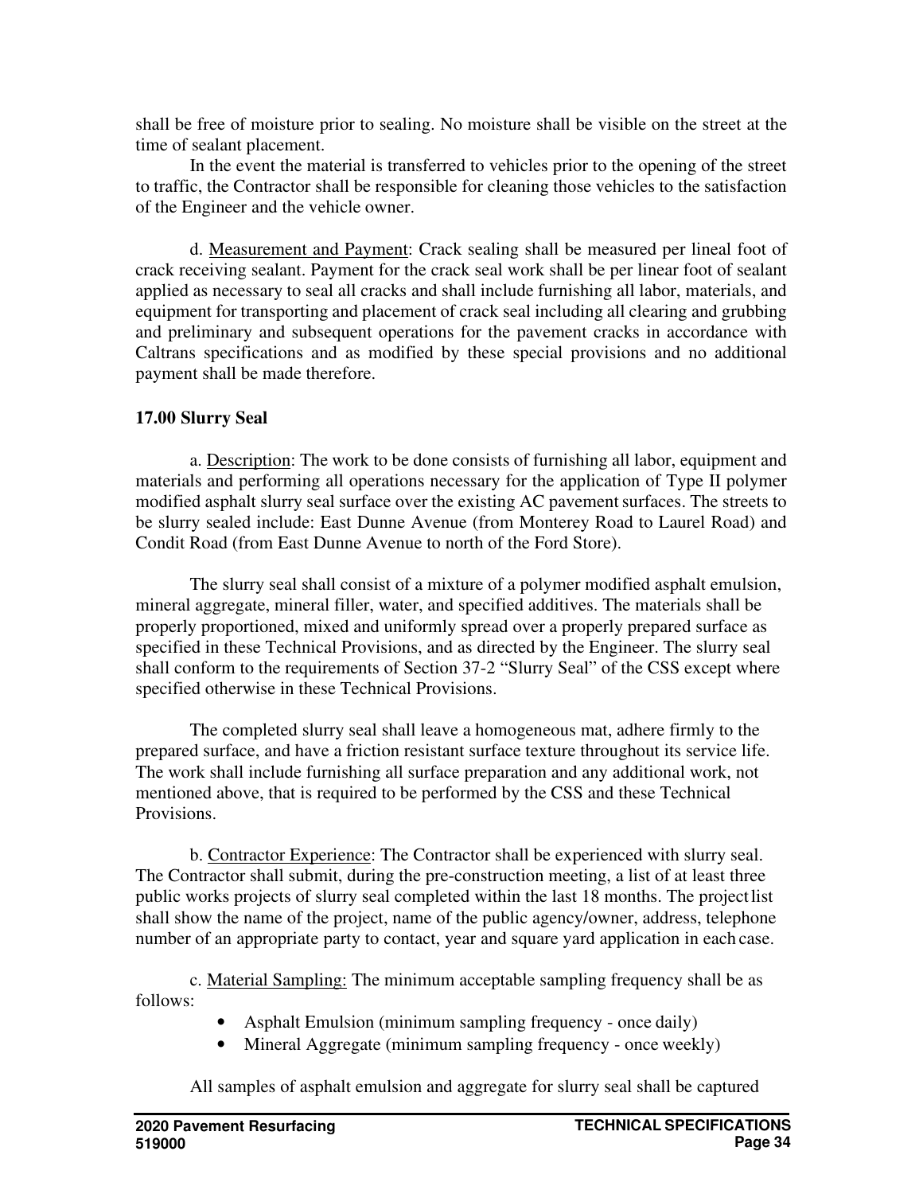shall be free of moisture prior to sealing. No moisture shall be visible on the street at the time of sealant placement.

In the event the material is transferred to vehicles prior to the opening of the street to traffic, the Contractor shall be responsible for cleaning those vehicles to the satisfaction of the Engineer and the vehicle owner.

d. Measurement and Payment: Crack sealing shall be measured per lineal foot of crack receiving sealant. Payment for the crack seal work shall be per linear foot of sealant applied as necessary to seal all cracks and shall include furnishing all labor, materials, and equipment for transporting and placement of crack seal including all clearing and grubbing and preliminary and subsequent operations for the pavement cracks in accordance with Caltrans specifications and as modified by these special provisions and no additional payment shall be made therefore.

**17.00 Slurry Seal**

a. Description: The work to be done consists of furnishing all labor, equipment and materials and performing all operations necessary for the application of Type II polymer modified asphalt slurry seal surface over the existing AC pavement surfaces. The streets to be slurry sealed include: East Dunne Avenue (from Monterey Road to Laurel Road) and Condit Road (from East Dunne Avenue to north of the Ford Store).

The slurry seal shall consist of a mixture of a polymer modified asphalt emulsion, mineral aggregate, mineral filler, water, and specified additives. The materials shall be properly proportioned, mixed and uniformly spread over a properly prepared surface as specified in these Technical Provisions, and as directed by the Engineer. The slurry seal shall conform to the requirements of Section 37-2 "Slurry Seal" of the CSS except where specified otherwise in these Technical Provisions.

The completed slurry seal shall leave a homogeneous mat, adhere firmly to the prepared surface, and have a friction resistant surface texture throughout its service life. The work shall include furnishing all surface preparation and any additional work, not mentioned above, that is required to be performed by the CSS and these Technical Provisions.

b. Contractor Experience: The Contractor shall be experienced with slurry seal. The Contractor shall submit, during the pre-construction meeting, a list of at least three public works projects of slurry seal completed within the last 18 months. The project list shall show the name of the project, name of the public agency/owner, address, telephone number of an appropriate party to contact, year and square yard application in each case.

c. Material Sampling: The minimum acceptable sampling frequency shall be as follows:

- Asphalt Emulsion (minimum sampling frequency - once daily)
- Mineral Aggregate (minimum sampling frequency - once weekly)

All samples of asphalt emulsion and aggregate for slurry seal shall be captured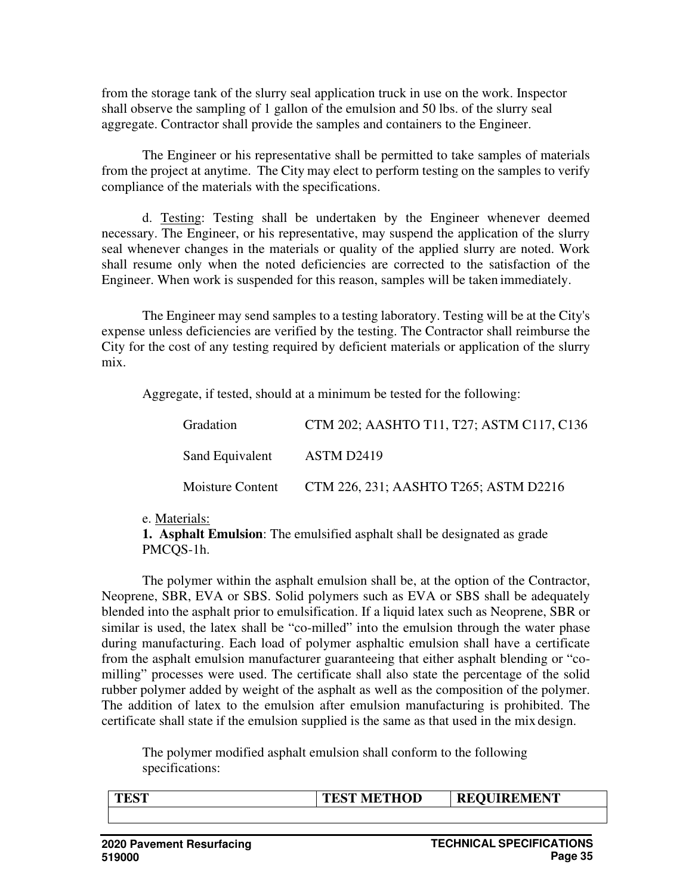from the storage tank of the slurry seal application truck in use on the work. Inspector shall observe the sampling of 1 gallon of the emulsion and 50 lbs. of the slurry seal aggregate. Contractor shall provide the samples and containers to the Engineer.

The Engineer or his representative shall be permitted to take samples of materials from the project at anytime. The City may elect to perform testing on the samples to verify compliance of the materials with the specifications.

d. <u>Testing</u>: Testing shall be undertaken by the Engineer whenever deemed necessary. The Engineer, or his representative, may suspend the application of the slurry seal whenever changes in the materials or quality of the applied slurry are noted. Work shall resume only when the noted deficiencies are corrected to the satisfaction of the Engineer. When work is suspended for this reason, samples will be taken immediately.

The Engineer may send samples to a testing laboratory. Testing will be at the City's expense unless deficiencies are verified by the testing. The Contractor shall reimburse the City for the cost of any testing required by deficient materials or application of the slurry mix.

Aggregate, if tested, should at a minimum be tested for the following:

| | |
|---|---|
| Gradation | CTM 202; AASHTO T11, T27; ASTM C117, C136 |
| Sand Equivalent | ASTM D2419 |
| Moisture Content | CTM 226, 231; AASHTO T265; ASTM D2216 |

e. <u>Materials:</u>

**1. Asphalt Emulsion**: The emulsified asphalt shall be designated as grade PMCQS-1h.

The polymer within the asphalt emulsion shall be, at the option of the Contractor, Neoprene, SBR, EVA or SBS. Solid polymers such as EVA or SBS shall be adequately blended into the asphalt prior to emulsification. If a liquid latex such as Neoprene, SBR or similar is used, the latex shall be "co-milled" into the emulsion through the water phase during manufacturing. Each load of polymer asphaltic emulsion shall have a certificate from the asphalt emulsion manufacturer guaranteeing that either asphalt blending or "co-milling" processes were used. The certificate shall also state the percentage of the solid rubber polymer added by weight of the asphalt as well as the composition of the polymer. The addition of latex to the emulsion after emulsion manufacturing is prohibited. The certificate shall state if the emulsion supplied is the same as that used in the mix design.

The polymer modified asphalt emulsion shall conform to the following specifications:

| TEST | TEST METHOD | REQUIREMENT |
|---|---|---|
| | | |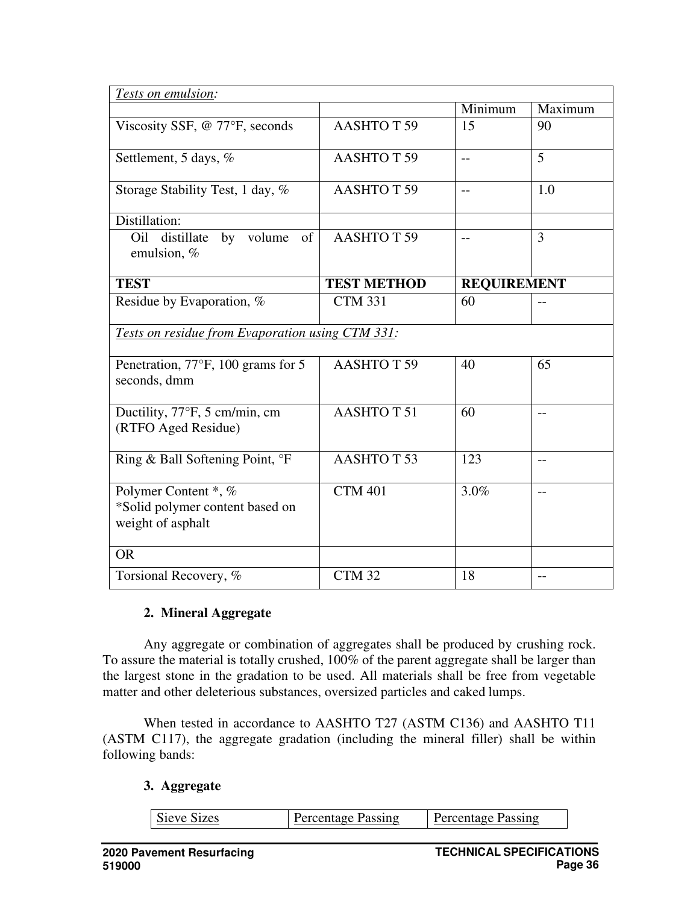| *Tests on emulsion:* | | | |
|---|---|---|---|
| | | Minimum | Maximum |
| Viscosity SSF, @ 77°F, seconds | AASHTO T 59 | 15 | 90 |
| Settlement, 5 days, % | AASHTO T 59 | -- | 5 |
| Storage Stability Test, 1 day, % | AASHTO T 59 | -- | 1.0 |
| Distillation: | | | |
| Oil distillate by volume of emulsion, % | AASHTO T 59 | -- | 3 |
| **TEST** | **TEST METHOD** | **REQUIREMENT** | |
| Residue by Evaporation, % | CTM 331 | 60 | -- |
| *Tests on residue from Evaporation using CTM 331:* | | | |
| Penetration, 77°F, 100 grams for 5 seconds, dmm | AASHTO T 59 | 40 | 65 |
| Ductility, 77°F, 5 cm/min, cm (RTFO Aged Residue) | AASHTO T 51 | 60 | -- |
| Ring & Ball Softening Point, °F | AASHTO T 53 | 123 | -- |
| Polymer Content *, % *Solid polymer content based on weight of asphalt | CTM 401 | 3.0% | -- |
| OR | | | |
| Torsional Recovery, % | CTM 32 | 18 | -- |

### 2. Mineral Aggregate

Any aggregate or combination of aggregates shall be produced by crushing rock. To assure the material is totally crushed, 100% of the parent aggregate shall be larger than the largest stone in the gradation to be used. All materials shall be free from vegetable matter and other deleterious substances, oversized particles and caked lumps.

When tested in accordance to AASHTO T27 (ASTM C136) and AASHTO T11 (ASTM C117), the aggregate gradation (including the mineral filler) shall be within following bands:

### 3. Aggregate

| Sieve Sizes | Percentage Passing | Percentage Passing |
|---|---|---|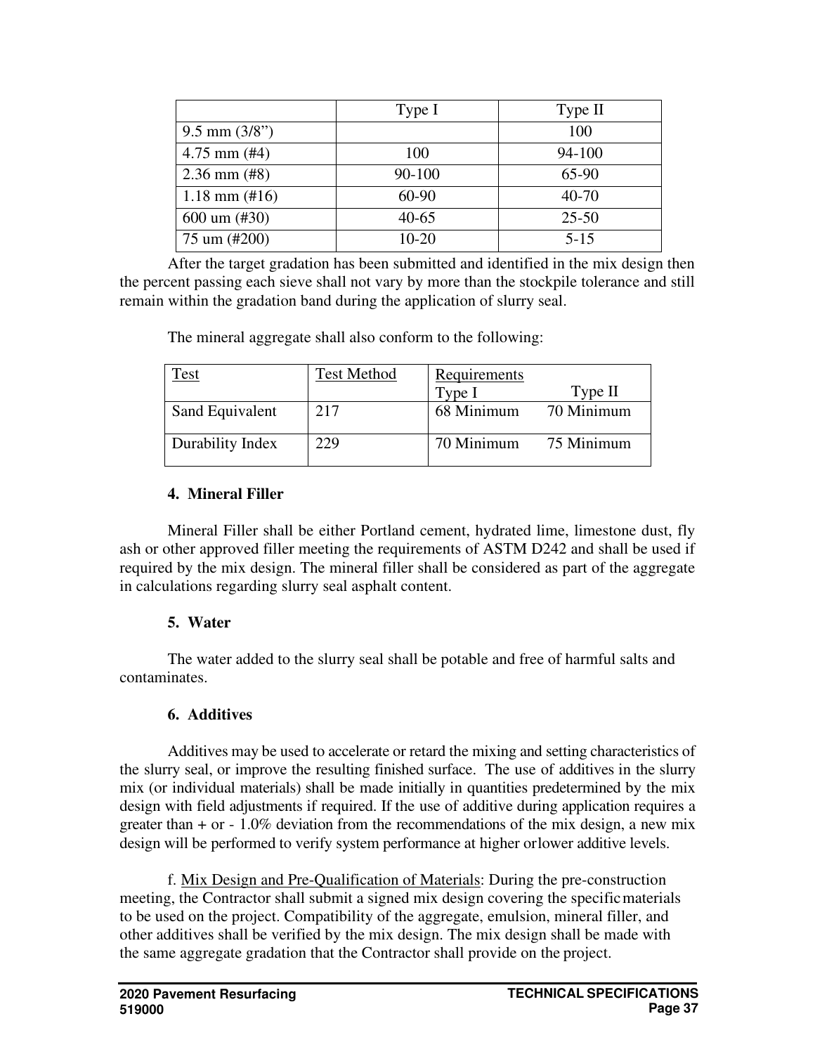| | Type I | Type II |
|---|---|---|
| 9.5 mm (3/8") | | 100 |
| 4.75 mm (#4) | 100 | 94-100 |
| 2.36 mm (#8) | 90-100 | 65-90 |
| 1.18 mm (#16) | 60-90 | 40-70 |
| 600 um (#30) | 40-65 | 25-50 |
| 75 um (#200) | 10-20 | 5-15 |

After the target gradation has been submitted and identified in the mix design then the percent passing each sieve shall not vary by more than the stockpile tolerance and still remain within the gradation band during the application of slurry seal.

The mineral aggregate shall also conform to the following:

| Test | Test Method | Requirements Type I | Type II |
|---|---|---|---|
| Sand Equivalent | 217 | 68 Minimum | 70 Minimum |
| Durability Index | 229 | 70 Minimum | 75 Minimum |

**4. Mineral Filler**

Mineral Filler shall be either Portland cement, hydrated lime, limestone dust, fly ash or other approved filler meeting the requirements of ASTM D242 and shall be used if required by the mix design. The mineral filler shall be considered as part of the aggregate in calculations regarding slurry seal asphalt content.

**5. Water**

The water added to the slurry seal shall be potable and free of harmful salts and contaminates.

**6. Additives**

Additives may be used to accelerate or retard the mixing and setting characteristics of the slurry seal, or improve the resulting finished surface. The use of additives in the slurry mix (or individual materials) shall be made initially in quantities predetermined by the mix design with field adjustments if required. If the use of additive during application requires a greater than + or - 1.0% deviation from the recommendations of the mix design, a new mix design will be performed to verify system performance at higher or lower additive levels.

f. Mix Design and Pre-Qualification of Materials: During the pre-construction meeting, the Contractor shall submit a signed mix design covering the specific materials to be used on the project. Compatibility of the aggregate, emulsion, mineral filler, and other additives shall be verified by the mix design. The mix design shall be made with the same aggregate gradation that the Contractor shall provide on the project.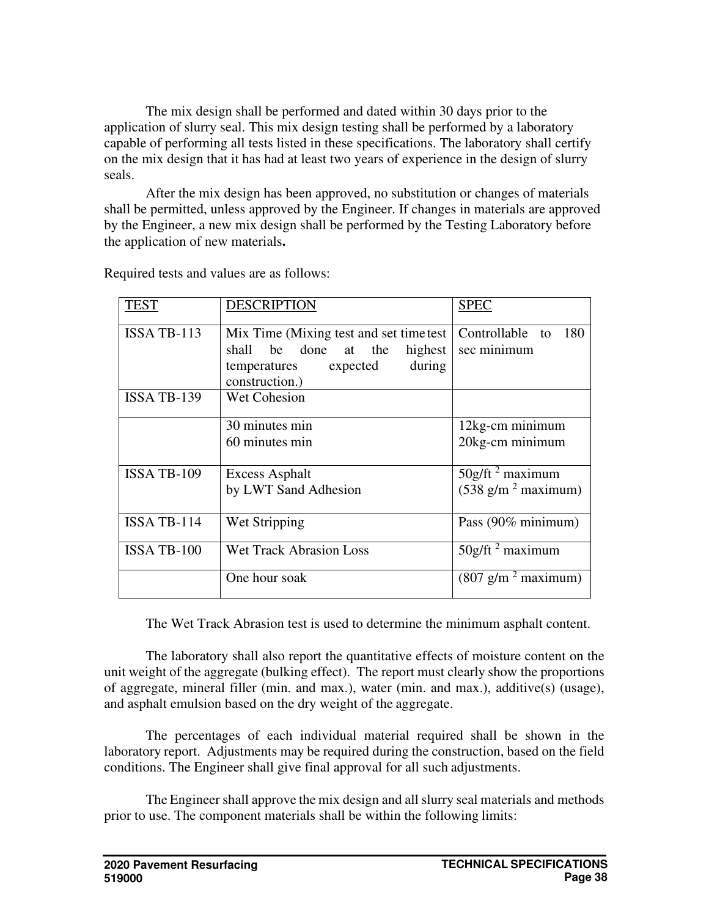The mix design shall be performed and dated within 30 days prior to the application of slurry seal. This mix design testing shall be performed by a laboratory capable of performing all tests listed in these specifications. The laboratory shall certify on the mix design that it has had at least two years of experience in the design of slurry seals.

After the mix design has been approved, no substitution or changes of materials shall be permitted, unless approved by the Engineer. If changes in materials are approved by the Engineer, a new mix design shall be performed by the Testing Laboratory before the application of new materials**.**

Required tests and values are as follows:

| TEST | DESCRIPTION | SPEC |
|---|---|---|
| ISSA TB-113 | Mix Time (Mixing test and set time test shall be done at the highest temperatures expected during construction.) | Controllable to 180 sec minimum |
| ISSA TB-139 | Wet Cohesion | |
| | 30 minutes min<br>60 minutes min | 12kg-cm minimum<br>20kg-cm minimum |
| ISSA TB-109 | Excess Asphalt<br>by LWT Sand Adhesion | $50 g/ft^2$ maximum<br>($538 g/m^2$ maximum) |
| ISSA TB-114 | Wet Stripping | Pass (90% minimum) |
| ISSA TB-100 | Wet Track Abrasion Loss | $50 g/ft^2$ maximum |
| | One hour soak | ($807 g/m^2$ maximum) |

The Wet Track Abrasion test is used to determine the minimum asphalt content.

The laboratory shall also report the quantitative effects of moisture content on the unit weight of the aggregate (bulking effect). The report must clearly show the proportions of aggregate, mineral filler (min. and max.), water (min. and max.), additive(s) (usage), and asphalt emulsion based on the dry weight of the aggregate.

The percentages of each individual material required shall be shown in the laboratory report. Adjustments may be required during the construction, based on the field conditions. The Engineer shall give final approval for all such adjustments.

The Engineer shall approve the mix design and all slurry seal materials and methods prior to use. The component materials shall be within the following limits: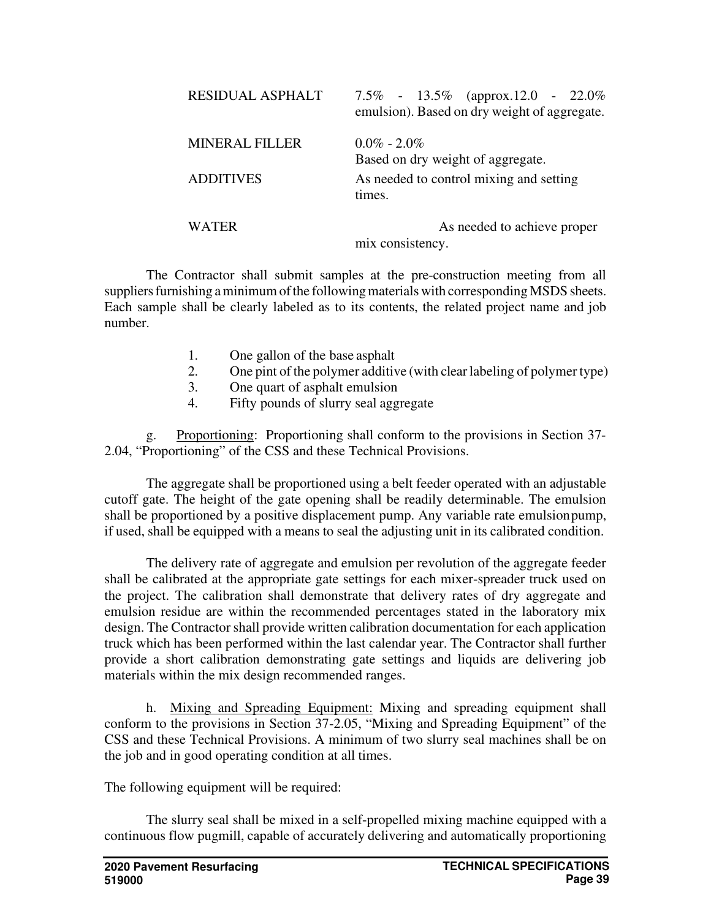| | |
|---|---|
| RESIDUAL ASPHALT | 7.5% - 13.5% (approx.12.0 - 22.0% emulsion). Based on dry weight of aggregate. |
| MINERAL FILLER | 0.0% - 2.0% Based on dry weight of aggregate. |
| ADDITIVES | As needed to control mixing and setting times. |
| WATER | As needed to achieve proper mix consistency. |

The Contractor shall submit samples at the pre-construction meeting from all suppliers furnishing a minimum of the following materials with corresponding MSDS sheets. Each sample shall be clearly labeled as to its contents, the related project name and job number.

1. One gallon of the base asphalt
2. One pint of the polymer additive (with clear labeling of polymer type)
3. One quart of asphalt emulsion
4. Fifty pounds of slurry seal aggregate

g. Proportioning: Proportioning shall conform to the provisions in Section 37-2.04, "Proportioning" of the CSS and these Technical Provisions.

The aggregate shall be proportioned using a belt feeder operated with an adjustable cutoff gate. The height of the gate opening shall be readily determinable. The emulsion shall be proportioned by a positive displacement pump. Any variable rate emulsion pump, if used, shall be equipped with a means to seal the adjusting unit in its calibrated condition.

The delivery rate of aggregate and emulsion per revolution of the aggregate feeder shall be calibrated at the appropriate gate settings for each mixer-spreader truck used on the project. The calibration shall demonstrate that delivery rates of dry aggregate and emulsion residue are within the recommended percentages stated in the laboratory mix design. The Contractor shall provide written calibration documentation for each application truck which has been performed within the last calendar year. The Contractor shall further provide a short calibration demonstrating gate settings and liquids are delivering job materials within the mix design recommended ranges.

h. Mixing and Spreading Equipment: Mixing and spreading equipment shall conform to the provisions in Section 37-2.05, "Mixing and Spreading Equipment" of the CSS and these Technical Provisions. A minimum of two slurry seal machines shall be on the job and in good operating condition at all times.

The following equipment will be required:

The slurry seal shall be mixed in a self-propelled mixing machine equipped with a continuous flow pugmill, capable of accurately delivering and automatically proportioning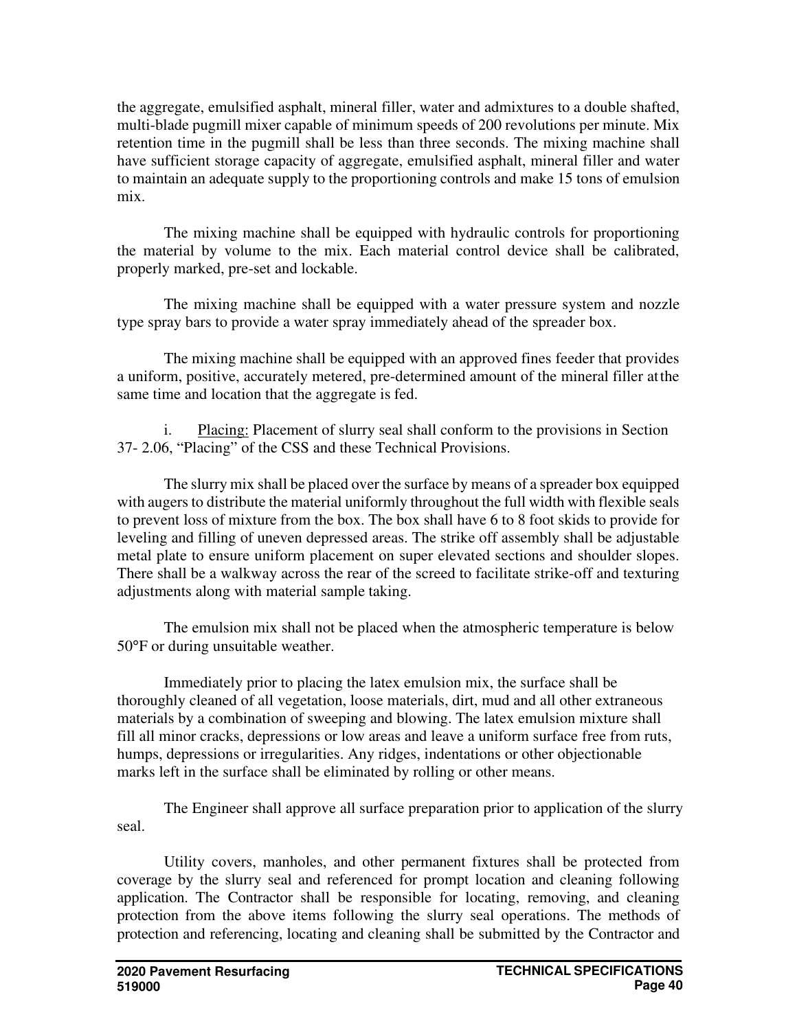the aggregate, emulsified asphalt, mineral filler, water and admixtures to a double shafted, multi-blade pugmill mixer capable of minimum speeds of 200 revolutions per minute. Mix retention time in the pugmill shall be less than three seconds. The mixing machine shall have sufficient storage capacity of aggregate, emulsified asphalt, mineral filler and water to maintain an adequate supply to the proportioning controls and make 15 tons of emulsion mix.

The mixing machine shall be equipped with hydraulic controls for proportioning the material by volume to the mix. Each material control device shall be calibrated, properly marked, pre-set and lockable.

The mixing machine shall be equipped with a water pressure system and nozzle type spray bars to provide a water spray immediately ahead of the spreader box.

The mixing machine shall be equipped with an approved fines feeder that provides a uniform, positive, accurately metered, pre-determined amount of the mineral filler at the same time and location that the aggregate is fed.

i. Placing: Placement of slurry seal shall conform to the provisions in Section 37- 2.06, "Placing" of the CSS and these Technical Provisions.

The slurry mix shall be placed over the surface by means of a spreader box equipped with augers to distribute the material uniformly throughout the full width with flexible seals to prevent loss of mixture from the box. The box shall have 6 to 8 foot skids to provide for leveling and filling of uneven depressed areas. The strike off assembly shall be adjustable metal plate to ensure uniform placement on super elevated sections and shoulder slopes. There shall be a walkway across the rear of the screed to facilitate strike-off and texturing adjustments along with material sample taking.

The emulsion mix shall not be placed when the atmospheric temperature is below 50°F or during unsuitable weather.

Immediately prior to placing the latex emulsion mix, the surface shall be thoroughly cleaned of all vegetation, loose materials, dirt, mud and all other extraneous materials by a combination of sweeping and blowing. The latex emulsion mixture shall fill all minor cracks, depressions or low areas and leave a uniform surface free from ruts, humps, depressions or irregularities. Any ridges, indentations or other objectionable marks left in the surface shall be eliminated by rolling or other means.

The Engineer shall approve all surface preparation prior to application of the slurry seal.

Utility covers, manholes, and other permanent fixtures shall be protected from coverage by the slurry seal and referenced for prompt location and cleaning following application. The Contractor shall be responsible for locating, removing, and cleaning protection from the above items following the slurry seal operations. The methods of protection and referencing, locating and cleaning shall be submitted by the Contractor and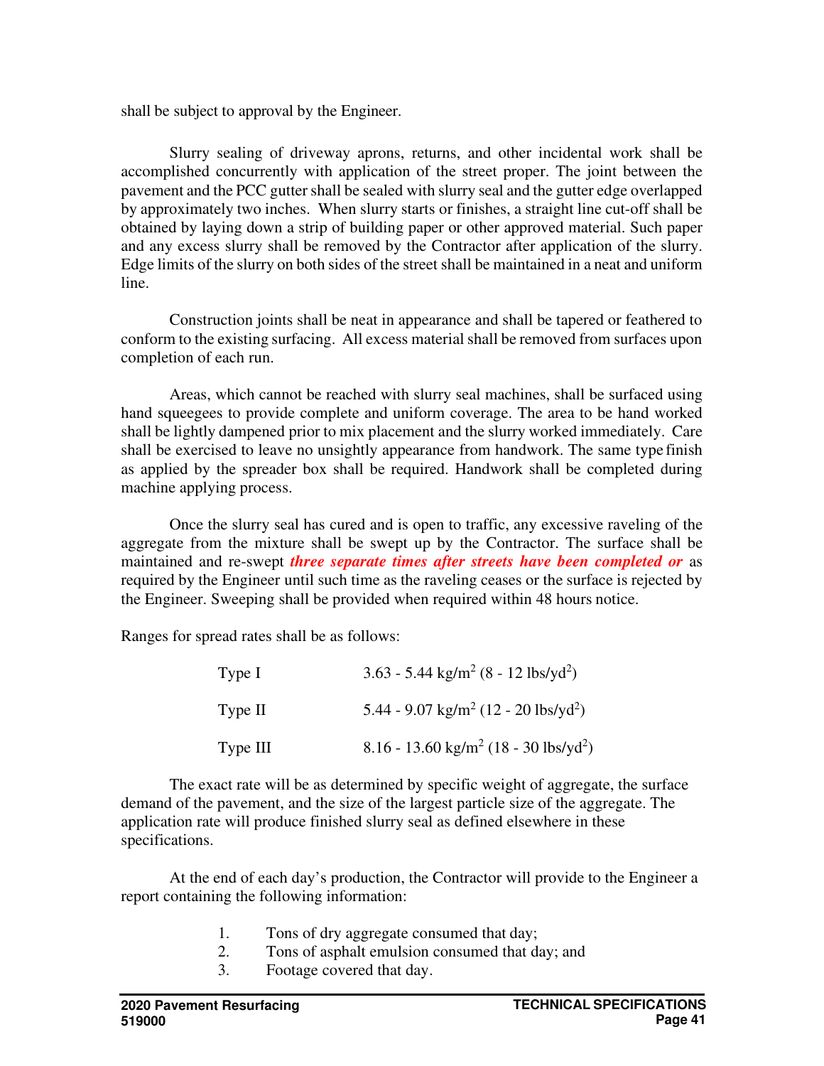shall be subject to approval by the Engineer.

Slurry sealing of driveway aprons, returns, and other incidental work shall be accomplished concurrently with application of the street proper. The joint between the pavement and the PCC gutter shall be sealed with slurry seal and the gutter edge overlapped by approximately two inches. When slurry starts or finishes, a straight line cut-off shall be obtained by laying down a strip of building paper or other approved material. Such paper and any excess slurry shall be removed by the Contractor after application of the slurry. Edge limits of the slurry on both sides of the street shall be maintained in a neat and uniform line.

Construction joints shall be neat in appearance and shall be tapered or feathered to conform to the existing surfacing. All excess material shall be removed from surfaces upon completion of each run.

Areas, which cannot be reached with slurry seal machines, shall be surfaced using hand squeegees to provide complete and uniform coverage. The area to be hand worked shall be lightly dampened prior to mix placement and the slurry worked immediately. Care shall be exercised to leave no unsightly appearance from handwork. The same type finish as applied by the spreader box shall be required. Handwork shall be completed during machine applying process.

Once the slurry seal has cured and is open to traffic, any excessive raveling of the aggregate from the mixture shall be swept up by the Contractor. The surface shall be maintained and re-swept ***three separate times after streets have been completed or*** as required by the Engineer until such time as the raveling ceases or the surface is rejected by the Engineer. Sweeping shall be provided when required within 48 hours notice.

Ranges for spread rates shall be as follows:

| | |
|---|---|
| Type I | 3.63 - 5.44 kg/m$^2$ (8 - 12 lbs/yd$^2$) |
| Type II | 5.44 - 9.07 kg/m$^2$ (12 - 20 lbs/yd$^2$) |
| Type III | 8.16 - 13.60 kg/m$^2$ (18 - 30 lbs/yd$^2$) |

The exact rate will be as determined by specific weight of aggregate, the surface demand of the pavement, and the size of the largest particle size of the aggregate. The application rate will produce finished slurry seal as defined elsewhere in these specifications.

At the end of each day's production, the Contractor will provide to the Engineer a report containing the following information:

1. Tons of dry aggregate consumed that day;
2. Tons of asphalt emulsion consumed that day; and
3. Footage covered that day.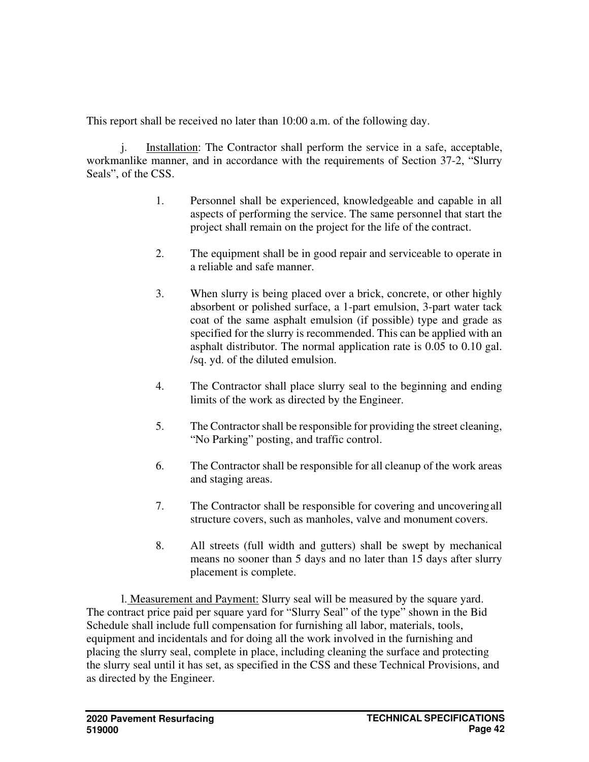This report shall be received no later than 10:00 a.m. of the following day.

j. Installation: The Contractor shall perform the service in a safe, acceptable, workmanlike manner, and in accordance with the requirements of Section 37-2, "Slurry Seals", of the CSS.

1. Personnel shall be experienced, knowledgeable and capable in all aspects of performing the service. The same personnel that start the project shall remain on the project for the life of the contract.

2. The equipment shall be in good repair and serviceable to operate in a reliable and safe manner.

3. When slurry is being placed over a brick, concrete, or other highly absorbent or polished surface, a 1-part emulsion, 3-part water tack coat of the same asphalt emulsion (if possible) type and grade as specified for the slurry is recommended. This can be applied with an asphalt distributor. The normal application rate is 0.05 to 0.10 gal. /sq. yd. of the diluted emulsion.

4. The Contractor shall place slurry seal to the beginning and ending limits of the work as directed by the Engineer.

5. The Contractor shall be responsible for providing the street cleaning, "No Parking" posting, and traffic control.

6. The Contractor shall be responsible for all cleanup of the work areas and staging areas.

7. The Contractor shall be responsible for covering and uncovering all structure covers, such as manholes, valve and monument covers.

8. All streets (full width and gutters) shall be swept by mechanical means no sooner than 5 days and no later than 15 days after slurry placement is complete.

l. Measurement and Payment: Slurry seal will be measured by the square yard. The contract price paid per square yard for "Slurry Seal" of the type" shown in the Bid Schedule shall include full compensation for furnishing all labor, materials, tools, equipment and incidentals and for doing all the work involved in the furnishing and placing the slurry seal, complete in place, including cleaning the surface and protecting the slurry seal until it has set, as specified in the CSS and these Technical Provisions, and as directed by the Engineer.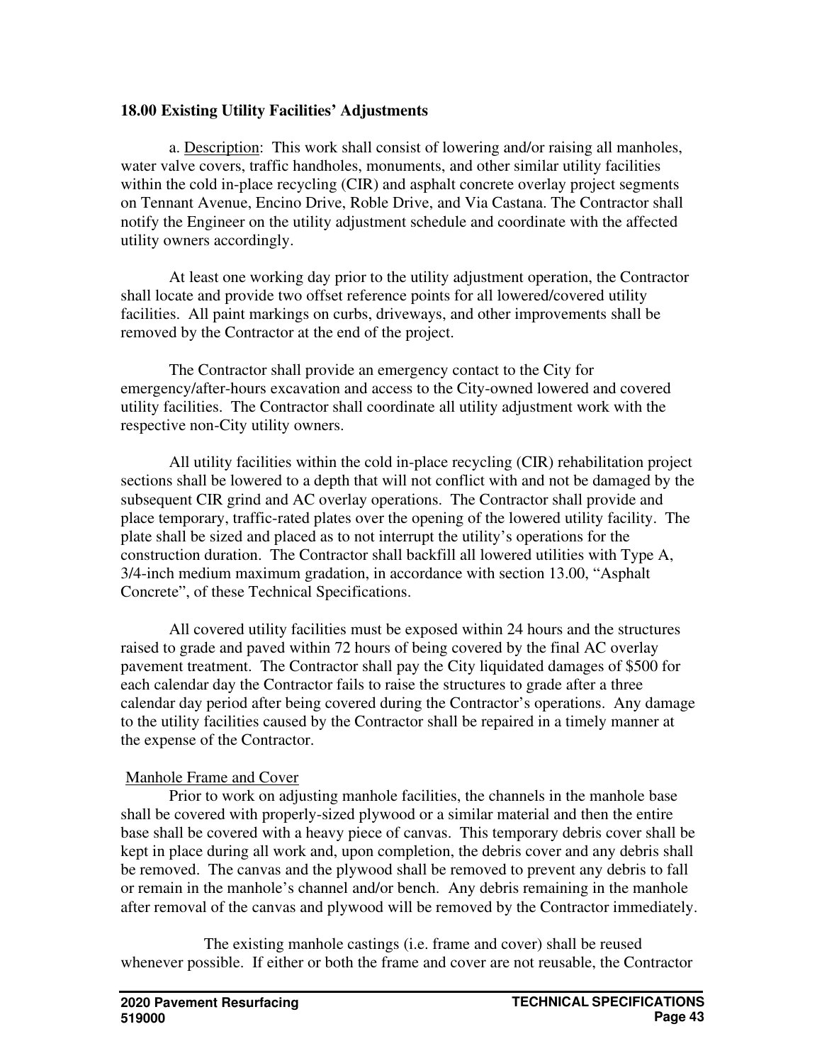**18.00 Existing Utility Facilities' Adjustments**

a. Description: This work shall consist of lowering and/or raising all manholes, water valve covers, traffic handholes, monuments, and other similar utility facilities within the cold in-place recycling (CIR) and asphalt concrete overlay project segments on Tennant Avenue, Encino Drive, Roble Drive, and Via Castana. The Contractor shall notify the Engineer on the utility adjustment schedule and coordinate with the affected utility owners accordingly.

At least one working day prior to the utility adjustment operation, the Contractor shall locate and provide two offset reference points for all lowered/covered utility facilities. All paint markings on curbs, driveways, and other improvements shall be removed by the Contractor at the end of the project.

The Contractor shall provide an emergency contact to the City for emergency/after-hours excavation and access to the City-owned lowered and covered utility facilities. The Contractor shall coordinate all utility adjustment work with the respective non-City utility owners.

All utility facilities within the cold in-place recycling (CIR) rehabilitation project sections shall be lowered to a depth that will not conflict with and not be damaged by the subsequent CIR grind and AC overlay operations. The Contractor shall provide and place temporary, traffic-rated plates over the opening of the lowered utility facility. The plate shall be sized and placed as to not interrupt the utility's operations for the construction duration. The Contractor shall backfill all lowered utilities with Type A, 3/4-inch medium maximum gradation, in accordance with section 13.00, "Asphalt Concrete", of these Technical Specifications.

All covered utility facilities must be exposed within 24 hours and the structures raised to grade and paved within 72 hours of being covered by the final AC overlay pavement treatment. The Contractor shall pay the City liquidated damages of $500 for each calendar day the Contractor fails to raise the structures to grade after a three calendar day period after being covered during the Contractor's operations. Any damage to the utility facilities caused by the Contractor shall be repaired in a timely manner at the expense of the Contractor.

Manhole Frame and Cover

Prior to work on adjusting manhole facilities, the channels in the manhole base shall be covered with properly-sized plywood or a similar material and then the entire base shall be covered with a heavy piece of canvas. This temporary debris cover shall be kept in place during all work and, upon completion, the debris cover and any debris shall be removed. The canvas and the plywood shall be removed to prevent any debris to fall or remain in the manhole's channel and/or bench. Any debris remaining in the manhole after removal of the canvas and plywood will be removed by the Contractor immediately.

The existing manhole castings (i.e. frame and cover) shall be reused whenever possible. If either or both the frame and cover are not reusable, the Contractor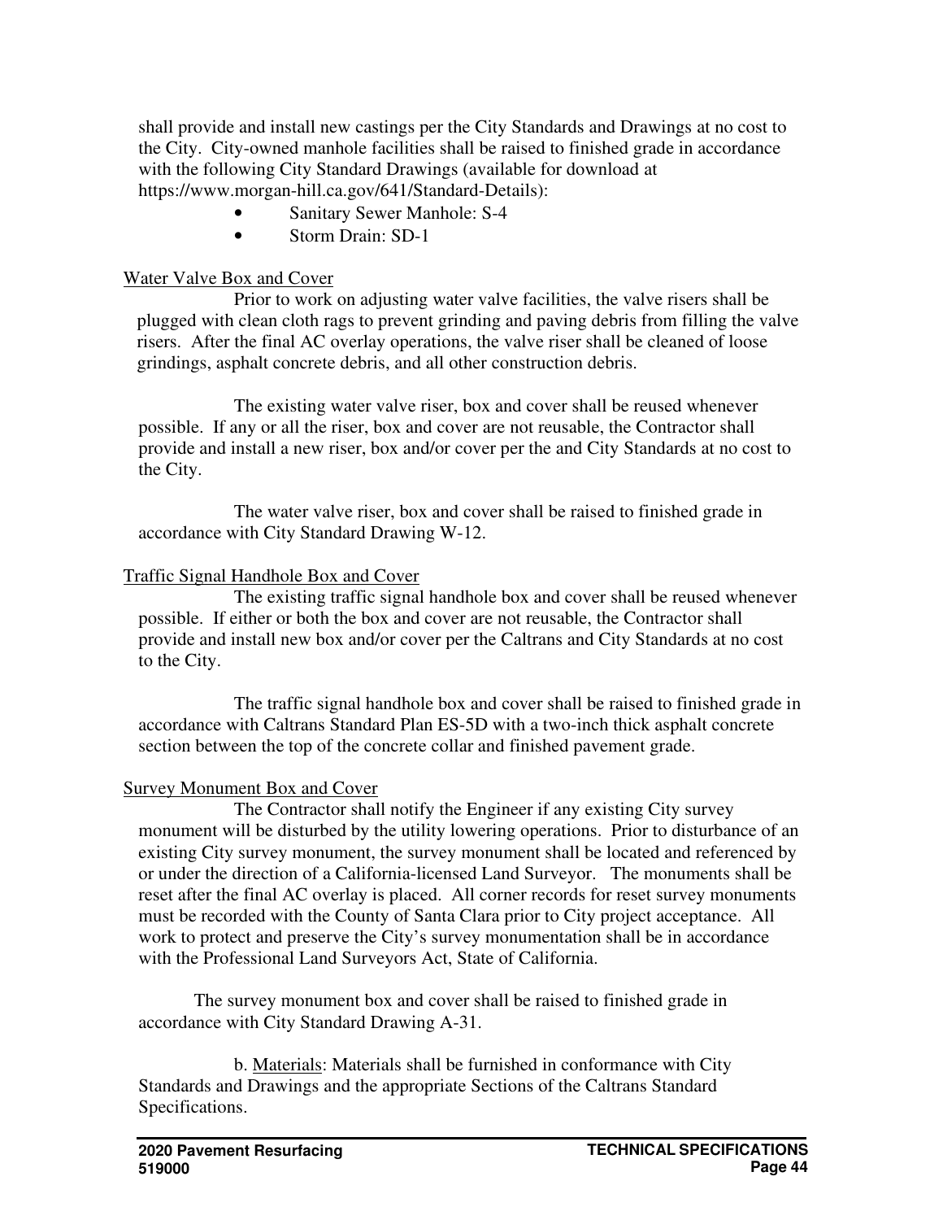shall provide and install new castings per the City Standards and Drawings at no cost to the City. City-owned manhole facilities shall be raised to finished grade in accordance with the following City Standard Drawings (available for download at https://www.morgan-hill.ca.gov/641/Standard-Details):

- Sanitary Sewer Manhole: S-4
- Storm Drain: SD-1

<u>Water Valve Box and Cover</u>

Prior to work on adjusting water valve facilities, the valve risers shall be plugged with clean cloth rags to prevent grinding and paving debris from filling the valve risers. After the final AC overlay operations, the valve riser shall be cleaned of loose grindings, asphalt concrete debris, and all other construction debris.

The existing water valve riser, box and cover shall be reused whenever possible. If any or all the riser, box and cover are not reusable, the Contractor shall provide and install a new riser, box and/or cover per the and City Standards at no cost to the City.

The water valve riser, box and cover shall be raised to finished grade in accordance with City Standard Drawing W-12.

<u>Traffic Signal Handhole Box and Cover</u>

The existing traffic signal handhole box and cover shall be reused whenever possible. If either or both the box and cover are not reusable, the Contractor shall provide and install new box and/or cover per the Caltrans and City Standards at no cost to the City.

The traffic signal handhole box and cover shall be raised to finished grade in accordance with Caltrans Standard Plan ES-5D with a two-inch thick asphalt concrete section between the top of the concrete collar and finished pavement grade.

<u>Survey Monument Box and Cover</u>

The Contractor shall notify the Engineer if any existing City survey monument will be disturbed by the utility lowering operations. Prior to disturbance of an existing City survey monument, the survey monument shall be located and referenced by or under the direction of a California-licensed Land Surveyor. The monuments shall be reset after the final AC overlay is placed. All corner records for reset survey monuments must be recorded with the County of Santa Clara prior to City project acceptance. All work to protect and preserve the City's survey monumentation shall be in accordance with the Professional Land Surveyors Act, State of California.

The survey monument box and cover shall be raised to finished grade in accordance with City Standard Drawing A-31.

b. <u>Materials</u>: Materials shall be furnished in conformance with City Standards and Drawings and the appropriate Sections of the Caltrans Standard Specifications.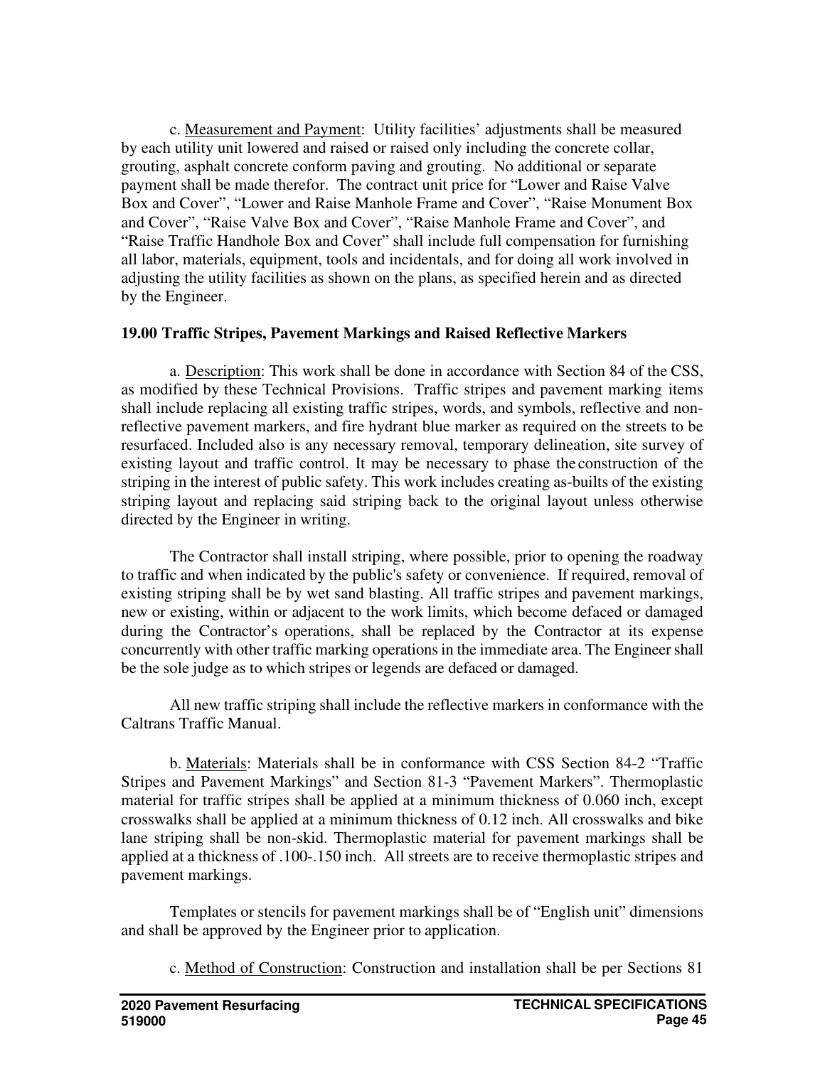c. Measurement and Payment: Utility facilities' adjustments shall be measured by each utility unit lowered and raised or raised only including the concrete collar, grouting, asphalt concrete conform paving and grouting. No additional or separate payment shall be made therefor. The contract unit price for "Lower and Raise Valve Box and Cover", "Lower and Raise Manhole Frame and Cover", "Raise Monument Box and Cover", "Raise Valve Box and Cover", "Raise Manhole Frame and Cover", and "Raise Traffic Handhole Box and Cover" shall include full compensation for furnishing all labor, materials, equipment, tools and incidentals, and for doing all work involved in adjusting the utility facilities as shown on the plans, as specified herein and as directed by the Engineer.

**19.00 Traffic Stripes, Pavement Markings and Raised Reflective Markers**

a. Description: This work shall be done in accordance with Section 84 of the CSS, as modified by these Technical Provisions. Traffic stripes and pavement marking items shall include replacing all existing traffic stripes, words, and symbols, reflective and non-reflective pavement markers, and fire hydrant blue marker as required on the streets to be resurfaced. Included also is any necessary removal, temporary delineation, site survey of existing layout and traffic control. It may be necessary to phase the construction of the striping in the interest of public safety. This work includes creating as-builts of the existing striping layout and replacing said striping back to the original layout unless otherwise directed by the Engineer in writing.

The Contractor shall install striping, where possible, prior to opening the roadway to traffic and when indicated by the public's safety or convenience. If required, removal of existing striping shall be by wet sand blasting. All traffic stripes and pavement markings, new or existing, within or adjacent to the work limits, which become defaced or damaged during the Contractor's operations, shall be replaced by the Contractor at its expense concurrently with other traffic marking operations in the immediate area. The Engineer shall be the sole judge as to which stripes or legends are defaced or damaged.

All new traffic striping shall include the reflective markers in conformance with the Caltrans Traffic Manual.

b. Materials: Materials shall be in conformance with CSS Section 84-2 "Traffic Stripes and Pavement Markings" and Section 81-3 "Pavement Markers". Thermoplastic material for traffic stripes shall be applied at a minimum thickness of 0.060 inch, except crosswalks shall be applied at a minimum thickness of 0.12 inch. All crosswalks and bike lane striping shall be non-skid. Thermoplastic material for pavement markings shall be applied at a thickness of .100-.150 inch. All streets are to receive thermoplastic stripes and pavement markings.

Templates or stencils for pavement markings shall be of "English unit" dimensions and shall be approved by the Engineer prior to application.

c. Method of Construction: Construction and installation shall be per Sections 81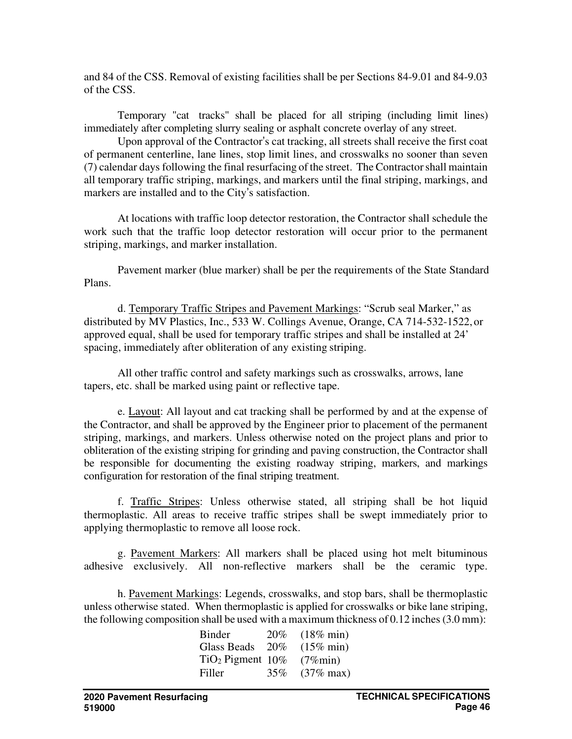and 84 of the CSS. Removal of existing facilities shall be per Sections 84-9.01 and 84-9.03 of the CSS.

Temporary "cat tracks" shall be placed for all striping (including limit lines) immediately after completing slurry sealing or asphalt concrete overlay of any street.

Upon approval of the Contractor's cat tracking, all streets shall receive the first coat of permanent centerline, lane lines, stop limit lines, and crosswalks no sooner than seven (7) calendar days following the final resurfacing of the street. The Contractor shall maintain all temporary traffic striping, markings, and markers until the final striping, markings, and markers are installed and to the City's satisfaction.

At locations with traffic loop detector restoration, the Contractor shall schedule the work such that the traffic loop detector restoration will occur prior to the permanent striping, markings, and marker installation.

Pavement marker (blue marker) shall be per the requirements of the State Standard Plans.

d. <u>Temporary Traffic Stripes and Pavement Markings</u>: "Scrub seal Marker," as distributed by MV Plastics, Inc., 533 W. Collings Avenue, Orange, CA 714-532-1522, or approved equal, shall be used for temporary traffic stripes and shall be installed at 24' spacing, immediately after obliteration of any existing striping.

All other traffic control and safety markings such as crosswalks, arrows, lane tapers, etc. shall be marked using paint or reflective tape.

e. <u>Layout</u>: All layout and cat tracking shall be performed by and at the expense of the Contractor, and shall be approved by the Engineer prior to placement of the permanent striping, markings, and markers. Unless otherwise noted on the project plans and prior to obliteration of the existing striping for grinding and paving construction, the Contractor shall be responsible for documenting the existing roadway striping, markers, and markings configuration for restoration of the final striping treatment.

f. <u>Traffic Stripes</u>: Unless otherwise stated, all striping shall be hot liquid thermoplastic. All areas to receive traffic stripes shall be swept immediately prior to applying thermoplastic to remove all loose rock.

g. <u>Pavement Markers</u>: All markers shall be placed using hot melt bituminous adhesive exclusively. All non-reflective markers shall be the ceramic type.

h. <u>Pavement Markings</u>: Legends, crosswalks, and stop bars, shall be thermoplastic unless otherwise stated. When thermoplastic is applied for crosswalks or bike lane striping, the following composition shall be used with a maximum thickness of 0.12 inches (3.0 mm):

| | | |
|---|---|---|
| Binder | 20% | (18% min) |
| Glass Beads | 20% | (15% min) |
| $TiO_2$ Pigment | 10% | (7%min) |
| Filler | 35% | (37% max) |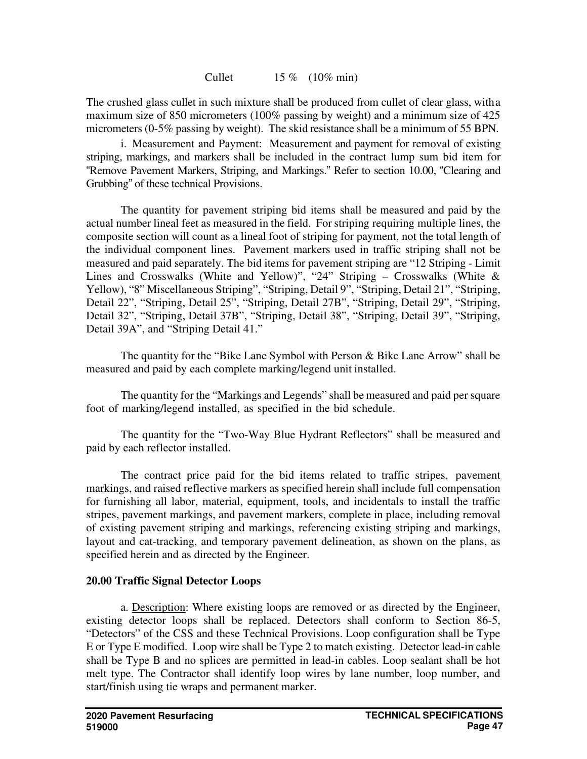Cullet 15 % (10% min)

The crushed glass cullet in such mixture shall be produced from cullet of clear glass, with a maximum size of 850 micrometers (100% passing by weight) and a minimum size of 425 micrometers (0-5% passing by weight). The skid resistance shall be a minimum of 55 BPN.

i. Measurement and Payment: Measurement and payment for removal of existing striping, markings, and markers shall be included in the contract lump sum bid item for "Remove Pavement Markers, Striping, and Markings." Refer to section 10.00, "Clearing and Grubbing" of these technical Provisions.

The quantity for pavement striping bid items shall be measured and paid by the actual number lineal feet as measured in the field. For striping requiring multiple lines, the composite section will count as a lineal foot of striping for payment, not the total length of the individual component lines. Pavement markers used in traffic striping shall not be measured and paid separately. The bid items for pavement striping are "12 Striping - Limit Lines and Crosswalks (White and Yellow)", "24" Striping – Crosswalks (White & Yellow), "8" Miscellaneous Striping", "Striping, Detail 9", "Striping, Detail 21", "Striping, Detail 22", "Striping, Detail 25", "Striping, Detail 27B", "Striping, Detail 29", "Striping, Detail 32", "Striping, Detail 37B", "Striping, Detail 38", "Striping, Detail 39", "Striping, Detail 39A", and "Striping Detail 41."

The quantity for the "Bike Lane Symbol with Person & Bike Lane Arrow" shall be measured and paid by each complete marking/legend unit installed.

The quantity for the "Markings and Legends" shall be measured and paid per square foot of marking/legend installed, as specified in the bid schedule.

The quantity for the "Two-Way Blue Hydrant Reflectors" shall be measured and paid by each reflector installed.

The contract price paid for the bid items related to traffic stripes, pavement markings, and raised reflective markers as specified herein shall include full compensation for furnishing all labor, material, equipment, tools, and incidentals to install the traffic stripes, pavement markings, and pavement markers, complete in place, including removal of existing pavement striping and markings, referencing existing striping and markings, layout and cat-tracking, and temporary pavement delineation, as shown on the plans, as specified herein and as directed by the Engineer.

## 20.00 Traffic Signal Detector Loops

a. Description: Where existing loops are removed or as directed by the Engineer, existing detector loops shall be replaced. Detectors shall conform to Section 86-5, "Detectors" of the CSS and these Technical Provisions. Loop configuration shall be Type E or Type E modified. Loop wire shall be Type 2 to match existing. Detector lead-in cable shall be Type B and no splices are permitted in lead-in cables. Loop sealant shall be hot melt type. The Contractor shall identify loop wires by lane number, loop number, and start/finish using tie wraps and permanent marker.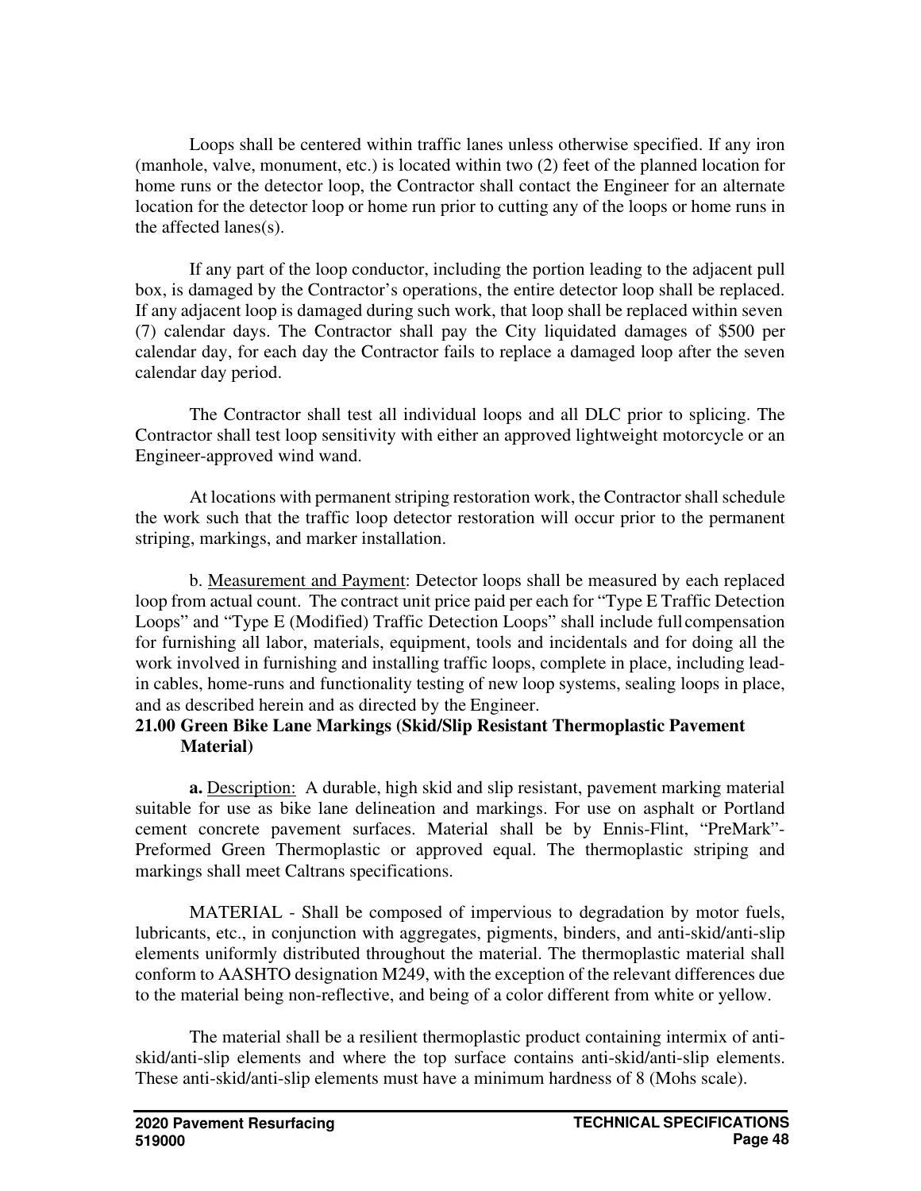Loops shall be centered within traffic lanes unless otherwise specified. If any iron (manhole, valve, monument, etc.) is located within two (2) feet of the planned location for home runs or the detector loop, the Contractor shall contact the Engineer for an alternate location for the detector loop or home run prior to cutting any of the loops or home runs in the affected lanes(s).

If any part of the loop conductor, including the portion leading to the adjacent pull box, is damaged by the Contractor's operations, the entire detector loop shall be replaced. If any adjacent loop is damaged during such work, that loop shall be replaced within seven (7) calendar days. The Contractor shall pay the City liquidated damages of $500 per calendar day, for each day the Contractor fails to replace a damaged loop after the seven calendar day period.

The Contractor shall test all individual loops and all DLC prior to splicing. The Contractor shall test loop sensitivity with either an approved lightweight motorcycle or an Engineer-approved wind wand.

At locations with permanent striping restoration work, the Contractor shall schedule the work such that the traffic loop detector restoration will occur prior to the permanent striping, markings, and marker installation.

b. Measurement and Payment: Detector loops shall be measured by each replaced loop from actual count. The contract unit price paid per each for "Type E Traffic Detection Loops" and "Type E (Modified) Traffic Detection Loops" shall include full compensation for furnishing all labor, materials, equipment, tools and incidentals and for doing all the work involved in furnishing and installing traffic loops, complete in place, including lead-in cables, home-runs and functionality testing of new loop systems, sealing loops in place, and as described herein and as directed by the Engineer.

**21.00 Green Bike Lane Markings (Skid/Slip Resistant Thermoplastic Pavement Material)**

**a.** Description: A durable, high skid and slip resistant, pavement marking material suitable for use as bike lane delineation and markings. For use on asphalt or Portland cement concrete pavement surfaces. Material shall be by Ennis-Flint, "PreMark"- Preformed Green Thermoplastic or approved equal. The thermoplastic striping and markings shall meet Caltrans specifications.

MATERIAL - Shall be composed of impervious to degradation by motor fuels, lubricants, etc., in conjunction with aggregates, pigments, binders, and anti-skid/anti-slip elements uniformly distributed throughout the material. The thermoplastic material shall conform to AASHTO designation M249, with the exception of the relevant differences due to the material being non-reflective, and being of a color different from white or yellow.

The material shall be a resilient thermoplastic product containing intermix of anti-skid/anti-slip elements and where the top surface contains anti-skid/anti-slip elements. These anti-skid/anti-slip elements must have a minimum hardness of 8 (Mohs scale).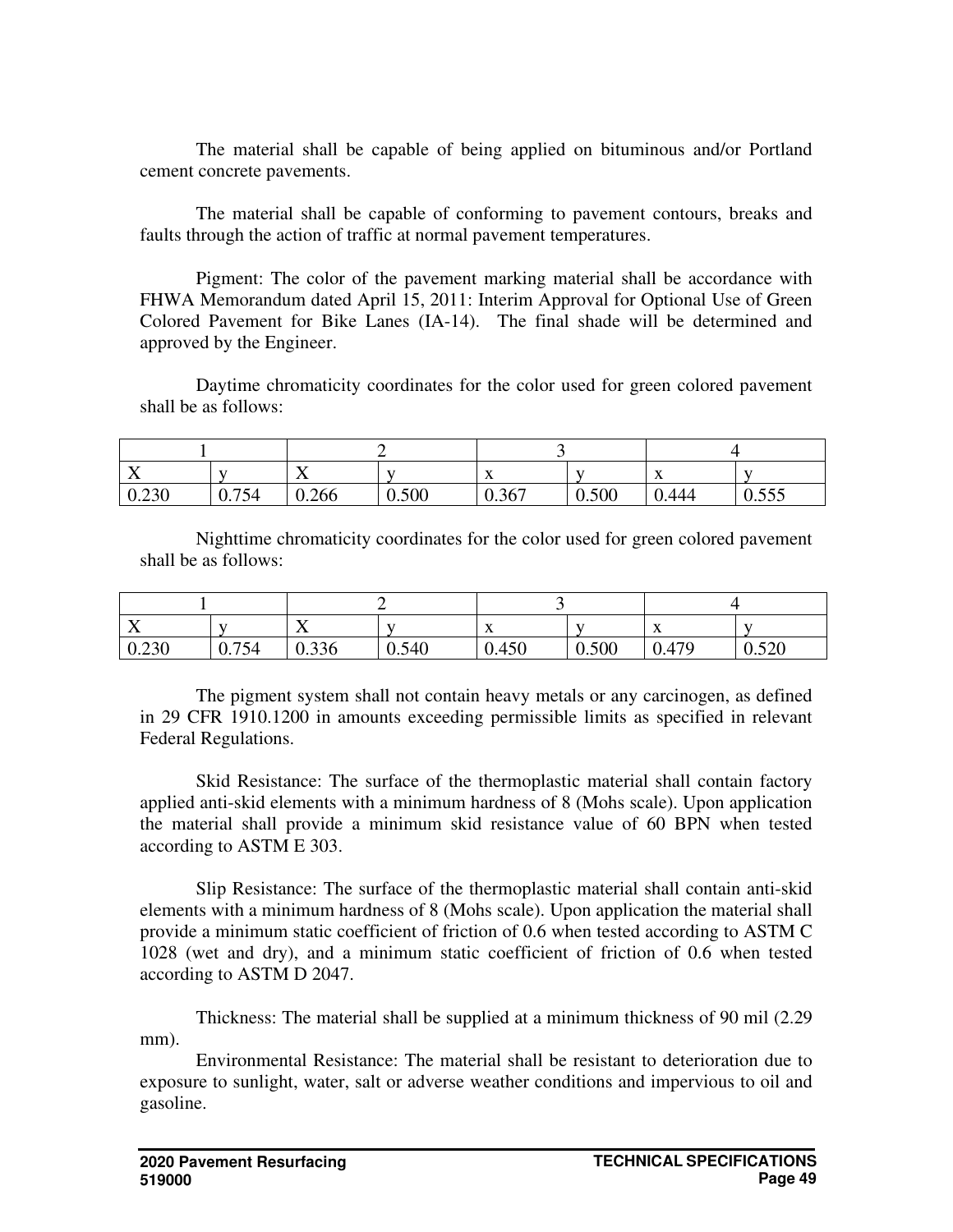The material shall be capable of being applied on bituminous and/or Portland cement concrete pavements.

The material shall be capable of conforming to pavement contours, breaks and faults through the action of traffic at normal pavement temperatures.

Pigment: The color of the pavement marking material shall be accordance with FHWA Memorandum dated April 15, 2011: Interim Approval for Optional Use of Green Colored Pavement for Bike Lanes (IA-14). The final shade will be determined and approved by the Engineer.

Daytime chromaticity coordinates for the color used for green colored pavement shall be as follows:

| 1 | | 2 | | 3 | | 4 | |
|---|---|---|---|---|---|---|---|
| X | y | X | y | x | y | x | y |
| 0.230 | 0.754 | 0.266 | 0.500 | 0.367 | 0.500 | 0.444 | 0.555 |

Nighttime chromaticity coordinates for the color used for green colored pavement shall be as follows:

| 1 | | 2 | | 3 | | 4 | |
|---|---|---|---|---|---|---|---|
| X | y | X | y | x | y | x | y |
| 0.230 | 0.754 | 0.336 | 0.540 | 0.450 | 0.500 | 0.479 | 0.520 |

The pigment system shall not contain heavy metals or any carcinogen, as defined in 29 CFR 1910.1200 in amounts exceeding permissible limits as specified in relevant Federal Regulations.

Skid Resistance: The surface of the thermoplastic material shall contain factory applied anti-skid elements with a minimum hardness of 8 (Mohs scale). Upon application the material shall provide a minimum skid resistance value of 60 BPN when tested according to ASTM E 303.

Slip Resistance: The surface of the thermoplastic material shall contain anti-skid elements with a minimum hardness of 8 (Mohs scale). Upon application the material shall provide a minimum static coefficient of friction of 0.6 when tested according to ASTM C 1028 (wet and dry), and a minimum static coefficient of friction of 0.6 when tested according to ASTM D 2047.

Thickness: The material shall be supplied at a minimum thickness of 90 mil (2.29 mm).

Environmental Resistance: The material shall be resistant to deterioration due to exposure to sunlight, water, salt or adverse weather conditions and impervious to oil and gasoline.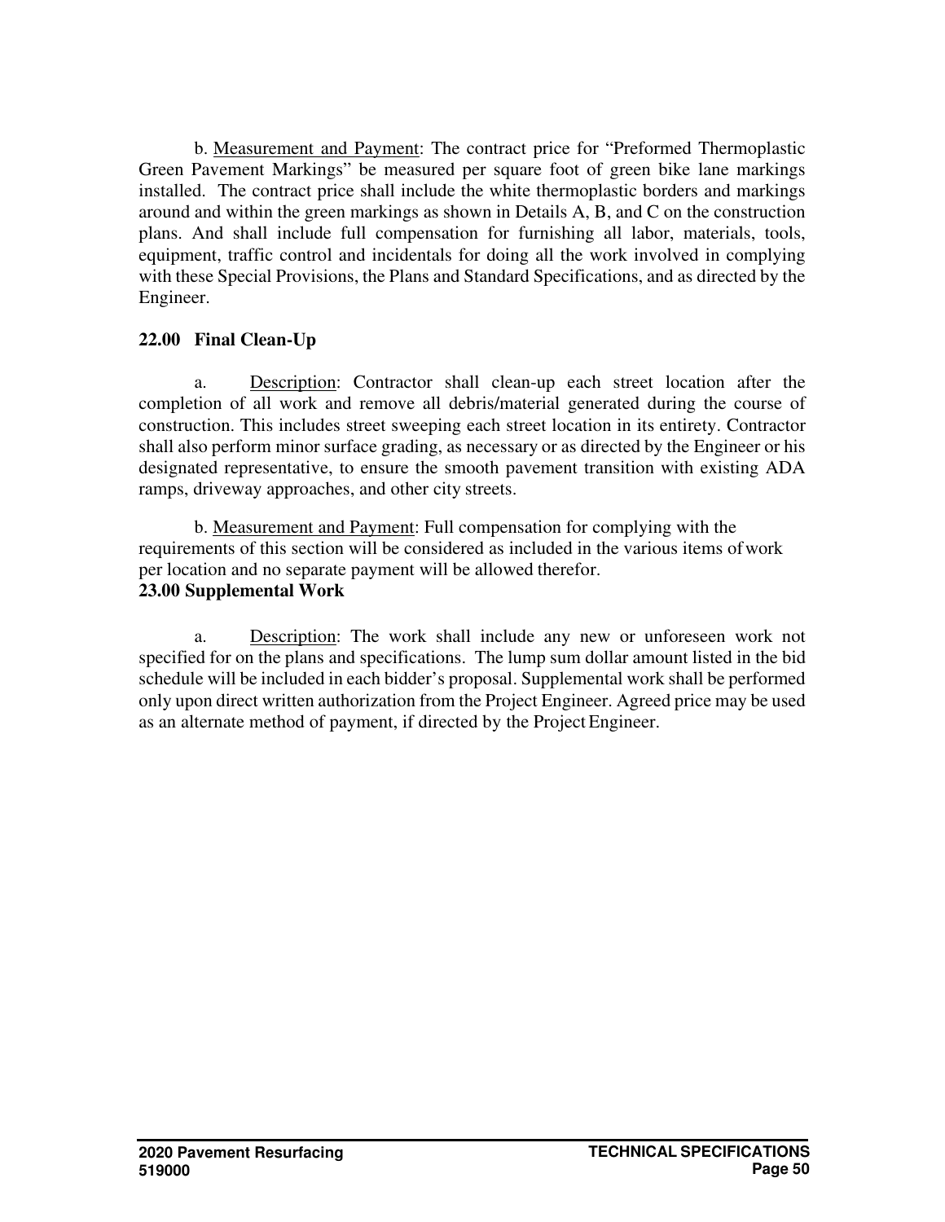b. Measurement and Payment: The contract price for "Preformed Thermoplastic Green Pavement Markings" be measured per square foot of green bike lane markings installed. The contract price shall include the white thermoplastic borders and markings around and within the green markings as shown in Details A, B, and C on the construction plans. And shall include full compensation for furnishing all labor, materials, tools, equipment, traffic control and incidentals for doing all the work involved in complying with these Special Provisions, the Plans and Standard Specifications, and as directed by the Engineer.

## 22.00 Final Clean-Up

a. Description: Contractor shall clean-up each street location after the completion of all work and remove all debris/material generated during the course of construction. This includes street sweeping each street location in its entirety. Contractor shall also perform minor surface grading, as necessary or as directed by the Engineer or his designated representative, to ensure the smooth pavement transition with existing ADA ramps, driveway approaches, and other city streets.

b. Measurement and Payment: Full compensation for complying with the requirements of this section will be considered as included in the various items of work per location and no separate payment will be allowed therefor.

## 23.00 Supplemental Work

a. Description: The work shall include any new or unforeseen work not specified for on the plans and specifications. The lump sum dollar amount listed in the bid schedule will be included in each bidder's proposal. Supplemental work shall be performed only upon direct written authorization from the Project Engineer. Agreed price may be used as an alternate method of payment, if directed by the Project Engineer.